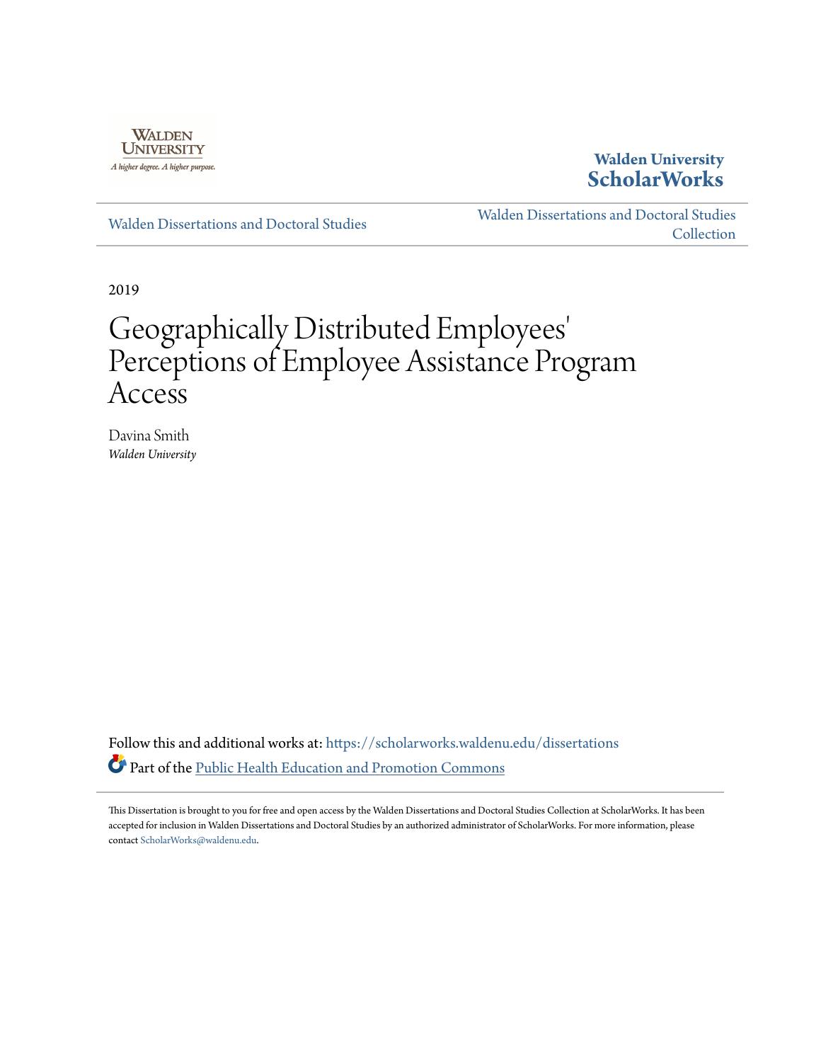Walden University ScholarWorks

Walden Dissertations and Doctoral Studies

Walden Dissertations and Doctoral Studies Collection

2019

# Geographically Distributed Employees' Perceptions of Employee Assistance Program Access

Davina Smith
*Walden University*

Follow this and additional works at: https://scholarworks.waldenu.edu/dissertations

Part of the Public Health Education and Promotion Commons

This Dissertation is brought to you for free and open access by the Walden Dissertations and Doctoral Studies Collection at ScholarWorks. It has been accepted for inclusion in Walden Dissertations and Doctoral Studies by an authorized administrator of ScholarWorks. For more information, please contact ScholarWorks@waldenu.edu.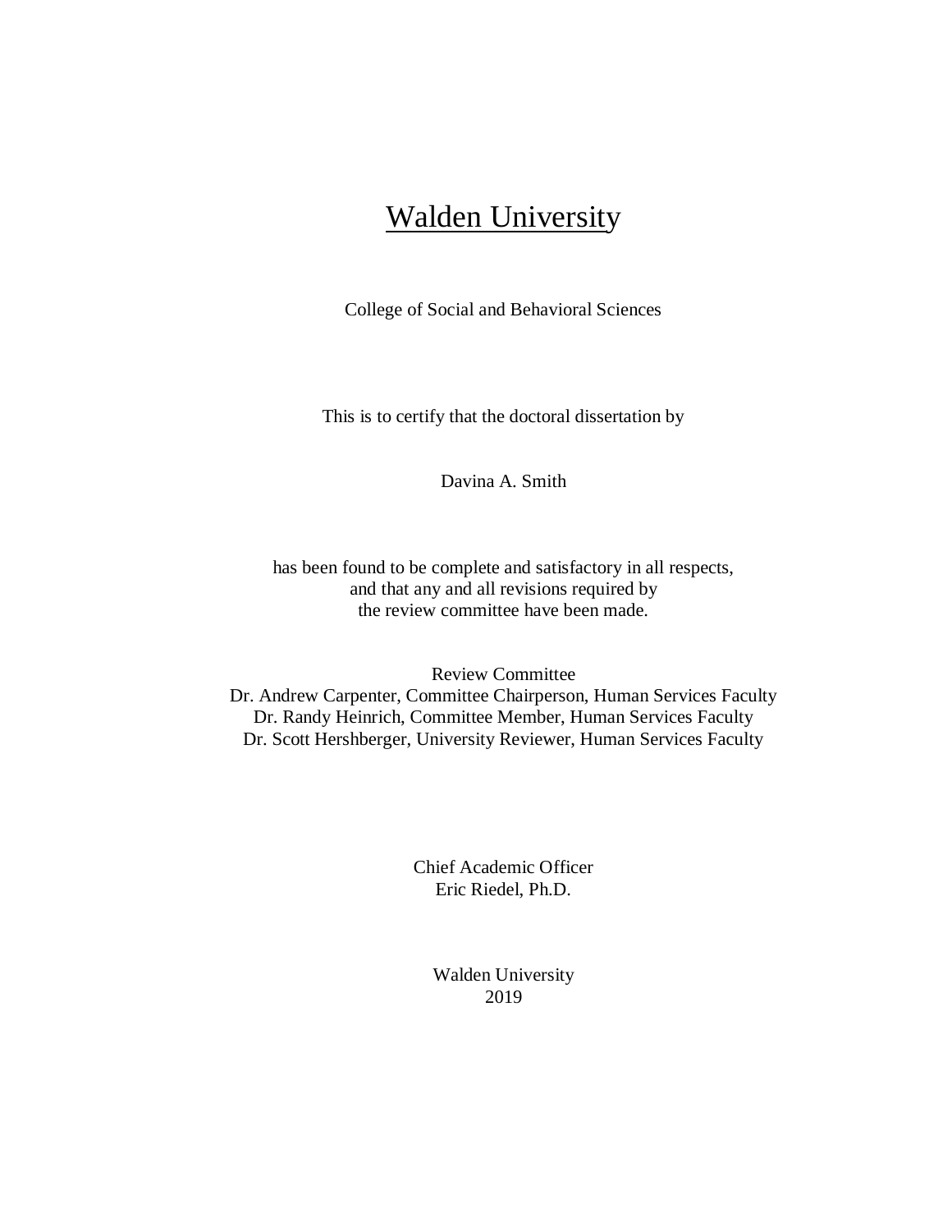# Walden University

College of Social and Behavioral Sciences

This is to certify that the doctoral dissertation by

Davina A. Smith

has been found to be complete and satisfactory in all respects,
and that any and all revisions required by
the review committee have been made.

Review Committee
Dr. Andrew Carpenter, Committee Chairperson, Human Services Faculty
Dr. Randy Heinrich, Committee Member, Human Services Faculty
Dr. Scott Hershberger, University Reviewer, Human Services Faculty

Chief Academic Officer
Eric Riedel, Ph.D.

Walden University
2019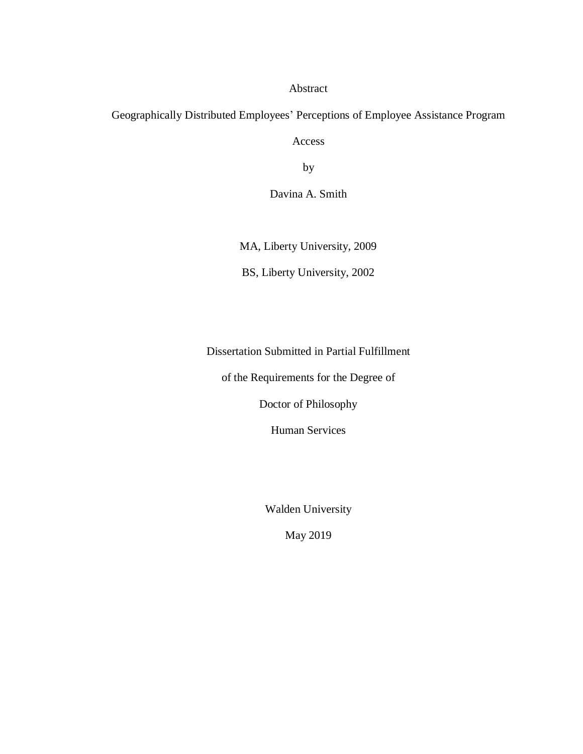Abstract

Geographically Distributed Employees' Perceptions of Employee Assistance Program Access

by

Davina A. Smith

MA, Liberty University, 2009

BS, Liberty University, 2002

Dissertation Submitted in Partial Fulfillment

of the Requirements for the Degree of

Doctor of Philosophy

Human Services

Walden University

May 2019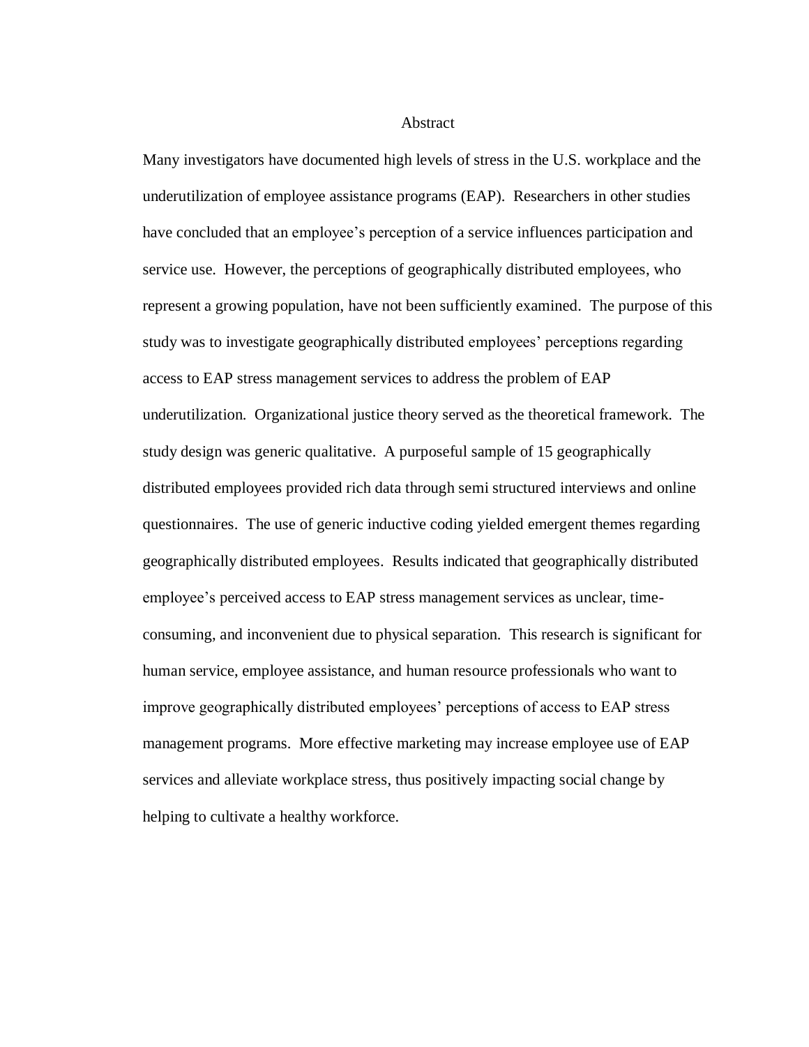# Abstract

Many investigators have documented high levels of stress in the U.S. workplace and the underutilization of employee assistance programs (EAP). Researchers in other studies have concluded that an employee's perception of a service influences participation and service use. However, the perceptions of geographically distributed employees, who represent a growing population, have not been sufficiently examined. The purpose of this study was to investigate geographically distributed employees' perceptions regarding access to EAP stress management services to address the problem of EAP underutilization. Organizational justice theory served as the theoretical framework. The study design was generic qualitative. A purposeful sample of 15 geographically distributed employees provided rich data through semi structured interviews and online questionnaires. The use of generic inductive coding yielded emergent themes regarding geographically distributed employees. Results indicated that geographically distributed employee's perceived access to EAP stress management services as unclear, time-consuming, and inconvenient due to physical separation. This research is significant for human service, employee assistance, and human resource professionals who want to improve geographically distributed employees' perceptions of access to EAP stress management programs. More effective marketing may increase employee use of EAP services and alleviate workplace stress, thus positively impacting social change by helping to cultivate a healthy workforce.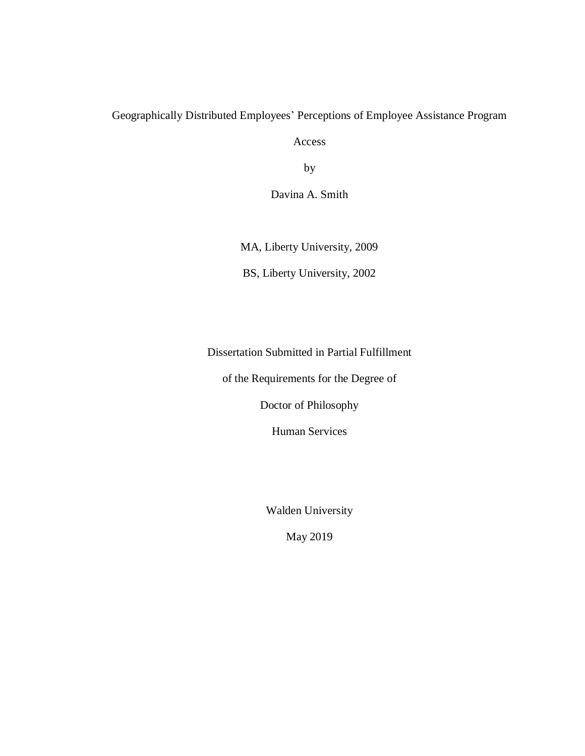Geographically Distributed Employees' Perceptions of Employee Assistance Program Access

by

Davina A. Smith

MA, Liberty University, 2009

BS, Liberty University, 2002

Dissertation Submitted in Partial Fulfillment

of the Requirements for the Degree of

Doctor of Philosophy

Human Services

Walden University

May 2019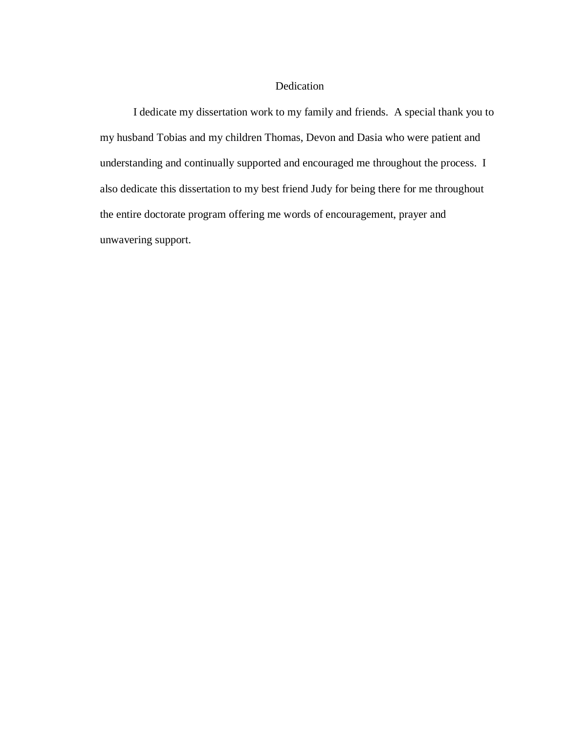# Dedication

I dedicate my dissertation work to my family and friends. A special thank you to my husband Tobias and my children Thomas, Devon and Dasia who were patient and understanding and continually supported and encouraged me throughout the process. I also dedicate this dissertation to my best friend Judy for being there for me throughout the entire doctorate program offering me words of encouragement, prayer and unwavering support.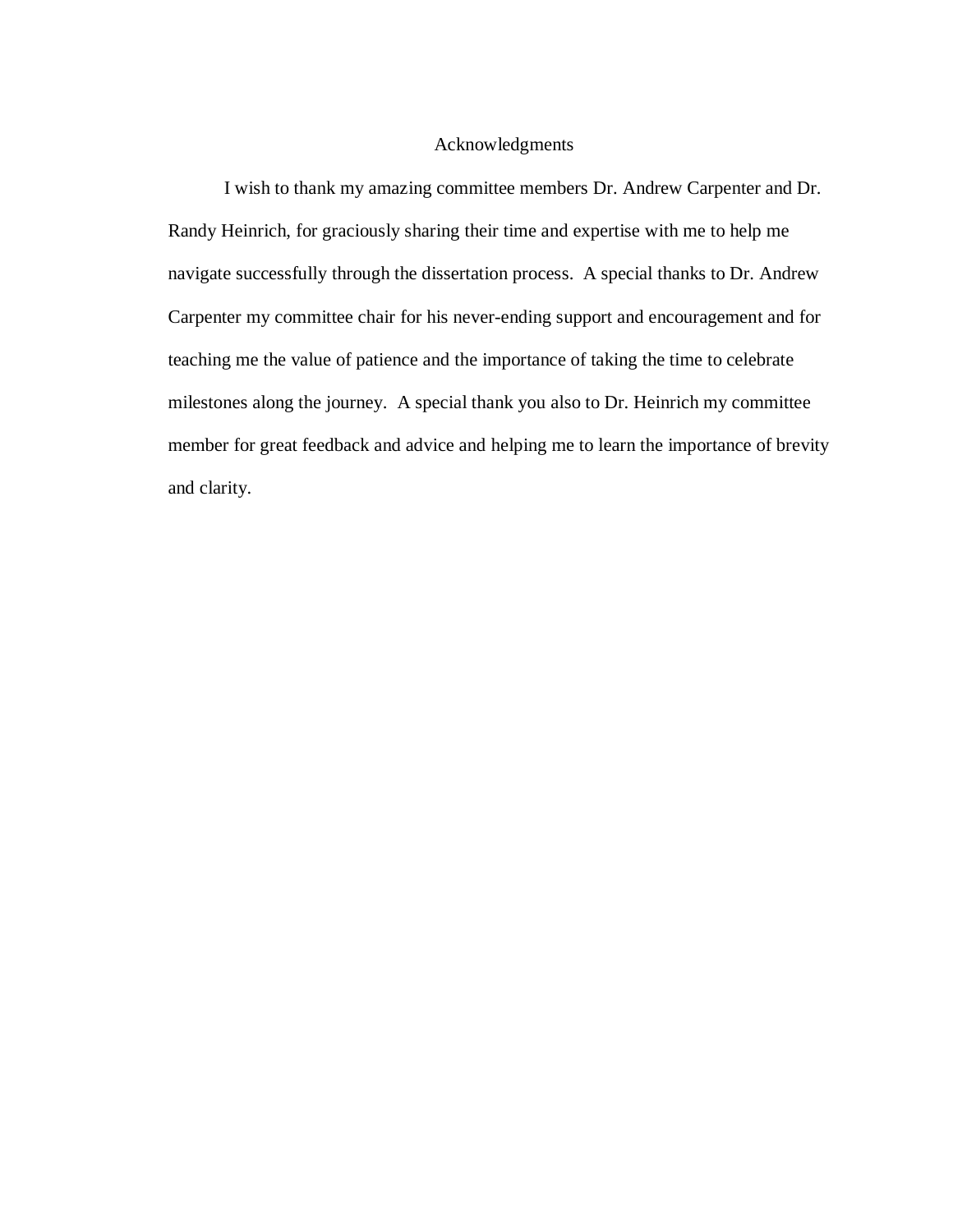# Acknowledgments

I wish to thank my amazing committee members Dr. Andrew Carpenter and Dr. Randy Heinrich, for graciously sharing their time and expertise with me to help me navigate successfully through the dissertation process. A special thanks to Dr. Andrew Carpenter my committee chair for his never-ending support and encouragement and for teaching me the value of patience and the importance of taking the time to celebrate milestones along the journey. A special thank you also to Dr. Heinrich my committee member for great feedback and advice and helping me to learn the importance of brevity and clarity.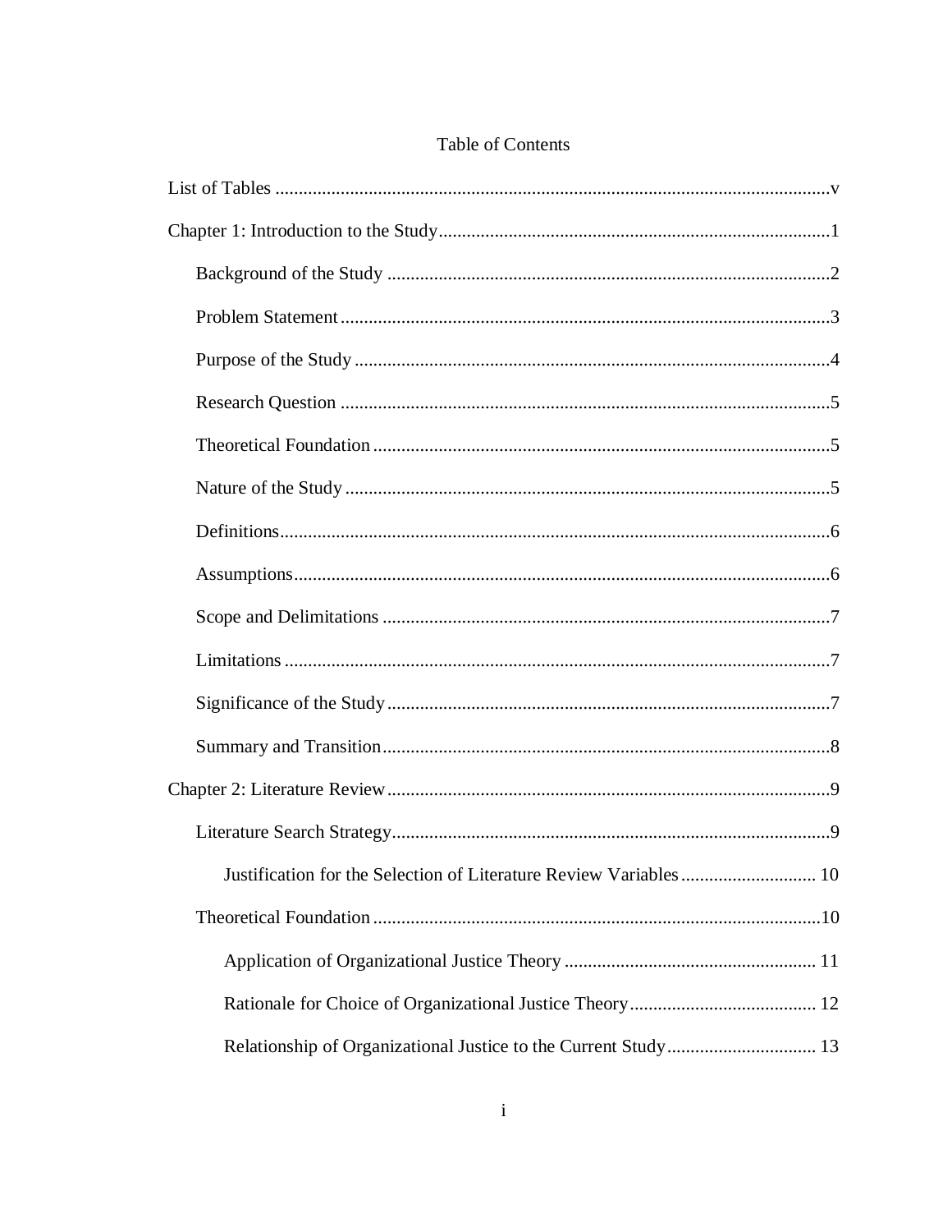# Table of Contents

List of Tables ....................................................................................................................v

Chapter 1: Introduction to the Study ....................................................................................1

- Background of the Study ..............................................................................................2
- Problem Statement ........................................................................................................3
- Purpose of the Study .....................................................................................................4
- Research Question ........................................................................................................5
- Theoretical Foundation .................................................................................................5
- Nature of the Study .......................................................................................................5
- Definitions.....................................................................................................................6
- Assumptions..................................................................................................................6
- Scope and Delimitations ...............................................................................................7
- Limitations ....................................................................................................................7
- Significance of the Study ..............................................................................................7
- Summary and Transition...............................................................................................8

Chapter 2: Literature Review ...............................................................................................9

- Literature Search Strategy.............................................................................................9
  - Justification for the Selection of Literature Review Variables ............................ 10
- Theoretical Foundation ...............................................................................................10
  - Application of Organizational Justice Theory ..................................................... 11
  - Rationale for Choice of Organizational Justice Theory ........................................ 12
  - Relationship of Organizational Justice to the Current Study ................................ 13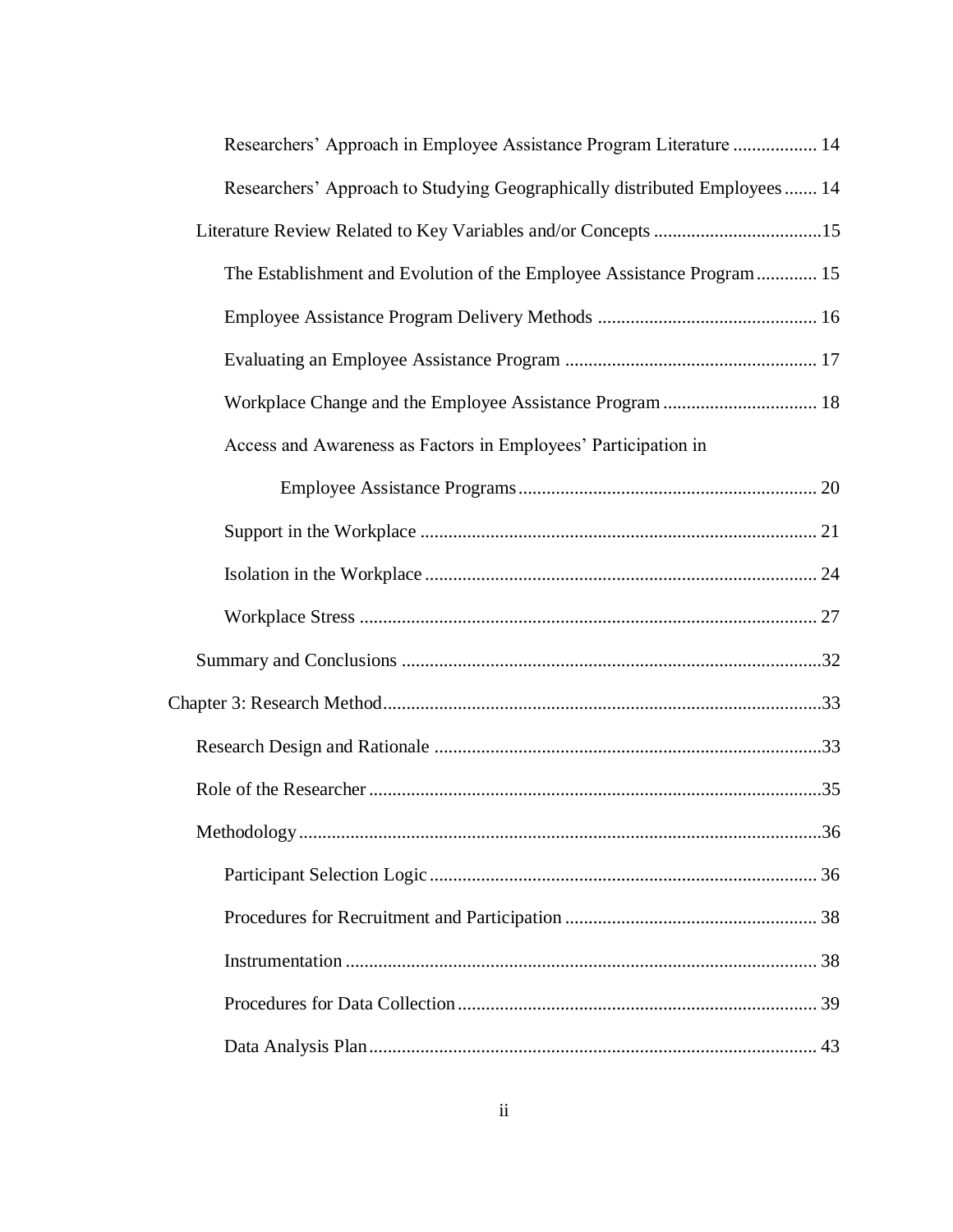Researchers' Approach in Employee Assistance Program Literature .................. 14

Researchers' Approach to Studying Geographically distributed Employees....... 14

Literature Review Related to Key Variables and/or Concepts ....................................15

The Establishment and Evolution of the Employee Assistance Program............. 15

Employee Assistance Program Delivery Methods ............................................... 16

Evaluating an Employee Assistance Program ...................................................... 17

Workplace Change and the Employee Assistance Program ................................. 18

Access and Awareness as Factors in Employees' Participation in Employee Assistance Programs................................................................ 20

Support in the Workplace ..................................................................................... 21

Isolation in the Workplace .................................................................................... 24

Workplace Stress .................................................................................................. 27

Summary and Conclusions ..........................................................................................32

Chapter 3: Research Method.............................................................................................33

Research Design and Rationale ...................................................................................33

Role of the Researcher .................................................................................................35

Methodology................................................................................................................36

Participant Selection Logic ................................................................................... 36

Procedures for Recruitment and Participation ...................................................... 38

Instrumentation ..................................................................................................... 38

Procedures for Data Collection ............................................................................. 39

Data Analysis Plan................................................................................................ 43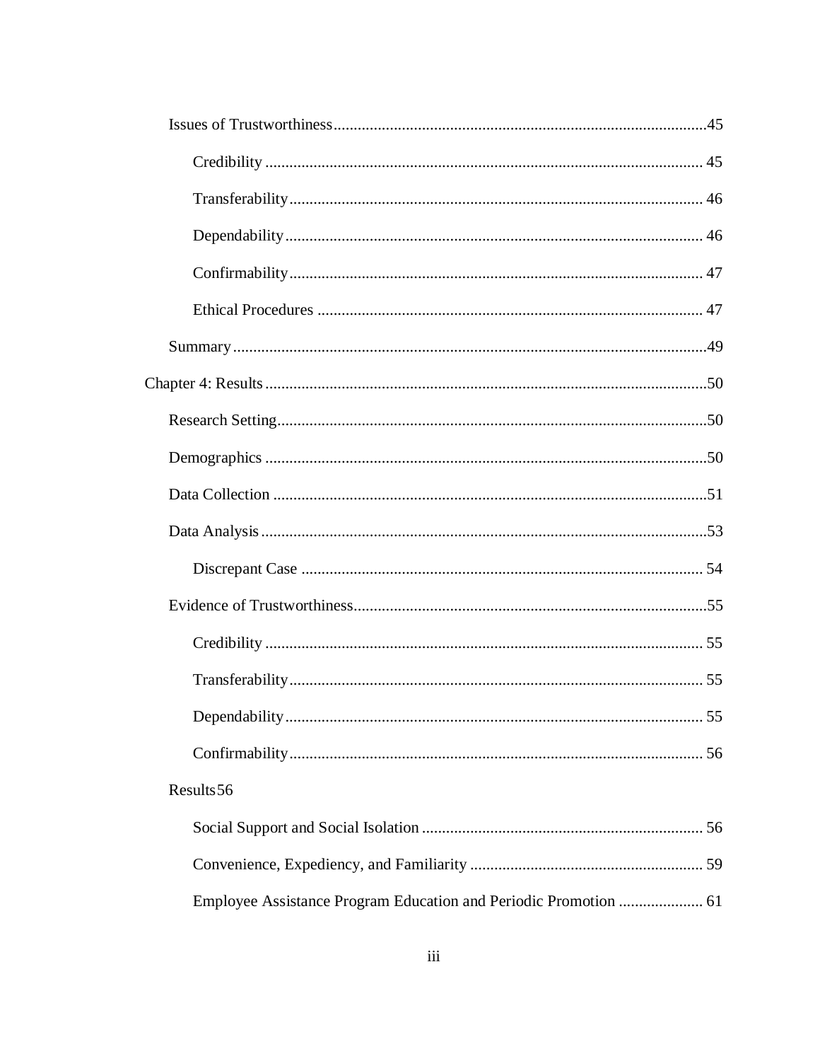Issues of Trustworthiness ....................................................................................... 45

Credibility ....................................................................................................... 45

Transferability ................................................................................................ 46

Dependability .................................................................................................. 46

Confirmability ................................................................................................. 47

Ethical Procedures .......................................................................................... 47

Summary ............................................................................................................... 49

Chapter 4: Results ...................................................................................................... 50

Research Setting ..................................................................................................... 50

Demographics ........................................................................................................ 50

Data Collection ...................................................................................................... 51

Data Analysis ......................................................................................................... 53

Discrepant Case .............................................................................................. 54

Evidence of Trustworthiness .................................................................................. 55

Credibility ....................................................................................................... 55

Transferability ................................................................................................ 55

Dependability .................................................................................................. 55

Confirmability ................................................................................................. 56

Results 56

Social Support and Social Isolation ................................................................ 56

Convenience, Expediency, and Familiarity .................................................... 59

Employee Assistance Program Education and Periodic Promotion .................... 61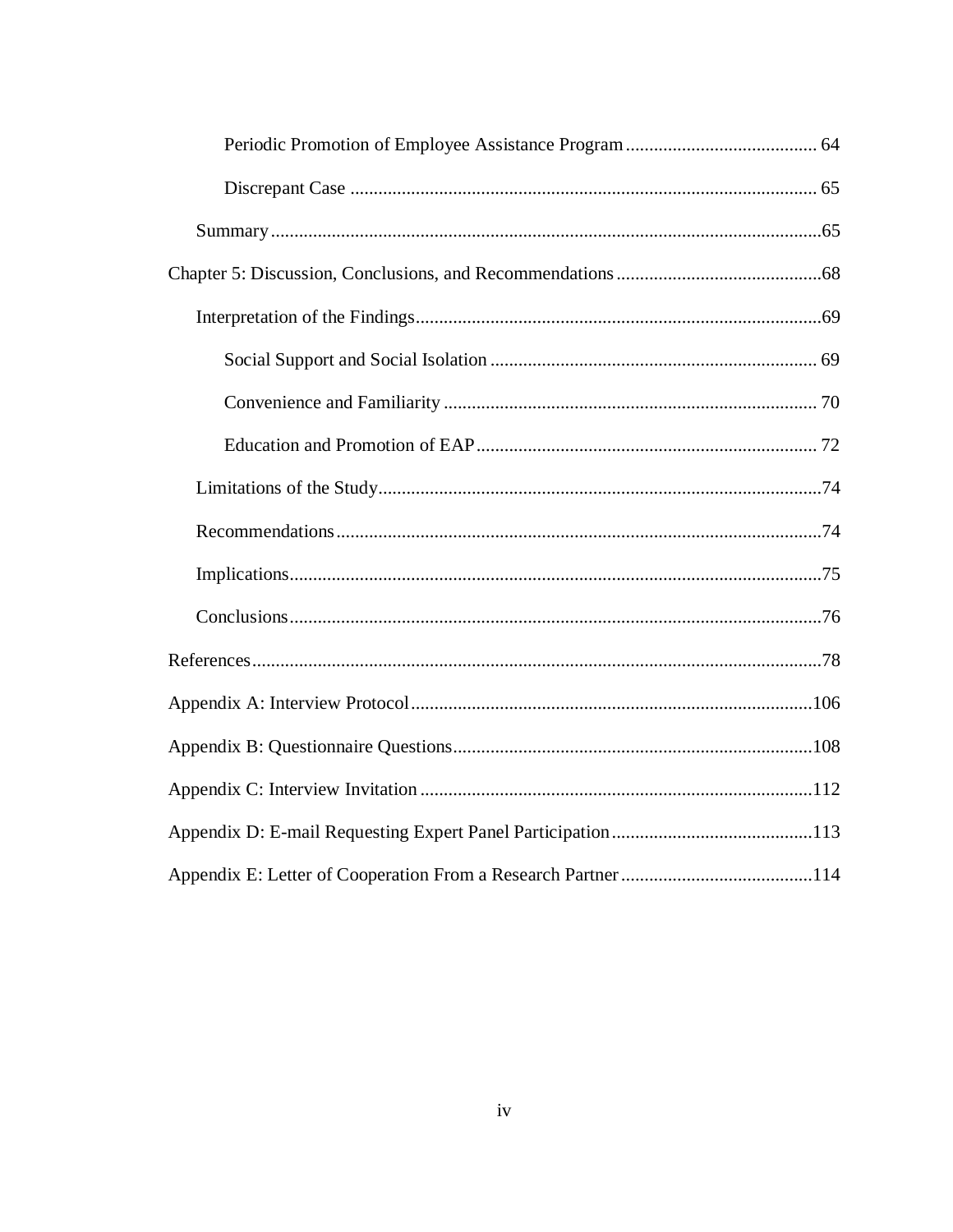Periodic Promotion of Employee Assistance Program ......................................... 64

Discrepant Case .................................................................................................... 65

Summary .....................................................................................................................65

Chapter 5: Discussion, Conclusions, and Recommendations ............................................68

Interpretation of the Findings .......................................................................................69

Social Support and Social Isolation ...................................................................... 69

Convenience and Familiarity ................................................................................ 70

Education and Promotion of EAP ......................................................................... 72

Limitations of the Study ...............................................................................................74

Recommendations ........................................................................................................74

Implications ..................................................................................................................75

Conclusions ..................................................................................................................76

References ..........................................................................................................................78

Appendix A: Interview Protocol .....................................................................................106

Appendix B: Questionnaire Questions ............................................................................108

Appendix C: Interview Invitation ....................................................................................112

Appendix D: E-mail Requesting Expert Panel Participation ...........................................113

Appendix E: Letter of Cooperation From a Research Partner .........................................114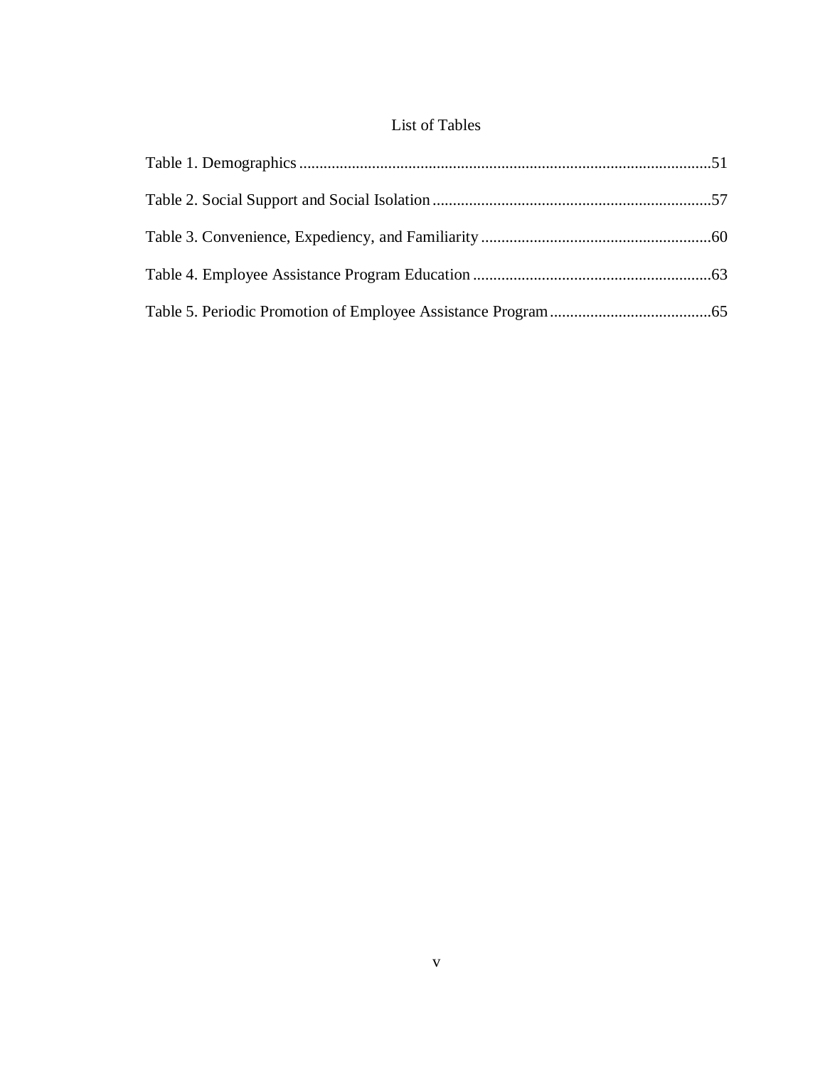# List of Tables

Table 1. Demographics ........................................................................................................51

Table 2. Social Support and Social Isolation .....................................................................57

Table 3. Convenience, Expediency, and Familiarity .........................................................60

Table 4. Employee Assistance Program Education ...........................................................63

Table 5. Periodic Promotion of Employee Assistance Program ........................................65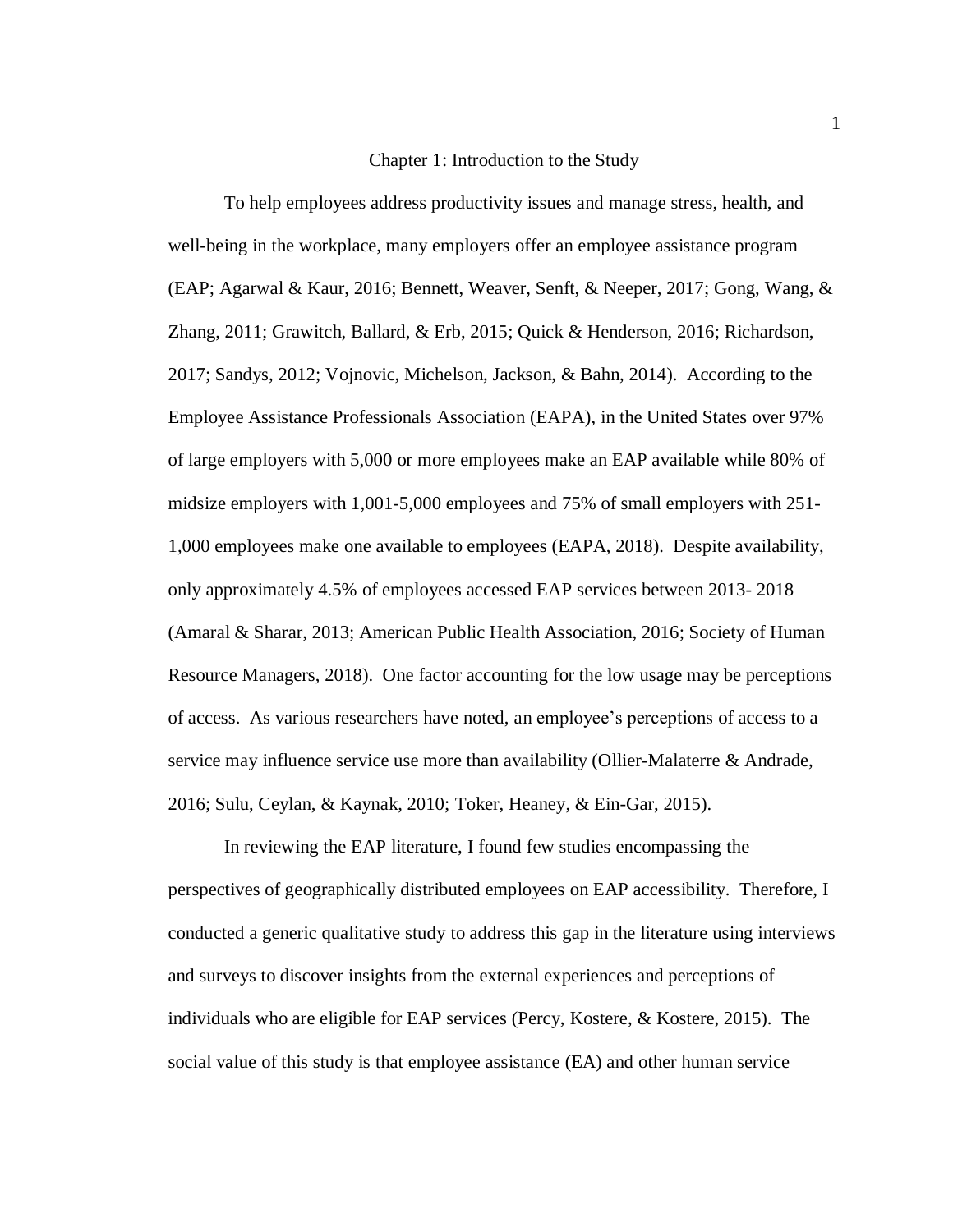# Chapter 1: Introduction to the Study

To help employees address productivity issues and manage stress, health, and well-being in the workplace, many employers offer an employee assistance program (EAP; Agarwal & Kaur, 2016; Bennett, Weaver, Senft, & Neeper, 2017; Gong, Wang, & Zhang, 2011; Grawitch, Ballard, & Erb, 2015; Quick & Henderson, 2016; Richardson, 2017; Sandys, 2012; Vojnovic, Michelson, Jackson, & Bahn, 2014). According to the Employee Assistance Professionals Association (EAPA), in the United States over 97% of large employers with 5,000 or more employees make an EAP available while 80% of midsize employers with 1,001-5,000 employees and 75% of small employers with 251-1,000 employees make one available to employees (EAPA, 2018). Despite availability, only approximately 4.5% of employees accessed EAP services between 2013- 2018 (Amaral & Sharar, 2013; American Public Health Association, 2016; Society of Human Resource Managers, 2018). One factor accounting for the low usage may be perceptions of access. As various researchers have noted, an employee's perceptions of access to a service may influence service use more than availability (Ollier-Malaterre & Andrade, 2016; Sulu, Ceylan, & Kaynak, 2010; Toker, Heaney, & Ein-Gar, 2015).

In reviewing the EAP literature, I found few studies encompassing the perspectives of geographically distributed employees on EAP accessibility. Therefore, I conducted a generic qualitative study to address this gap in the literature using interviews and surveys to discover insights from the external experiences and perceptions of individuals who are eligible for EAP services (Percy, Kostere, & Kostere, 2015). The social value of this study is that employee assistance (EA) and other human service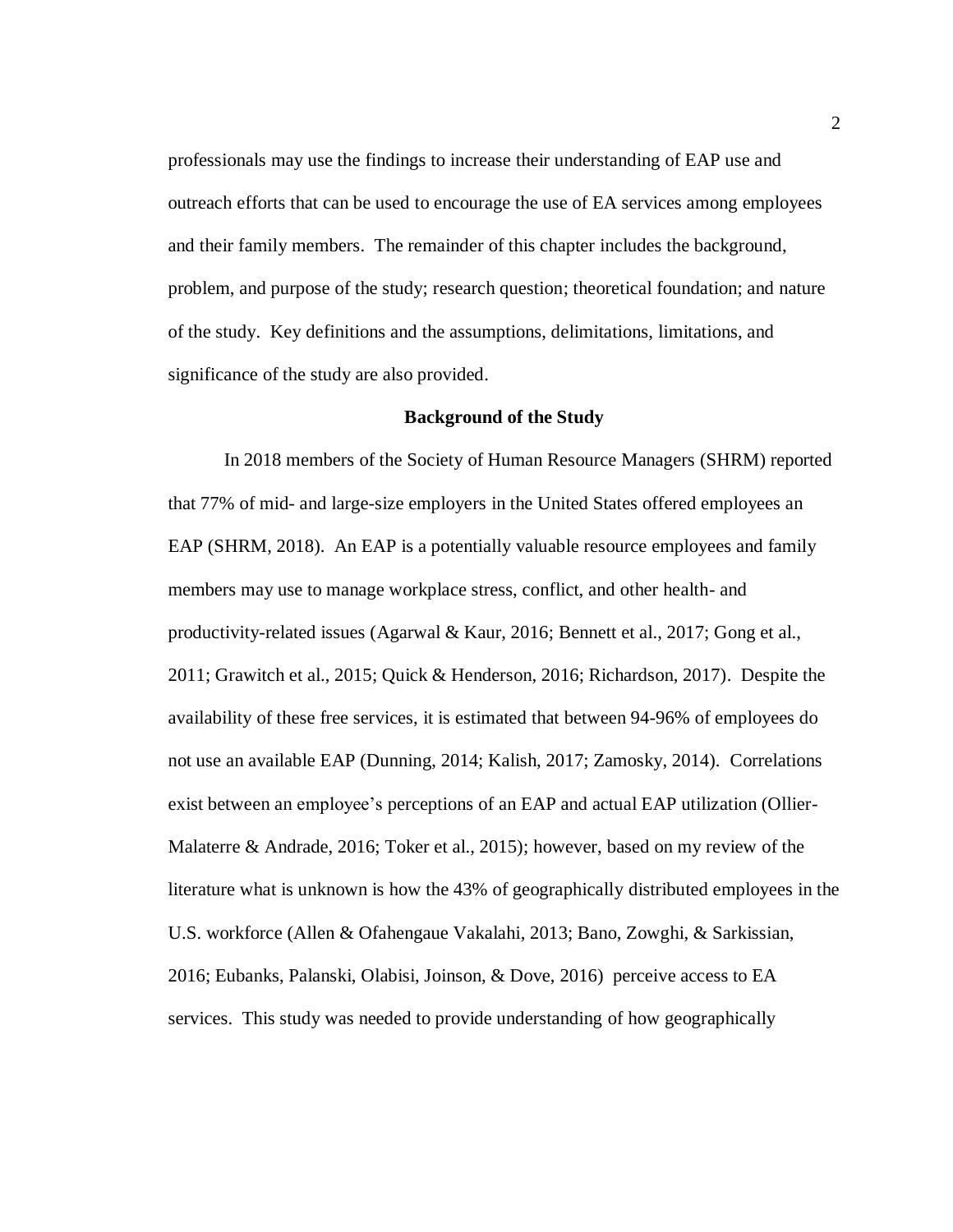professionals may use the findings to increase their understanding of EAP use and outreach efforts that can be used to encourage the use of EA services among employees and their family members. The remainder of this chapter includes the background, problem, and purpose of the study; research question; theoretical foundation; and nature of the study. Key definitions and the assumptions, delimitations, limitations, and significance of the study are also provided.

## Background of the Study

In 2018 members of the Society of Human Resource Managers (SHRM) reported that 77% of mid- and large-size employers in the United States offered employees an EAP (SHRM, 2018). An EAP is a potentially valuable resource employees and family members may use to manage workplace stress, conflict, and other health- and productivity-related issues (Agarwal & Kaur, 2016; Bennett et al., 2017; Gong et al., 2011; Grawitch et al., 2015; Quick & Henderson, 2016; Richardson, 2017). Despite the availability of these free services, it is estimated that between 94-96% of employees do not use an available EAP (Dunning, 2014; Kalish, 2017; Zamosky, 2014). Correlations exist between an employee's perceptions of an EAP and actual EAP utilization (Ollier-Malaterre & Andrade, 2016; Toker et al., 2015); however, based on my review of the literature what is unknown is how the 43% of geographically distributed employees in the U.S. workforce (Allen & Ofahengaue Vakalahi, 2013; Bano, Zowghi, & Sarkissian, 2016; Eubanks, Palanski, Olabisi, Joinson, & Dove, 2016) perceive access to EA services. This study was needed to provide understanding of how geographically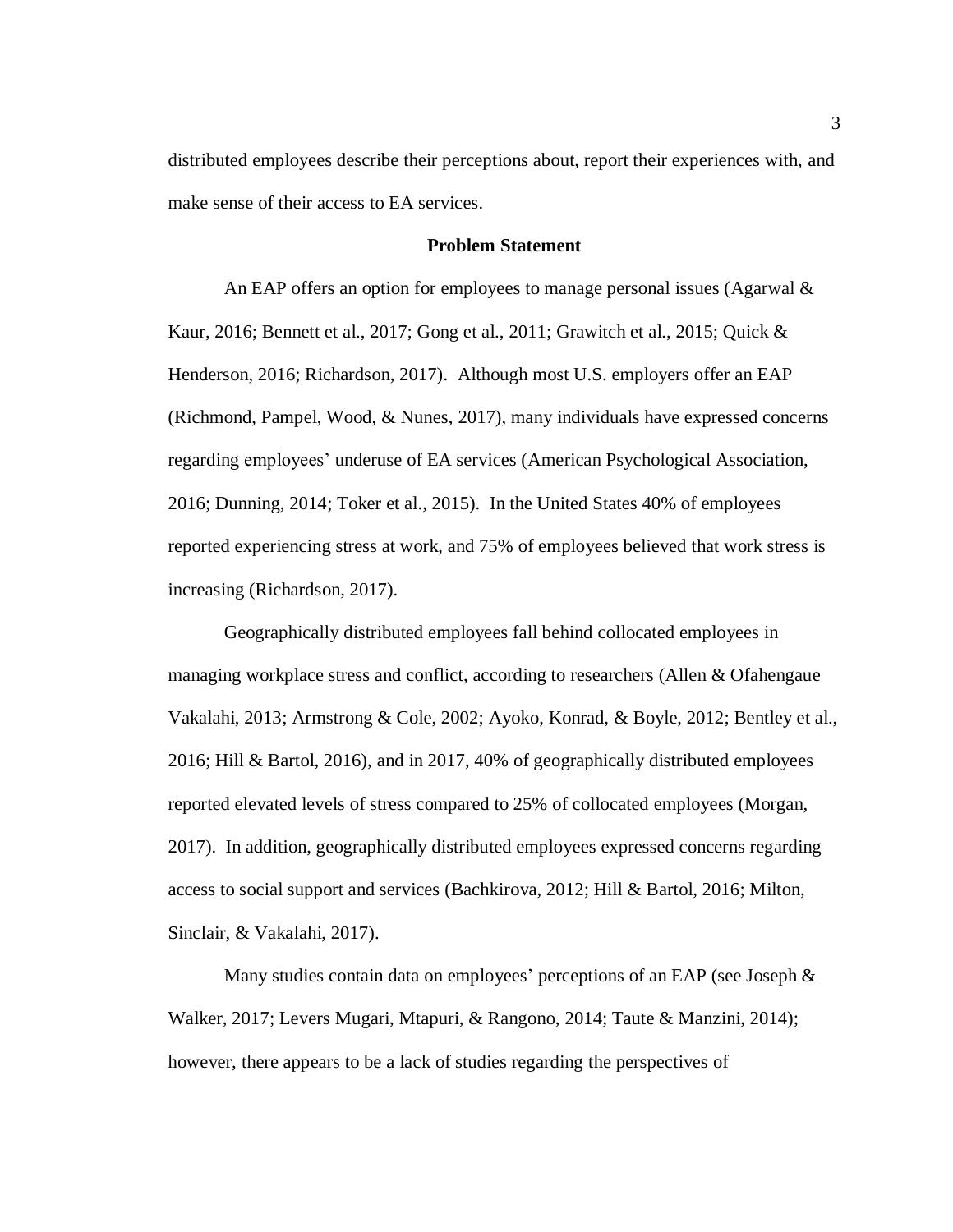distributed employees describe their perceptions about, report their experiences with, and make sense of their access to EA services.

## Problem Statement

An EAP offers an option for employees to manage personal issues (Agarwal & Kaur, 2016; Bennett et al., 2017; Gong et al., 2011; Grawitch et al., 2015; Quick & Henderson, 2016; Richardson, 2017). Although most U.S. employers offer an EAP (Richmond, Pampel, Wood, & Nunes, 2017), many individuals have expressed concerns regarding employees' underuse of EA services (American Psychological Association, 2016; Dunning, 2014; Toker et al., 2015). In the United States 40% of employees reported experiencing stress at work, and 75% of employees believed that work stress is increasing (Richardson, 2017).

Geographically distributed employees fall behind collocated employees in managing workplace stress and conflict, according to researchers (Allen & Ofahengaue Vakalahi, 2013; Armstrong & Cole, 2002; Ayoko, Konrad, & Boyle, 2012; Bentley et al., 2016; Hill & Bartol, 2016), and in 2017, 40% of geographically distributed employees reported elevated levels of stress compared to 25% of collocated employees (Morgan, 2017). In addition, geographically distributed employees expressed concerns regarding access to social support and services (Bachkirova, 2012; Hill & Bartol, 2016; Milton, Sinclair, & Vakalahi, 2017).

Many studies contain data on employees' perceptions of an EAP (see Joseph & Walker, 2017; Levers Mugari, Mtapuri, & Rangono, 2014; Taute & Manzini, 2014); however, there appears to be a lack of studies regarding the perspectives of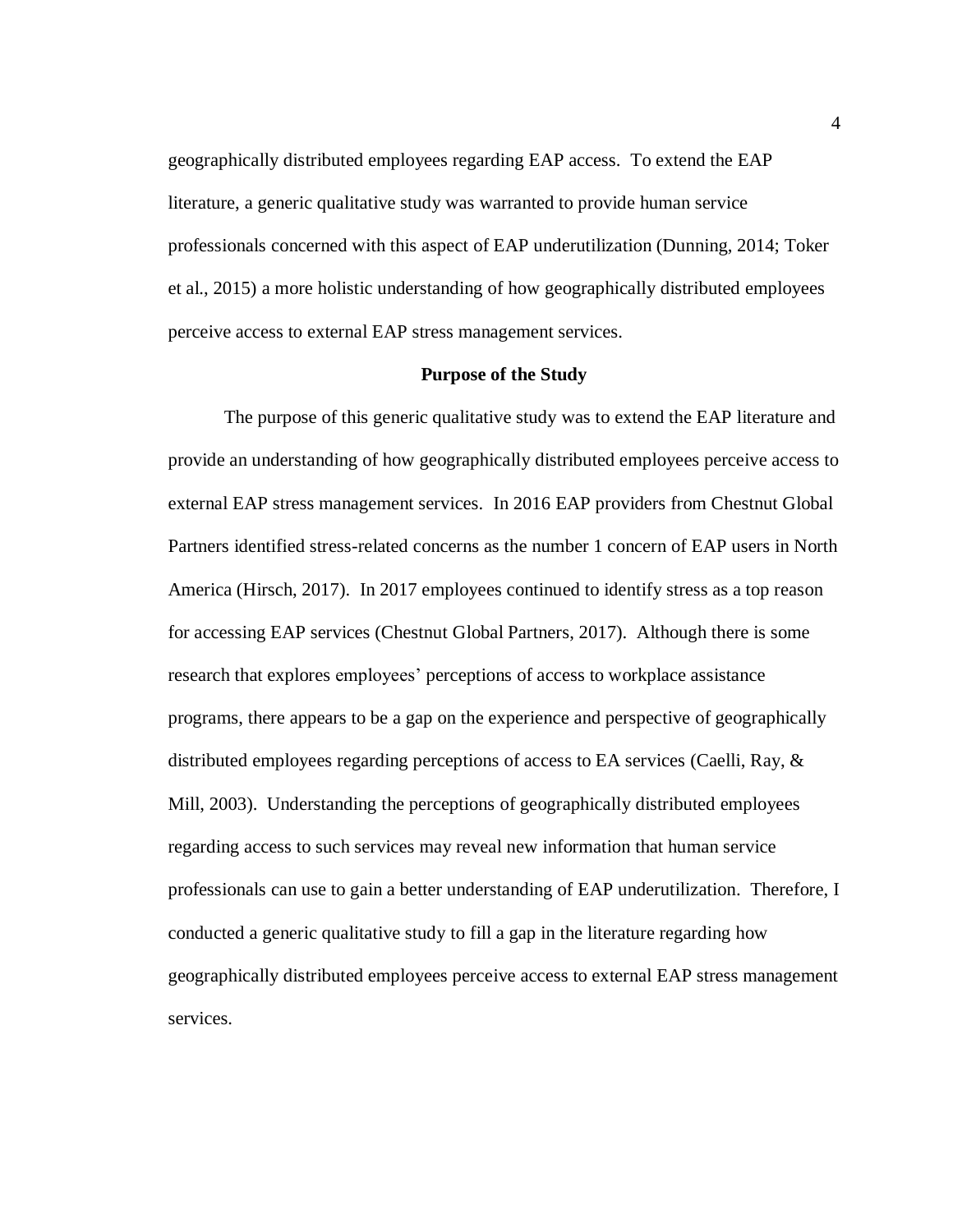geographically distributed employees regarding EAP access. To extend the EAP literature, a generic qualitative study was warranted to provide human service professionals concerned with this aspect of EAP underutilization (Dunning, 2014; Toker et al., 2015) a more holistic understanding of how geographically distributed employees perceive access to external EAP stress management services.

## Purpose of the Study

The purpose of this generic qualitative study was to extend the EAP literature and provide an understanding of how geographically distributed employees perceive access to external EAP stress management services. In 2016 EAP providers from Chestnut Global Partners identified stress-related concerns as the number 1 concern of EAP users in North America (Hirsch, 2017). In 2017 employees continued to identify stress as a top reason for accessing EAP services (Chestnut Global Partners, 2017). Although there is some research that explores employees' perceptions of access to workplace assistance programs, there appears to be a gap on the experience and perspective of geographically distributed employees regarding perceptions of access to EA services (Caelli, Ray, & Mill, 2003). Understanding the perceptions of geographically distributed employees regarding access to such services may reveal new information that human service professionals can use to gain a better understanding of EAP underutilization. Therefore, I conducted a generic qualitative study to fill a gap in the literature regarding how geographically distributed employees perceive access to external EAP stress management services.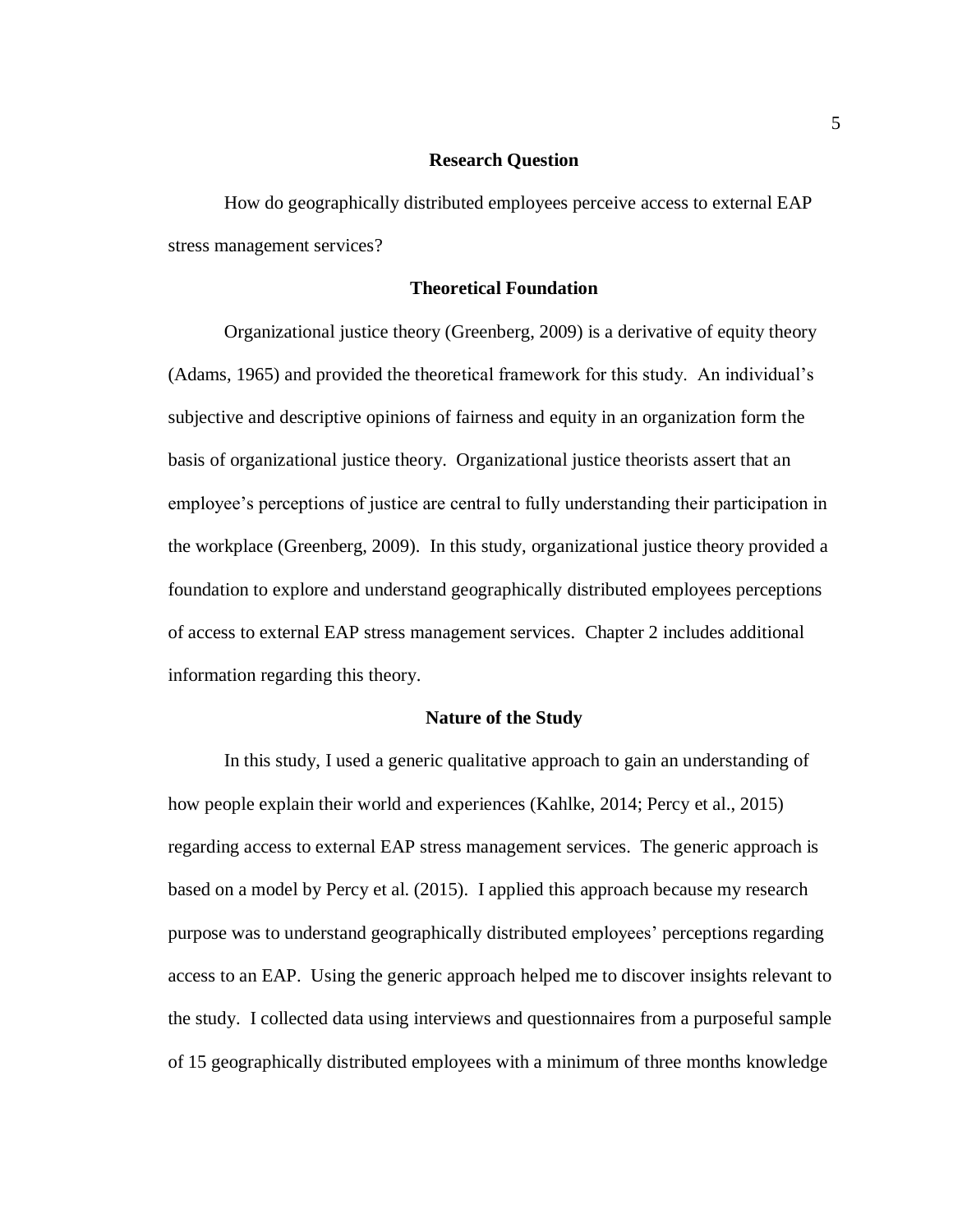## Research Question

How do geographically distributed employees perceive access to external EAP stress management services?

## Theoretical Foundation

Organizational justice theory (Greenberg, 2009) is a derivative of equity theory (Adams, 1965) and provided the theoretical framework for this study. An individual's subjective and descriptive opinions of fairness and equity in an organization form the basis of organizational justice theory. Organizational justice theorists assert that an employee's perceptions of justice are central to fully understanding their participation in the workplace (Greenberg, 2009). In this study, organizational justice theory provided a foundation to explore and understand geographically distributed employees perceptions of access to external EAP stress management services. Chapter 2 includes additional information regarding this theory.

## Nature of the Study

In this study, I used a generic qualitative approach to gain an understanding of how people explain their world and experiences (Kahlke, 2014; Percy et al., 2015) regarding access to external EAP stress management services. The generic approach is based on a model by Percy et al. (2015). I applied this approach because my research purpose was to understand geographically distributed employees' perceptions regarding access to an EAP. Using the generic approach helped me to discover insights relevant to the study. I collected data using interviews and questionnaires from a purposeful sample of 15 geographically distributed employees with a minimum of three months knowledge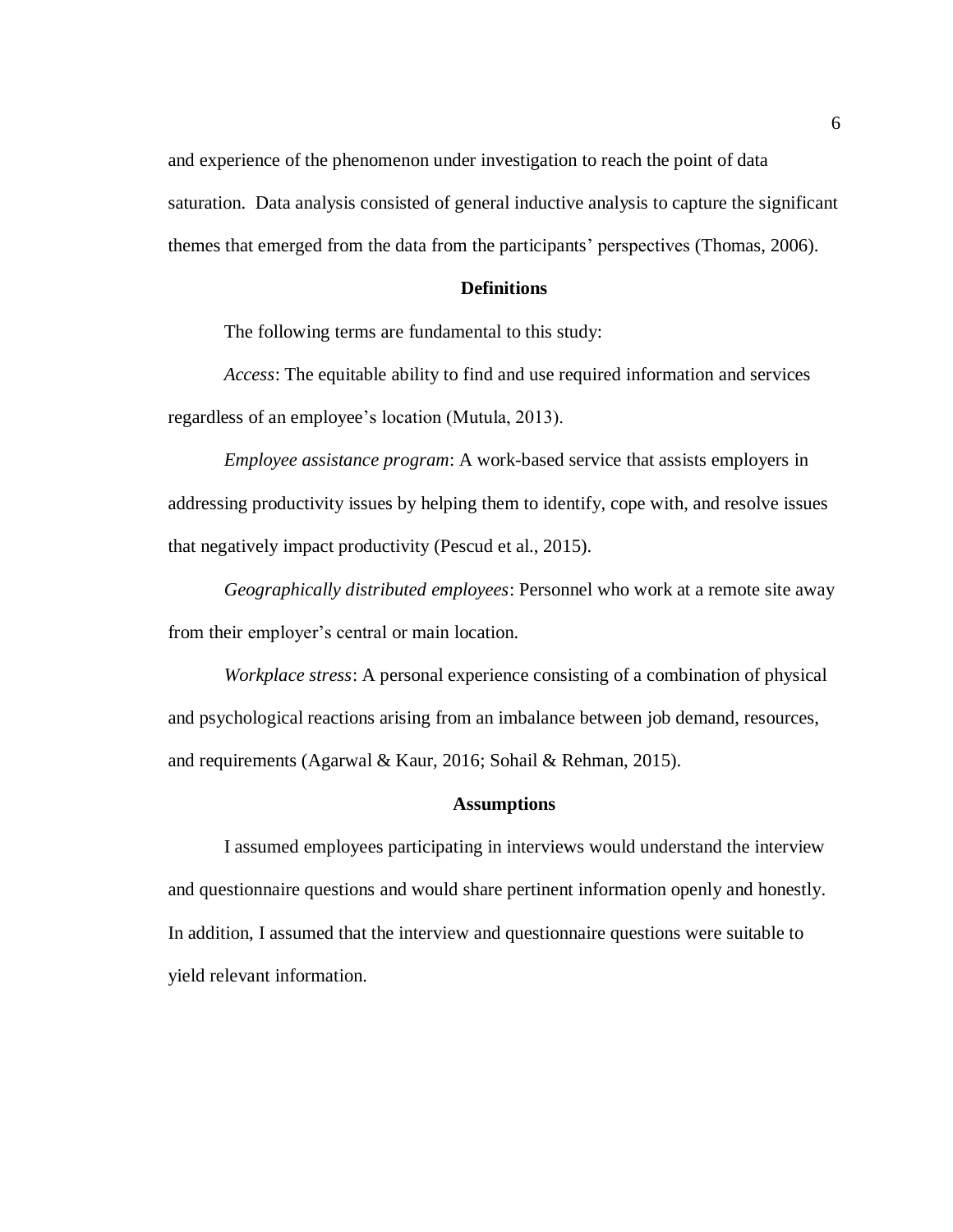and experience of the phenomenon under investigation to reach the point of data saturation. Data analysis consisted of general inductive analysis to capture the significant themes that emerged from the data from the participants' perspectives (Thomas, 2006).

## Definitions

The following terms are fundamental to this study:

*Access*: The equitable ability to find and use required information and services regardless of an employee's location (Mutula, 2013).

*Employee assistance program*: A work-based service that assists employers in addressing productivity issues by helping them to identify, cope with, and resolve issues that negatively impact productivity (Pescud et al., 2015).

*Geographically distributed employees*: Personnel who work at a remote site away from their employer's central or main location.

*Workplace stress*: A personal experience consisting of a combination of physical and psychological reactions arising from an imbalance between job demand, resources, and requirements (Agarwal & Kaur, 2016; Sohail & Rehman, 2015).

## Assumptions

I assumed employees participating in interviews would understand the interview and questionnaire questions and would share pertinent information openly and honestly. In addition, I assumed that the interview and questionnaire questions were suitable to yield relevant information.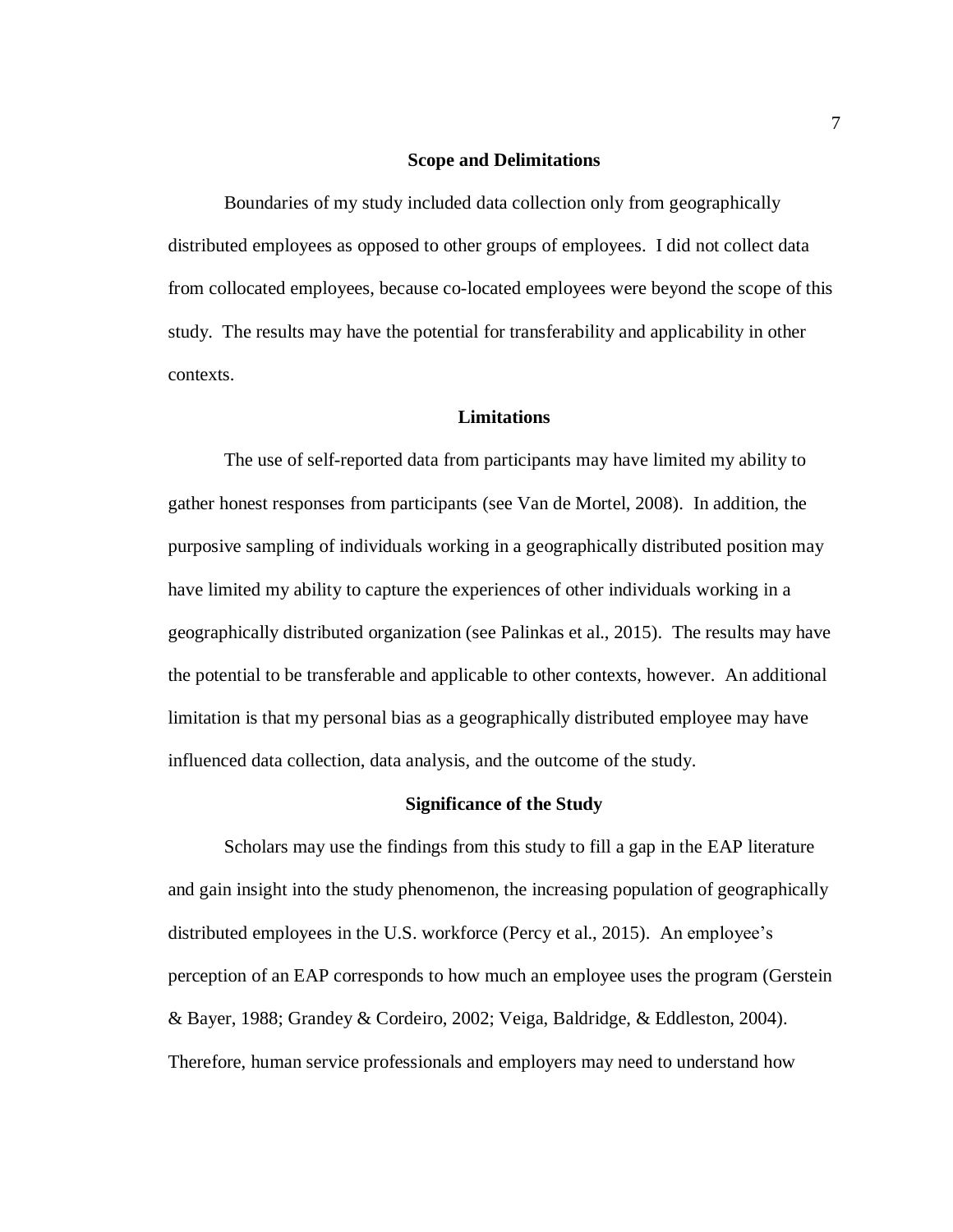## Scope and Delimitations

Boundaries of my study included data collection only from geographically distributed employees as opposed to other groups of employees. I did not collect data from collocated employees, because co-located employees were beyond the scope of this study. The results may have the potential for transferability and applicability in other contexts.

## Limitations

The use of self-reported data from participants may have limited my ability to gather honest responses from participants (see Van de Mortel, 2008). In addition, the purposive sampling of individuals working in a geographically distributed position may have limited my ability to capture the experiences of other individuals working in a geographically distributed organization (see Palinkas et al., 2015). The results may have the potential to be transferable and applicable to other contexts, however. An additional limitation is that my personal bias as a geographically distributed employee may have influenced data collection, data analysis, and the outcome of the study.

## Significance of the Study

Scholars may use the findings from this study to fill a gap in the EAP literature and gain insight into the study phenomenon, the increasing population of geographically distributed employees in the U.S. workforce (Percy et al., 2015). An employee's perception of an EAP corresponds to how much an employee uses the program (Gerstein & Bayer, 1988; Grandey & Cordeiro, 2002; Veiga, Baldridge, & Eddleston, 2004). Therefore, human service professionals and employers may need to understand how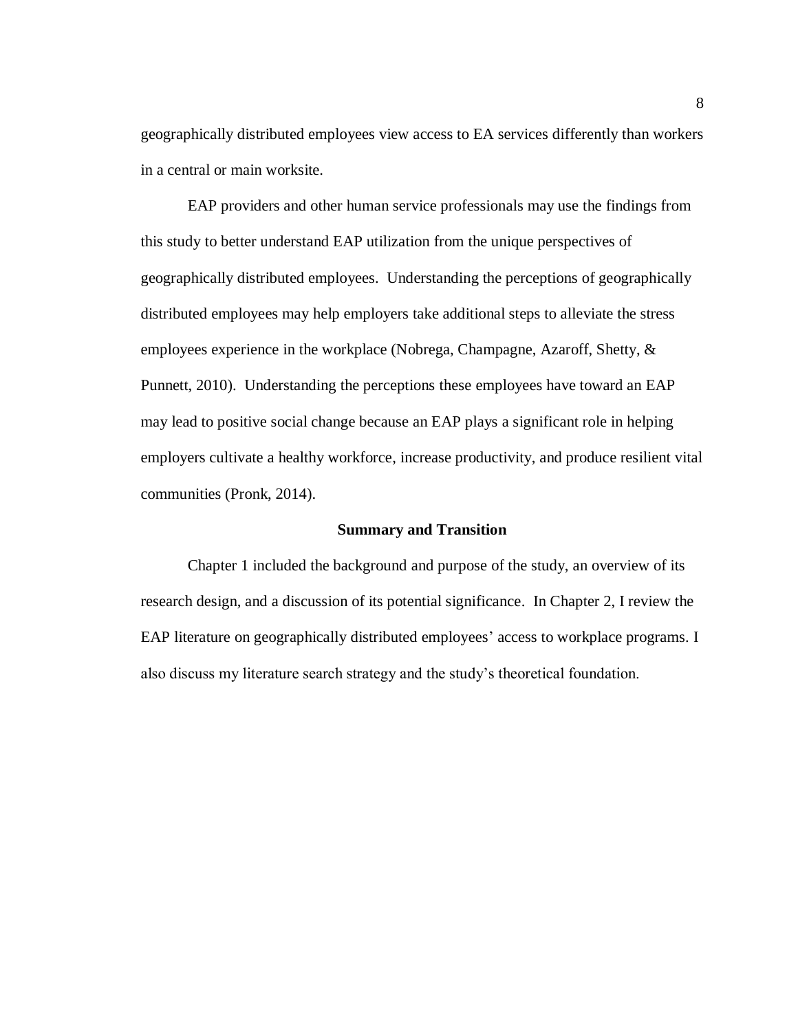geographically distributed employees view access to EA services differently than workers in a central or main worksite.

EAP providers and other human service professionals may use the findings from this study to better understand EAP utilization from the unique perspectives of geographically distributed employees. Understanding the perceptions of geographically distributed employees may help employers take additional steps to alleviate the stress employees experience in the workplace (Nobrega, Champagne, Azaroff, Shetty, & Punnett, 2010). Understanding the perceptions these employees have toward an EAP may lead to positive social change because an EAP plays a significant role in helping employers cultivate a healthy workforce, increase productivity, and produce resilient vital communities (Pronk, 2014).

## Summary and Transition

Chapter 1 included the background and purpose of the study, an overview of its research design, and a discussion of its potential significance. In Chapter 2, I review the EAP literature on geographically distributed employees' access to workplace programs. I also discuss my literature search strategy and the study's theoretical foundation.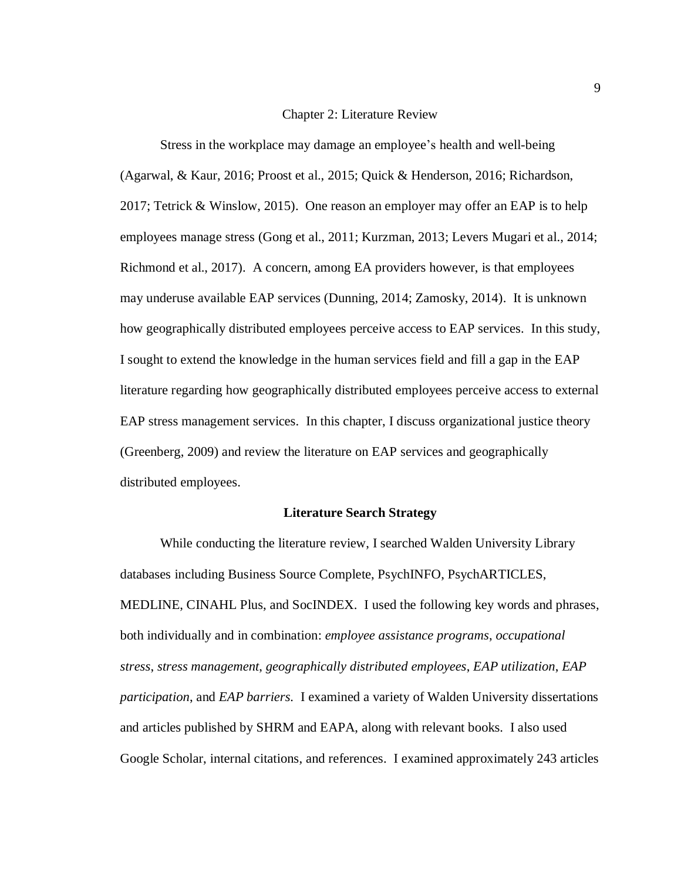# Chapter 2: Literature Review

Stress in the workplace may damage an employee's health and well-being (Agarwal, & Kaur, 2016; Proost et al., 2015; Quick & Henderson, 2016; Richardson, 2017; Tetrick & Winslow, 2015). One reason an employer may offer an EAP is to help employees manage stress (Gong et al., 2011; Kurzman, 2013; Levers Mugari et al., 2014; Richmond et al., 2017). A concern, among EA providers however, is that employees may underuse available EAP services (Dunning, 2014; Zamosky, 2014). It is unknown how geographically distributed employees perceive access to EAP services. In this study, I sought to extend the knowledge in the human services field and fill a gap in the EAP literature regarding how geographically distributed employees perceive access to external EAP stress management services. In this chapter, I discuss organizational justice theory (Greenberg, 2009) and review the literature on EAP services and geographically distributed employees.

## Literature Search Strategy

While conducting the literature review, I searched Walden University Library databases including Business Source Complete, PsychINFO, PsychARTICLES, MEDLINE, CINAHL Plus, and SocINDEX. I used the following key words and phrases, both individually and in combination: *employee assistance programs*, *occupational stress*, *stress management*, *geographically distributed employees*, *EAP utilization*, *EAP participation*, and *EAP barriers.* I examined a variety of Walden University dissertations and articles published by SHRM and EAPA, along with relevant books. I also used Google Scholar, internal citations, and references. I examined approximately 243 articles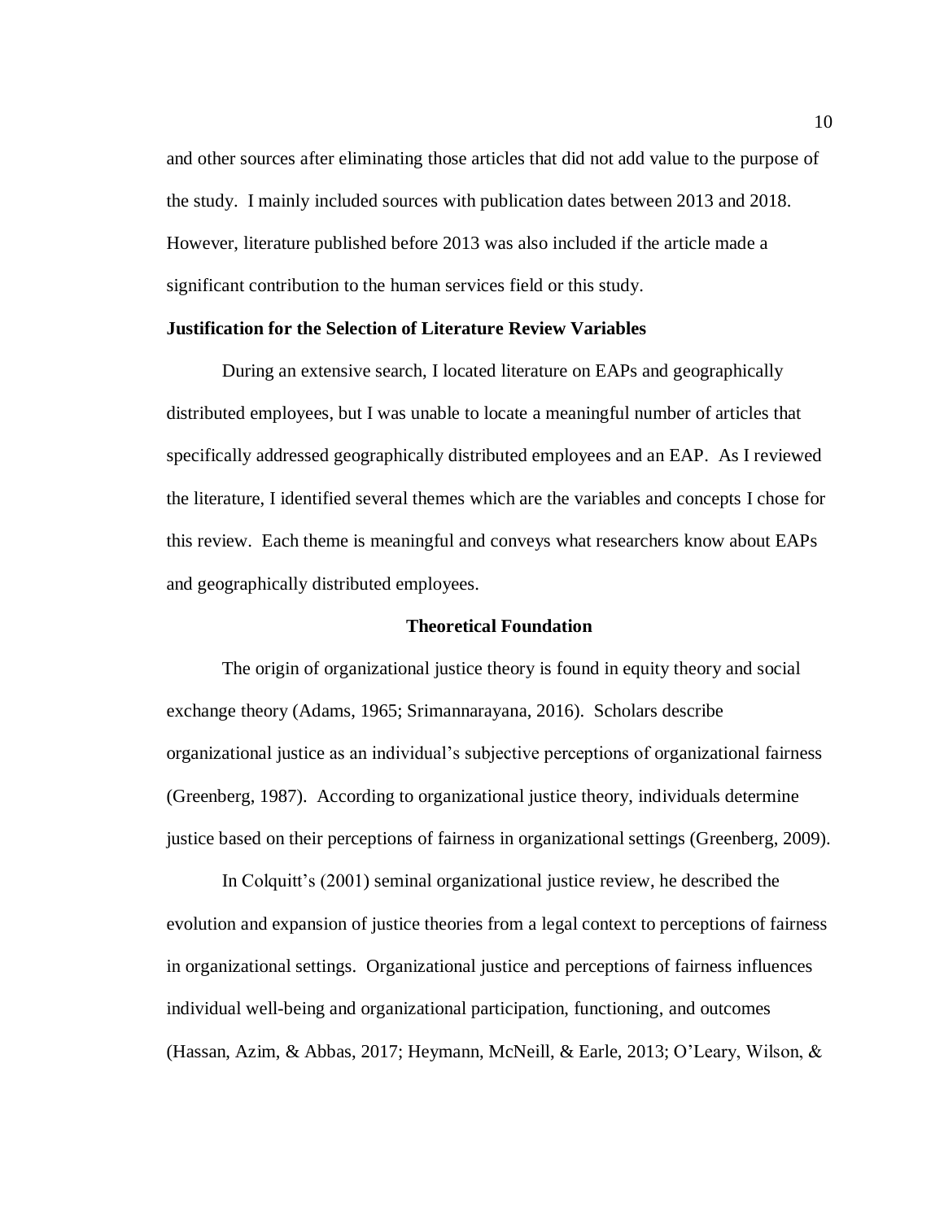and other sources after eliminating those articles that did not add value to the purpose of the study. I mainly included sources with publication dates between 2013 and 2018. However, literature published before 2013 was also included if the article made a significant contribution to the human services field or this study.

### Justification for the Selection of Literature Review Variables

During an extensive search, I located literature on EAPs and geographically distributed employees, but I was unable to locate a meaningful number of articles that specifically addressed geographically distributed employees and an EAP. As I reviewed the literature, I identified several themes which are the variables and concepts I chose for this review. Each theme is meaningful and conveys what researchers know about EAPs and geographically distributed employees.

## Theoretical Foundation

The origin of organizational justice theory is found in equity theory and social exchange theory (Adams, 1965; Srimannarayana, 2016). Scholars describe organizational justice as an individual's subjective perceptions of organizational fairness (Greenberg, 1987). According to organizational justice theory, individuals determine justice based on their perceptions of fairness in organizational settings (Greenberg, 2009).

In Colquitt's (2001) seminal organizational justice review, he described the evolution and expansion of justice theories from a legal context to perceptions of fairness in organizational settings. Organizational justice and perceptions of fairness influences individual well-being and organizational participation, functioning, and outcomes (Hassan, Azim, & Abbas, 2017; Heymann, McNeill, & Earle, 2013; O'Leary, Wilson, &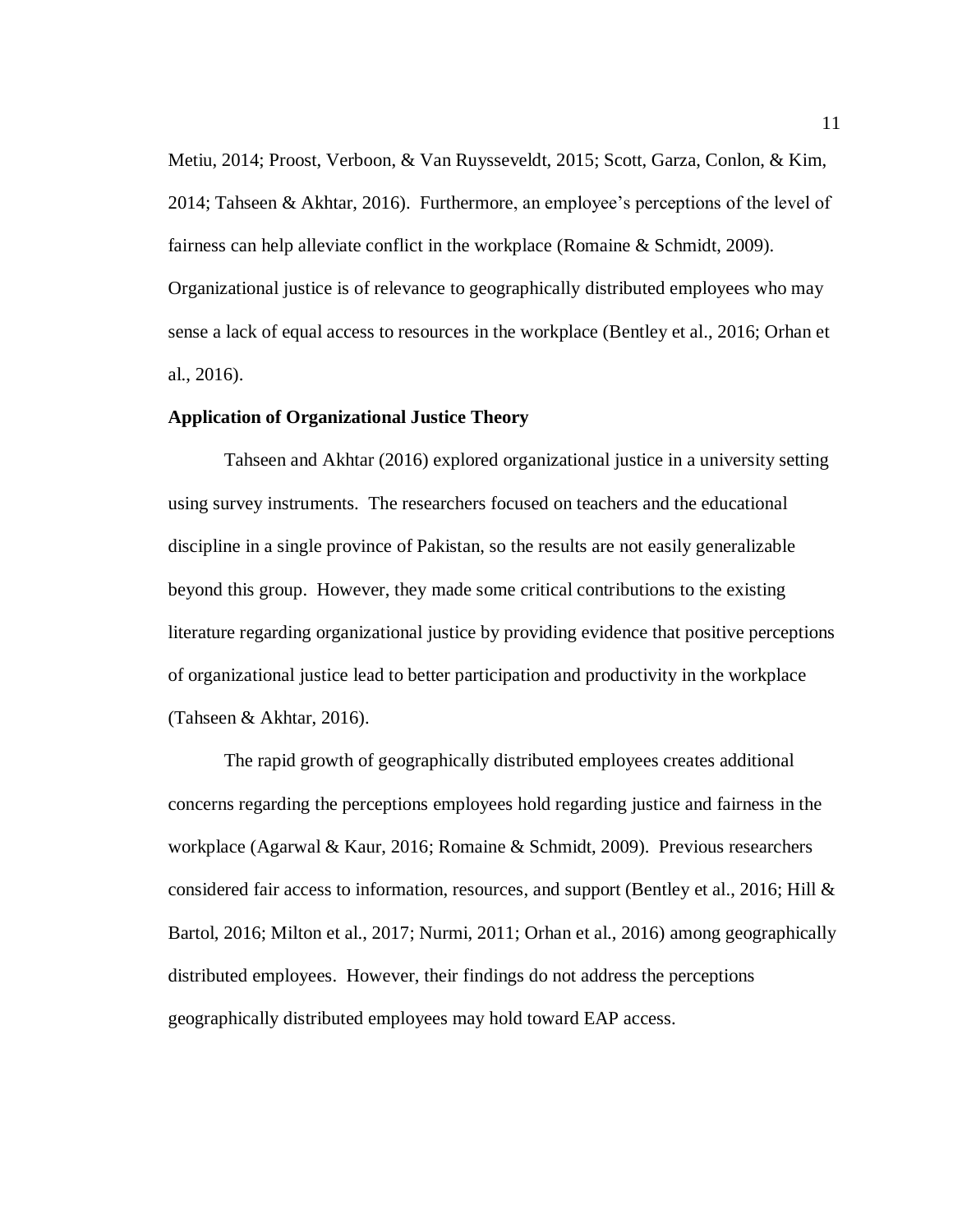Metiu, 2014; Proost, Verboon, & Van Ruysseveldt, 2015; Scott, Garza, Conlon, & Kim, 2014; Tahseen & Akhtar, 2016). Furthermore, an employee's perceptions of the level of fairness can help alleviate conflict in the workplace (Romaine & Schmidt, 2009). Organizational justice is of relevance to geographically distributed employees who may sense a lack of equal access to resources in the workplace (Bentley et al., 2016; Orhan et al., 2016).

**Application of Organizational Justice Theory**

Tahseen and Akhtar (2016) explored organizational justice in a university setting using survey instruments. The researchers focused on teachers and the educational discipline in a single province of Pakistan, so the results are not easily generalizable beyond this group. However, they made some critical contributions to the existing literature regarding organizational justice by providing evidence that positive perceptions of organizational justice lead to better participation and productivity in the workplace (Tahseen & Akhtar, 2016).

The rapid growth of geographically distributed employees creates additional concerns regarding the perceptions employees hold regarding justice and fairness in the workplace (Agarwal & Kaur, 2016; Romaine & Schmidt, 2009). Previous researchers considered fair access to information, resources, and support (Bentley et al., 2016; Hill & Bartol, 2016; Milton et al., 2017; Nurmi, 2011; Orhan et al., 2016) among geographically distributed employees. However, their findings do not address the perceptions geographically distributed employees may hold toward EAP access.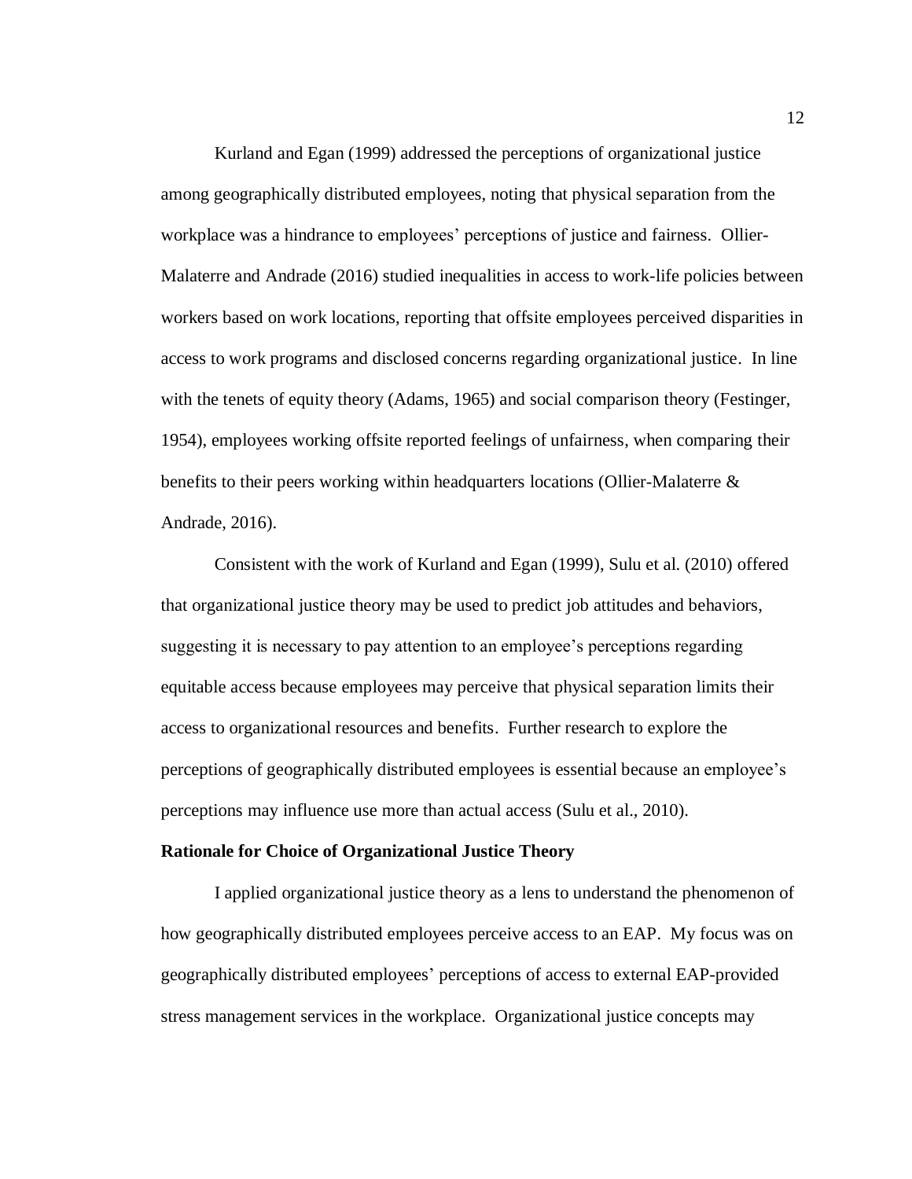Kurland and Egan (1999) addressed the perceptions of organizational justice among geographically distributed employees, noting that physical separation from the workplace was a hindrance to employees' perceptions of justice and fairness. Ollier-Malaterre and Andrade (2016) studied inequalities in access to work-life policies between workers based on work locations, reporting that offsite employees perceived disparities in access to work programs and disclosed concerns regarding organizational justice. In line with the tenets of equity theory (Adams, 1965) and social comparison theory (Festinger, 1954), employees working offsite reported feelings of unfairness, when comparing their benefits to their peers working within headquarters locations (Ollier-Malaterre & Andrade, 2016).

Consistent with the work of Kurland and Egan (1999), Sulu et al. (2010) offered that organizational justice theory may be used to predict job attitudes and behaviors, suggesting it is necessary to pay attention to an employee's perceptions regarding equitable access because employees may perceive that physical separation limits their access to organizational resources and benefits. Further research to explore the perceptions of geographically distributed employees is essential because an employee's perceptions may influence use more than actual access (Sulu et al., 2010).

**Rationale for Choice of Organizational Justice Theory**

I applied organizational justice theory as a lens to understand the phenomenon of how geographically distributed employees perceive access to an EAP. My focus was on geographically distributed employees' perceptions of access to external EAP-provided stress management services in the workplace. Organizational justice concepts may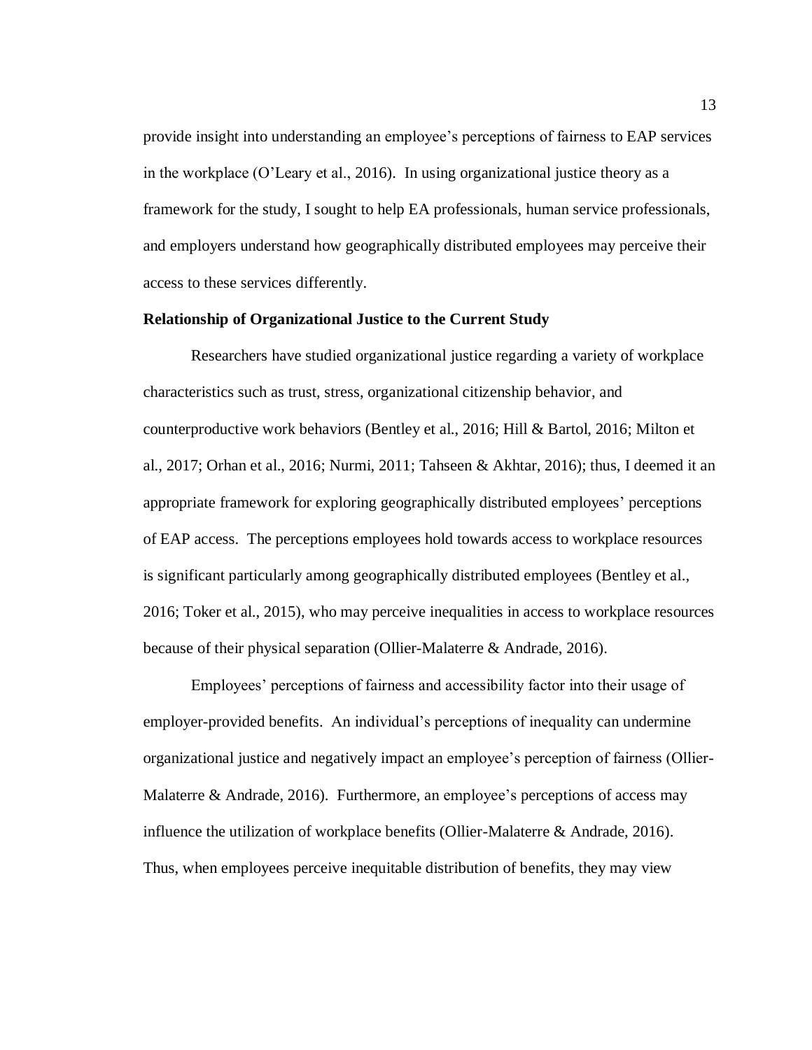provide insight into understanding an employee's perceptions of fairness to EAP services in the workplace (O'Leary et al., 2016). In using organizational justice theory as a framework for the study, I sought to help EA professionals, human service professionals, and employers understand how geographically distributed employees may perceive their access to these services differently.

**Relationship of Organizational Justice to the Current Study**

Researchers have studied organizational justice regarding a variety of workplace characteristics such as trust, stress, organizational citizenship behavior, and counterproductive work behaviors (Bentley et al., 2016; Hill & Bartol, 2016; Milton et al., 2017; Orhan et al., 2016; Nurmi, 2011; Tahseen & Akhtar, 2016); thus, I deemed it an appropriate framework for exploring geographically distributed employees' perceptions of EAP access. The perceptions employees hold towards access to workplace resources is significant particularly among geographically distributed employees (Bentley et al., 2016; Toker et al., 2015), who may perceive inequalities in access to workplace resources because of their physical separation (Ollier-Malaterre & Andrade, 2016).

Employees' perceptions of fairness and accessibility factor into their usage of employer-provided benefits. An individual's perceptions of inequality can undermine organizational justice and negatively impact an employee's perception of fairness (Ollier-Malaterre & Andrade, 2016). Furthermore, an employee's perceptions of access may influence the utilization of workplace benefits (Ollier-Malaterre & Andrade, 2016). Thus, when employees perceive inequitable distribution of benefits, they may view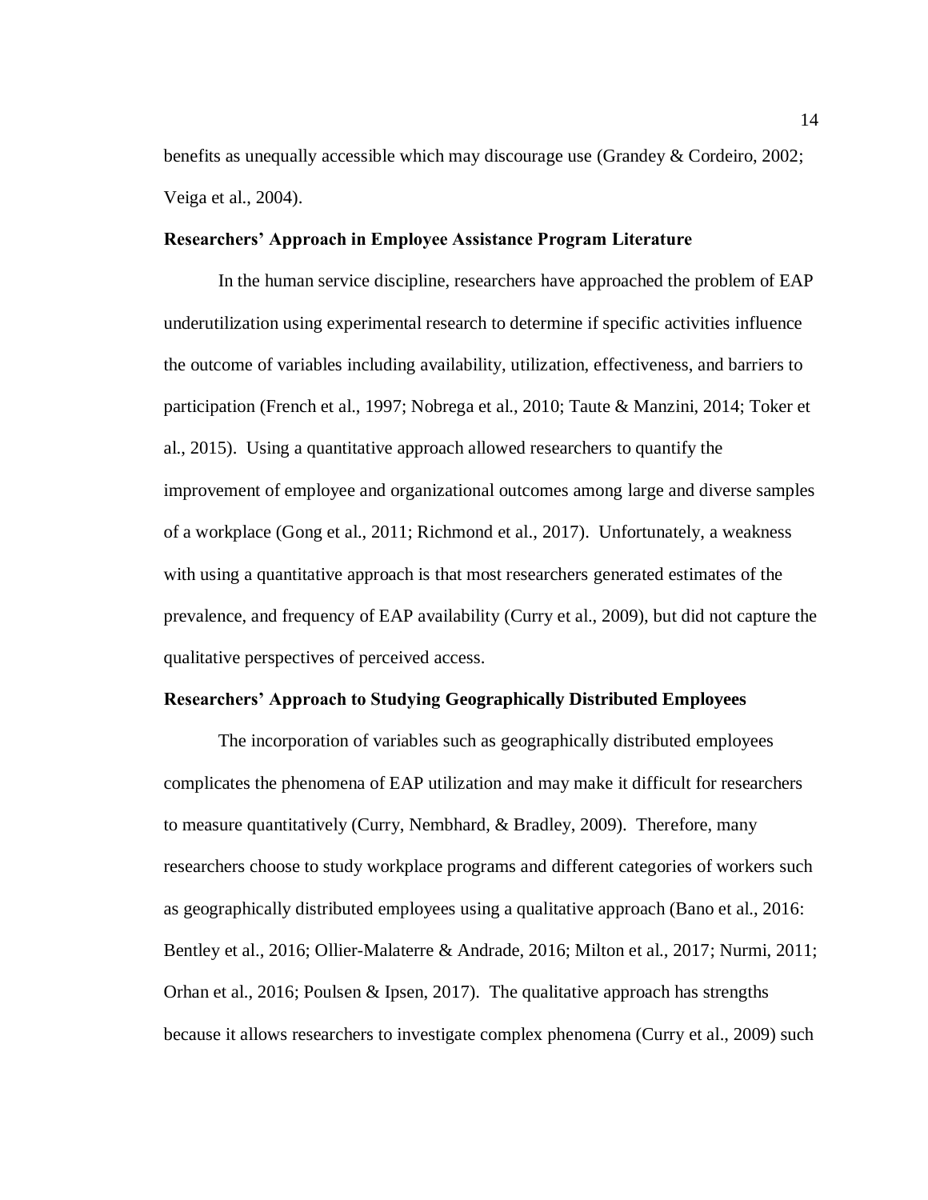benefits as unequally accessible which may discourage use (Grandey & Cordeiro, 2002; Veiga et al., 2004).

### Researchers' Approach in Employee Assistance Program Literature

In the human service discipline, researchers have approached the problem of EAP underutilization using experimental research to determine if specific activities influence the outcome of variables including availability, utilization, effectiveness, and barriers to participation (French et al., 1997; Nobrega et al., 2010; Taute & Manzini, 2014; Toker et al., 2015). Using a quantitative approach allowed researchers to quantify the improvement of employee and organizational outcomes among large and diverse samples of a workplace (Gong et al., 2011; Richmond et al., 2017). Unfortunately, a weakness with using a quantitative approach is that most researchers generated estimates of the prevalence, and frequency of EAP availability (Curry et al., 2009), but did not capture the qualitative perspectives of perceived access.

### Researchers' Approach to Studying Geographically Distributed Employees

The incorporation of variables such as geographically distributed employees complicates the phenomena of EAP utilization and may make it difficult for researchers to measure quantitatively (Curry, Nembhard, & Bradley, 2009). Therefore, many researchers choose to study workplace programs and different categories of workers such as geographically distributed employees using a qualitative approach (Bano et al., 2016: Bentley et al., 2016; Ollier-Malaterre & Andrade, 2016; Milton et al., 2017; Nurmi, 2011; Orhan et al., 2016; Poulsen & Ipsen, 2017). The qualitative approach has strengths because it allows researchers to investigate complex phenomena (Curry et al., 2009) such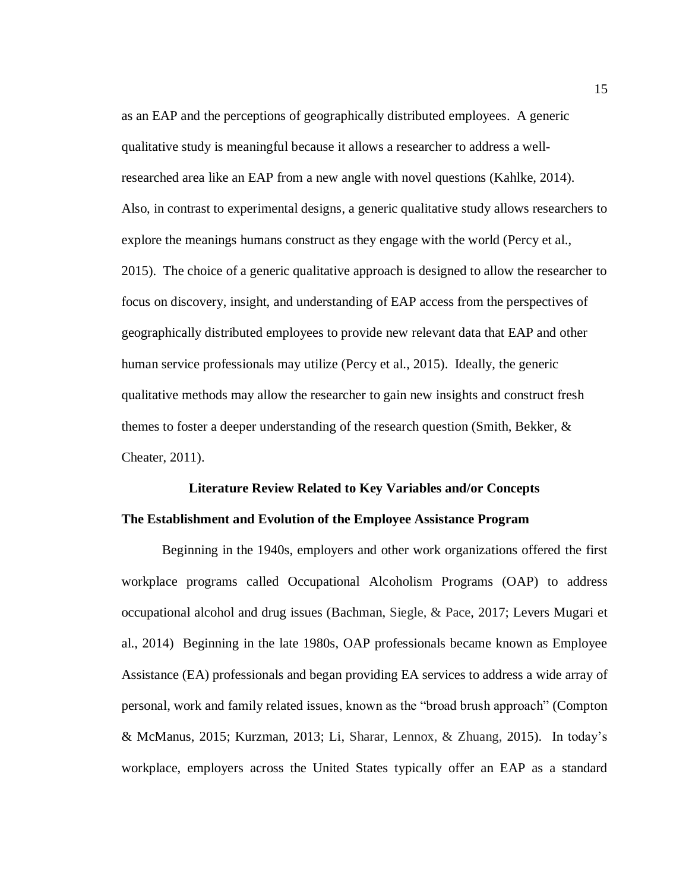as an EAP and the perceptions of geographically distributed employees. A generic qualitative study is meaningful because it allows a researcher to address a well-researched area like an EAP from a new angle with novel questions (Kahlke, 2014). Also, in contrast to experimental designs, a generic qualitative study allows researchers to explore the meanings humans construct as they engage with the world (Percy et al., 2015). The choice of a generic qualitative approach is designed to allow the researcher to focus on discovery, insight, and understanding of EAP access from the perspectives of geographically distributed employees to provide new relevant data that EAP and other human service professionals may utilize (Percy et al., 2015). Ideally, the generic qualitative methods may allow the researcher to gain new insights and construct fresh themes to foster a deeper understanding of the research question (Smith, Bekker, & Cheater, 2011).

## Literature Review Related to Key Variables and/or Concepts

### The Establishment and Evolution of the Employee Assistance Program

Beginning in the 1940s, employers and other work organizations offered the first workplace programs called Occupational Alcoholism Programs (OAP) to address occupational alcohol and drug issues (Bachman, Siegle, & Pace, 2017; Levers Mugari et al., 2014) Beginning in the late 1980s, OAP professionals became known as Employee Assistance (EA) professionals and began providing EA services to address a wide array of personal, work and family related issues, known as the "broad brush approach" (Compton & McManus, 2015; Kurzman, 2013; Li, Sharar, Lennox, & Zhuang, 2015). In today's workplace, employers across the United States typically offer an EAP as a standard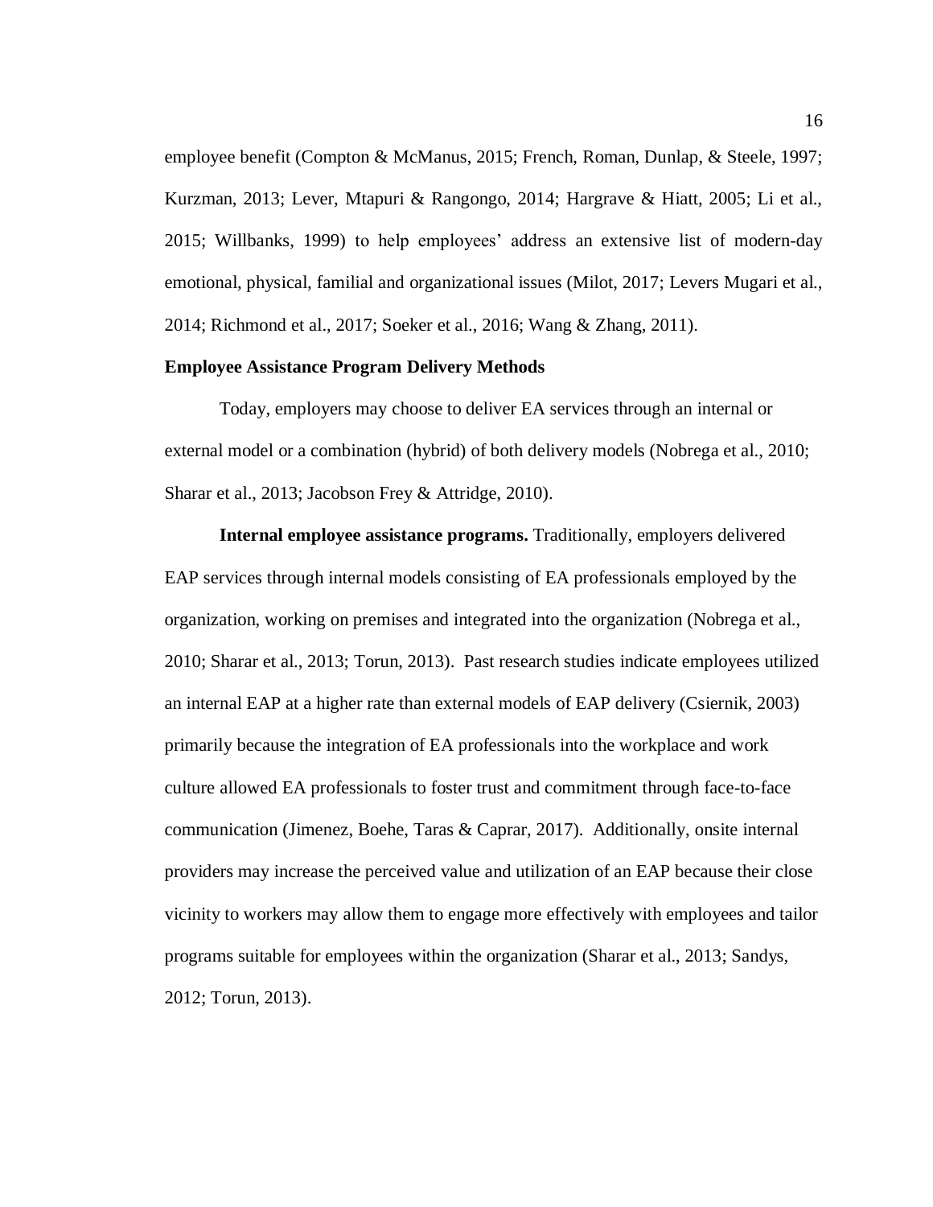employee benefit (Compton & McManus, 2015; French, Roman, Dunlap, & Steele, 1997; Kurzman, 2013; Lever, Mtapuri & Rangongo, 2014; Hargrave & Hiatt, 2005; Li et al., 2015; Willbanks, 1999) to help employees' address an extensive list of modern-day emotional, physical, familial and organizational issues (Milot, 2017; Levers Mugari et al., 2014; Richmond et al., 2017; Soeker et al., 2016; Wang & Zhang, 2011).

**Employee Assistance Program Delivery Methods**

Today, employers may choose to deliver EA services through an internal or external model or a combination (hybrid) of both delivery models (Nobrega et al., 2010; Sharar et al., 2013; Jacobson Frey & Attridge, 2010).

**Internal employee assistance programs.** Traditionally, employers delivered EAP services through internal models consisting of EA professionals employed by the organization, working on premises and integrated into the organization (Nobrega et al., 2010; Sharar et al., 2013; Torun, 2013). Past research studies indicate employees utilized an internal EAP at a higher rate than external models of EAP delivery (Csiernik, 2003) primarily because the integration of EA professionals into the workplace and work culture allowed EA professionals to foster trust and commitment through face-to-face communication (Jimenez, Boehe, Taras & Caprar, 2017). Additionally, onsite internal providers may increase the perceived value and utilization of an EAP because their close vicinity to workers may allow them to engage more effectively with employees and tailor programs suitable for employees within the organization (Sharar et al., 2013; Sandys, 2012; Torun, 2013).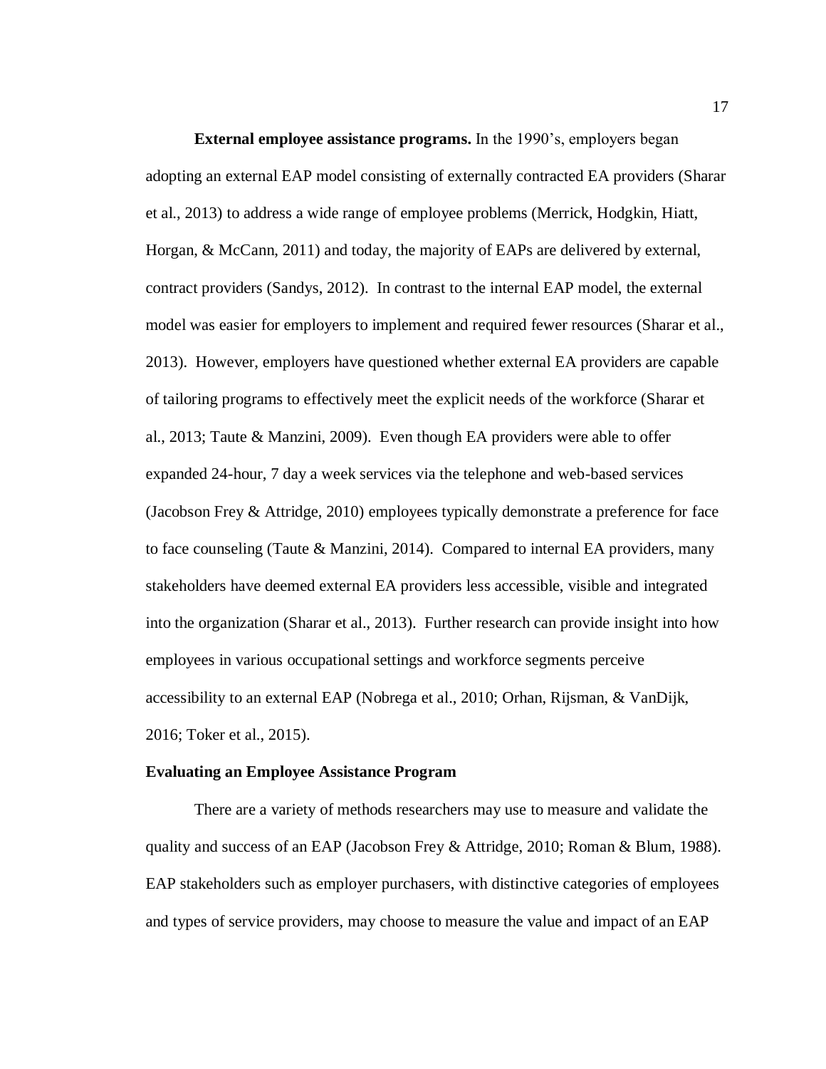**External employee assistance programs.** In the 1990's, employers began adopting an external EAP model consisting of externally contracted EA providers (Sharar et al., 2013) to address a wide range of employee problems (Merrick, Hodgkin, Hiatt, Horgan, & McCann, 2011) and today, the majority of EAPs are delivered by external, contract providers (Sandys, 2012). In contrast to the internal EAP model, the external model was easier for employers to implement and required fewer resources (Sharar et al., 2013). However, employers have questioned whether external EA providers are capable of tailoring programs to effectively meet the explicit needs of the workforce (Sharar et al., 2013; Taute & Manzini, 2009). Even though EA providers were able to offer expanded 24-hour, 7 day a week services via the telephone and web-based services (Jacobson Frey & Attridge, 2010) employees typically demonstrate a preference for face to face counseling (Taute & Manzini, 2014). Compared to internal EA providers, many stakeholders have deemed external EA providers less accessible, visible and integrated into the organization (Sharar et al., 2013). Further research can provide insight into how employees in various occupational settings and workforce segments perceive accessibility to an external EAP (Nobrega et al., 2010; Orhan, Rijsman, & VanDijk, 2016; Toker et al., 2015).

## Evaluating an Employee Assistance Program

There are a variety of methods researchers may use to measure and validate the quality and success of an EAP (Jacobson Frey & Attridge, 2010; Roman & Blum, 1988). EAP stakeholders such as employer purchasers, with distinctive categories of employees and types of service providers, may choose to measure the value and impact of an EAP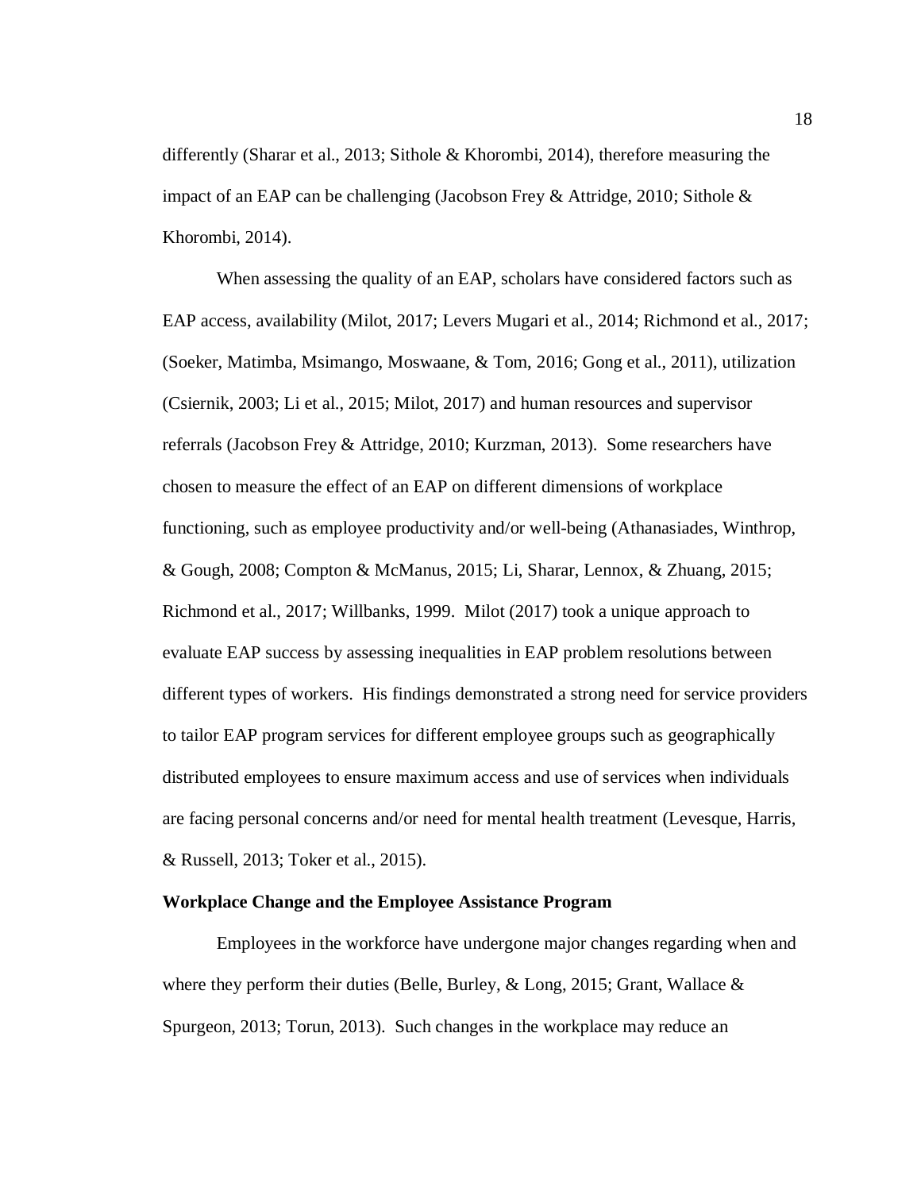differently (Sharar et al., 2013; Sithole & Khorombi, 2014), therefore measuring the impact of an EAP can be challenging (Jacobson Frey & Attridge, 2010; Sithole & Khorombi, 2014).

When assessing the quality of an EAP, scholars have considered factors such as EAP access, availability (Milot, 2017; Levers Mugari et al., 2014; Richmond et al., 2017; (Soeker, Matimba, Msimango, Moswaane, & Tom, 2016; Gong et al., 2011), utilization (Csiernik, 2003; Li et al., 2015; Milot, 2017) and human resources and supervisor referrals (Jacobson Frey & Attridge, 2010; Kurzman, 2013). Some researchers have chosen to measure the effect of an EAP on different dimensions of workplace functioning, such as employee productivity and/or well-being (Athanasiades, Winthrop, & Gough, 2008; Compton & McManus, 2015; Li, Sharar, Lennox, & Zhuang, 2015; Richmond et al., 2017; Willbanks, 1999. Milot (2017) took a unique approach to evaluate EAP success by assessing inequalities in EAP problem resolutions between different types of workers. His findings demonstrated a strong need for service providers to tailor EAP program services for different employee groups such as geographically distributed employees to ensure maximum access and use of services when individuals are facing personal concerns and/or need for mental health treatment (Levesque, Harris, & Russell, 2013; Toker et al., 2015).

**Workplace Change and the Employee Assistance Program**

Employees in the workforce have undergone major changes regarding when and where they perform their duties (Belle, Burley, & Long, 2015; Grant, Wallace & Spurgeon, 2013; Torun, 2013). Such changes in the workplace may reduce an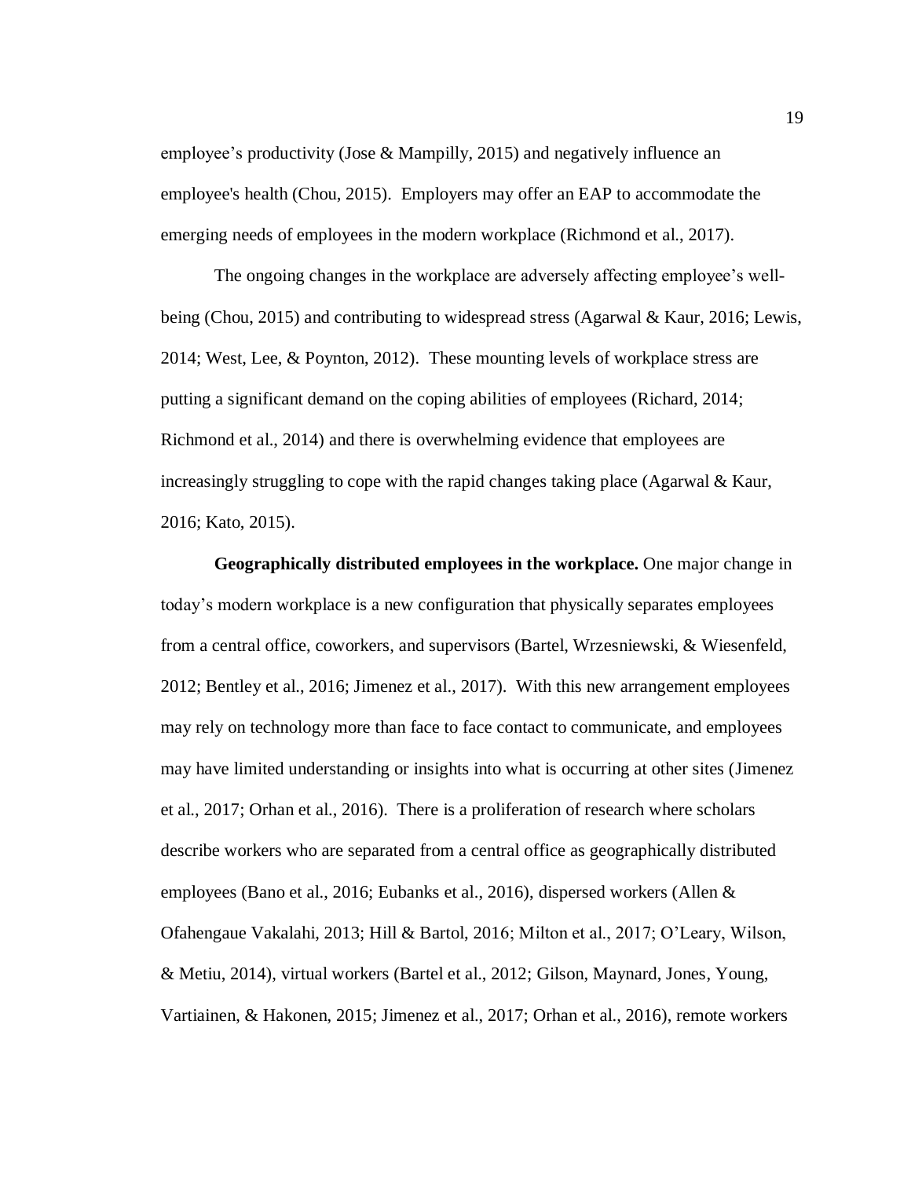employee's productivity (Jose & Mampilly, 2015) and negatively influence an employee's health (Chou, 2015). Employers may offer an EAP to accommodate the emerging needs of employees in the modern workplace (Richmond et al., 2017).

The ongoing changes in the workplace are adversely affecting employee's well-being (Chou, 2015) and contributing to widespread stress (Agarwal & Kaur, 2016; Lewis, 2014; West, Lee, & Poynton, 2012). These mounting levels of workplace stress are putting a significant demand on the coping abilities of employees (Richard, 2014; Richmond et al., 2014) and there is overwhelming evidence that employees are increasingly struggling to cope with the rapid changes taking place (Agarwal & Kaur, 2016; Kato, 2015).

**Geographically distributed employees in the workplace.** One major change in today's modern workplace is a new configuration that physically separates employees from a central office, coworkers, and supervisors (Bartel, Wrzesniewski, & Wiesenfeld, 2012; Bentley et al., 2016; Jimenez et al., 2017). With this new arrangement employees may rely on technology more than face to face contact to communicate, and employees may have limited understanding or insights into what is occurring at other sites (Jimenez et al., 2017; Orhan et al., 2016). There is a proliferation of research where scholars describe workers who are separated from a central office as geographically distributed employees (Bano et al., 2016; Eubanks et al., 2016), dispersed workers (Allen & Ofahengaue Vakalahi, 2013; Hill & Bartol, 2016; Milton et al., 2017; O'Leary, Wilson, & Metiu, 2014), virtual workers (Bartel et al., 2012; Gilson, Maynard, Jones, Young, Vartiainen, & Hakonen, 2015; Jimenez et al., 2017; Orhan et al., 2016), remote workers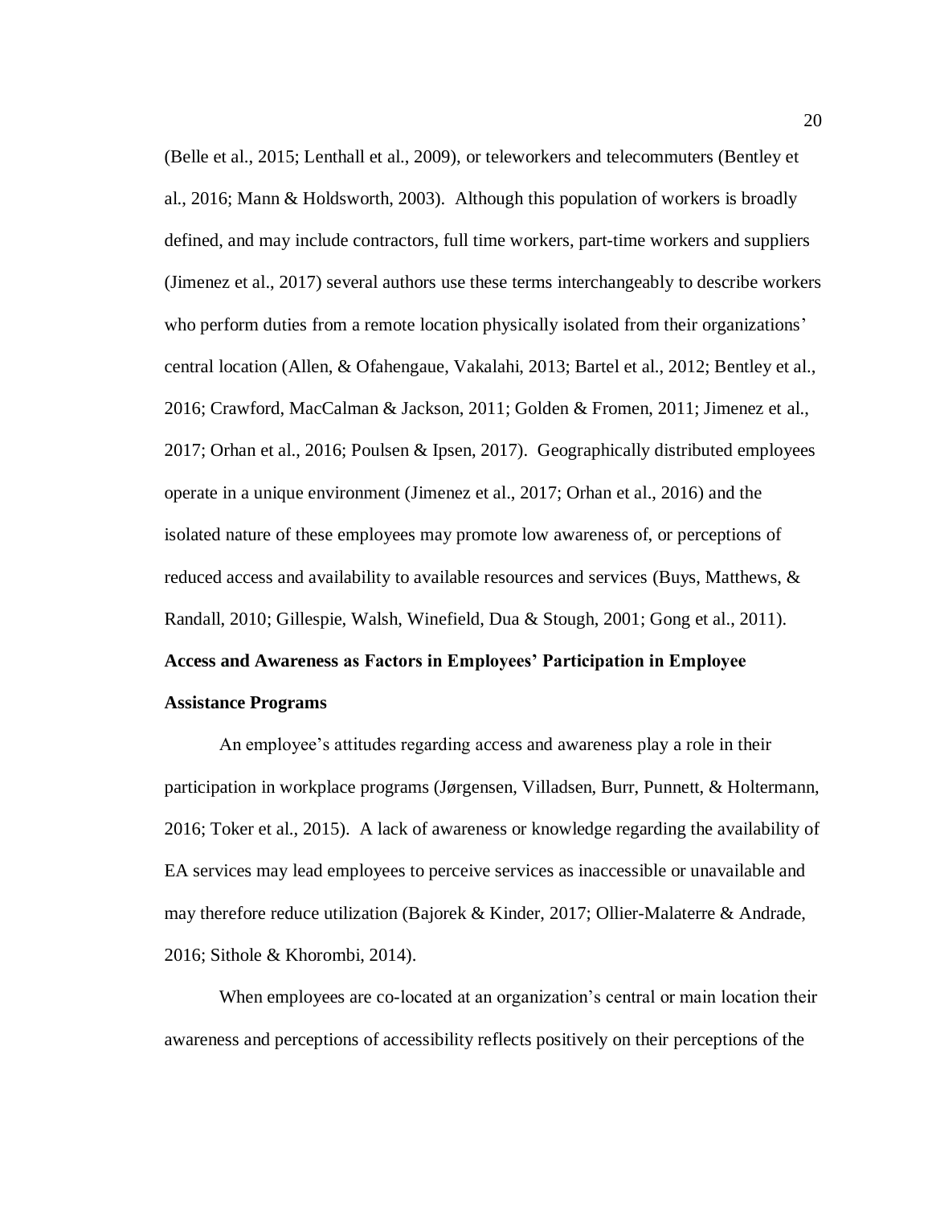(Belle et al., 2015; Lenthall et al., 2009), or teleworkers and telecommuters (Bentley et al., 2016; Mann & Holdsworth, 2003). Although this population of workers is broadly defined, and may include contractors, full time workers, part-time workers and suppliers (Jimenez et al., 2017) several authors use these terms interchangeably to describe workers who perform duties from a remote location physically isolated from their organizations' central location (Allen, & Ofahengaue, Vakalahi, 2013; Bartel et al., 2012; Bentley et al., 2016; Crawford, MacCalman & Jackson, 2011; Golden & Fromen, 2011; Jimenez et al., 2017; Orhan et al., 2016; Poulsen & Ipsen, 2017). Geographically distributed employees operate in a unique environment (Jimenez et al., 2017; Orhan et al., 2016) and the isolated nature of these employees may promote low awareness of, or perceptions of reduced access and availability to available resources and services (Buys, Matthews, & Randall, 2010; Gillespie, Walsh, Winefield, Dua & Stough, 2001; Gong et al., 2011).

**Access and Awareness as Factors in Employees' Participation in Employee Assistance Programs**

An employee's attitudes regarding access and awareness play a role in their participation in workplace programs (Jørgensen, Villadsen, Burr, Punnett, & Holtermann, 2016; Toker et al., 2015). A lack of awareness or knowledge regarding the availability of EA services may lead employees to perceive services as inaccessible or unavailable and may therefore reduce utilization (Bajorek & Kinder, 2017; Ollier-Malaterre & Andrade, 2016; Sithole & Khorombi, 2014).

When employees are co-located at an organization's central or main location their awareness and perceptions of accessibility reflects positively on their perceptions of the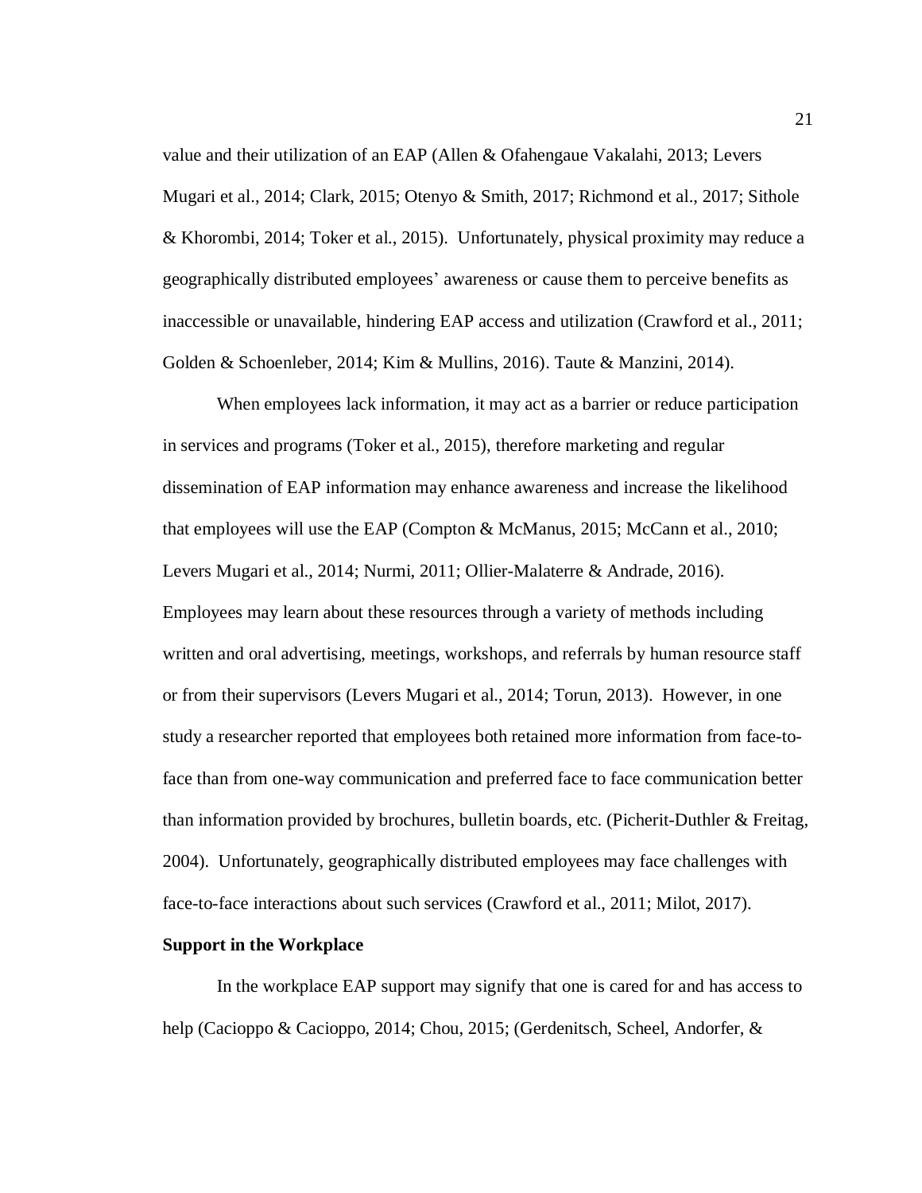value and their utilization of an EAP (Allen & Ofahengaue Vakalahi, 2013; Levers Mugari et al., 2014; Clark, 2015; Otenyo & Smith, 2017; Richmond et al., 2017; Sithole & Khorombi, 2014; Toker et al., 2015). Unfortunately, physical proximity may reduce a geographically distributed employees' awareness or cause them to perceive benefits as inaccessible or unavailable, hindering EAP access and utilization (Crawford et al., 2011; Golden & Schoenleber, 2014; Kim & Mullins, 2016). Taute & Manzini, 2014).

When employees lack information, it may act as a barrier or reduce participation in services and programs (Toker et al., 2015), therefore marketing and regular dissemination of EAP information may enhance awareness and increase the likelihood that employees will use the EAP (Compton & McManus, 2015; McCann et al., 2010; Levers Mugari et al., 2014; Nurmi, 2011; Ollier-Malaterre & Andrade, 2016). Employees may learn about these resources through a variety of methods including written and oral advertising, meetings, workshops, and referrals by human resource staff or from their supervisors (Levers Mugari et al., 2014; Torun, 2013). However, in one study a researcher reported that employees both retained more information from face-to-face than from one-way communication and preferred face to face communication better than information provided by brochures, bulletin boards, etc. (Picherit-Duthler & Freitag, 2004). Unfortunately, geographically distributed employees may face challenges with face-to-face interactions about such services (Crawford et al., 2011; Milot, 2017).

**Support in the Workplace**

In the workplace EAP support may signify that one is cared for and has access to help (Cacioppo & Cacioppo, 2014; Chou, 2015; (Gerdenitsch, Scheel, Andorfer, &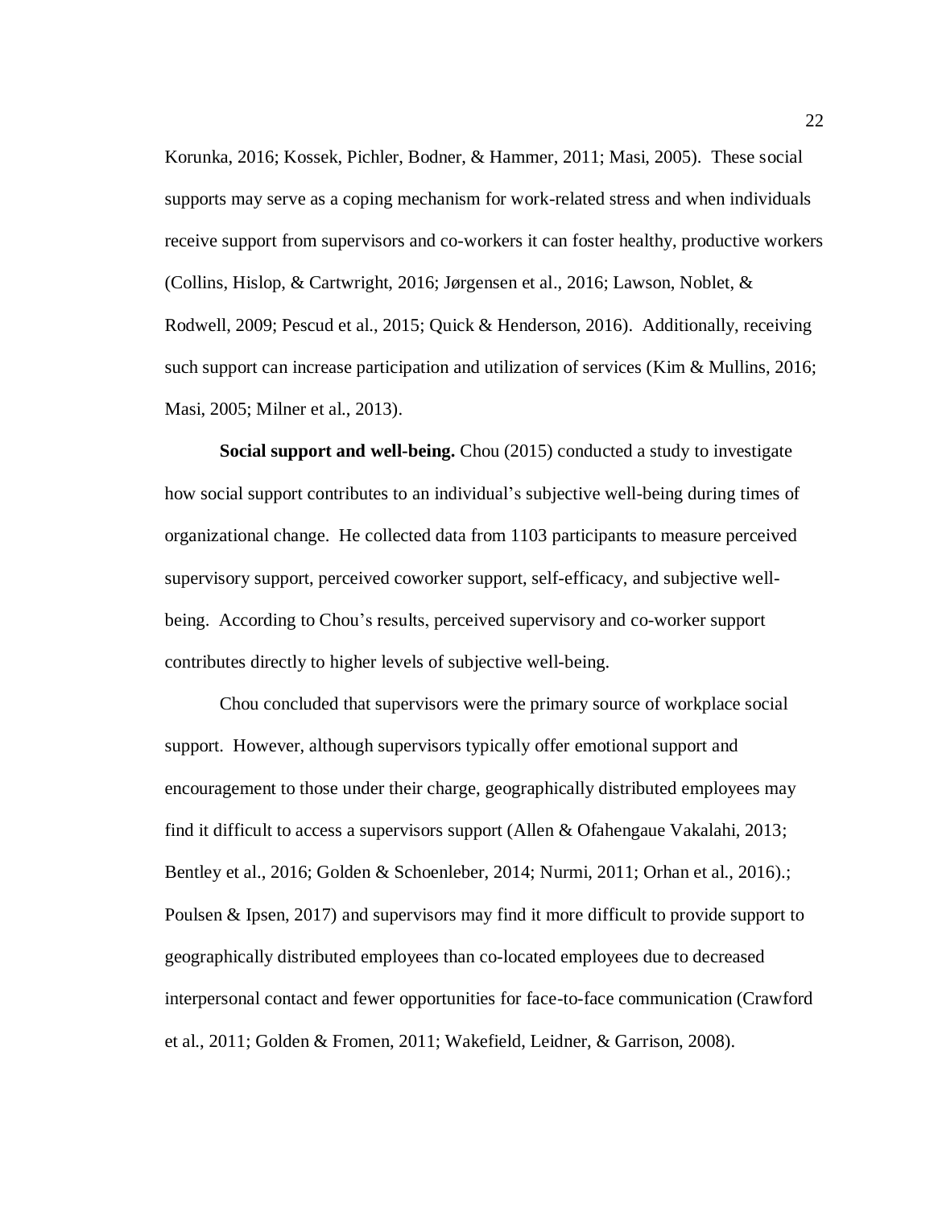Korunka, 2016; Kossek, Pichler, Bodner, & Hammer, 2011; Masi, 2005). These social supports may serve as a coping mechanism for work-related stress and when individuals receive support from supervisors and co-workers it can foster healthy, productive workers (Collins, Hislop, & Cartwright, 2016; Jørgensen et al., 2016; Lawson, Noblet, & Rodwell, 2009; Pescud et al., 2015; Quick & Henderson, 2016). Additionally, receiving such support can increase participation and utilization of services (Kim & Mullins, 2016; Masi, 2005; Milner et al., 2013).

**Social support and well-being.** Chou (2015) conducted a study to investigate how social support contributes to an individual's subjective well-being during times of organizational change. He collected data from 1103 participants to measure perceived supervisory support, perceived coworker support, self-efficacy, and subjective well-being. According to Chou's results, perceived supervisory and co-worker support contributes directly to higher levels of subjective well-being.

Chou concluded that supervisors were the primary source of workplace social support. However, although supervisors typically offer emotional support and encouragement to those under their charge, geographically distributed employees may find it difficult to access a supervisors support (Allen & Ofahengaue Vakalahi, 2013; Bentley et al., 2016; Golden & Schoenleber, 2014; Nurmi, 2011; Orhan et al., 2016).; Poulsen & Ipsen, 2017) and supervisors may find it more difficult to provide support to geographically distributed employees than co-located employees due to decreased interpersonal contact and fewer opportunities for face-to-face communication (Crawford et al., 2011; Golden & Fromen, 2011; Wakefield, Leidner, & Garrison, 2008).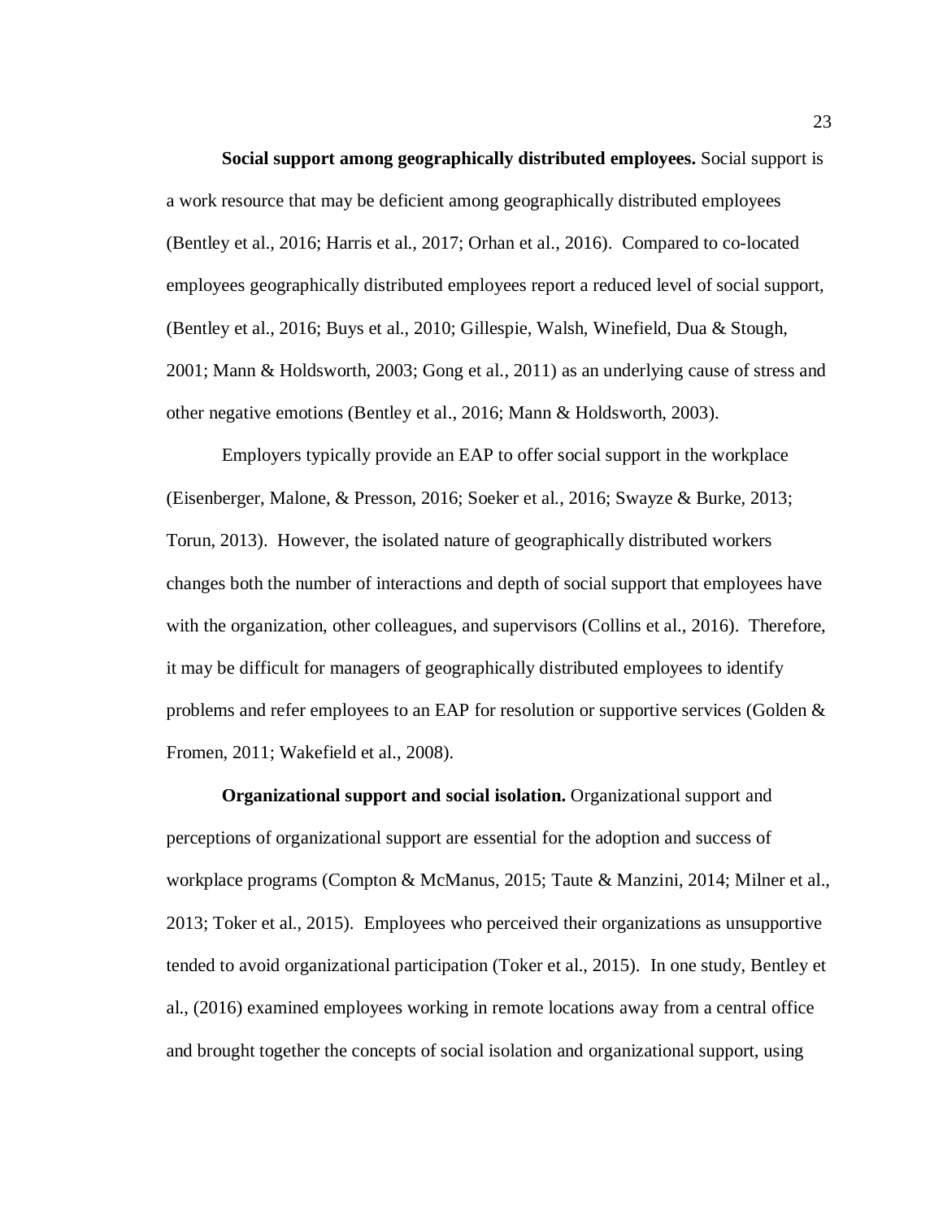**Social support among geographically distributed employees.** Social support is a work resource that may be deficient among geographically distributed employees (Bentley et al., 2016; Harris et al., 2017; Orhan et al., 2016). Compared to co-located employees geographically distributed employees report a reduced level of social support, (Bentley et al., 2016; Buys et al., 2010; Gillespie, Walsh, Winefield, Dua & Stough, 2001; Mann & Holdsworth, 2003; Gong et al., 2011) as an underlying cause of stress and other negative emotions (Bentley et al., 2016; Mann & Holdsworth, 2003).

Employers typically provide an EAP to offer social support in the workplace (Eisenberger, Malone, & Presson, 2016; Soeker et al., 2016; Swayze & Burke, 2013; Torun, 2013). However, the isolated nature of geographically distributed workers changes both the number of interactions and depth of social support that employees have with the organization, other colleagues, and supervisors (Collins et al., 2016). Therefore, it may be difficult for managers of geographically distributed employees to identify problems and refer employees to an EAP for resolution or supportive services (Golden & Fromen, 2011; Wakefield et al., 2008).

**Organizational support and social isolation.** Organizational support and perceptions of organizational support are essential for the adoption and success of workplace programs (Compton & McManus, 2015; Taute & Manzini, 2014; Milner et al., 2013; Toker et al., 2015). Employees who perceived their organizations as unsupportive tended to avoid organizational participation (Toker et al., 2015). In one study, Bentley et al., (2016) examined employees working in remote locations away from a central office and brought together the concepts of social isolation and organizational support, using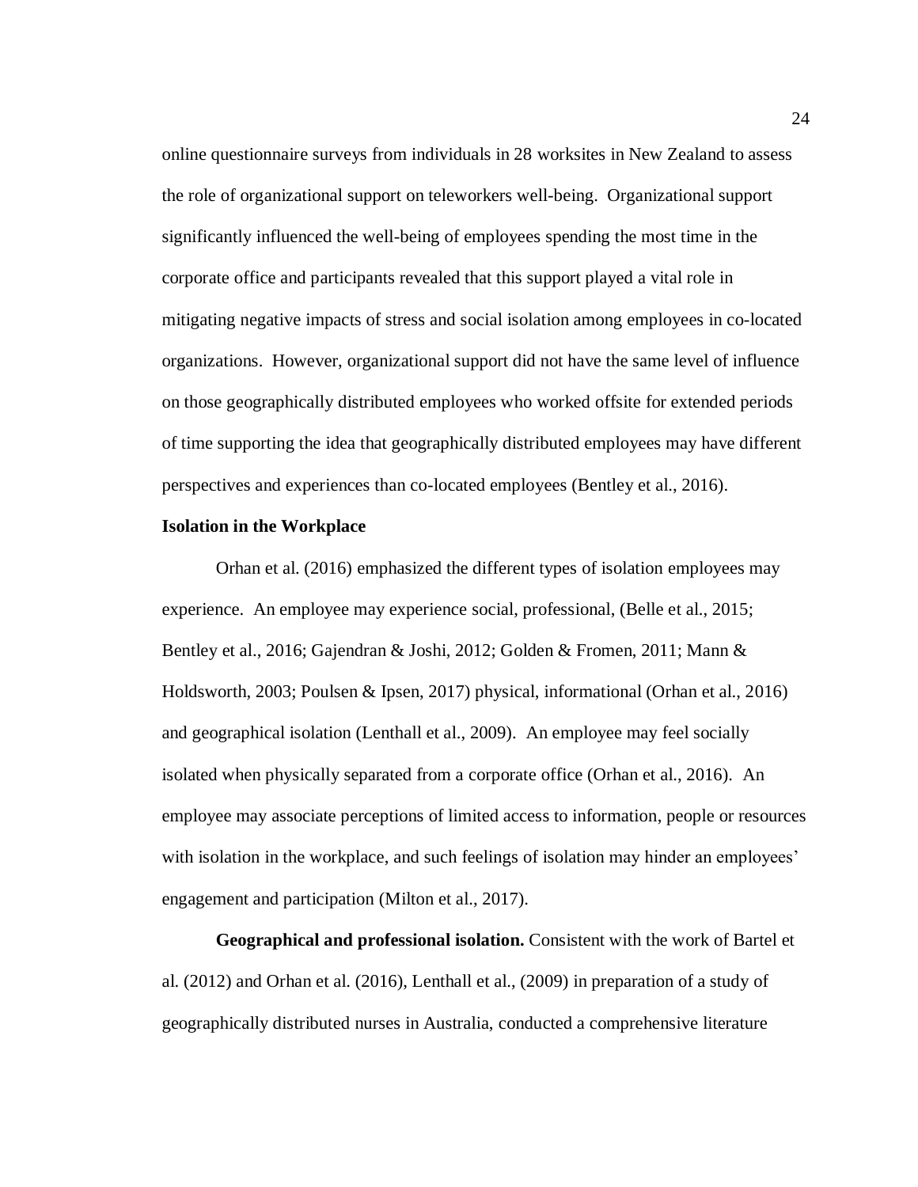online questionnaire surveys from individuals in 28 worksites in New Zealand to assess the role of organizational support on teleworkers well-being. Organizational support significantly influenced the well-being of employees spending the most time in the corporate office and participants revealed that this support played a vital role in mitigating negative impacts of stress and social isolation among employees in co-located organizations. However, organizational support did not have the same level of influence on those geographically distributed employees who worked offsite for extended periods of time supporting the idea that geographically distributed employees may have different perspectives and experiences than co-located employees (Bentley et al., 2016).

## Isolation in the Workplace

Orhan et al. (2016) emphasized the different types of isolation employees may experience. An employee may experience social, professional, (Belle et al., 2015; Bentley et al., 2016; Gajendran & Joshi, 2012; Golden & Fromen, 2011; Mann & Holdsworth, 2003; Poulsen & Ipsen, 2017) physical, informational (Orhan et al., 2016) and geographical isolation (Lenthall et al., 2009). An employee may feel socially isolated when physically separated from a corporate office (Orhan et al., 2016). An employee may associate perceptions of limited access to information, people or resources with isolation in the workplace, and such feelings of isolation may hinder an employees' engagement and participation (Milton et al., 2017).

**Geographical and professional isolation.** Consistent with the work of Bartel et al. (2012) and Orhan et al. (2016), Lenthall et al., (2009) in preparation of a study of geographically distributed nurses in Australia, conducted a comprehensive literature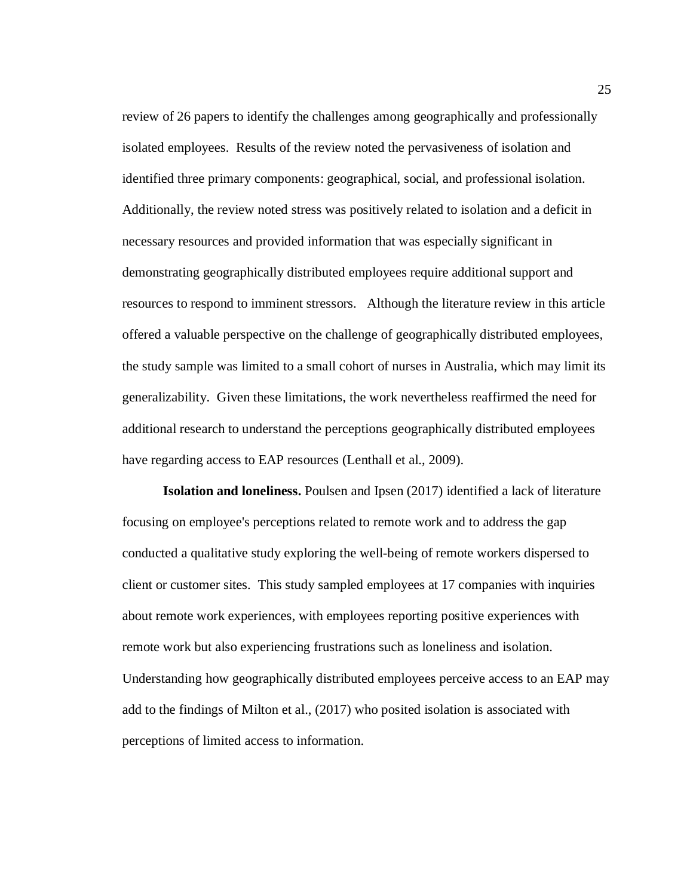review of 26 papers to identify the challenges among geographically and professionally isolated employees. Results of the review noted the pervasiveness of isolation and identified three primary components: geographical, social, and professional isolation. Additionally, the review noted stress was positively related to isolation and a deficit in necessary resources and provided information that was especially significant in demonstrating geographically distributed employees require additional support and resources to respond to imminent stressors. Although the literature review in this article offered a valuable perspective on the challenge of geographically distributed employees, the study sample was limited to a small cohort of nurses in Australia, which may limit its generalizability. Given these limitations, the work nevertheless reaffirmed the need for additional research to understand the perceptions geographically distributed employees have regarding access to EAP resources (Lenthall et al., 2009).

**Isolation and loneliness.** Poulsen and Ipsen (2017) identified a lack of literature focusing on employee's perceptions related to remote work and to address the gap conducted a qualitative study exploring the well-being of remote workers dispersed to client or customer sites. This study sampled employees at 17 companies with inquiries about remote work experiences, with employees reporting positive experiences with remote work but also experiencing frustrations such as loneliness and isolation. Understanding how geographically distributed employees perceive access to an EAP may add to the findings of Milton et al., (2017) who posited isolation is associated with perceptions of limited access to information.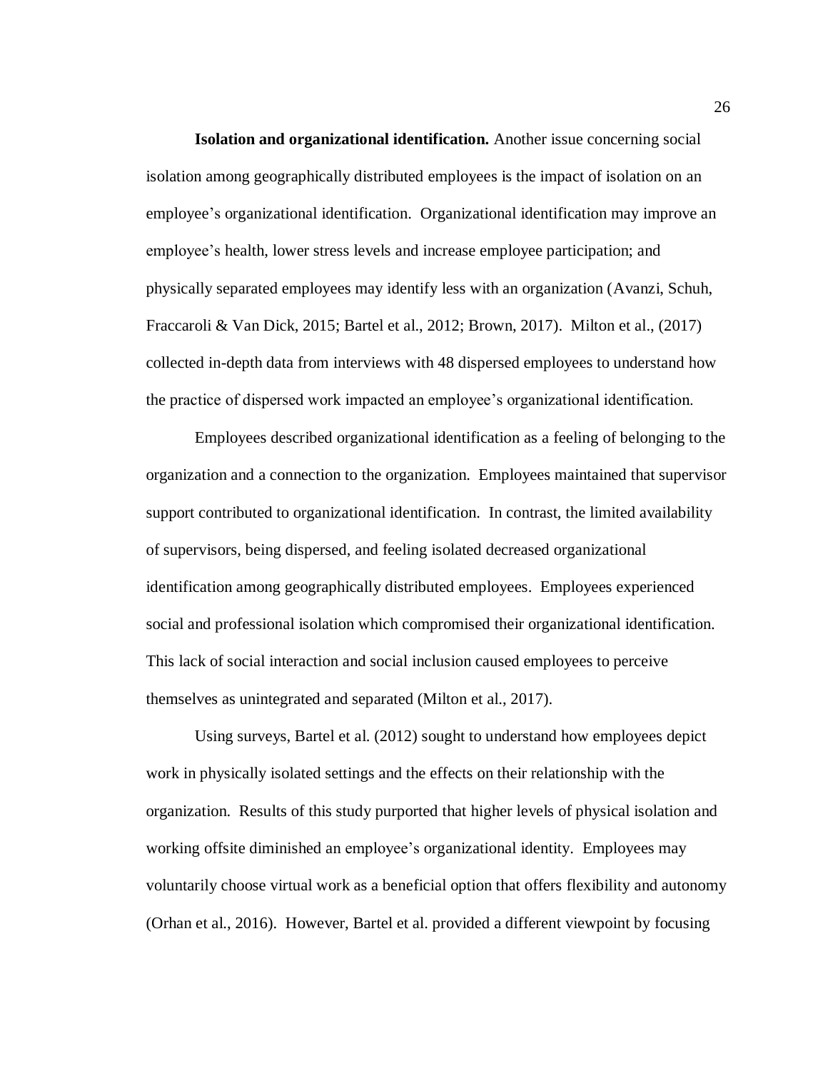**Isolation and organizational identification.** Another issue concerning social isolation among geographically distributed employees is the impact of isolation on an employee's organizational identification. Organizational identification may improve an employee's health, lower stress levels and increase employee participation; and physically separated employees may identify less with an organization (Avanzi, Schuh, Fraccaroli & Van Dick, 2015; Bartel et al., 2012; Brown, 2017). Milton et al., (2017) collected in-depth data from interviews with 48 dispersed employees to understand how the practice of dispersed work impacted an employee's organizational identification.

Employees described organizational identification as a feeling of belonging to the organization and a connection to the organization. Employees maintained that supervisor support contributed to organizational identification. In contrast, the limited availability of supervisors, being dispersed, and feeling isolated decreased organizational identification among geographically distributed employees. Employees experienced social and professional isolation which compromised their organizational identification. This lack of social interaction and social inclusion caused employees to perceive themselves as unintegrated and separated (Milton et al., 2017).

Using surveys, Bartel et al. (2012) sought to understand how employees depict work in physically isolated settings and the effects on their relationship with the organization. Results of this study purported that higher levels of physical isolation and working offsite diminished an employee's organizational identity. Employees may voluntarily choose virtual work as a beneficial option that offers flexibility and autonomy (Orhan et al., 2016). However, Bartel et al. provided a different viewpoint by focusing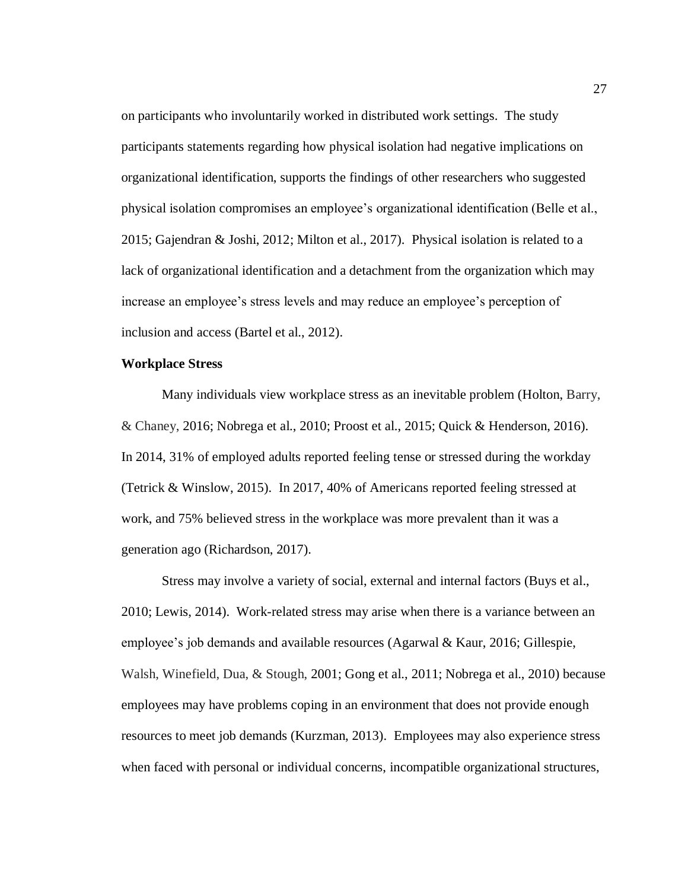on participants who involuntarily worked in distributed work settings. The study participants statements regarding how physical isolation had negative implications on organizational identification, supports the findings of other researchers who suggested physical isolation compromises an employee's organizational identification (Belle et al., 2015; Gajendran & Joshi, 2012; Milton et al., 2017). Physical isolation is related to a lack of organizational identification and a detachment from the organization which may increase an employee's stress levels and may reduce an employee's perception of inclusion and access (Bartel et al., 2012).

**Workplace Stress**

Many individuals view workplace stress as an inevitable problem (Holton, Barry, & Chaney, 2016; Nobrega et al., 2010; Proost et al., 2015; Quick & Henderson, 2016). In 2014, 31% of employed adults reported feeling tense or stressed during the workday (Tetrick & Winslow, 2015). In 2017, 40% of Americans reported feeling stressed at work, and 75% believed stress in the workplace was more prevalent than it was a generation ago (Richardson, 2017).

Stress may involve a variety of social, external and internal factors (Buys et al., 2010; Lewis, 2014). Work-related stress may arise when there is a variance between an employee's job demands and available resources (Agarwal & Kaur, 2016; Gillespie, Walsh, Winefield, Dua, & Stough, 2001; Gong et al., 2011; Nobrega et al., 2010) because employees may have problems coping in an environment that does not provide enough resources to meet job demands (Kurzman, 2013). Employees may also experience stress when faced with personal or individual concerns, incompatible organizational structures,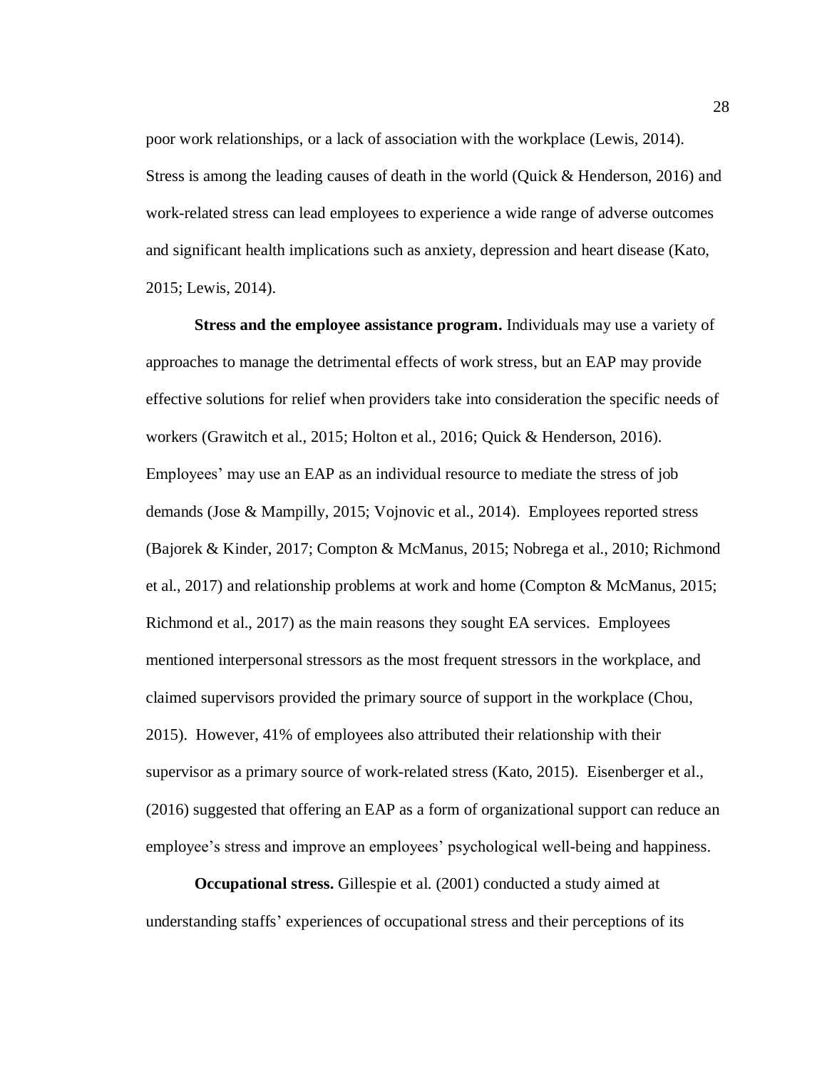poor work relationships, or a lack of association with the workplace (Lewis, 2014). Stress is among the leading causes of death in the world (Quick & Henderson, 2016) and work-related stress can lead employees to experience a wide range of adverse outcomes and significant health implications such as anxiety, depression and heart disease (Kato, 2015; Lewis, 2014).

**Stress and the employee assistance program.** Individuals may use a variety of approaches to manage the detrimental effects of work stress, but an EAP may provide effective solutions for relief when providers take into consideration the specific needs of workers (Grawitch et al., 2015; Holton et al., 2016; Quick & Henderson, 2016). Employees' may use an EAP as an individual resource to mediate the stress of job demands (Jose & Mampilly, 2015; Vojnovic et al., 2014). Employees reported stress (Bajorek & Kinder, 2017; Compton & McManus, 2015; Nobrega et al., 2010; Richmond et al., 2017) and relationship problems at work and home (Compton & McManus, 2015; Richmond et al., 2017) as the main reasons they sought EA services. Employees mentioned interpersonal stressors as the most frequent stressors in the workplace, and claimed supervisors provided the primary source of support in the workplace (Chou, 2015). However, 41% of employees also attributed their relationship with their supervisor as a primary source of work-related stress (Kato, 2015). Eisenberger et al., (2016) suggested that offering an EAP as a form of organizational support can reduce an employee's stress and improve an employees' psychological well-being and happiness.

**Occupational stress.** Gillespie et al. (2001) conducted a study aimed at understanding staffs' experiences of occupational stress and their perceptions of its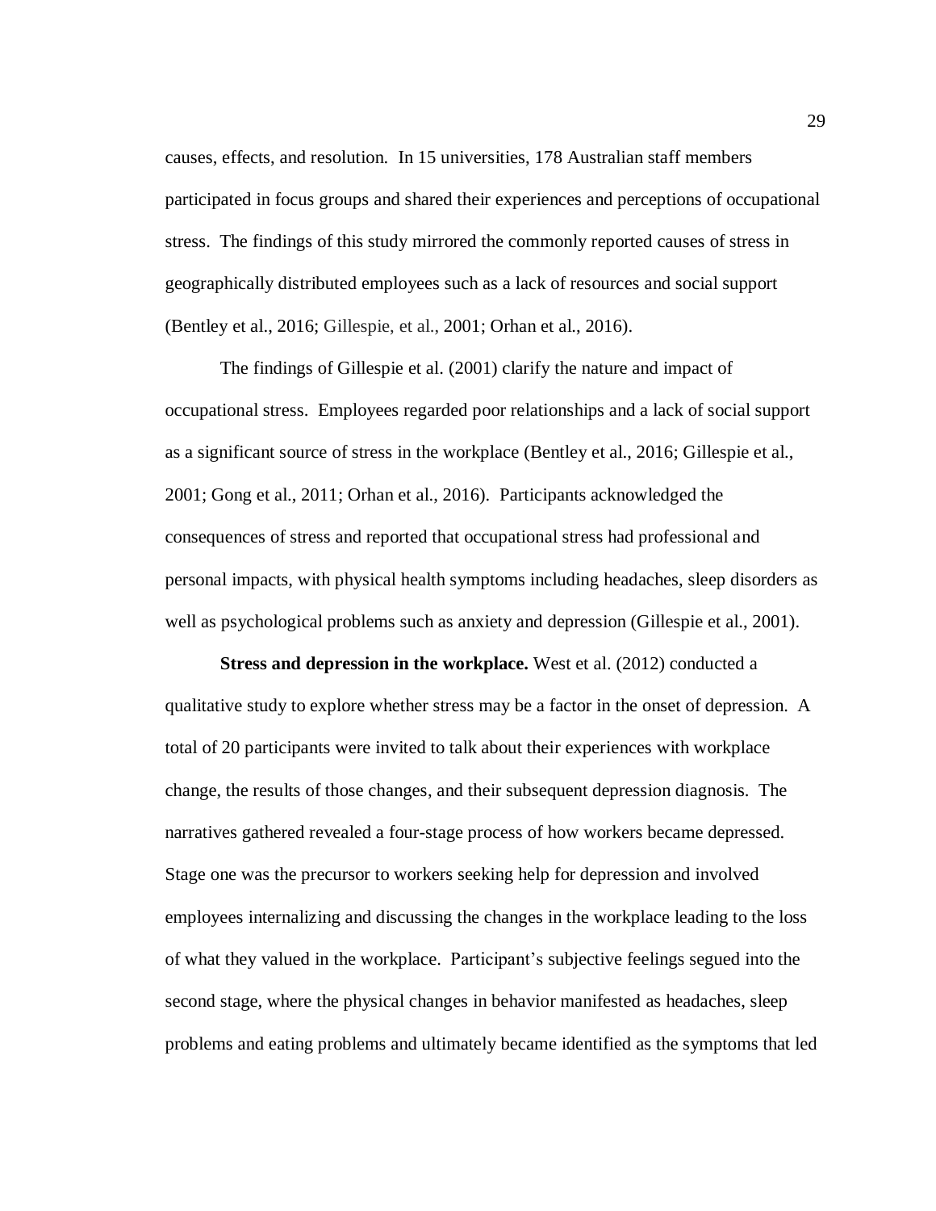causes, effects, and resolution. In 15 universities, 178 Australian staff members participated in focus groups and shared their experiences and perceptions of occupational stress. The findings of this study mirrored the commonly reported causes of stress in geographically distributed employees such as a lack of resources and social support (Bentley et al., 2016; Gillespie, et al., 2001; Orhan et al., 2016).

The findings of Gillespie et al. (2001) clarify the nature and impact of occupational stress. Employees regarded poor relationships and a lack of social support as a significant source of stress in the workplace (Bentley et al., 2016; Gillespie et al., 2001; Gong et al., 2011; Orhan et al., 2016). Participants acknowledged the consequences of stress and reported that occupational stress had professional and personal impacts, with physical health symptoms including headaches, sleep disorders as well as psychological problems such as anxiety and depression (Gillespie et al., 2001).

**Stress and depression in the workplace.** West et al. (2012) conducted a qualitative study to explore whether stress may be a factor in the onset of depression. A total of 20 participants were invited to talk about their experiences with workplace change, the results of those changes, and their subsequent depression diagnosis. The narratives gathered revealed a four-stage process of how workers became depressed. Stage one was the precursor to workers seeking help for depression and involved employees internalizing and discussing the changes in the workplace leading to the loss of what they valued in the workplace. Participant's subjective feelings segued into the second stage, where the physical changes in behavior manifested as headaches, sleep problems and eating problems and ultimately became identified as the symptoms that led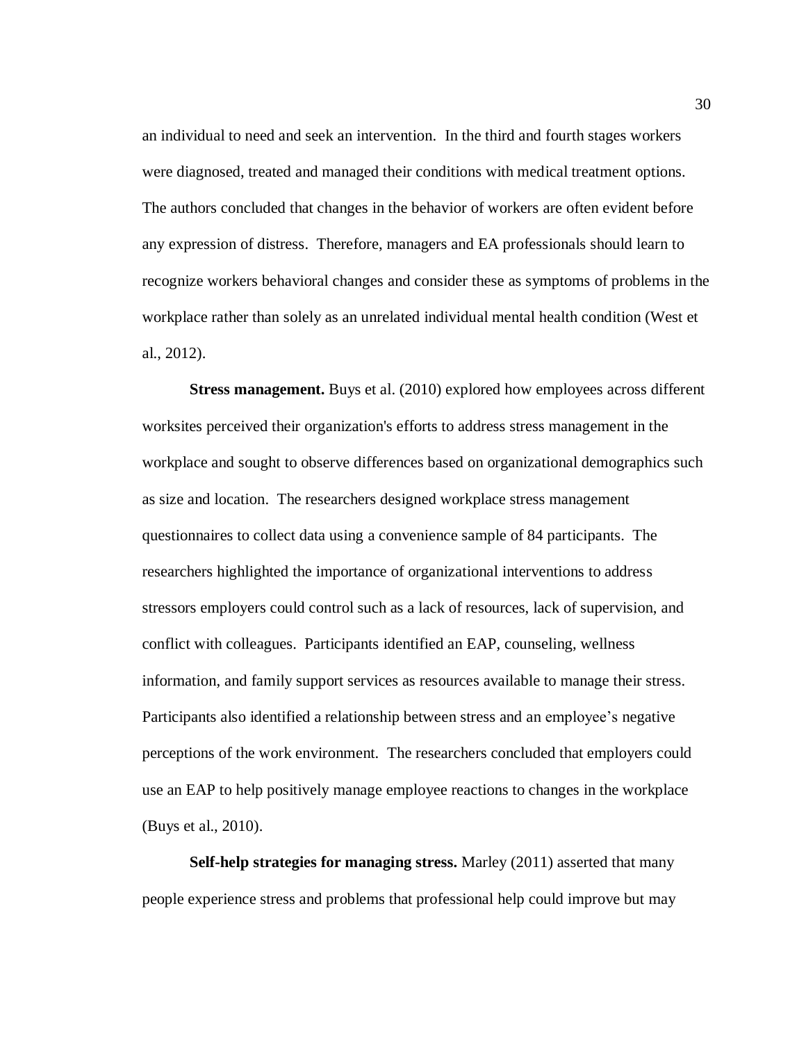an individual to need and seek an intervention. In the third and fourth stages workers were diagnosed, treated and managed their conditions with medical treatment options. The authors concluded that changes in the behavior of workers are often evident before any expression of distress. Therefore, managers and EA professionals should learn to recognize workers behavioral changes and consider these as symptoms of problems in the workplace rather than solely as an unrelated individual mental health condition (West et al., 2012).

**Stress management.** Buys et al. (2010) explored how employees across different worksites perceived their organization's efforts to address stress management in the workplace and sought to observe differences based on organizational demographics such as size and location. The researchers designed workplace stress management questionnaires to collect data using a convenience sample of 84 participants. The researchers highlighted the importance of organizational interventions to address stressors employers could control such as a lack of resources, lack of supervision, and conflict with colleagues. Participants identified an EAP, counseling, wellness information, and family support services as resources available to manage their stress. Participants also identified a relationship between stress and an employee's negative perceptions of the work environment. The researchers concluded that employers could use an EAP to help positively manage employee reactions to changes in the workplace (Buys et al., 2010).

**Self-help strategies for managing stress.** Marley (2011) asserted that many people experience stress and problems that professional help could improve but may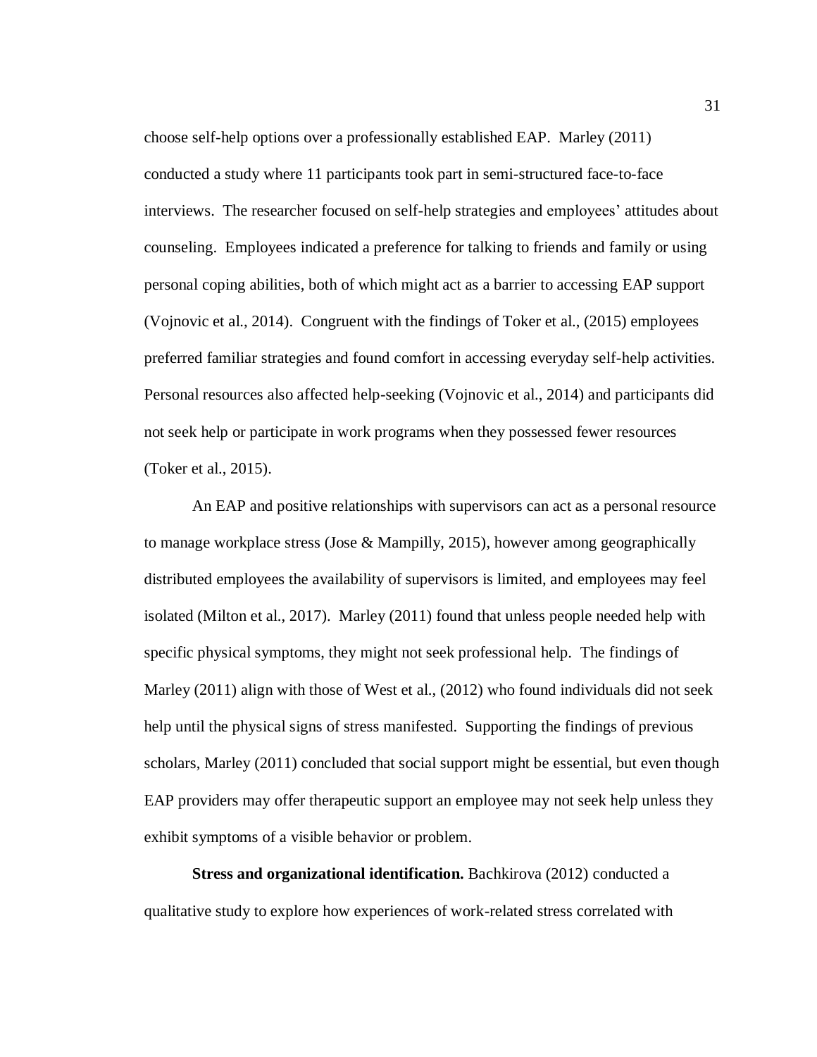choose self-help options over a professionally established EAP. Marley (2011) conducted a study where 11 participants took part in semi-structured face-to-face interviews. The researcher focused on self-help strategies and employees' attitudes about counseling. Employees indicated a preference for talking to friends and family or using personal coping abilities, both of which might act as a barrier to accessing EAP support (Vojnovic et al., 2014). Congruent with the findings of Toker et al., (2015) employees preferred familiar strategies and found comfort in accessing everyday self-help activities. Personal resources also affected help-seeking (Vojnovic et al., 2014) and participants did not seek help or participate in work programs when they possessed fewer resources (Toker et al., 2015).

An EAP and positive relationships with supervisors can act as a personal resource to manage workplace stress (Jose & Mampilly, 2015), however among geographically distributed employees the availability of supervisors is limited, and employees may feel isolated (Milton et al., 2017). Marley (2011) found that unless people needed help with specific physical symptoms, they might not seek professional help. The findings of Marley (2011) align with those of West et al., (2012) who found individuals did not seek help until the physical signs of stress manifested. Supporting the findings of previous scholars, Marley (2011) concluded that social support might be essential, but even though EAP providers may offer therapeutic support an employee may not seek help unless they exhibit symptoms of a visible behavior or problem.

**Stress and organizational identification.** Bachkirova (2012) conducted a qualitative study to explore how experiences of work-related stress correlated with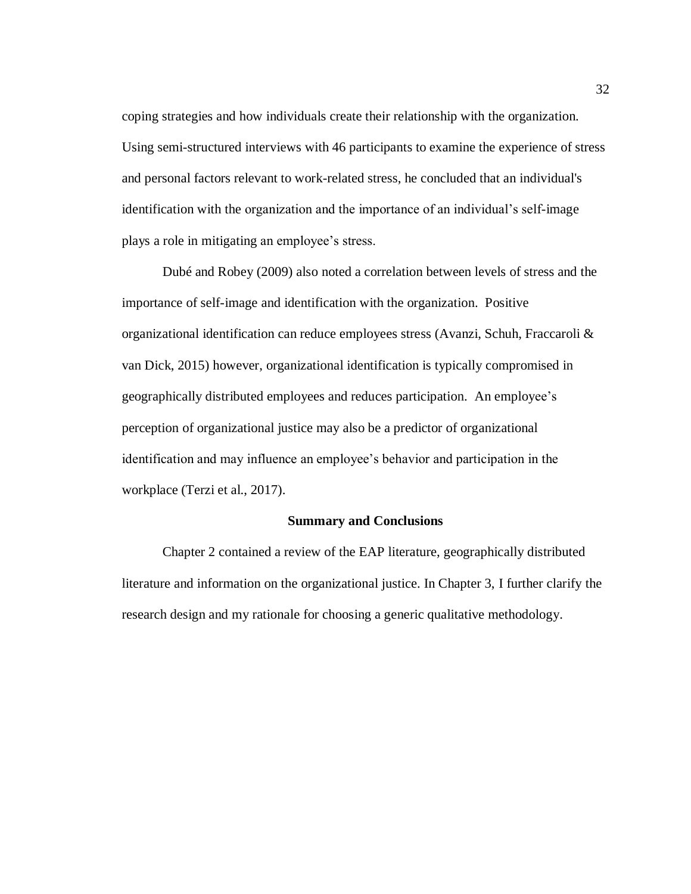coping strategies and how individuals create their relationship with the organization. Using semi-structured interviews with 46 participants to examine the experience of stress and personal factors relevant to work-related stress, he concluded that an individual's identification with the organization and the importance of an individual's self-image plays a role in mitigating an employee's stress.

Dubé and Robey (2009) also noted a correlation between levels of stress and the importance of self-image and identification with the organization. Positive organizational identification can reduce employees stress (Avanzi, Schuh, Fraccaroli & van Dick, 2015) however, organizational identification is typically compromised in geographically distributed employees and reduces participation. An employee's perception of organizational justice may also be a predictor of organizational identification and may influence an employee's behavior and participation in the workplace (Terzi et al., 2017).

## Summary and Conclusions

Chapter 2 contained a review of the EAP literature, geographically distributed literature and information on the organizational justice. In Chapter 3, I further clarify the research design and my rationale for choosing a generic qualitative methodology.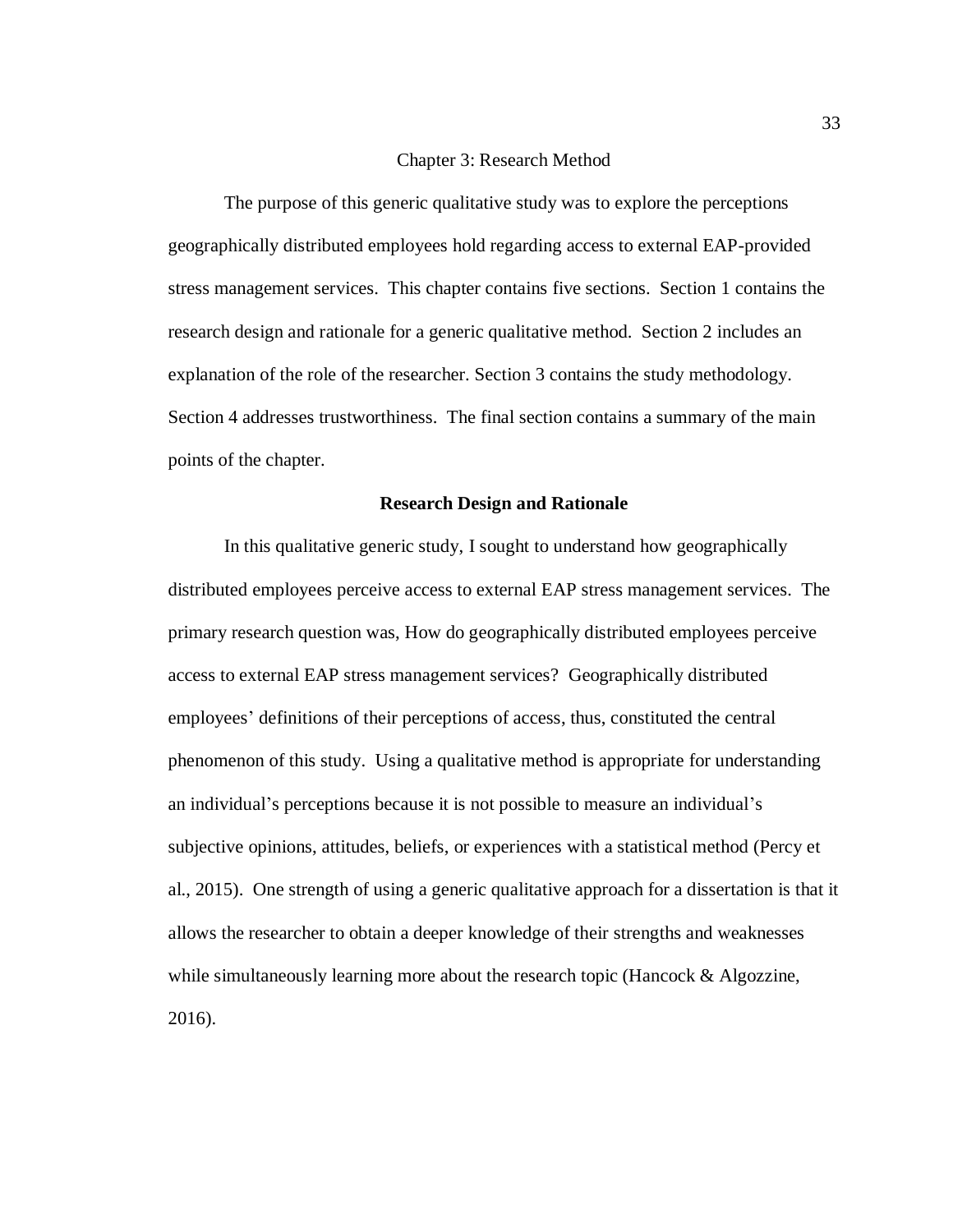# Chapter 3: Research Method

The purpose of this generic qualitative study was to explore the perceptions geographically distributed employees hold regarding access to external EAP-provided stress management services. This chapter contains five sections. Section 1 contains the research design and rationale for a generic qualitative method. Section 2 includes an explanation of the role of the researcher. Section 3 contains the study methodology. Section 4 addresses trustworthiness. The final section contains a summary of the main points of the chapter.

## Research Design and Rationale

In this qualitative generic study, I sought to understand how geographically distributed employees perceive access to external EAP stress management services. The primary research question was, How do geographically distributed employees perceive access to external EAP stress management services? Geographically distributed employees' definitions of their perceptions of access, thus, constituted the central phenomenon of this study. Using a qualitative method is appropriate for understanding an individual's perceptions because it is not possible to measure an individual's subjective opinions, attitudes, beliefs, or experiences with a statistical method (Percy et al., 2015). One strength of using a generic qualitative approach for a dissertation is that it allows the researcher to obtain a deeper knowledge of their strengths and weaknesses while simultaneously learning more about the research topic (Hancock & Algozzine, 2016).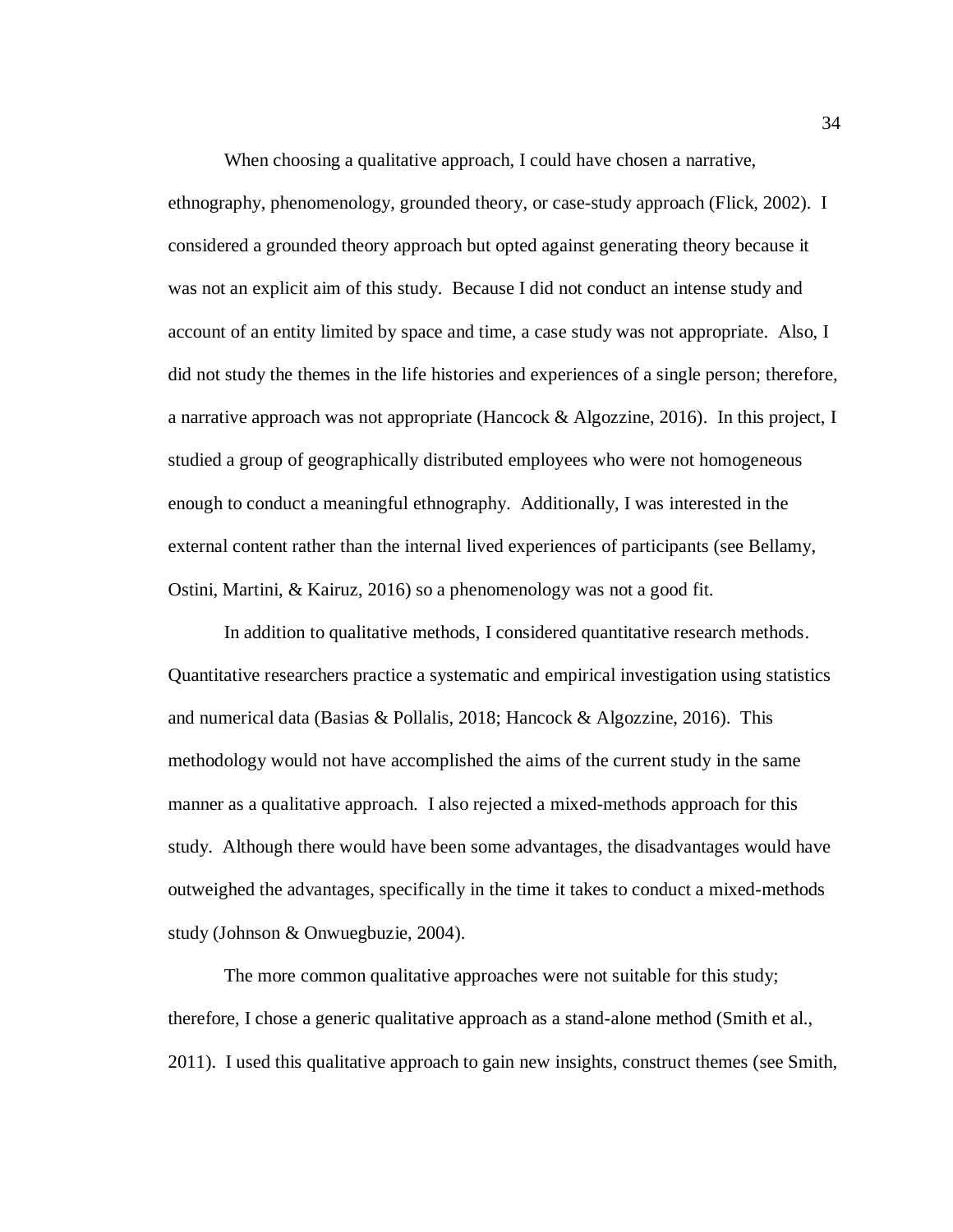When choosing a qualitative approach, I could have chosen a narrative, ethnography, phenomenology, grounded theory, or case-study approach (Flick, 2002). I considered a grounded theory approach but opted against generating theory because it was not an explicit aim of this study. Because I did not conduct an intense study and account of an entity limited by space and time, a case study was not appropriate. Also, I did not study the themes in the life histories and experiences of a single person; therefore, a narrative approach was not appropriate (Hancock & Algozzine, 2016). In this project, I studied a group of geographically distributed employees who were not homogeneous enough to conduct a meaningful ethnography. Additionally, I was interested in the external content rather than the internal lived experiences of participants (see Bellamy, Ostini, Martini, & Kairuz, 2016) so a phenomenology was not a good fit.

In addition to qualitative methods, I considered quantitative research methods. Quantitative researchers practice a systematic and empirical investigation using statistics and numerical data (Basias & Pollalis, 2018; Hancock & Algozzine, 2016). This methodology would not have accomplished the aims of the current study in the same manner as a qualitative approach. I also rejected a mixed-methods approach for this study. Although there would have been some advantages, the disadvantages would have outweighed the advantages, specifically in the time it takes to conduct a mixed-methods study (Johnson & Onwuegbuzie, 2004).

The more common qualitative approaches were not suitable for this study; therefore, I chose a generic qualitative approach as a stand-alone method (Smith et al., 2011). I used this qualitative approach to gain new insights, construct themes (see Smith,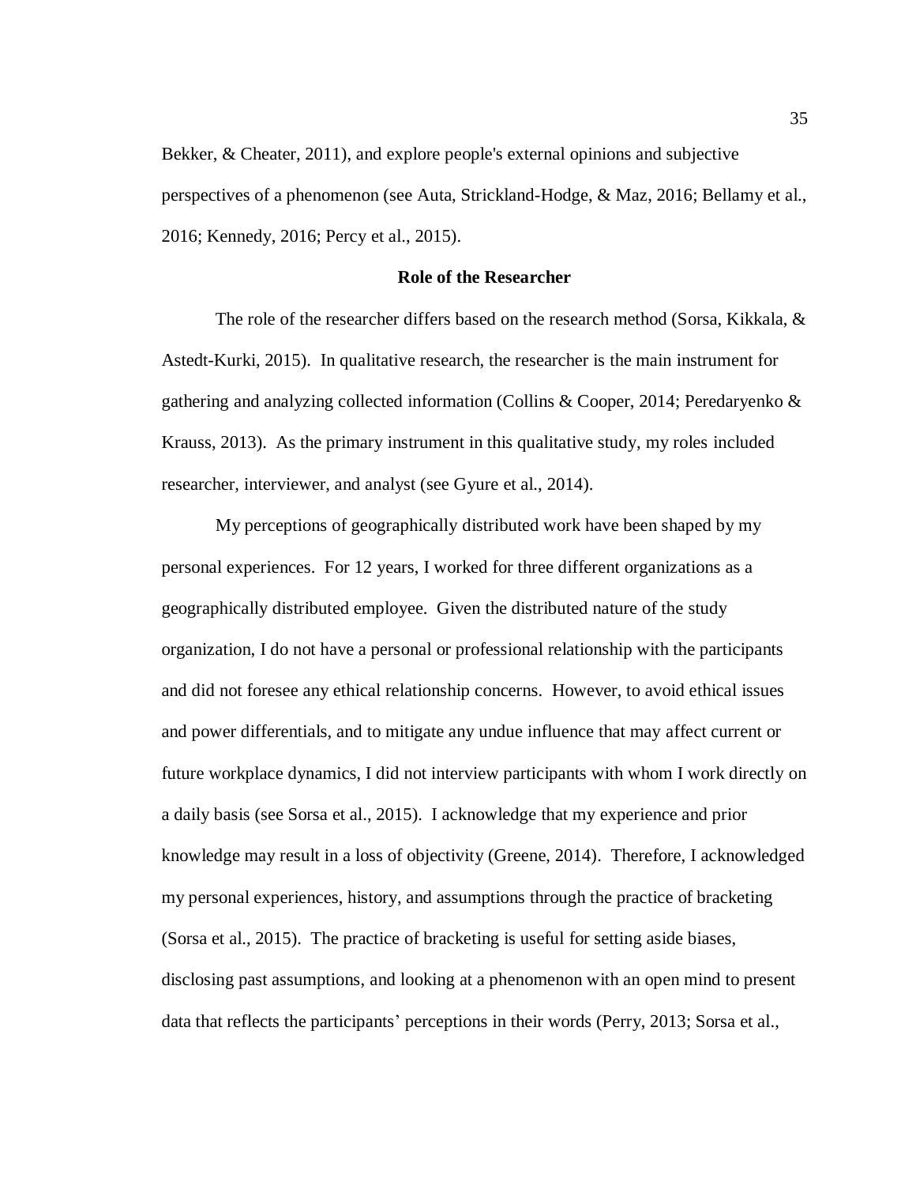Bekker, & Cheater, 2011), and explore people's external opinions and subjective perspectives of a phenomenon (see Auta, Strickland-Hodge, & Maz, 2016; Bellamy et al., 2016; Kennedy, 2016; Percy et al., 2015).

## Role of the Researcher

The role of the researcher differs based on the research method (Sorsa, Kikkala, & Astedt-Kurki, 2015). In qualitative research, the researcher is the main instrument for gathering and analyzing collected information (Collins & Cooper, 2014; Peredaryenko & Krauss, 2013). As the primary instrument in this qualitative study, my roles included researcher, interviewer, and analyst (see Gyure et al., 2014).

My perceptions of geographically distributed work have been shaped by my personal experiences. For 12 years, I worked for three different organizations as a geographically distributed employee. Given the distributed nature of the study organization, I do not have a personal or professional relationship with the participants and did not foresee any ethical relationship concerns. However, to avoid ethical issues and power differentials, and to mitigate any undue influence that may affect current or future workplace dynamics, I did not interview participants with whom I work directly on a daily basis (see Sorsa et al., 2015). I acknowledge that my experience and prior knowledge may result in a loss of objectivity (Greene, 2014). Therefore, I acknowledged my personal experiences, history, and assumptions through the practice of bracketing (Sorsa et al., 2015). The practice of bracketing is useful for setting aside biases, disclosing past assumptions, and looking at a phenomenon with an open mind to present data that reflects the participants' perceptions in their words (Perry, 2013; Sorsa et al.,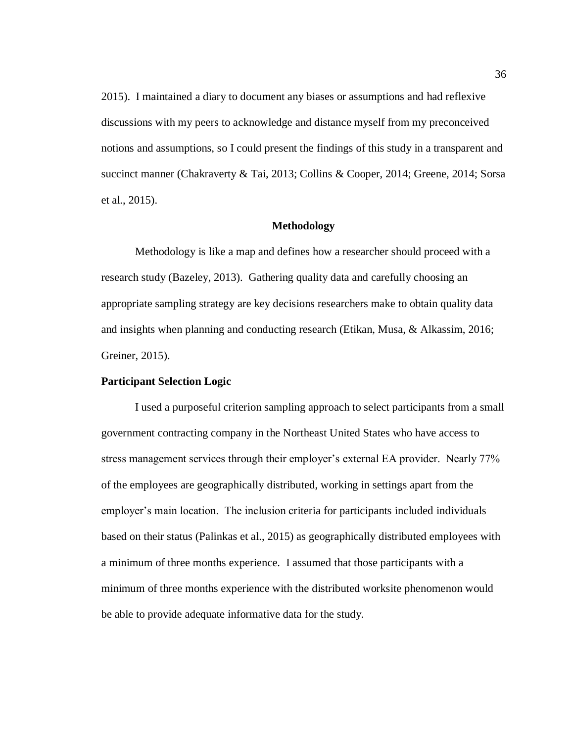2015). I maintained a diary to document any biases or assumptions and had reflexive discussions with my peers to acknowledge and distance myself from my preconceived notions and assumptions, so I could present the findings of this study in a transparent and succinct manner (Chakraverty & Tai, 2013; Collins & Cooper, 2014; Greene, 2014; Sorsa et al., 2015).

## Methodology

Methodology is like a map and defines how a researcher should proceed with a research study (Bazeley, 2013). Gathering quality data and carefully choosing an appropriate sampling strategy are key decisions researchers make to obtain quality data and insights when planning and conducting research (Etikan, Musa, & Alkassim, 2016; Greiner, 2015).

### Participant Selection Logic

I used a purposeful criterion sampling approach to select participants from a small government contracting company in the Northeast United States who have access to stress management services through their employer's external EA provider. Nearly 77% of the employees are geographically distributed, working in settings apart from the employer's main location. The inclusion criteria for participants included individuals based on their status (Palinkas et al., 2015) as geographically distributed employees with a minimum of three months experience. I assumed that those participants with a minimum of three months experience with the distributed worksite phenomenon would be able to provide adequate informative data for the study.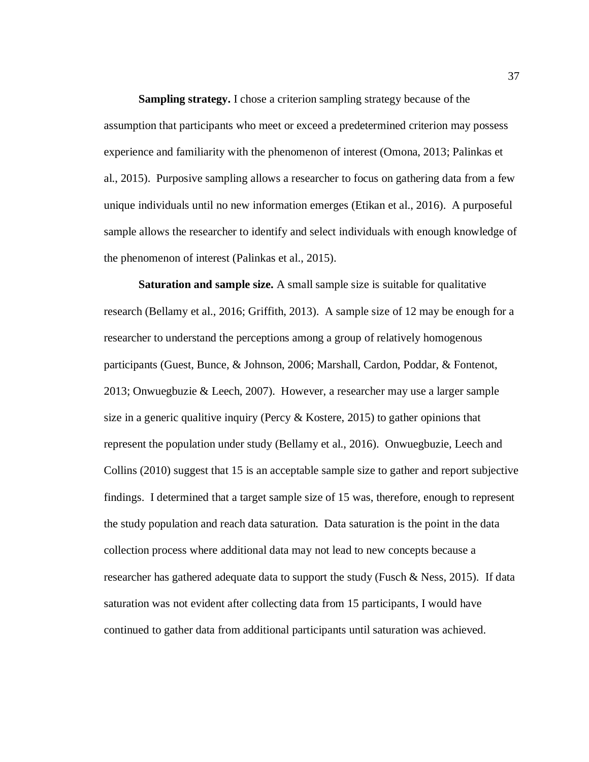**Sampling strategy.** I chose a criterion sampling strategy because of the assumption that participants who meet or exceed a predetermined criterion may possess experience and familiarity with the phenomenon of interest (Omona, 2013; Palinkas et al., 2015). Purposive sampling allows a researcher to focus on gathering data from a few unique individuals until no new information emerges (Etikan et al., 2016). A purposeful sample allows the researcher to identify and select individuals with enough knowledge of the phenomenon of interest (Palinkas et al., 2015).

**Saturation and sample size.** A small sample size is suitable for qualitative research (Bellamy et al., 2016; Griffith, 2013). A sample size of 12 may be enough for a researcher to understand the perceptions among a group of relatively homogenous participants (Guest, Bunce, & Johnson, 2006; Marshall, Cardon, Poddar, & Fontenot, 2013; Onwuegbuzie & Leech, 2007). However, a researcher may use a larger sample size in a generic qualitive inquiry (Percy & Kostere, 2015) to gather opinions that represent the population under study (Bellamy et al., 2016). Onwuegbuzie, Leech and Collins (2010) suggest that 15 is an acceptable sample size to gather and report subjective findings. I determined that a target sample size of 15 was, therefore, enough to represent the study population and reach data saturation. Data saturation is the point in the data collection process where additional data may not lead to new concepts because a researcher has gathered adequate data to support the study (Fusch & Ness, 2015). If data saturation was not evident after collecting data from 15 participants, I would have continued to gather data from additional participants until saturation was achieved.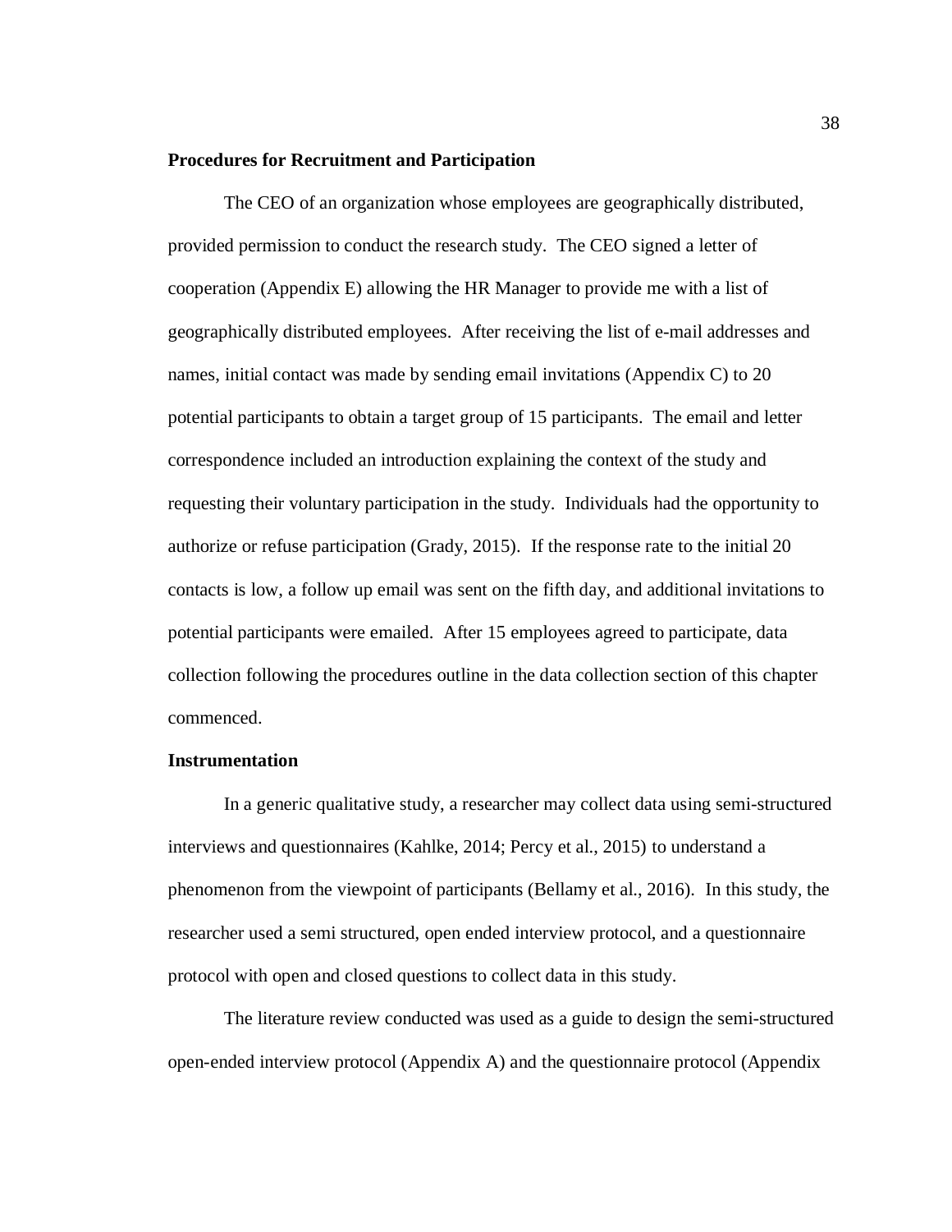**Procedures for Recruitment and Participation**

The CEO of an organization whose employees are geographically distributed, provided permission to conduct the research study. The CEO signed a letter of cooperation (Appendix E) allowing the HR Manager to provide me with a list of geographically distributed employees. After receiving the list of e-mail addresses and names, initial contact was made by sending email invitations (Appendix C) to 20 potential participants to obtain a target group of 15 participants. The email and letter correspondence included an introduction explaining the context of the study and requesting their voluntary participation in the study. Individuals had the opportunity to authorize or refuse participation (Grady, 2015). If the response rate to the initial 20 contacts is low, a follow up email was sent on the fifth day, and additional invitations to potential participants were emailed. After 15 employees agreed to participate, data collection following the procedures outline in the data collection section of this chapter commenced.

**Instrumentation**

In a generic qualitative study, a researcher may collect data using semi-structured interviews and questionnaires (Kahlke, 2014; Percy et al., 2015) to understand a phenomenon from the viewpoint of participants (Bellamy et al., 2016). In this study, the researcher used a semi structured, open ended interview protocol, and a questionnaire protocol with open and closed questions to collect data in this study.

The literature review conducted was used as a guide to design the semi-structured open-ended interview protocol (Appendix A) and the questionnaire protocol (Appendix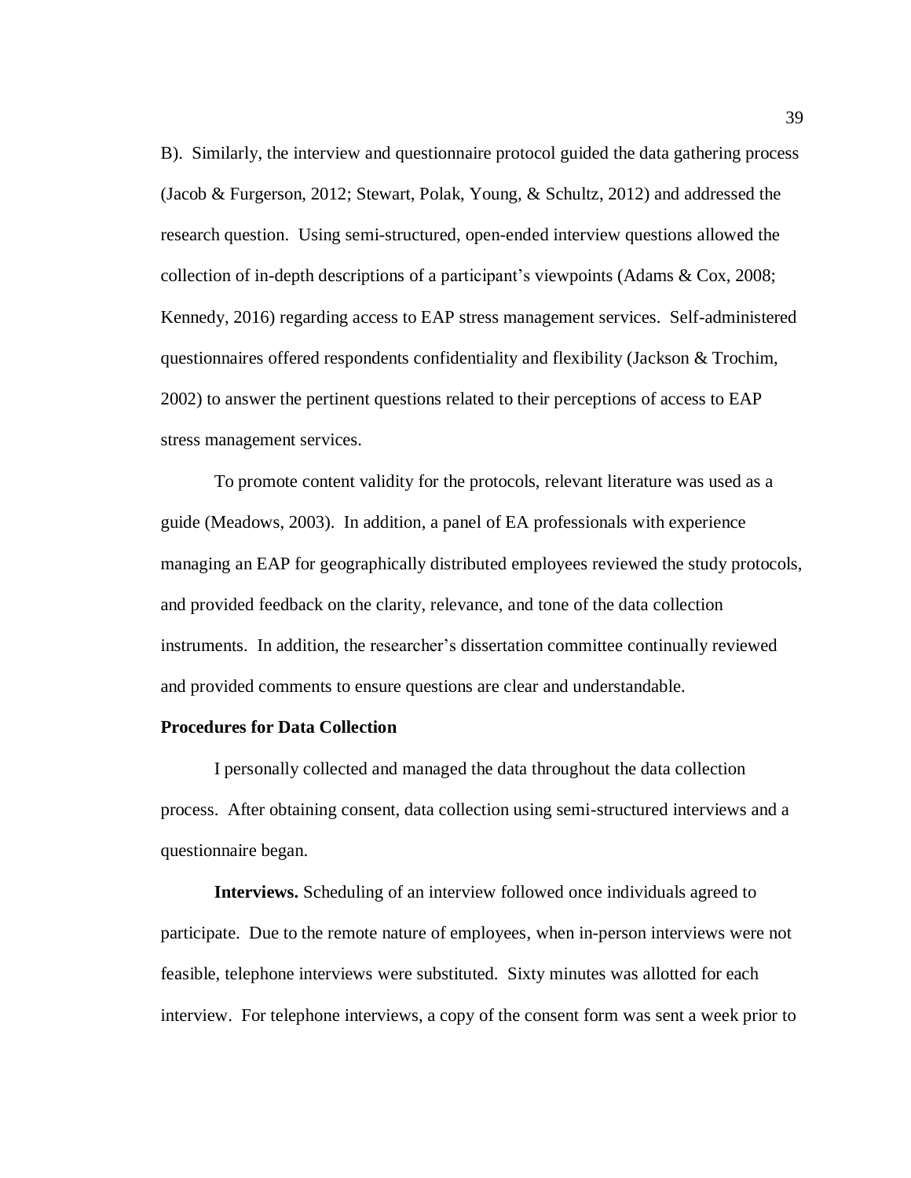B). Similarly, the interview and questionnaire protocol guided the data gathering process (Jacob & Furgerson, 2012; Stewart, Polak, Young, & Schultz, 2012) and addressed the research question. Using semi-structured, open-ended interview questions allowed the collection of in-depth descriptions of a participant's viewpoints (Adams & Cox, 2008; Kennedy, 2016) regarding access to EAP stress management services. Self-administered questionnaires offered respondents confidentiality and flexibility (Jackson & Trochim, 2002) to answer the pertinent questions related to their perceptions of access to EAP stress management services.

To promote content validity for the protocols, relevant literature was used as a guide (Meadows, 2003). In addition, a panel of EA professionals with experience managing an EAP for geographically distributed employees reviewed the study protocols, and provided feedback on the clarity, relevance, and tone of the data collection instruments. In addition, the researcher's dissertation committee continually reviewed and provided comments to ensure questions are clear and understandable.

**Procedures for Data Collection**

I personally collected and managed the data throughout the data collection process. After obtaining consent, data collection using semi-structured interviews and a questionnaire began.

**Interviews.** Scheduling of an interview followed once individuals agreed to participate. Due to the remote nature of employees, when in-person interviews were not feasible, telephone interviews were substituted. Sixty minutes was allotted for each interview. For telephone interviews, a copy of the consent form was sent a week prior to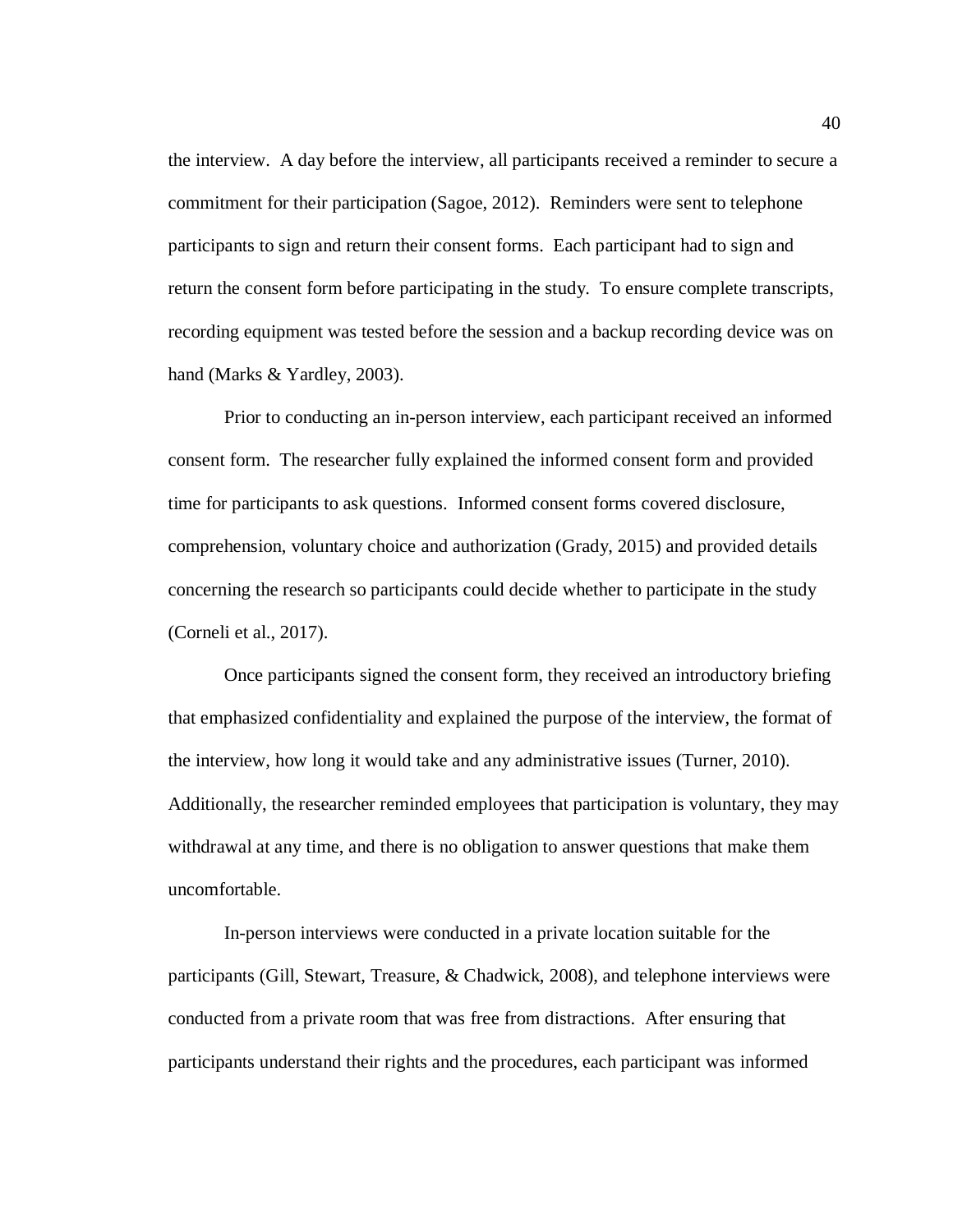the interview. A day before the interview, all participants received a reminder to secure a commitment for their participation (Sagoe, 2012). Reminders were sent to telephone participants to sign and return their consent forms. Each participant had to sign and return the consent form before participating in the study. To ensure complete transcripts, recording equipment was tested before the session and a backup recording device was on hand (Marks & Yardley, 2003).

Prior to conducting an in-person interview, each participant received an informed consent form. The researcher fully explained the informed consent form and provided time for participants to ask questions. Informed consent forms covered disclosure, comprehension, voluntary choice and authorization (Grady, 2015) and provided details concerning the research so participants could decide whether to participate in the study (Corneli et al., 2017).

Once participants signed the consent form, they received an introductory briefing that emphasized confidentiality and explained the purpose of the interview, the format of the interview, how long it would take and any administrative issues (Turner, 2010). Additionally, the researcher reminded employees that participation is voluntary, they may withdrawal at any time, and there is no obligation to answer questions that make them uncomfortable.

In-person interviews were conducted in a private location suitable for the participants (Gill, Stewart, Treasure, & Chadwick, 2008), and telephone interviews were conducted from a private room that was free from distractions. After ensuring that participants understand their rights and the procedures, each participant was informed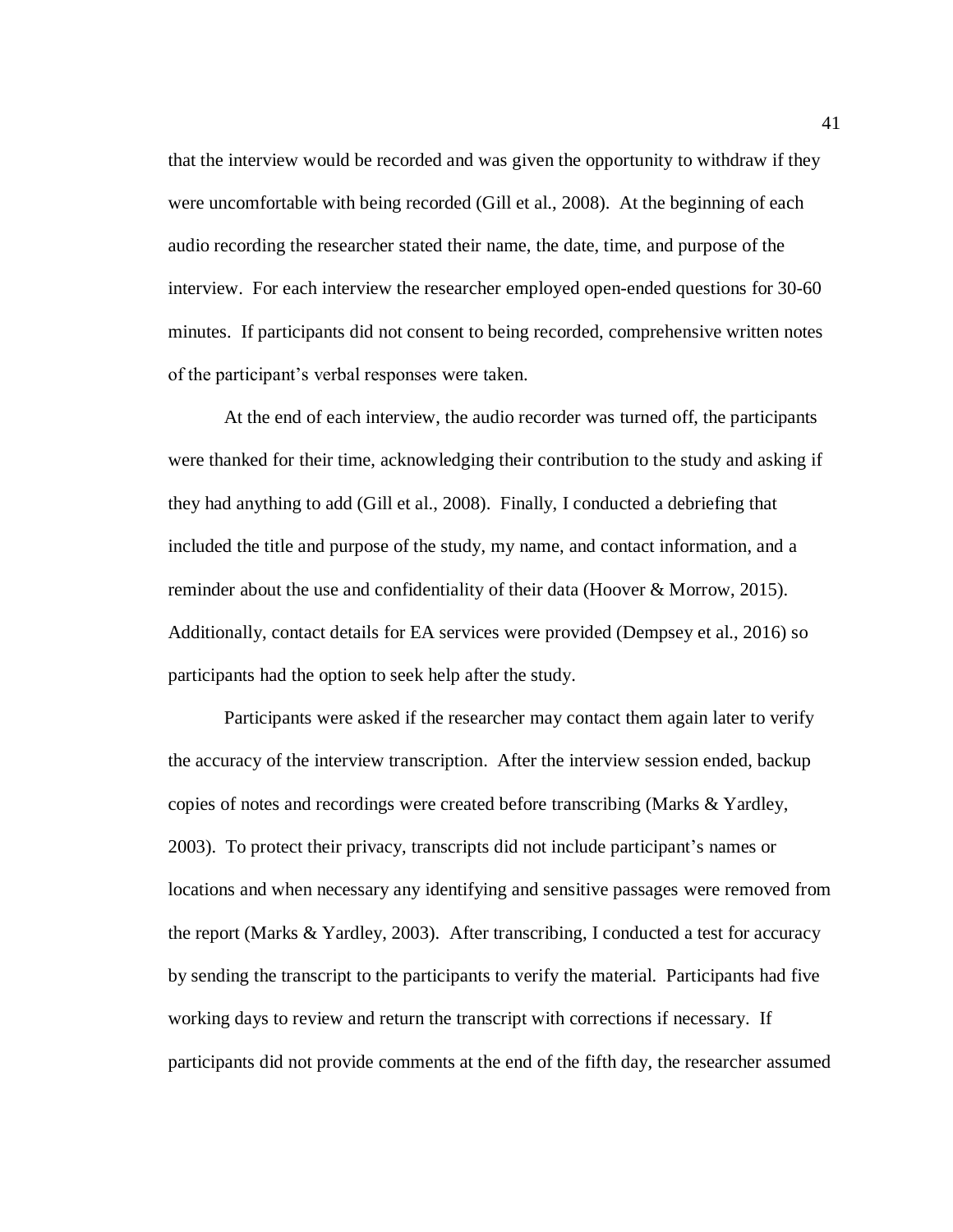that the interview would be recorded and was given the opportunity to withdraw if they were uncomfortable with being recorded (Gill et al., 2008). At the beginning of each audio recording the researcher stated their name, the date, time, and purpose of the interview. For each interview the researcher employed open-ended questions for 30-60 minutes. If participants did not consent to being recorded, comprehensive written notes of the participant's verbal responses were taken.

At the end of each interview, the audio recorder was turned off, the participants were thanked for their time, acknowledging their contribution to the study and asking if they had anything to add (Gill et al., 2008). Finally, I conducted a debriefing that included the title and purpose of the study, my name, and contact information, and a reminder about the use and confidentiality of their data (Hoover & Morrow, 2015). Additionally, contact details for EA services were provided (Dempsey et al., 2016) so participants had the option to seek help after the study.

Participants were asked if the researcher may contact them again later to verify the accuracy of the interview transcription. After the interview session ended, backup copies of notes and recordings were created before transcribing (Marks & Yardley, 2003). To protect their privacy, transcripts did not include participant's names or locations and when necessary any identifying and sensitive passages were removed from the report (Marks & Yardley, 2003). After transcribing, I conducted a test for accuracy by sending the transcript to the participants to verify the material. Participants had five working days to review and return the transcript with corrections if necessary. If participants did not provide comments at the end of the fifth day, the researcher assumed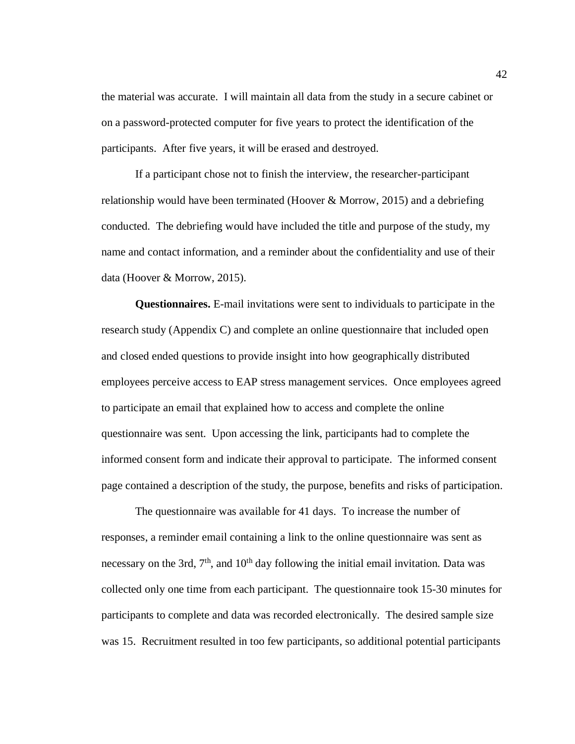the material was accurate.  I will maintain all data from the study in a secure cabinet or on a password-protected computer for five years to protect the identification of the participants.  After five years, it will be erased and destroyed.

If a participant chose not to finish the interview, the researcher-participant relationship would have been terminated (Hoover & Morrow, 2015) and a debriefing conducted.  The debriefing would have included the title and purpose of the study, my name and contact information, and a reminder about the confidentiality and use of their data (Hoover & Morrow, 2015).

**Questionnaires.** E-mail invitations were sent to individuals to participate in the research study (Appendix C) and complete an online questionnaire that included open and closed ended questions to provide insight into how geographically distributed employees perceive access to EAP stress management services.  Once employees agreed to participate an email that explained how to access and complete the online questionnaire was sent.  Upon accessing the link, participants had to complete the informed consent form and indicate their approval to participate.  The informed consent page contained a description of the study, the purpose, benefits and risks of participation.

The questionnaire was available for 41 days.  To increase the number of responses, a reminder email containing a link to the online questionnaire was sent as necessary on the 3rd, 7th, and 10th day following the initial email invitation. Data was collected only one time from each participant.  The questionnaire took 15-30 minutes for participants to complete and data was recorded electronically.  The desired sample size was 15.  Recruitment resulted in too few participants, so additional potential participants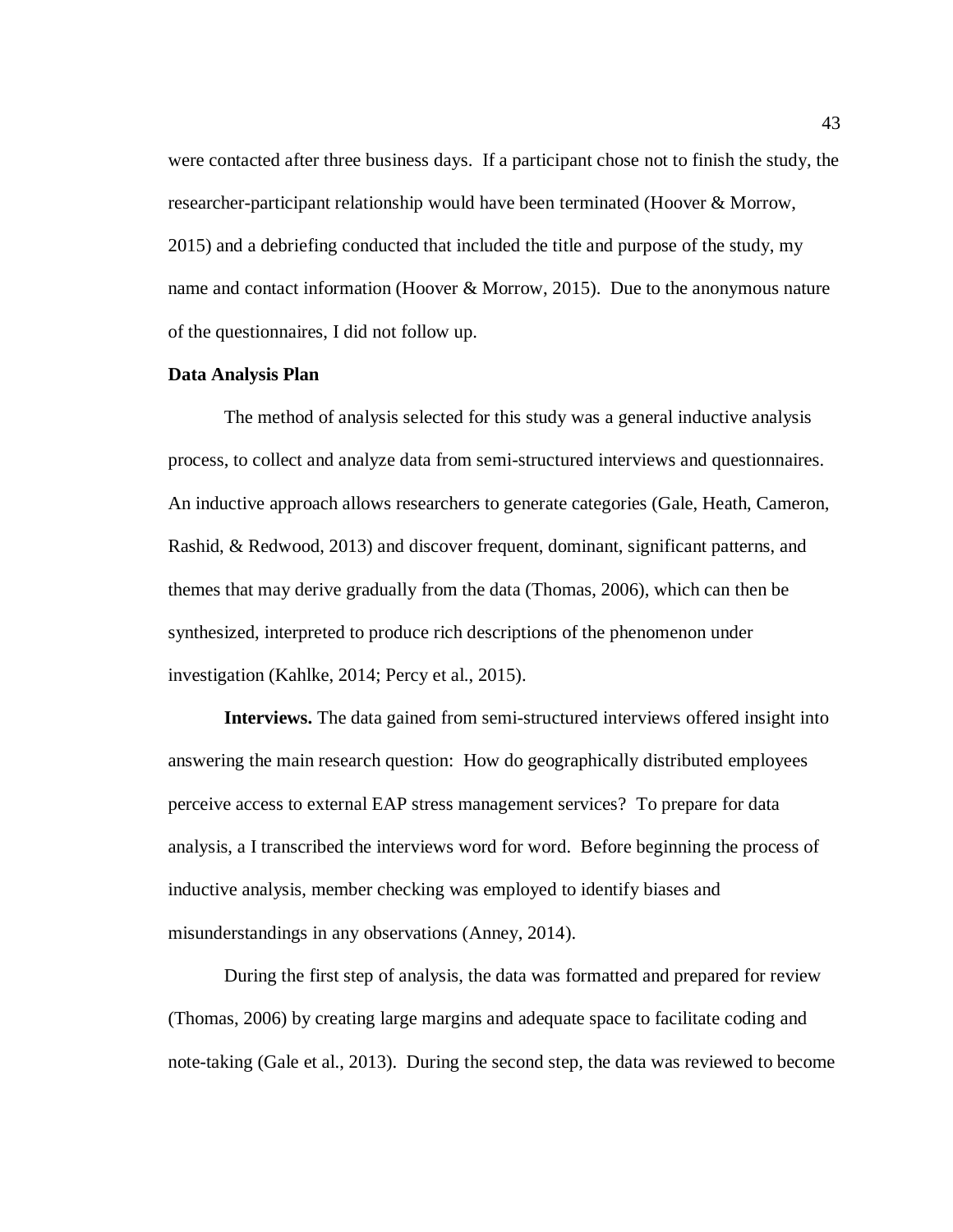were contacted after three business days. If a participant chose not to finish the study, the researcher-participant relationship would have been terminated (Hoover & Morrow, 2015) and a debriefing conducted that included the title and purpose of the study, my name and contact information (Hoover & Morrow, 2015). Due to the anonymous nature of the questionnaires, I did not follow up.

**Data Analysis Plan**

The method of analysis selected for this study was a general inductive analysis process, to collect and analyze data from semi-structured interviews and questionnaires. An inductive approach allows researchers to generate categories (Gale, Heath, Cameron, Rashid, & Redwood, 2013) and discover frequent, dominant, significant patterns, and themes that may derive gradually from the data (Thomas, 2006), which can then be synthesized, interpreted to produce rich descriptions of the phenomenon under investigation (Kahlke, 2014; Percy et al., 2015).

**Interviews.** The data gained from semi-structured interviews offered insight into answering the main research question: How do geographically distributed employees perceive access to external EAP stress management services? To prepare for data analysis, a I transcribed the interviews word for word. Before beginning the process of inductive analysis, member checking was employed to identify biases and misunderstandings in any observations (Anney, 2014).

During the first step of analysis, the data was formatted and prepared for review (Thomas, 2006) by creating large margins and adequate space to facilitate coding and note-taking (Gale et al., 2013). During the second step, the data was reviewed to become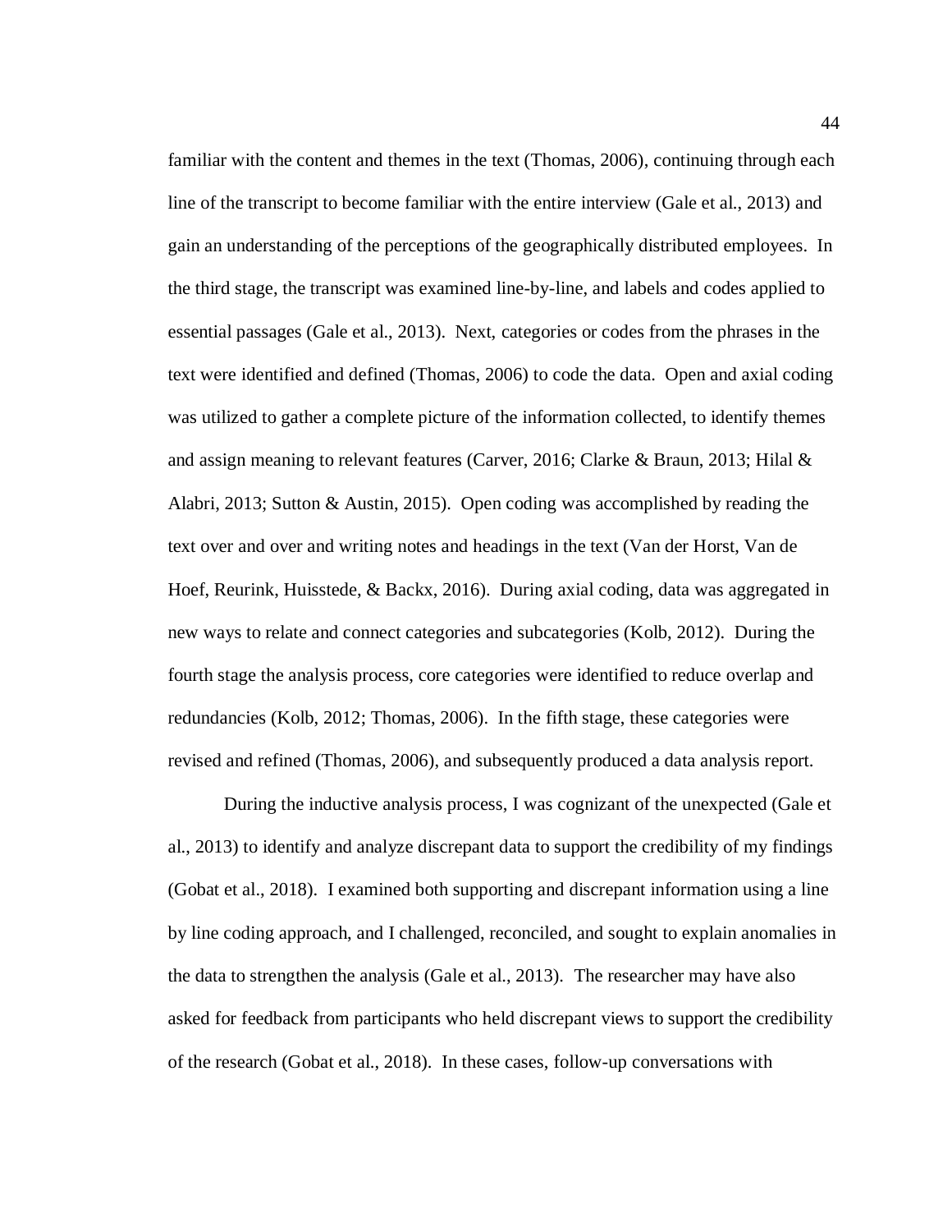familiar with the content and themes in the text (Thomas, 2006), continuing through each line of the transcript to become familiar with the entire interview (Gale et al., 2013) and gain an understanding of the perceptions of the geographically distributed employees. In the third stage, the transcript was examined line-by-line, and labels and codes applied to essential passages (Gale et al., 2013). Next, categories or codes from the phrases in the text were identified and defined (Thomas, 2006) to code the data. Open and axial coding was utilized to gather a complete picture of the information collected, to identify themes and assign meaning to relevant features (Carver, 2016; Clarke & Braun, 2013; Hilal & Alabri, 2013; Sutton & Austin, 2015). Open coding was accomplished by reading the text over and over and writing notes and headings in the text (Van der Horst, Van de Hoef, Reurink, Huisstede, & Backx, 2016). During axial coding, data was aggregated in new ways to relate and connect categories and subcategories (Kolb, 2012). During the fourth stage the analysis process, core categories were identified to reduce overlap and redundancies (Kolb, 2012; Thomas, 2006). In the fifth stage, these categories were revised and refined (Thomas, 2006), and subsequently produced a data analysis report.

During the inductive analysis process, I was cognizant of the unexpected (Gale et al., 2013) to identify and analyze discrepant data to support the credibility of my findings (Gobat et al., 2018). I examined both supporting and discrepant information using a line by line coding approach, and I challenged, reconciled, and sought to explain anomalies in the data to strengthen the analysis (Gale et al., 2013). The researcher may have also asked for feedback from participants who held discrepant views to support the credibility of the research (Gobat et al., 2018). In these cases, follow-up conversations with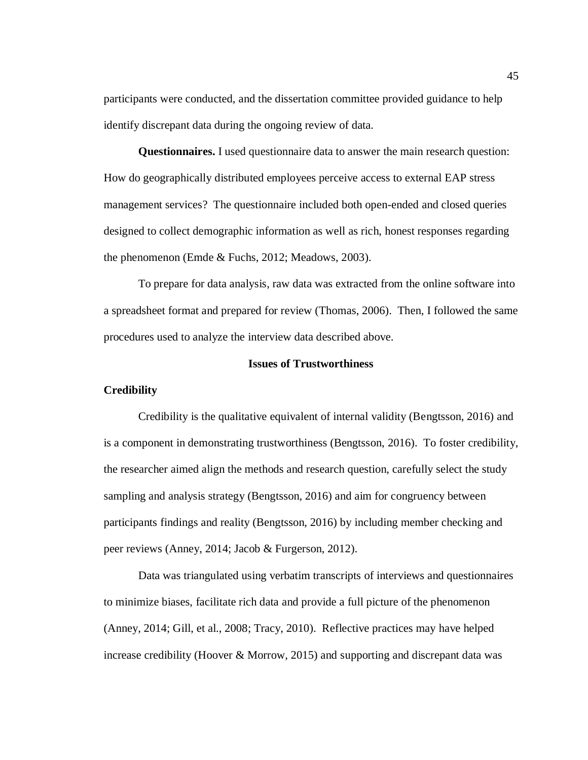participants were conducted, and the dissertation committee provided guidance to help identify discrepant data during the ongoing review of data.

**Questionnaires.** I used questionnaire data to answer the main research question: How do geographically distributed employees perceive access to external EAP stress management services? The questionnaire included both open-ended and closed queries designed to collect demographic information as well as rich, honest responses regarding the phenomenon (Emde & Fuchs, 2012; Meadows, 2003).

To prepare for data analysis, raw data was extracted from the online software into a spreadsheet format and prepared for review (Thomas, 2006). Then, I followed the same procedures used to analyze the interview data described above.

## Issues of Trustworthiness

### Credibility

Credibility is the qualitative equivalent of internal validity (Bengtsson, 2016) and is a component in demonstrating trustworthiness (Bengtsson, 2016). To foster credibility, the researcher aimed align the methods and research question, carefully select the study sampling and analysis strategy (Bengtsson, 2016) and aim for congruency between participants findings and reality (Bengtsson, 2016) by including member checking and peer reviews (Anney, 2014; Jacob & Furgerson, 2012).

Data was triangulated using verbatim transcripts of interviews and questionnaires to minimize biases, facilitate rich data and provide a full picture of the phenomenon (Anney, 2014; Gill, et al., 2008; Tracy, 2010). Reflective practices may have helped increase credibility (Hoover & Morrow, 2015) and supporting and discrepant data was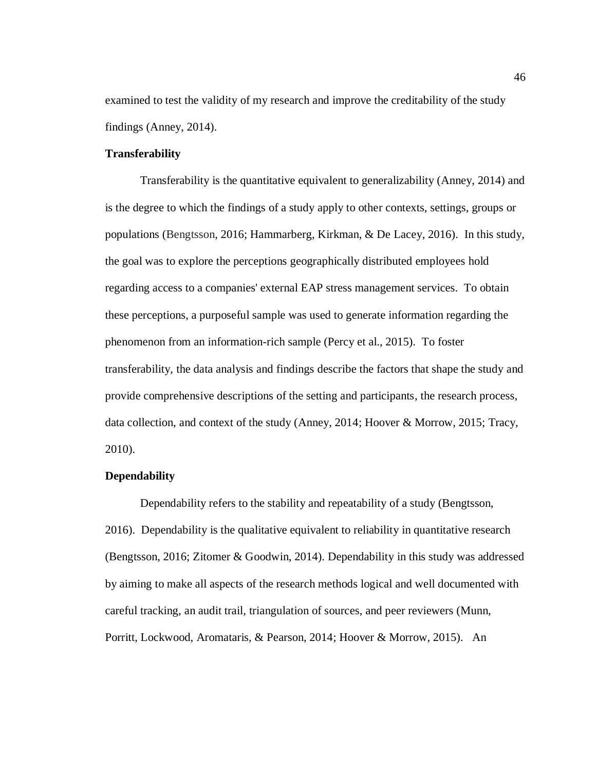examined to test the validity of my research and improve the creditability of the study findings (Anney, 2014).

**Transferability**

Transferability is the quantitative equivalent to generalizability (Anney, 2014) and is the degree to which the findings of a study apply to other contexts, settings, groups or populations (Bengtsson, 2016; Hammarberg, Kirkman, & De Lacey, 2016). In this study, the goal was to explore the perceptions geographically distributed employees hold regarding access to a companies' external EAP stress management services. To obtain these perceptions, a purposeful sample was used to generate information regarding the phenomenon from an information-rich sample (Percy et al., 2015). To foster transferability, the data analysis and findings describe the factors that shape the study and provide comprehensive descriptions of the setting and participants, the research process, data collection, and context of the study (Anney, 2014; Hoover & Morrow, 2015; Tracy, 2010).

**Dependability**

Dependability refers to the stability and repeatability of a study (Bengtsson, 2016). Dependability is the qualitative equivalent to reliability in quantitative research (Bengtsson, 2016; Zitomer & Goodwin, 2014). Dependability in this study was addressed by aiming to make all aspects of the research methods logical and well documented with careful tracking, an audit trail, triangulation of sources, and peer reviewers (Munn, Porritt, Lockwood, Aromataris, & Pearson, 2014; Hoover & Morrow, 2015). An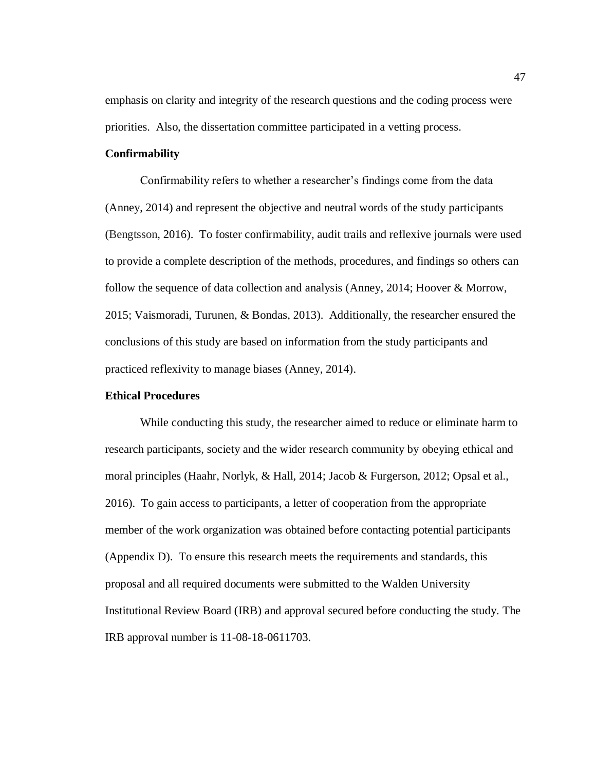emphasis on clarity and integrity of the research questions and the coding process were priorities. Also, the dissertation committee participated in a vetting process.

### Confirmability

Confirmability refers to whether a researcher's findings come from the data (Anney, 2014) and represent the objective and neutral words of the study participants (Bengtsson, 2016). To foster confirmability, audit trails and reflexive journals were used to provide a complete description of the methods, procedures, and findings so others can follow the sequence of data collection and analysis (Anney, 2014; Hoover & Morrow, 2015; Vaismoradi, Turunen, & Bondas, 2013). Additionally, the researcher ensured the conclusions of this study are based on information from the study participants and practiced reflexivity to manage biases (Anney, 2014).

### Ethical Procedures

While conducting this study, the researcher aimed to reduce or eliminate harm to research participants, society and the wider research community by obeying ethical and moral principles (Haahr, Norlyk, & Hall, 2014; Jacob & Furgerson, 2012; Opsal et al., 2016). To gain access to participants, a letter of cooperation from the appropriate member of the work organization was obtained before contacting potential participants (Appendix D). To ensure this research meets the requirements and standards, this proposal and all required documents were submitted to the Walden University Institutional Review Board (IRB) and approval secured before conducting the study. The IRB approval number is 11-08-18-0611703.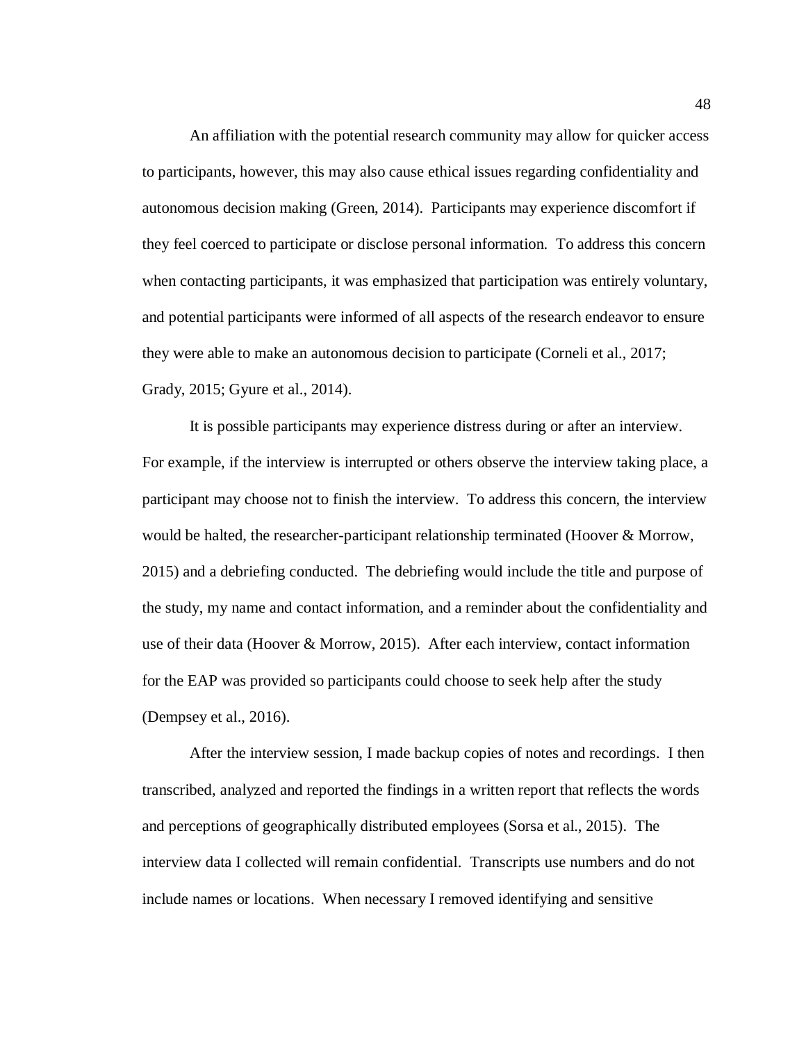An affiliation with the potential research community may allow for quicker access to participants, however, this may also cause ethical issues regarding confidentiality and autonomous decision making (Green, 2014). Participants may experience discomfort if they feel coerced to participate or disclose personal information. To address this concern when contacting participants, it was emphasized that participation was entirely voluntary, and potential participants were informed of all aspects of the research endeavor to ensure they were able to make an autonomous decision to participate (Corneli et al., 2017; Grady, 2015; Gyure et al., 2014).

It is possible participants may experience distress during or after an interview. For example, if the interview is interrupted or others observe the interview taking place, a participant may choose not to finish the interview. To address this concern, the interview would be halted, the researcher-participant relationship terminated (Hoover & Morrow, 2015) and a debriefing conducted. The debriefing would include the title and purpose of the study, my name and contact information, and a reminder about the confidentiality and use of their data (Hoover & Morrow, 2015). After each interview, contact information for the EAP was provided so participants could choose to seek help after the study (Dempsey et al., 2016).

After the interview session, I made backup copies of notes and recordings. I then transcribed, analyzed and reported the findings in a written report that reflects the words and perceptions of geographically distributed employees (Sorsa et al., 2015). The interview data I collected will remain confidential. Transcripts use numbers and do not include names or locations. When necessary I removed identifying and sensitive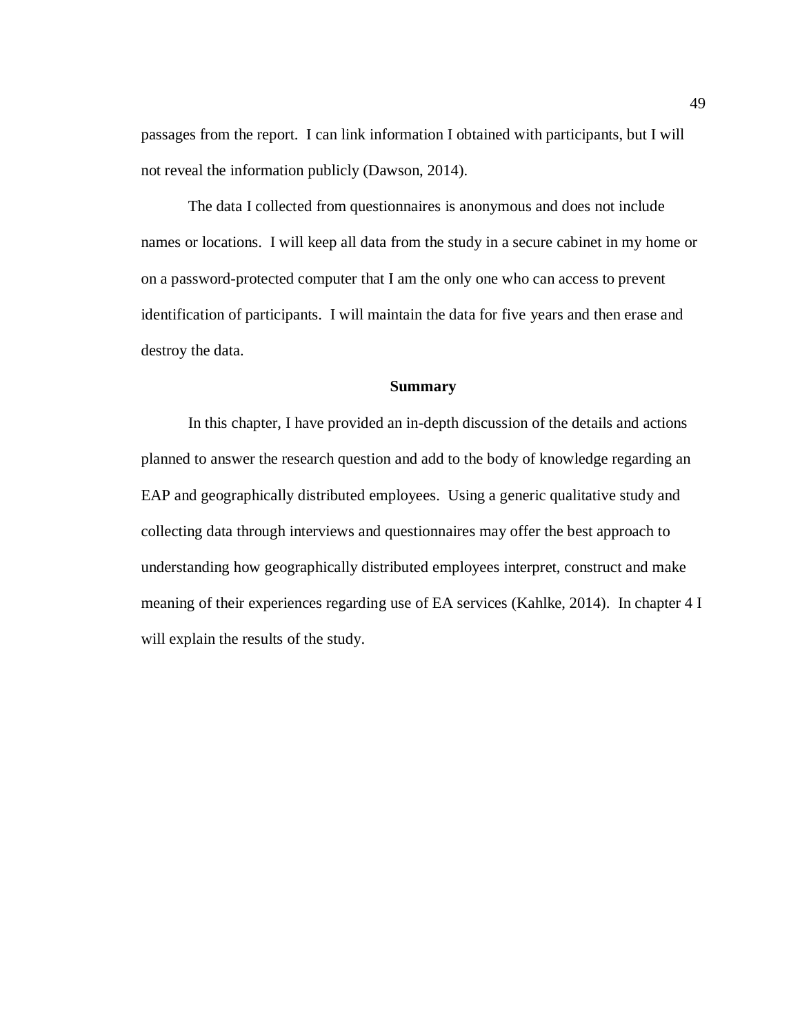passages from the report. I can link information I obtained with participants, but I will not reveal the information publicly (Dawson, 2014).

The data I collected from questionnaires is anonymous and does not include names or locations. I will keep all data from the study in a secure cabinet in my home or on a password-protected computer that I am the only one who can access to prevent identification of participants. I will maintain the data for five years and then erase and destroy the data.

## Summary

In this chapter, I have provided an in-depth discussion of the details and actions planned to answer the research question and add to the body of knowledge regarding an EAP and geographically distributed employees. Using a generic qualitative study and collecting data through interviews and questionnaires may offer the best approach to understanding how geographically distributed employees interpret, construct and make meaning of their experiences regarding use of EA services (Kahlke, 2014). In chapter 4 I will explain the results of the study.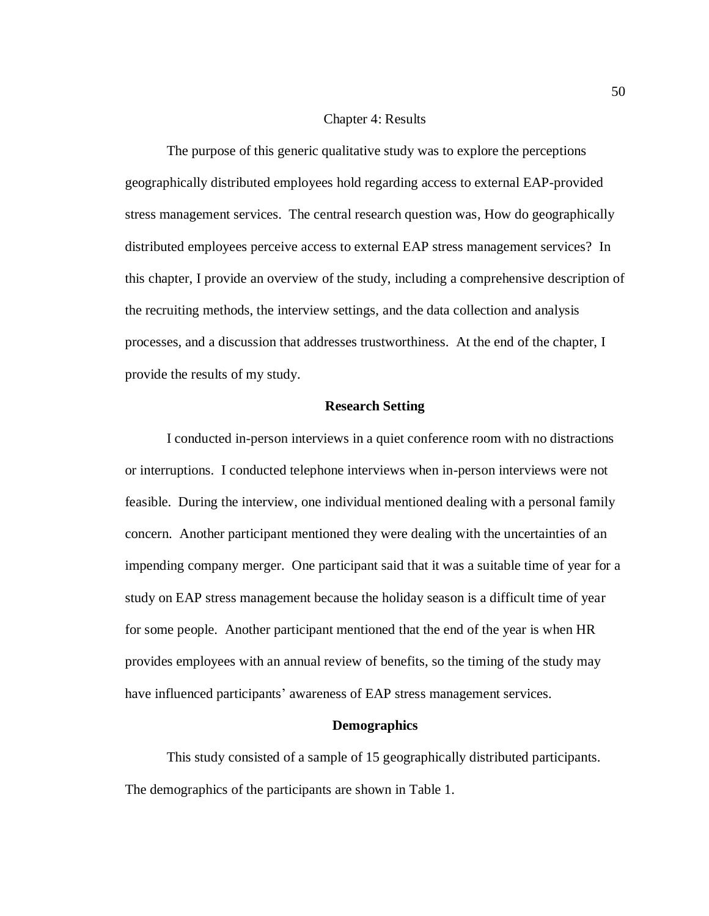# Chapter 4: Results

The purpose of this generic qualitative study was to explore the perceptions geographically distributed employees hold regarding access to external EAP-provided stress management services. The central research question was, How do geographically distributed employees perceive access to external EAP stress management services? In this chapter, I provide an overview of the study, including a comprehensive description of the recruiting methods, the interview settings, and the data collection and analysis processes, and a discussion that addresses trustworthiness. At the end of the chapter, I provide the results of my study.

## Research Setting

I conducted in-person interviews in a quiet conference room with no distractions or interruptions. I conducted telephone interviews when in-person interviews were not feasible. During the interview, one individual mentioned dealing with a personal family concern. Another participant mentioned they were dealing with the uncertainties of an impending company merger. One participant said that it was a suitable time of year for a study on EAP stress management because the holiday season is a difficult time of year for some people. Another participant mentioned that the end of the year is when HR provides employees with an annual review of benefits, so the timing of the study may have influenced participants' awareness of EAP stress management services.

## Demographics

This study consisted of a sample of 15 geographically distributed participants. The demographics of the participants are shown in Table 1.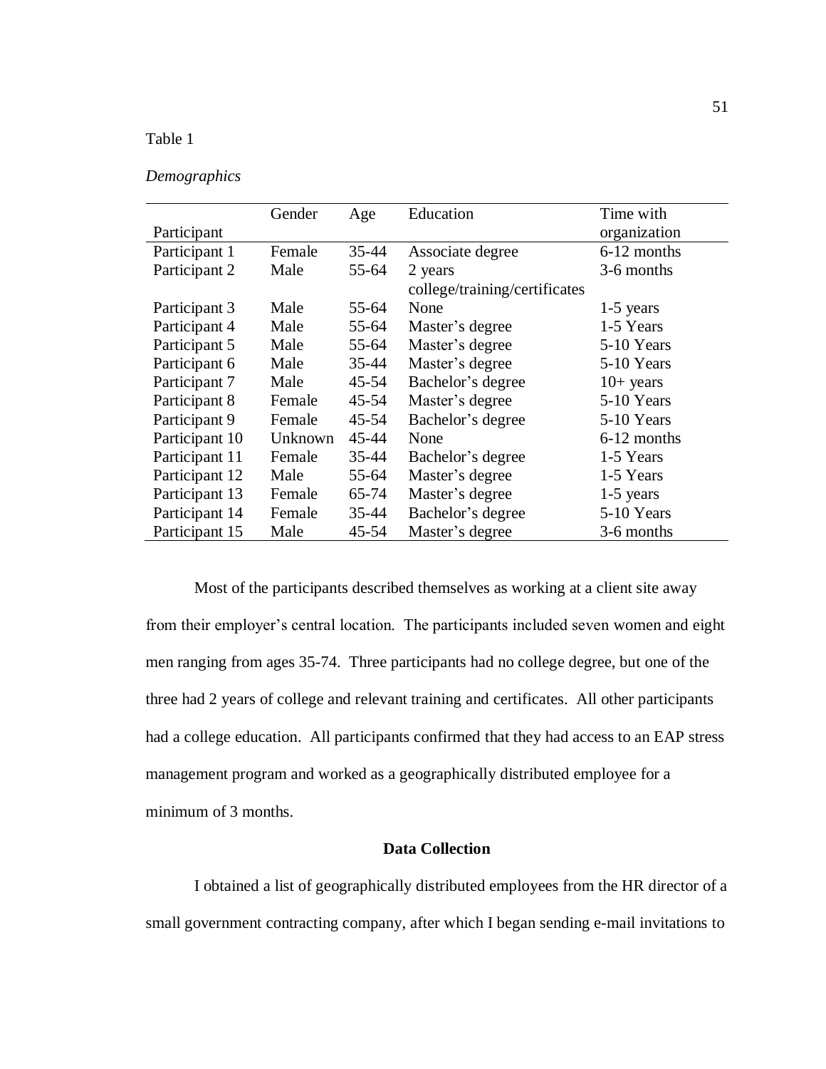Table 1

*Demographics*

| Participant | Gender | Age | Education | Time with organization |
|---|---|---|---|---|
| Participant 1 | Female | 35-44 | Associate degree | 6-12 months |
| Participant 2 | Male | 55-64 | 2 years college/training/certificates | 3-6 months |
| Participant 3 | Male | 55-64 | None | 1-5 years |
| Participant 4 | Male | 55-64 | Master's degree | 1-5 Years |
| Participant 5 | Male | 55-64 | Master's degree | 5-10 Years |
| Participant 6 | Male | 35-44 | Master's degree | 5-10 Years |
| Participant 7 | Male | 45-54 | Bachelor's degree | 10+ years |
| Participant 8 | Female | 45-54 | Master's degree | 5-10 Years |
| Participant 9 | Female | 45-54 | Bachelor's degree | 5-10 Years |
| Participant 10 | Unknown | 45-44 | None | 6-12 months |
| Participant 11 | Female | 35-44 | Bachelor's degree | 1-5 Years |
| Participant 12 | Male | 55-64 | Master's degree | 1-5 Years |
| Participant 13 | Female | 65-74 | Master's degree | 1-5 years |
| Participant 14 | Female | 35-44 | Bachelor's degree | 5-10 Years |
| Participant 15 | Male | 45-54 | Master's degree | 3-6 months |

Most of the participants described themselves as working at a client site away from their employer's central location. The participants included seven women and eight men ranging from ages 35-74. Three participants had no college degree, but one of the three had 2 years of college and relevant training and certificates. All other participants had a college education. All participants confirmed that they had access to an EAP stress management program and worked as a geographically distributed employee for a minimum of 3 months.

## Data Collection

I obtained a list of geographically distributed employees from the HR director of a small government contracting company, after which I began sending e-mail invitations to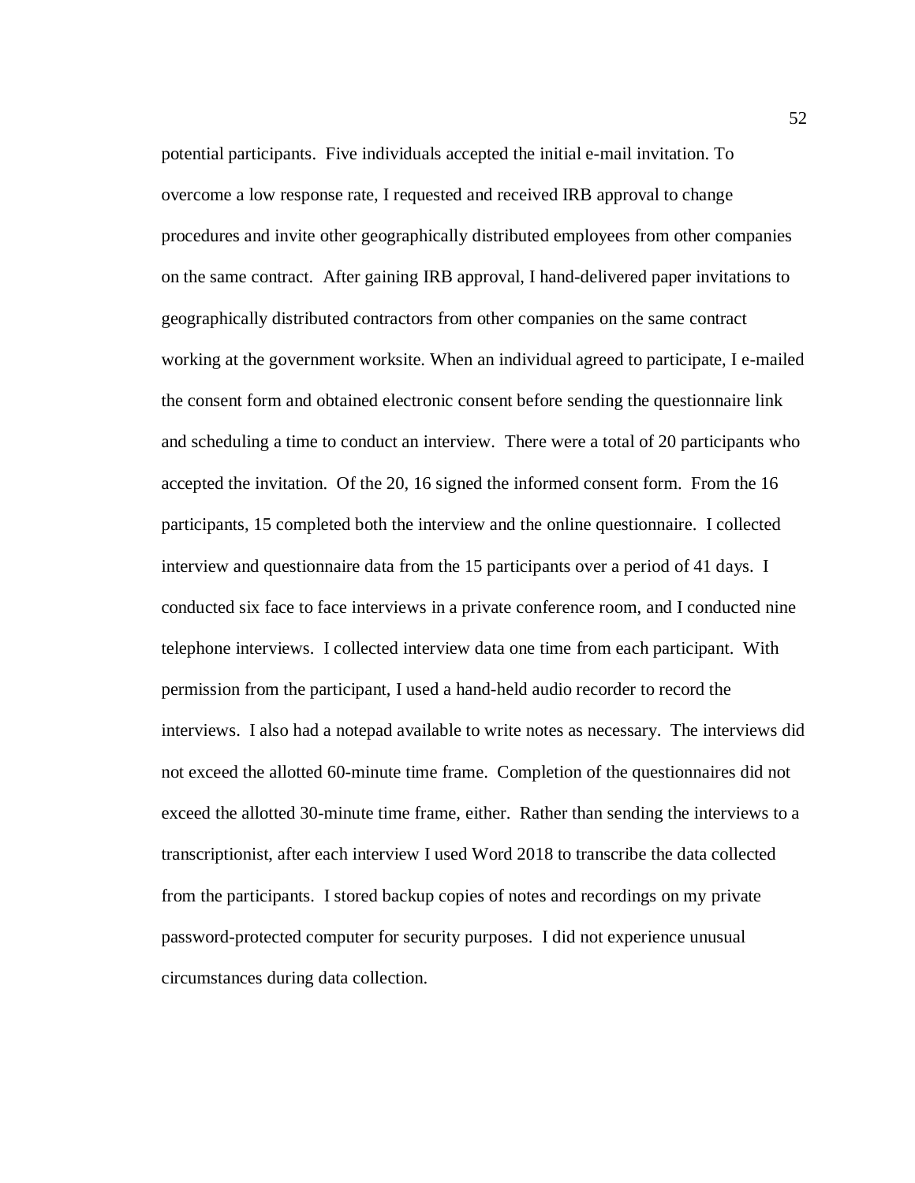potential participants. Five individuals accepted the initial e-mail invitation. To overcome a low response rate, I requested and received IRB approval to change procedures and invite other geographically distributed employees from other companies on the same contract. After gaining IRB approval, I hand-delivered paper invitations to geographically distributed contractors from other companies on the same contract working at the government worksite. When an individual agreed to participate, I e-mailed the consent form and obtained electronic consent before sending the questionnaire link and scheduling a time to conduct an interview. There were a total of 20 participants who accepted the invitation. Of the 20, 16 signed the informed consent form. From the 16 participants, 15 completed both the interview and the online questionnaire. I collected interview and questionnaire data from the 15 participants over a period of 41 days. I conducted six face to face interviews in a private conference room, and I conducted nine telephone interviews. I collected interview data one time from each participant. With permission from the participant, I used a hand-held audio recorder to record the interviews. I also had a notepad available to write notes as necessary. The interviews did not exceed the allotted 60-minute time frame. Completion of the questionnaires did not exceed the allotted 30-minute time frame, either. Rather than sending the interviews to a transcriptionist, after each interview I used Word 2018 to transcribe the data collected from the participants. I stored backup copies of notes and recordings on my private password-protected computer for security purposes. I did not experience unusual circumstances during data collection.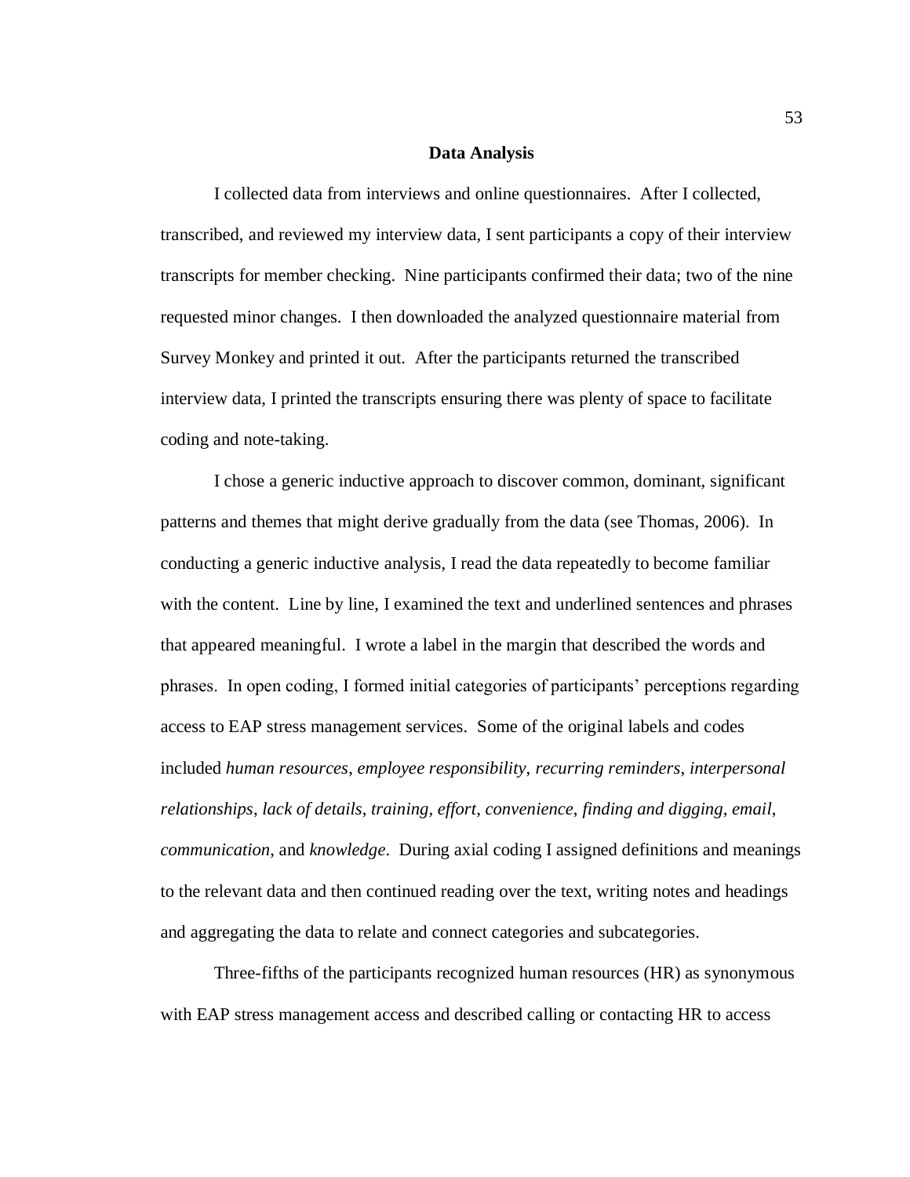## Data Analysis

I collected data from interviews and online questionnaires. After I collected, transcribed, and reviewed my interview data, I sent participants a copy of their interview transcripts for member checking. Nine participants confirmed their data; two of the nine requested minor changes. I then downloaded the analyzed questionnaire material from Survey Monkey and printed it out. After the participants returned the transcribed interview data, I printed the transcripts ensuring there was plenty of space to facilitate coding and note-taking.

I chose a generic inductive approach to discover common, dominant, significant patterns and themes that might derive gradually from the data (see Thomas, 2006). In conducting a generic inductive analysis, I read the data repeatedly to become familiar with the content. Line by line, I examined the text and underlined sentences and phrases that appeared meaningful. I wrote a label in the margin that described the words and phrases. In open coding, I formed initial categories of participants' perceptions regarding access to EAP stress management services. Some of the original labels and codes included *human resources*, *employee responsibility*, *recurring reminders*, *interpersonal relationships*, *lack of details*, *training, effort*, *convenience*, *finding and digging*, *email*, *communication*, and *knowledge*. During axial coding I assigned definitions and meanings to the relevant data and then continued reading over the text, writing notes and headings and aggregating the data to relate and connect categories and subcategories.

Three-fifths of the participants recognized human resources (HR) as synonymous with EAP stress management access and described calling or contacting HR to access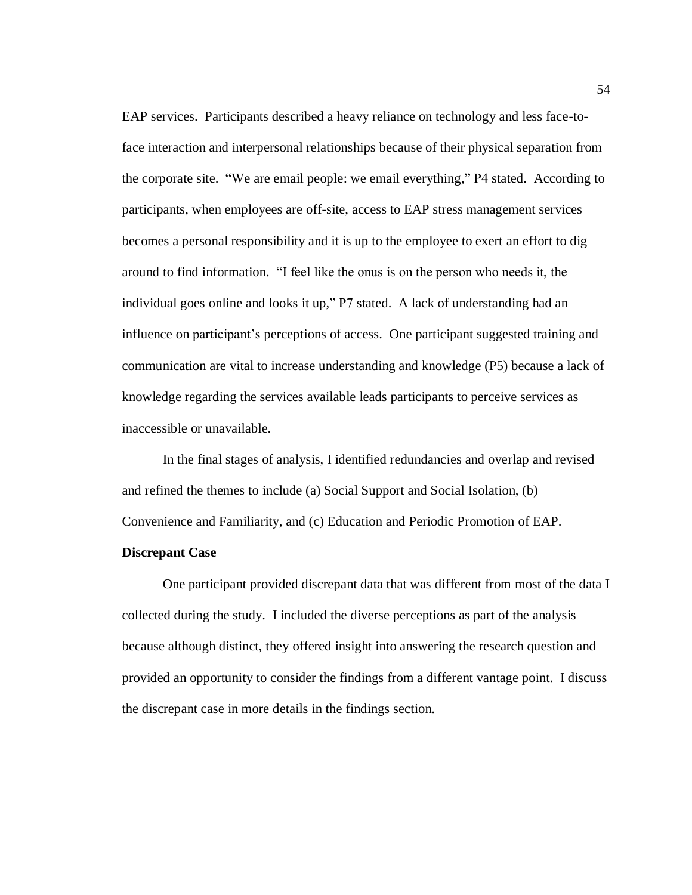EAP services. Participants described a heavy reliance on technology and less face-to-face interaction and interpersonal relationships because of their physical separation from the corporate site. "We are email people: we email everything," P4 stated. According to participants, when employees are off-site, access to EAP stress management services becomes a personal responsibility and it is up to the employee to exert an effort to dig around to find information. "I feel like the onus is on the person who needs it, the individual goes online and looks it up," P7 stated. A lack of understanding had an influence on participant's perceptions of access. One participant suggested training and communication are vital to increase understanding and knowledge (P5) because a lack of knowledge regarding the services available leads participants to perceive services as inaccessible or unavailable.

In the final stages of analysis, I identified redundancies and overlap and revised and refined the themes to include (a) Social Support and Social Isolation, (b) Convenience and Familiarity, and (c) Education and Periodic Promotion of EAP.

**Discrepant Case**

One participant provided discrepant data that was different from most of the data I collected during the study. I included the diverse perceptions as part of the analysis because although distinct, they offered insight into answering the research question and provided an opportunity to consider the findings from a different vantage point. I discuss the discrepant case in more details in the findings section.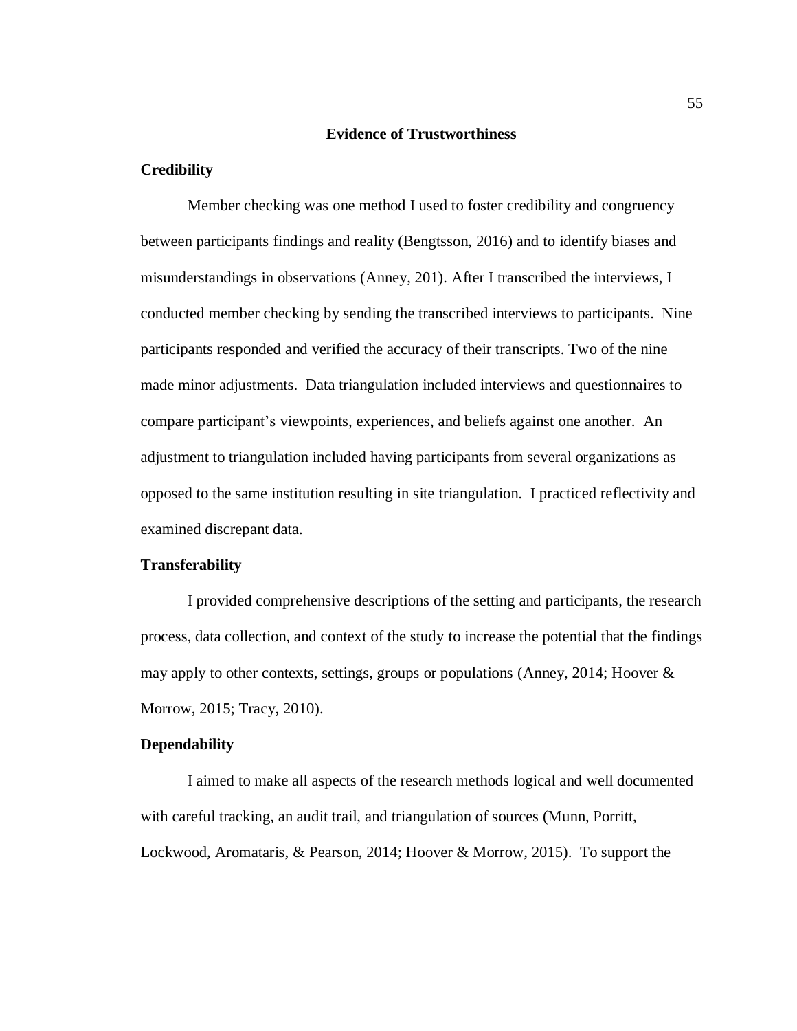## Evidence of Trustworthiness

### Credibility

Member checking was one method I used to foster credibility and congruency between participants findings and reality (Bengtsson, 2016) and to identify biases and misunderstandings in observations (Anney, 201). After I transcribed the interviews, I conducted member checking by sending the transcribed interviews to participants. Nine participants responded and verified the accuracy of their transcripts. Two of the nine made minor adjustments. Data triangulation included interviews and questionnaires to compare participant's viewpoints, experiences, and beliefs against one another. An adjustment to triangulation included having participants from several organizations as opposed to the same institution resulting in site triangulation. I practiced reflectivity and examined discrepant data.

### Transferability

I provided comprehensive descriptions of the setting and participants, the research process, data collection, and context of the study to increase the potential that the findings may apply to other contexts, settings, groups or populations (Anney, 2014; Hoover & Morrow, 2015; Tracy, 2010).

### Dependability

I aimed to make all aspects of the research methods logical and well documented with careful tracking, an audit trail, and triangulation of sources (Munn, Porritt, Lockwood, Aromataris, & Pearson, 2014; Hoover & Morrow, 2015). To support the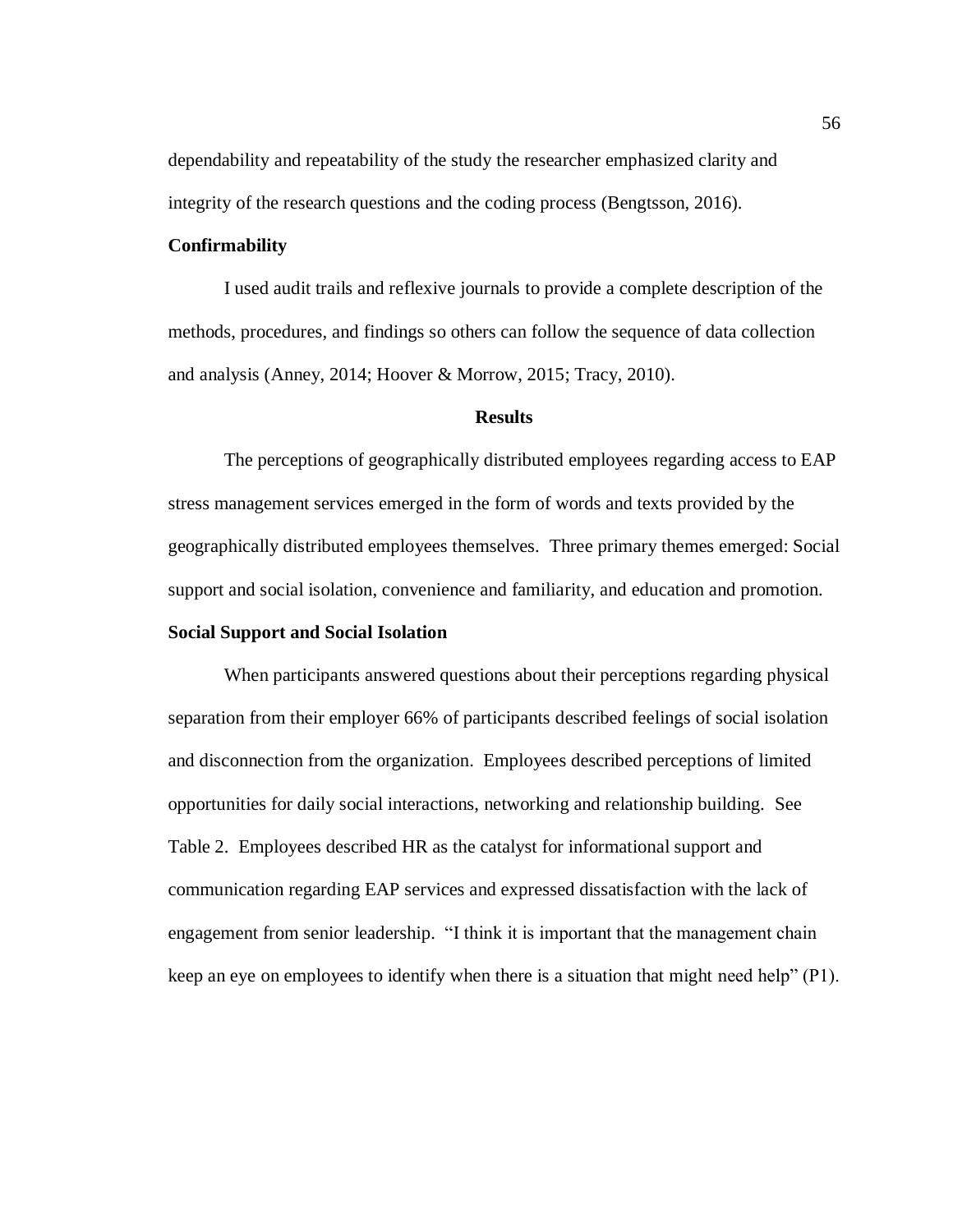dependability and repeatability of the study the researcher emphasized clarity and integrity of the research questions and the coding process (Bengtsson, 2016).

### Confirmability

I used audit trails and reflexive journals to provide a complete description of the methods, procedures, and findings so others can follow the sequence of data collection and analysis (Anney, 2014; Hoover & Morrow, 2015; Tracy, 2010).

## Results

The perceptions of geographically distributed employees regarding access to EAP stress management services emerged in the form of words and texts provided by the geographically distributed employees themselves. Three primary themes emerged: Social support and social isolation, convenience and familiarity, and education and promotion.

### Social Support and Social Isolation

When participants answered questions about their perceptions regarding physical separation from their employer 66% of participants described feelings of social isolation and disconnection from the organization. Employees described perceptions of limited opportunities for daily social interactions, networking and relationship building. See Table 2. Employees described HR as the catalyst for informational support and communication regarding EAP services and expressed dissatisfaction with the lack of engagement from senior leadership. "I think it is important that the management chain keep an eye on employees to identify when there is a situation that might need help" (P1).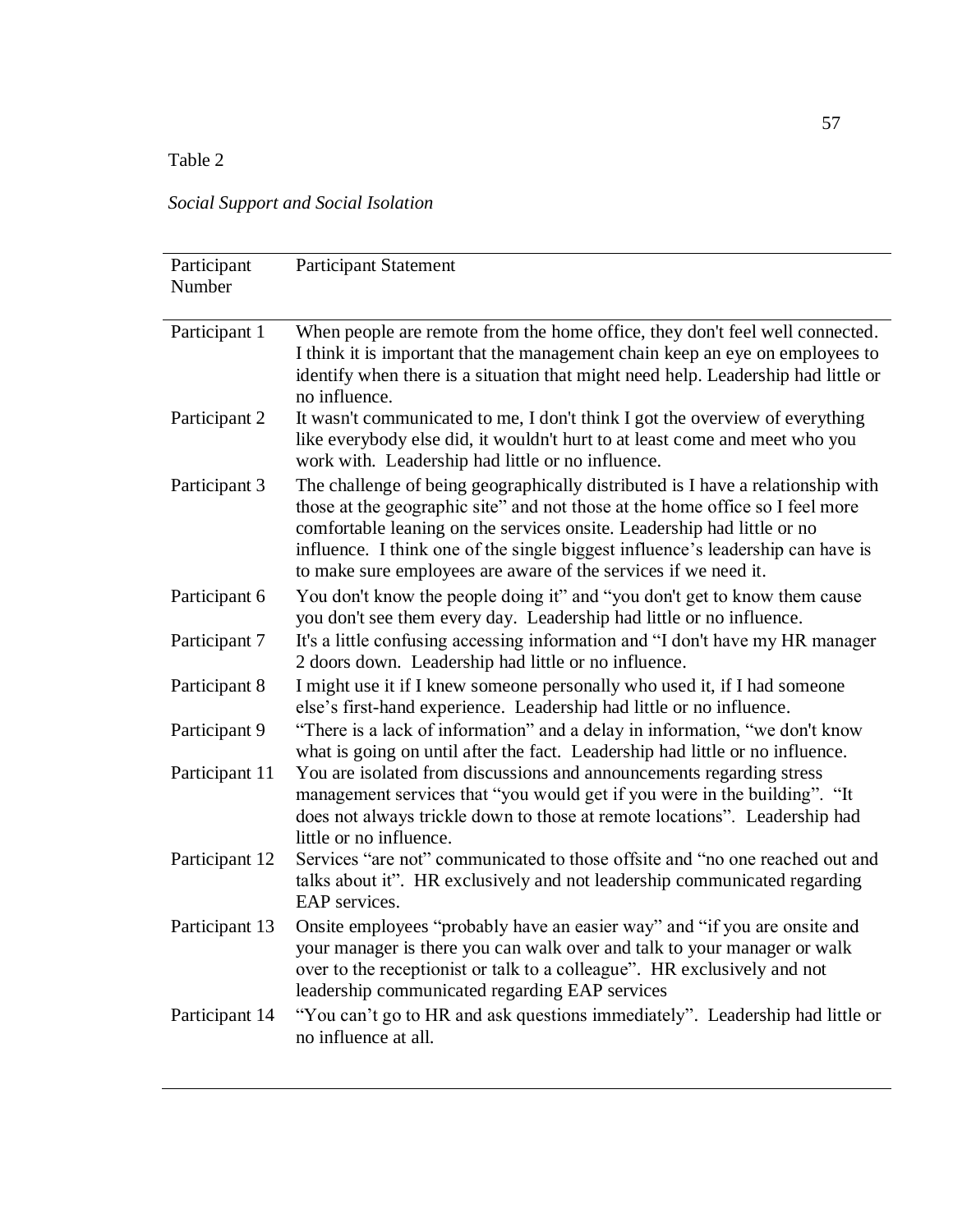Table 2

*Social Support and Social Isolation*

| Participant Number | Participant Statement |
|---|---|
| Participant 1 | When people are remote from the home office, they don't feel well connected. I think it is important that the management chain keep an eye on employees to identify when there is a situation that might need help. Leadership had little or no influence. |
| Participant 2 | It wasn't communicated to me, I don't think I got the overview of everything like everybody else did, it wouldn't hurt to at least come and meet who you work with. Leadership had little or no influence. |
| Participant 3 | The challenge of being geographically distributed is I have a relationship with those at the geographic site" and not those at the home office so I feel more comfortable leaning on the services onsite. Leadership had little or no influence. I think one of the single biggest influence's leadership can have is to make sure employees are aware of the services if we need it. |
| Participant 6 | You don't know the people doing it" and "you don't get to know them cause you don't see them every day. Leadership had little or no influence. |
| Participant 7 | It's a little confusing accessing information and "I don't have my HR manager 2 doors down. Leadership had little or no influence. |
| Participant 8 | I might use it if I knew someone personally who used it, if I had someone else's first-hand experience. Leadership had little or no influence. |
| Participant 9 | "There is a lack of information" and a delay in information, "we don't know what is going on until after the fact. Leadership had little or no influence. |
| Participant 11 | You are isolated from discussions and announcements regarding stress management services that "you would get if you were in the building". "It does not always trickle down to those at remote locations". Leadership had little or no influence. |
| Participant 12 | Services "are not" communicated to those offsite and "no one reached out and talks about it". HR exclusively and not leadership communicated regarding EAP services. |
| Participant 13 | Onsite employees "probably have an easier way" and "if you are onsite and your manager is there you can walk over and talk to your manager or walk over to the receptionist or talk to a colleague". HR exclusively and not leadership communicated regarding EAP services |
| Participant 14 | "You can't go to HR and ask questions immediately". Leadership had little or no influence at all. |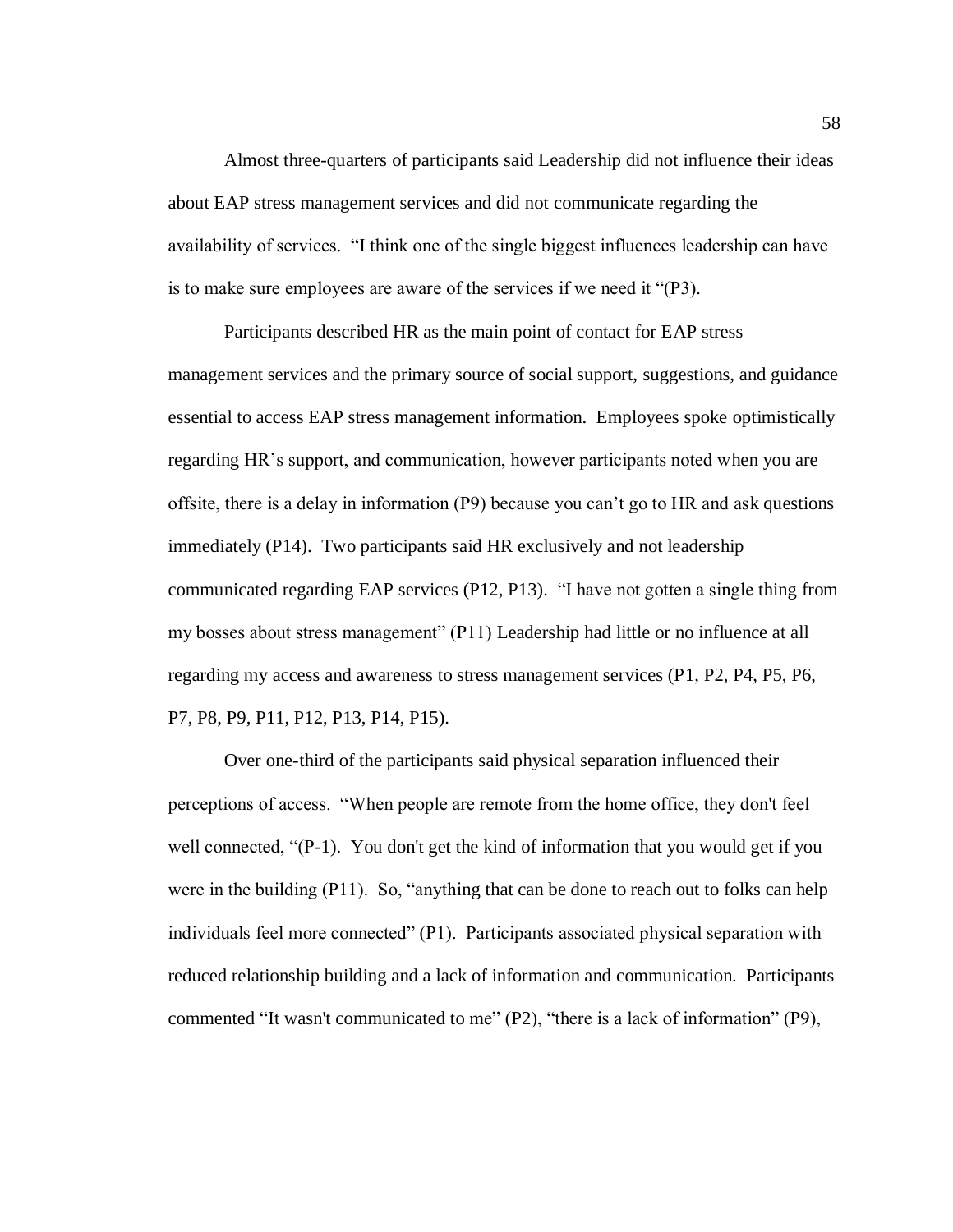Almost three-quarters of participants said Leadership did not influence their ideas about EAP stress management services and did not communicate regarding the availability of services. "I think one of the single biggest influences leadership can have is to make sure employees are aware of the services if we need it "(P3).

Participants described HR as the main point of contact for EAP stress management services and the primary source of social support, suggestions, and guidance essential to access EAP stress management information. Employees spoke optimistically regarding HR's support, and communication, however participants noted when you are offsite, there is a delay in information (P9) because you can't go to HR and ask questions immediately (P14). Two participants said HR exclusively and not leadership communicated regarding EAP services (P12, P13). "I have not gotten a single thing from my bosses about stress management" (P11) Leadership had little or no influence at all regarding my access and awareness to stress management services (P1, P2, P4, P5, P6, P7, P8, P9, P11, P12, P13, P14, P15).

Over one-third of the participants said physical separation influenced their perceptions of access. "When people are remote from the home office, they don't feel well connected, "(P-1). You don't get the kind of information that you would get if you were in the building (P11). So, "anything that can be done to reach out to folks can help individuals feel more connected" (P1). Participants associated physical separation with reduced relationship building and a lack of information and communication. Participants commented "It wasn't communicated to me" (P2), "there is a lack of information" (P9),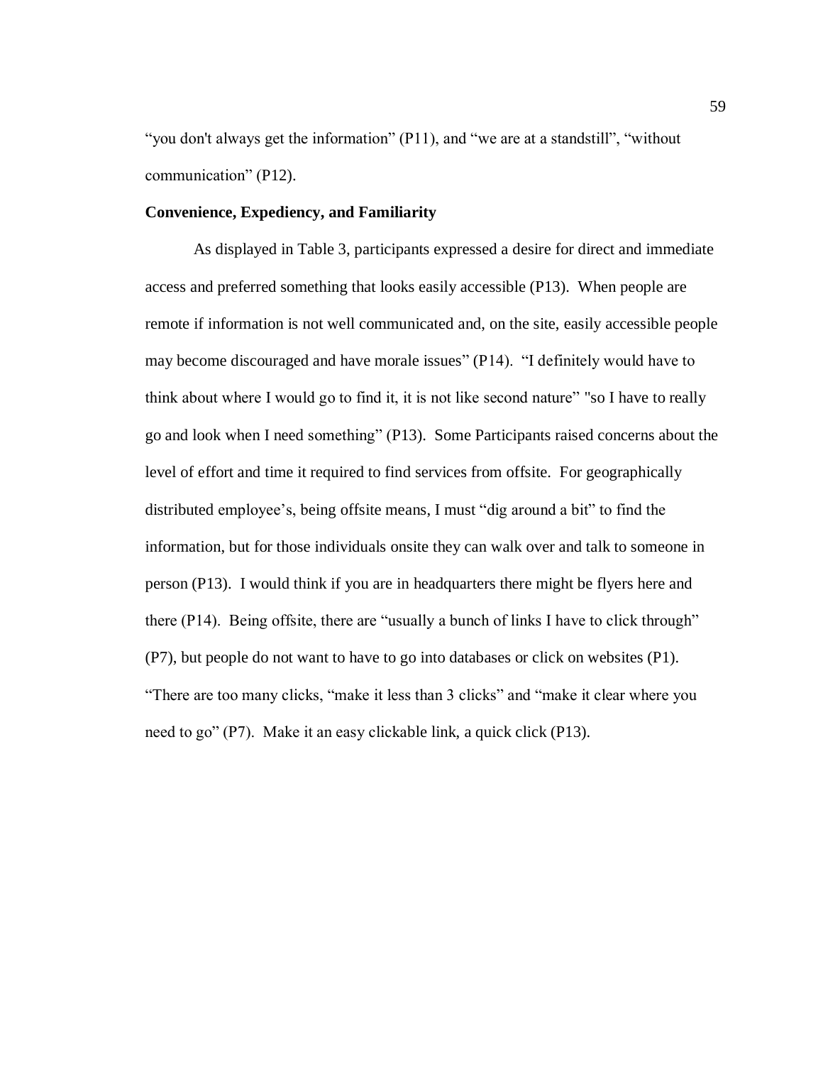"you don't always get the information" (P11), and "we are at a standstill", "without communication" (P12).

**Convenience, Expediency, and Familiarity**

As displayed in Table 3, participants expressed a desire for direct and immediate access and preferred something that looks easily accessible (P13). When people are remote if information is not well communicated and, on the site, easily accessible people may become discouraged and have morale issues" (P14). "I definitely would have to think about where I would go to find it, it is not like second nature" "so I have to really go and look when I need something" (P13). Some Participants raised concerns about the level of effort and time it required to find services from offsite. For geographically distributed employee's, being offsite means, I must "dig around a bit" to find the information, but for those individuals onsite they can walk over and talk to someone in person (P13). I would think if you are in headquarters there might be flyers here and there (P14). Being offsite, there are "usually a bunch of links I have to click through" (P7), but people do not want to have to go into databases or click on websites (P1). "There are too many clicks, "make it less than 3 clicks" and "make it clear where you need to go" (P7). Make it an easy clickable link, a quick click (P13).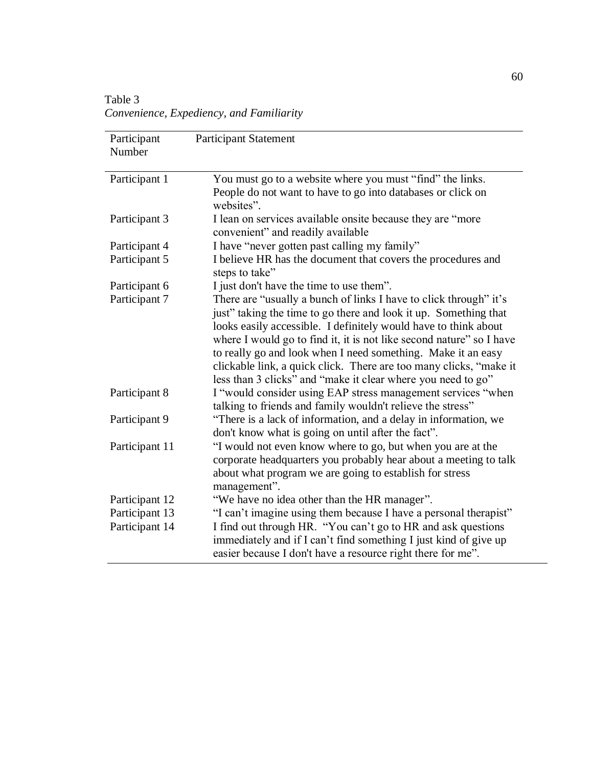Table 3

*Convenience, Expediency, and Familiarity*

| Participant Number | Participant Statement |
|---|---|
| Participant 1 | You must go to a website where you must "find" the links. People do not want to have to go into databases or click on websites". |
| Participant 3 | I lean on services available onsite because they are "more convenient" and readily available |
| Participant 4 | I have "never gotten past calling my family" |
| Participant 5 | I believe HR has the document that covers the procedures and steps to take" |
| Participant 6 | I just don't have the time to use them". |
| Participant 7 | There are "usually a bunch of links I have to click through" it's just" taking the time to go there and look it up. Something that looks easily accessible. I definitely would have to think about where I would go to find it, it is not like second nature" so I have to really go and look when I need something. Make it an easy clickable link, a quick click. There are too many clicks, "make it less than 3 clicks" and "make it clear where you need to go" |
| Participant 8 | I "would consider using EAP stress management services "when talking to friends and family wouldn't relieve the stress" |
| Participant 9 | "There is a lack of information, and a delay in information, we don't know what is going on until after the fact". |
| Participant 11 | "I would not even know where to go, but when you are at the corporate headquarters you probably hear about a meeting to talk about what program we are going to establish for stress management". |
| Participant 12 | "We have no idea other than the HR manager". |
| Participant 13 | "I can't imagine using them because I have a personal therapist" |
| Participant 14 | I find out through HR. "You can't go to HR and ask questions immediately and if I can't find something I just kind of give up easier because I don't have a resource right there for me". |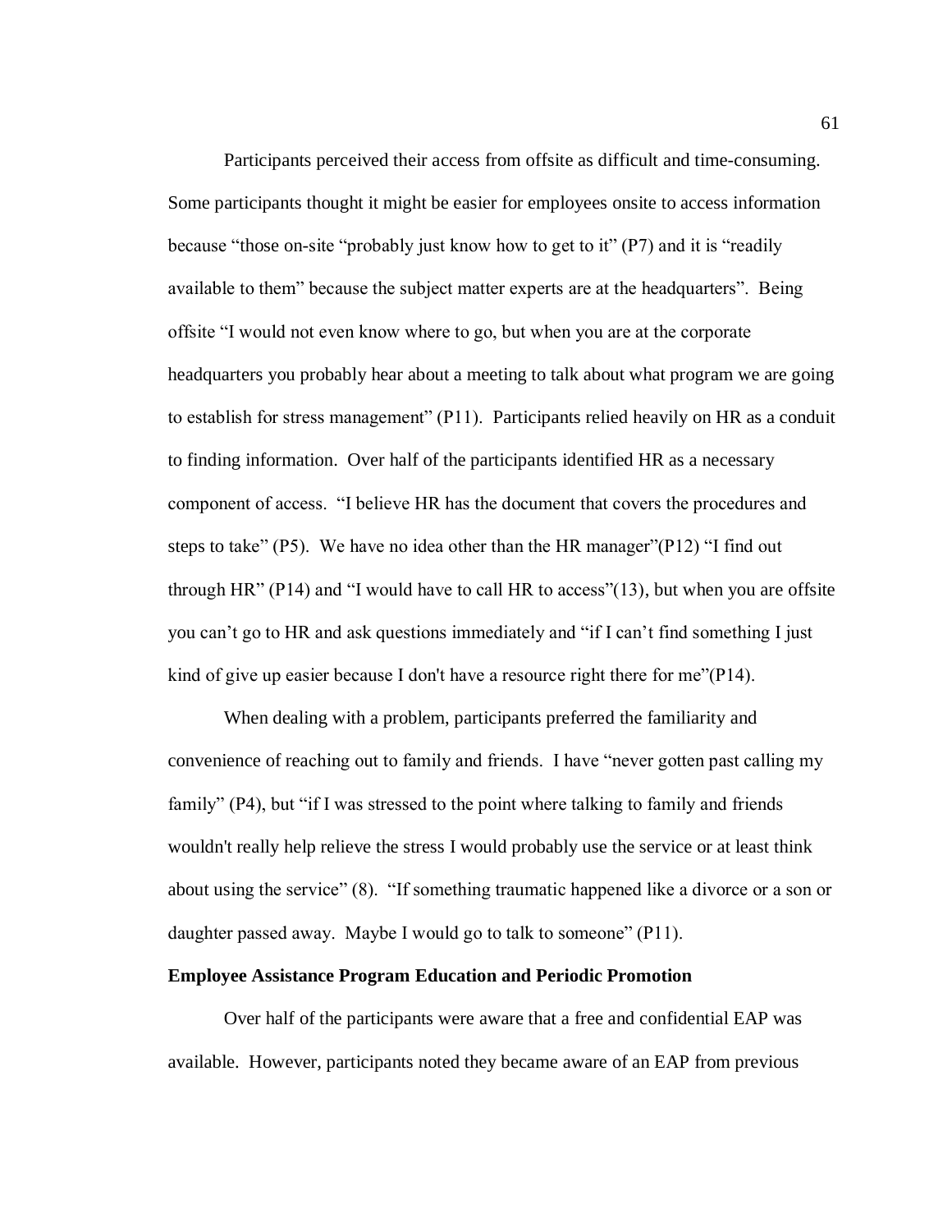Participants perceived their access from offsite as difficult and time-consuming. Some participants thought it might be easier for employees onsite to access information because "those on-site "probably just know how to get to it" (P7) and it is "readily available to them" because the subject matter experts are at the headquarters". Being offsite "I would not even know where to go, but when you are at the corporate headquarters you probably hear about a meeting to talk about what program we are going to establish for stress management" (P11). Participants relied heavily on HR as a conduit to finding information. Over half of the participants identified HR as a necessary component of access. "I believe HR has the document that covers the procedures and steps to take" (P5). We have no idea other than the HR manager"(P12) "I find out through HR" (P14) and "I would have to call HR to access"(13), but when you are offsite you can't go to HR and ask questions immediately and "if I can't find something I just kind of give up easier because I don't have a resource right there for me"(P14).

When dealing with a problem, participants preferred the familiarity and convenience of reaching out to family and friends. I have "never gotten past calling my family" (P4), but "if I was stressed to the point where talking to family and friends wouldn't really help relieve the stress I would probably use the service or at least think about using the service" (8). "If something traumatic happened like a divorce or a son or daughter passed away. Maybe I would go to talk to someone" (P11).

**Employee Assistance Program Education and Periodic Promotion**

Over half of the participants were aware that a free and confidential EAP was available. However, participants noted they became aware of an EAP from previous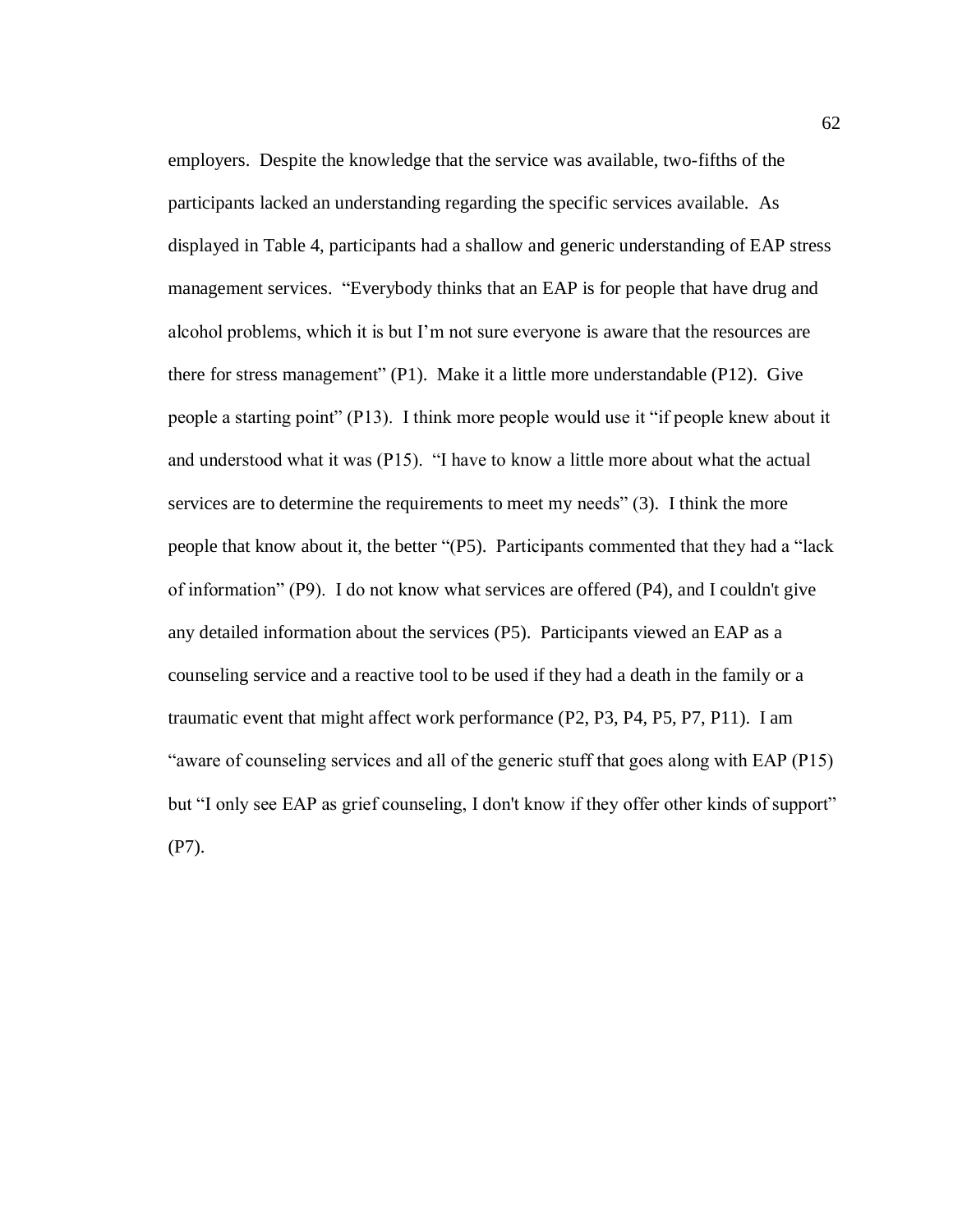employers. Despite the knowledge that the service was available, two-fifths of the participants lacked an understanding regarding the specific services available. As displayed in Table 4, participants had a shallow and generic understanding of EAP stress management services. "Everybody thinks that an EAP is for people that have drug and alcohol problems, which it is but I'm not sure everyone is aware that the resources are there for stress management" (P1). Make it a little more understandable (P12). Give people a starting point" (P13). I think more people would use it "if people knew about it and understood what it was (P15). "I have to know a little more about what the actual services are to determine the requirements to meet my needs" (3). I think the more people that know about it, the better "(P5). Participants commented that they had a "lack of information" (P9). I do not know what services are offered (P4), and I couldn't give any detailed information about the services (P5). Participants viewed an EAP as a counseling service and a reactive tool to be used if they had a death in the family or a traumatic event that might affect work performance (P2, P3, P4, P5, P7, P11). I am "aware of counseling services and all of the generic stuff that goes along with EAP (P15) but "I only see EAP as grief counseling, I don't know if they offer other kinds of support" (P7).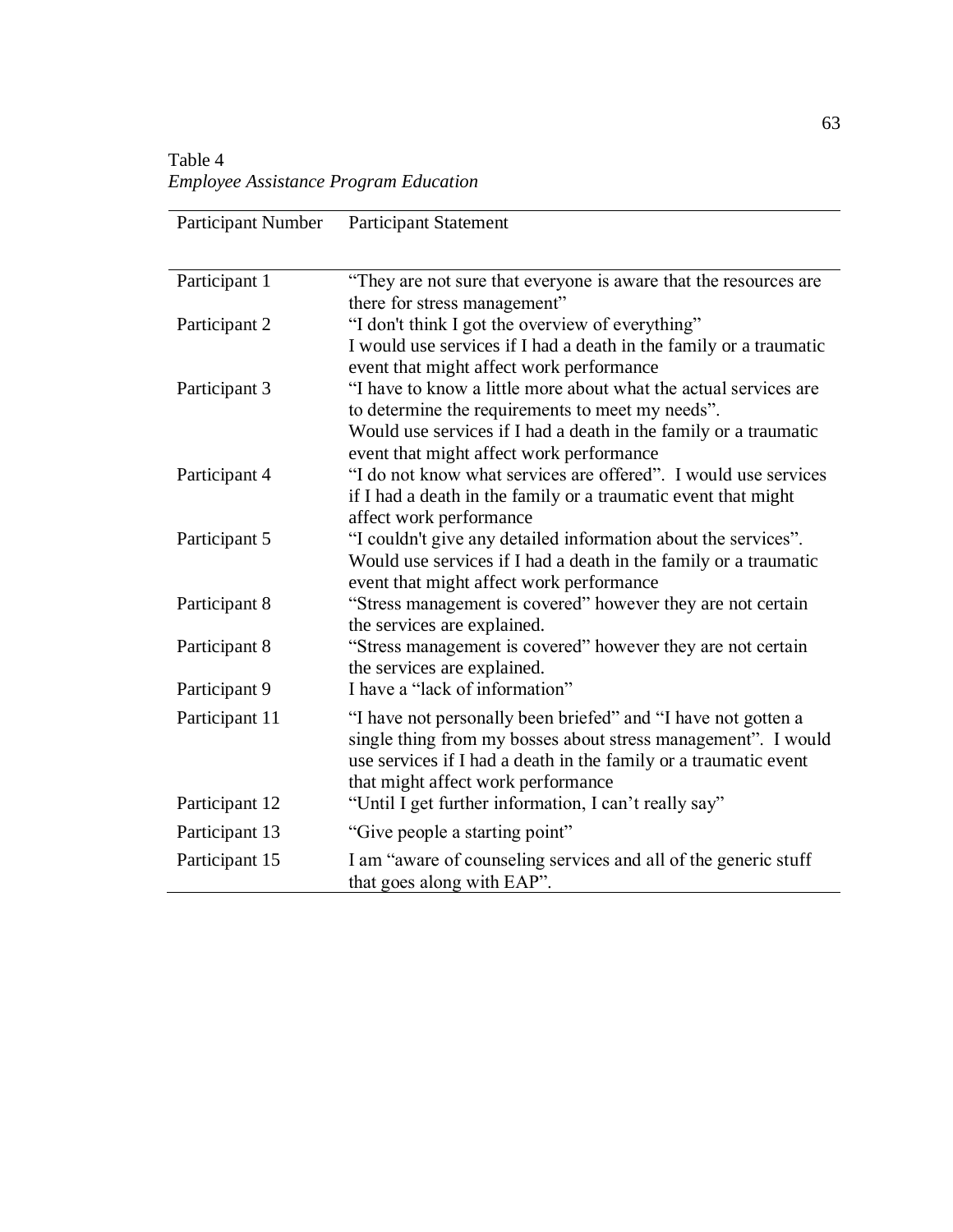Table 4

*Employee Assistance Program Education*

| Participant Number | Participant Statement |
|---|---|
| Participant 1 | "They are not sure that everyone is aware that the resources are there for stress management" |
| Participant 2 | "I don't think I got the overview of everything" I would use services if I had a death in the family or a traumatic event that might affect work performance |
| Participant 3 | "I have to know a little more about what the actual services are to determine the requirements to meet my needs". Would use services if I had a death in the family or a traumatic event that might affect work performance |
| Participant 4 | "I do not know what services are offered". I would use services if I had a death in the family or a traumatic event that might affect work performance |
| Participant 5 | "I couldn't give any detailed information about the services". Would use services if I had a death in the family or a traumatic event that might affect work performance |
| Participant 8 | "Stress management is covered" however they are not certain the services are explained. |
| Participant 8 | "Stress management is covered" however they are not certain the services are explained. |
| Participant 9 | I have a "lack of information" |
| Participant 11 | "I have not personally been briefed" and "I have not gotten a single thing from my bosses about stress management". I would use services if I had a death in the family or a traumatic event that might affect work performance |
| Participant 12 | "Until I get further information, I can't really say" |
| Participant 13 | "Give people a starting point" |
| Participant 15 | I am "aware of counseling services and all of the generic stuff that goes along with EAP". |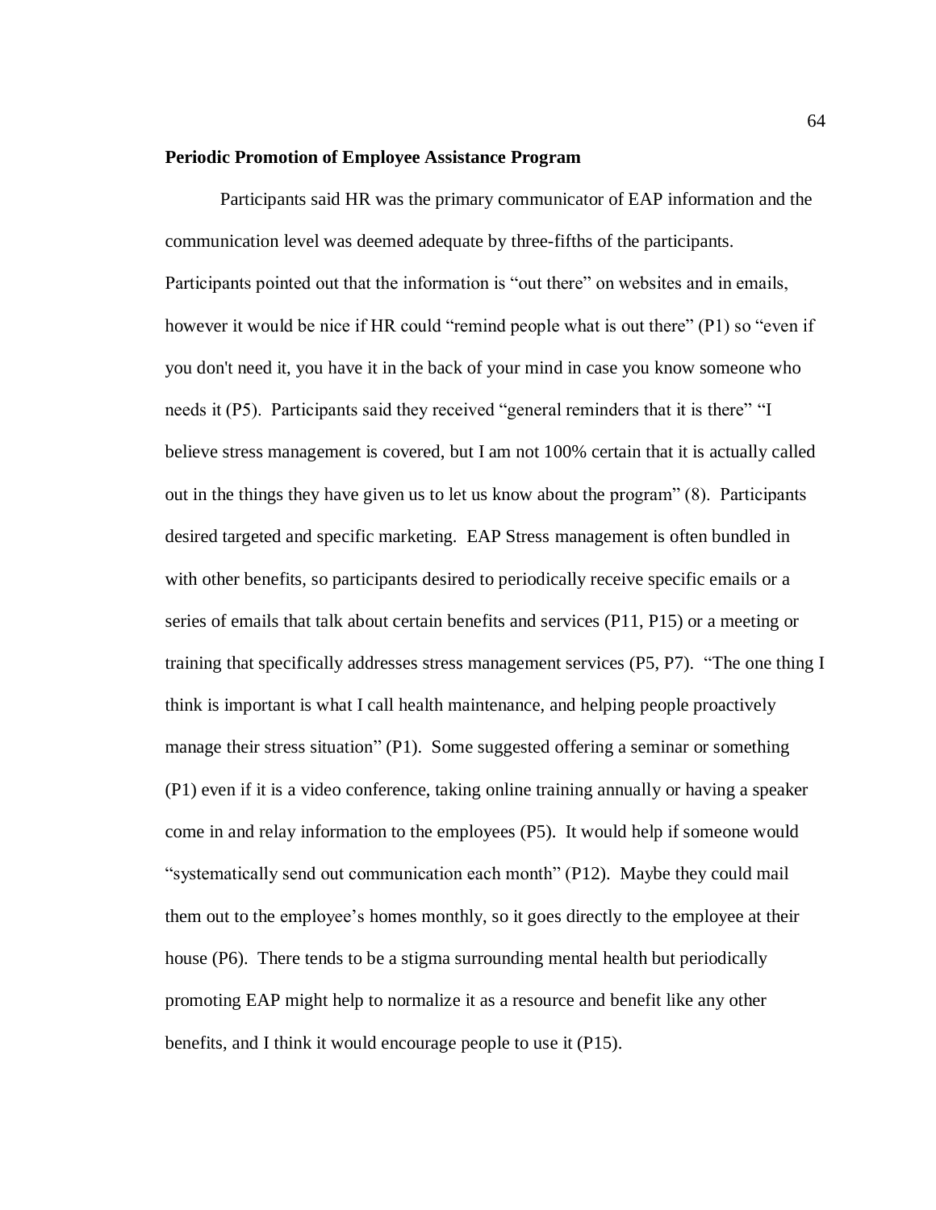**Periodic Promotion of Employee Assistance Program**

Participants said HR was the primary communicator of EAP information and the communication level was deemed adequate by three-fifths of the participants. Participants pointed out that the information is "out there" on websites and in emails, however it would be nice if HR could "remind people what is out there" (P1) so "even if you don't need it, you have it in the back of your mind in case you know someone who needs it (P5). Participants said they received "general reminders that it is there" "I believe stress management is covered, but I am not 100% certain that it is actually called out in the things they have given us to let us know about the program" (8). Participants desired targeted and specific marketing. EAP Stress management is often bundled in with other benefits, so participants desired to periodically receive specific emails or a series of emails that talk about certain benefits and services (P11, P15) or a meeting or training that specifically addresses stress management services (P5, P7). "The one thing I think is important is what I call health maintenance, and helping people proactively manage their stress situation" (P1). Some suggested offering a seminar or something (P1) even if it is a video conference, taking online training annually or having a speaker come in and relay information to the employees (P5). It would help if someone would "systematically send out communication each month" (P12). Maybe they could mail them out to the employee's homes monthly, so it goes directly to the employee at their house (P6). There tends to be a stigma surrounding mental health but periodically promoting EAP might help to normalize it as a resource and benefit like any other benefits, and I think it would encourage people to use it (P15).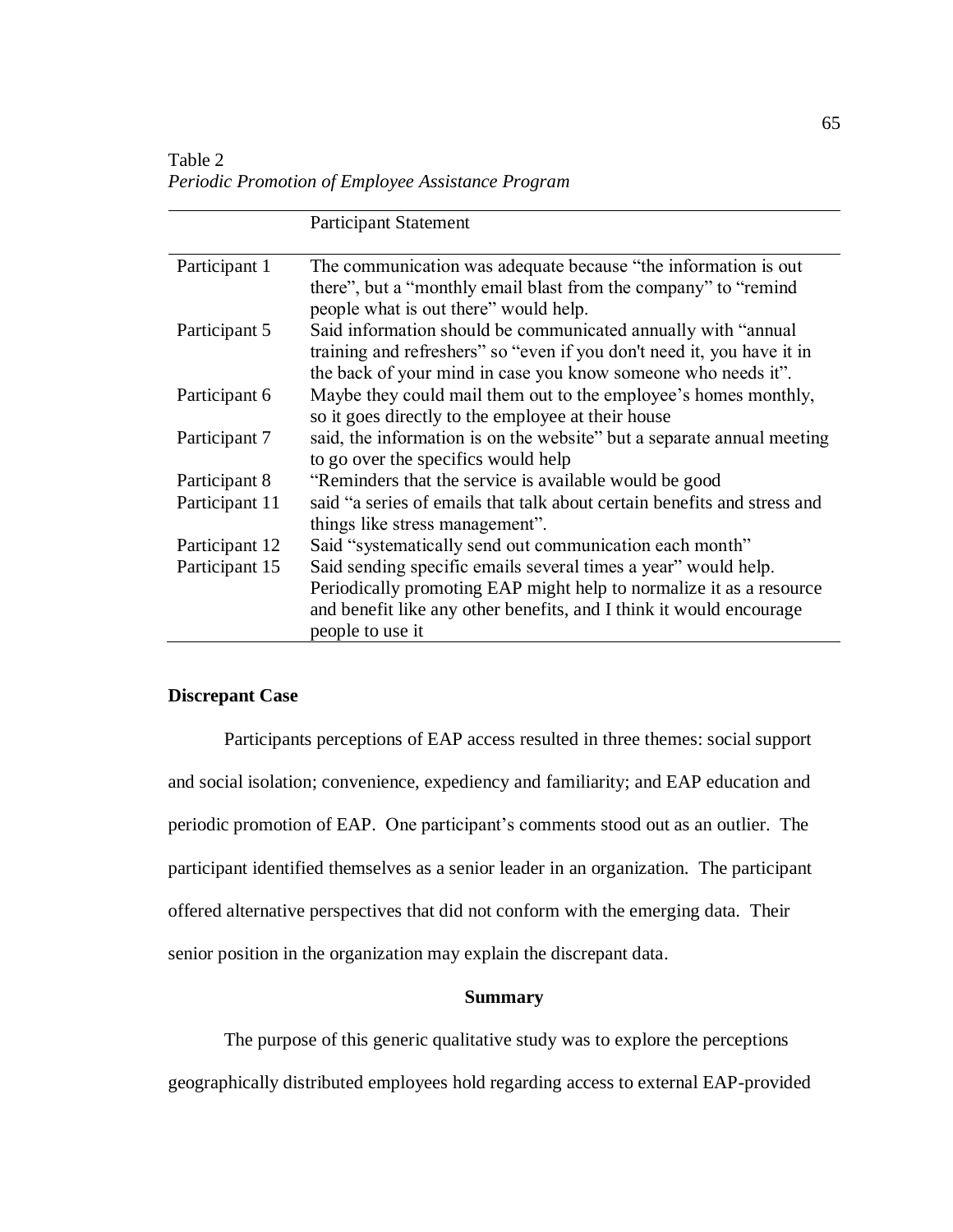Table 2
*Periodic Promotion of Employee Assistance Program*

| | Participant Statement |
|---|---|
| Participant 1 | The communication was adequate because "the information is out there", but a "monthly email blast from the company" to "remind people what is out there" would help. |
| Participant 5 | Said information should be communicated annually with "annual training and refreshers" so "even if you don't need it, you have it in the back of your mind in case you know someone who needs it". |
| Participant 6 | Maybe they could mail them out to the employee's homes monthly, so it goes directly to the employee at their house |
| Participant 7 | said, the information is on the website" but a separate annual meeting to go over the specifics would help |
| Participant 8 | "Reminders that the service is available would be good |
| Participant 11 | said "a series of emails that talk about certain benefits and stress and things like stress management". |
| Participant 12 | Said "systematically send out communication each month" |
| Participant 15 | Said sending specific emails several times a year" would help. Periodically promoting EAP might help to normalize it as a resource and benefit like any other benefits, and I think it would encourage people to use it |

**Discrepant Case**

Participants perceptions of EAP access resulted in three themes: social support and social isolation; convenience, expediency and familiarity; and EAP education and periodic promotion of EAP. One participant's comments stood out as an outlier. The participant identified themselves as a senior leader in an organization. The participant offered alternative perspectives that did not conform with the emerging data. Their senior position in the organization may explain the discrepant data.

## Summary

The purpose of this generic qualitative study was to explore the perceptions geographically distributed employees hold regarding access to external EAP-provided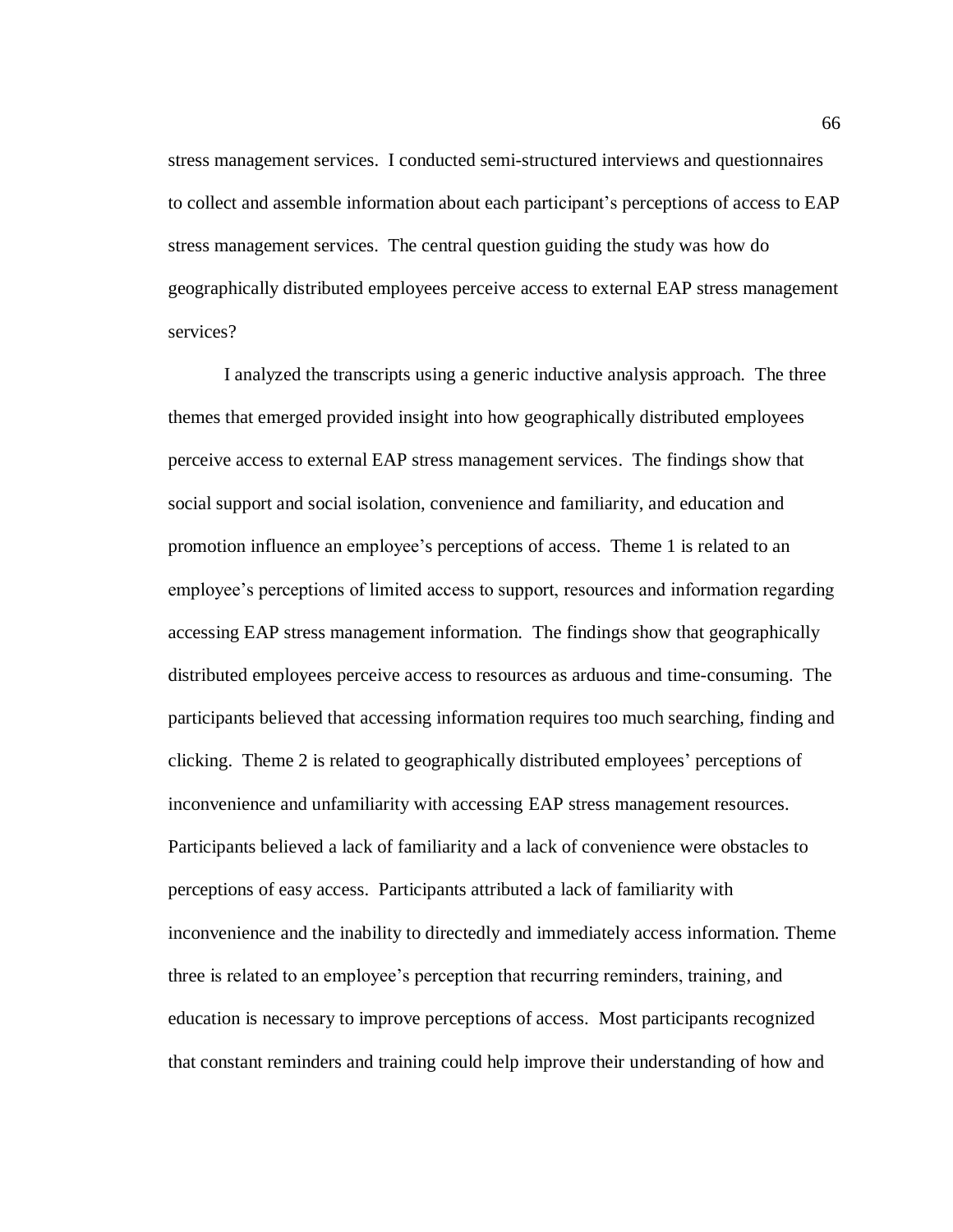stress management services. I conducted semi-structured interviews and questionnaires to collect and assemble information about each participant's perceptions of access to EAP stress management services. The central question guiding the study was how do geographically distributed employees perceive access to external EAP stress management services?

I analyzed the transcripts using a generic inductive analysis approach. The three themes that emerged provided insight into how geographically distributed employees perceive access to external EAP stress management services. The findings show that social support and social isolation, convenience and familiarity, and education and promotion influence an employee's perceptions of access. Theme 1 is related to an employee's perceptions of limited access to support, resources and information regarding accessing EAP stress management information. The findings show that geographically distributed employees perceive access to resources as arduous and time-consuming. The participants believed that accessing information requires too much searching, finding and clicking. Theme 2 is related to geographically distributed employees' perceptions of inconvenience and unfamiliarity with accessing EAP stress management resources. Participants believed a lack of familiarity and a lack of convenience were obstacles to perceptions of easy access. Participants attributed a lack of familiarity with inconvenience and the inability to directedly and immediately access information. Theme three is related to an employee's perception that recurring reminders, training, and education is necessary to improve perceptions of access. Most participants recognized that constant reminders and training could help improve their understanding of how and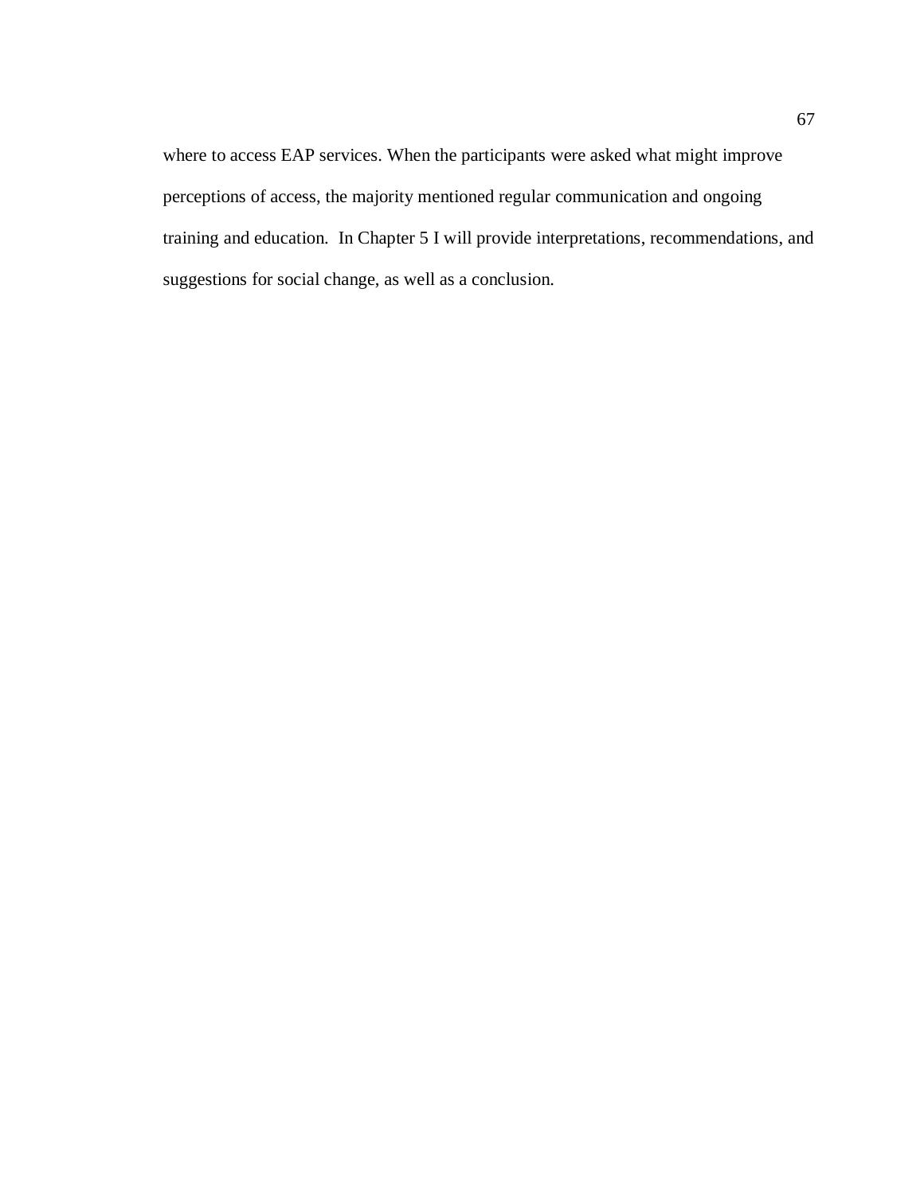where to access EAP services. When the participants were asked what might improve perceptions of access, the majority mentioned regular communication and ongoing training and education. In Chapter 5 I will provide interpretations, recommendations, and suggestions for social change, as well as a conclusion.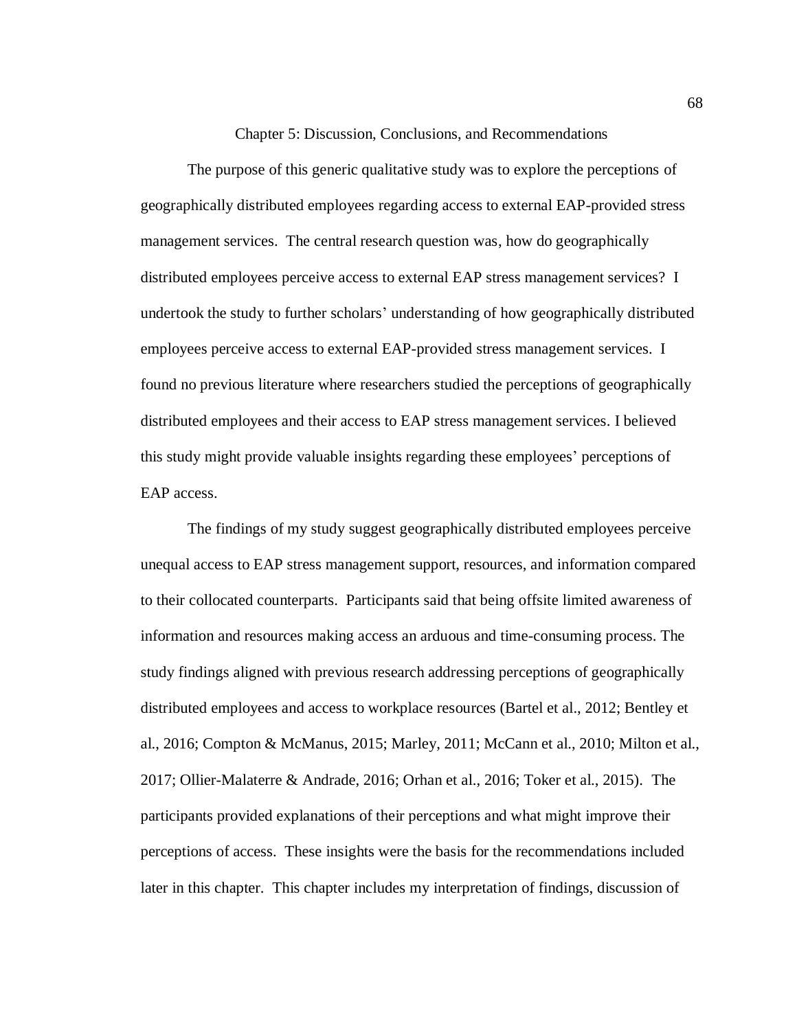# Chapter 5: Discussion, Conclusions, and Recommendations

The purpose of this generic qualitative study was to explore the perceptions of geographically distributed employees regarding access to external EAP-provided stress management services. The central research question was, how do geographically distributed employees perceive access to external EAP stress management services? I undertook the study to further scholars' understanding of how geographically distributed employees perceive access to external EAP-provided stress management services. I found no previous literature where researchers studied the perceptions of geographically distributed employees and their access to EAP stress management services. I believed this study might provide valuable insights regarding these employees' perceptions of EAP access.

The findings of my study suggest geographically distributed employees perceive unequal access to EAP stress management support, resources, and information compared to their collocated counterparts. Participants said that being offsite limited awareness of information and resources making access an arduous and time-consuming process. The study findings aligned with previous research addressing perceptions of geographically distributed employees and access to workplace resources (Bartel et al., 2012; Bentley et al., 2016; Compton & McManus, 2015; Marley, 2011; McCann et al., 2010; Milton et al., 2017; Ollier-Malaterre & Andrade, 2016; Orhan et al., 2016; Toker et al., 2015). The participants provided explanations of their perceptions and what might improve their perceptions of access. These insights were the basis for the recommendations included later in this chapter. This chapter includes my interpretation of findings, discussion of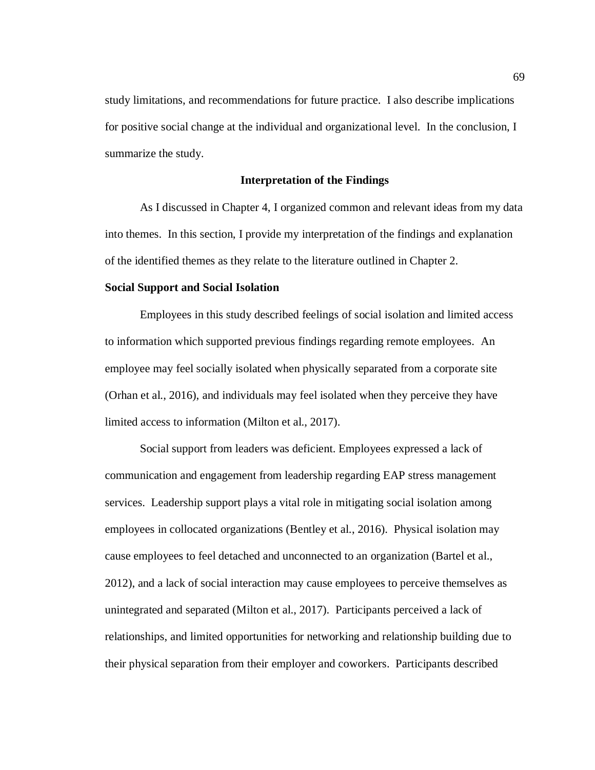study limitations, and recommendations for future practice. I also describe implications for positive social change at the individual and organizational level. In the conclusion, I summarize the study.

## Interpretation of the Findings

As I discussed in Chapter 4, I organized common and relevant ideas from my data into themes. In this section, I provide my interpretation of the findings and explanation of the identified themes as they relate to the literature outlined in Chapter 2.

### Social Support and Social Isolation

Employees in this study described feelings of social isolation and limited access to information which supported previous findings regarding remote employees. An employee may feel socially isolated when physically separated from a corporate site (Orhan et al., 2016), and individuals may feel isolated when they perceive they have limited access to information (Milton et al., 2017).

Social support from leaders was deficient. Employees expressed a lack of communication and engagement from leadership regarding EAP stress management services. Leadership support plays a vital role in mitigating social isolation among employees in collocated organizations (Bentley et al., 2016). Physical isolation may cause employees to feel detached and unconnected to an organization (Bartel et al., 2012), and a lack of social interaction may cause employees to perceive themselves as unintegrated and separated (Milton et al., 2017). Participants perceived a lack of relationships, and limited opportunities for networking and relationship building due to their physical separation from their employer and coworkers. Participants described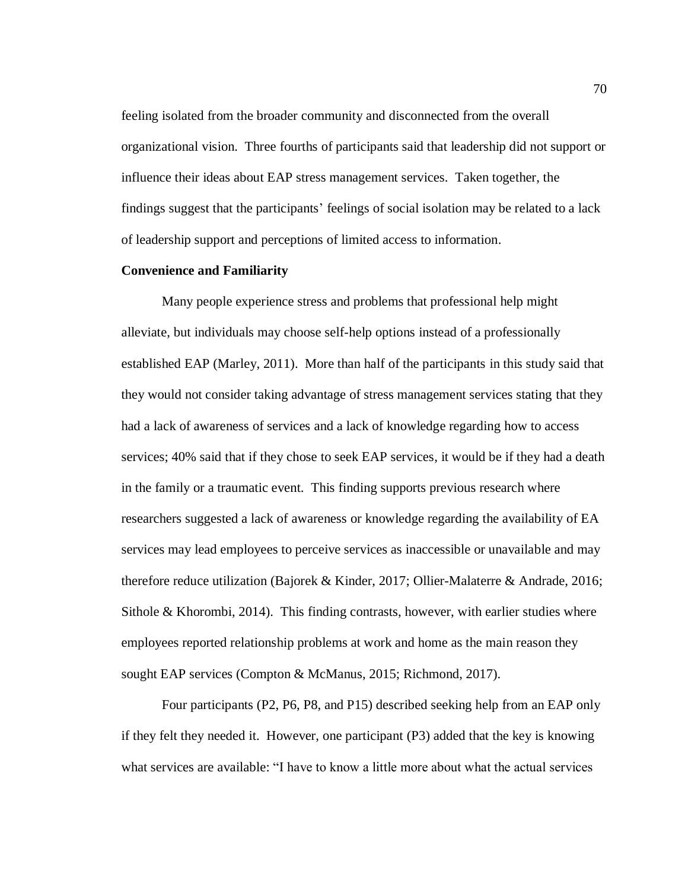feeling isolated from the broader community and disconnected from the overall organizational vision. Three fourths of participants said that leadership did not support or influence their ideas about EAP stress management services. Taken together, the findings suggest that the participants' feelings of social isolation may be related to a lack of leadership support and perceptions of limited access to information.

### Convenience and Familiarity

Many people experience stress and problems that professional help might alleviate, but individuals may choose self-help options instead of a professionally established EAP (Marley, 2011). More than half of the participants in this study said that they would not consider taking advantage of stress management services stating that they had a lack of awareness of services and a lack of knowledge regarding how to access services; 40% said that if they chose to seek EAP services, it would be if they had a death in the family or a traumatic event. This finding supports previous research where researchers suggested a lack of awareness or knowledge regarding the availability of EA services may lead employees to perceive services as inaccessible or unavailable and may therefore reduce utilization (Bajorek & Kinder, 2017; Ollier-Malaterre & Andrade, 2016; Sithole & Khorombi, 2014). This finding contrasts, however, with earlier studies where employees reported relationship problems at work and home as the main reason they sought EAP services (Compton & McManus, 2015; Richmond, 2017).

Four participants (P2, P6, P8, and P15) described seeking help from an EAP only if they felt they needed it. However, one participant (P3) added that the key is knowing what services are available: "I have to know a little more about what the actual services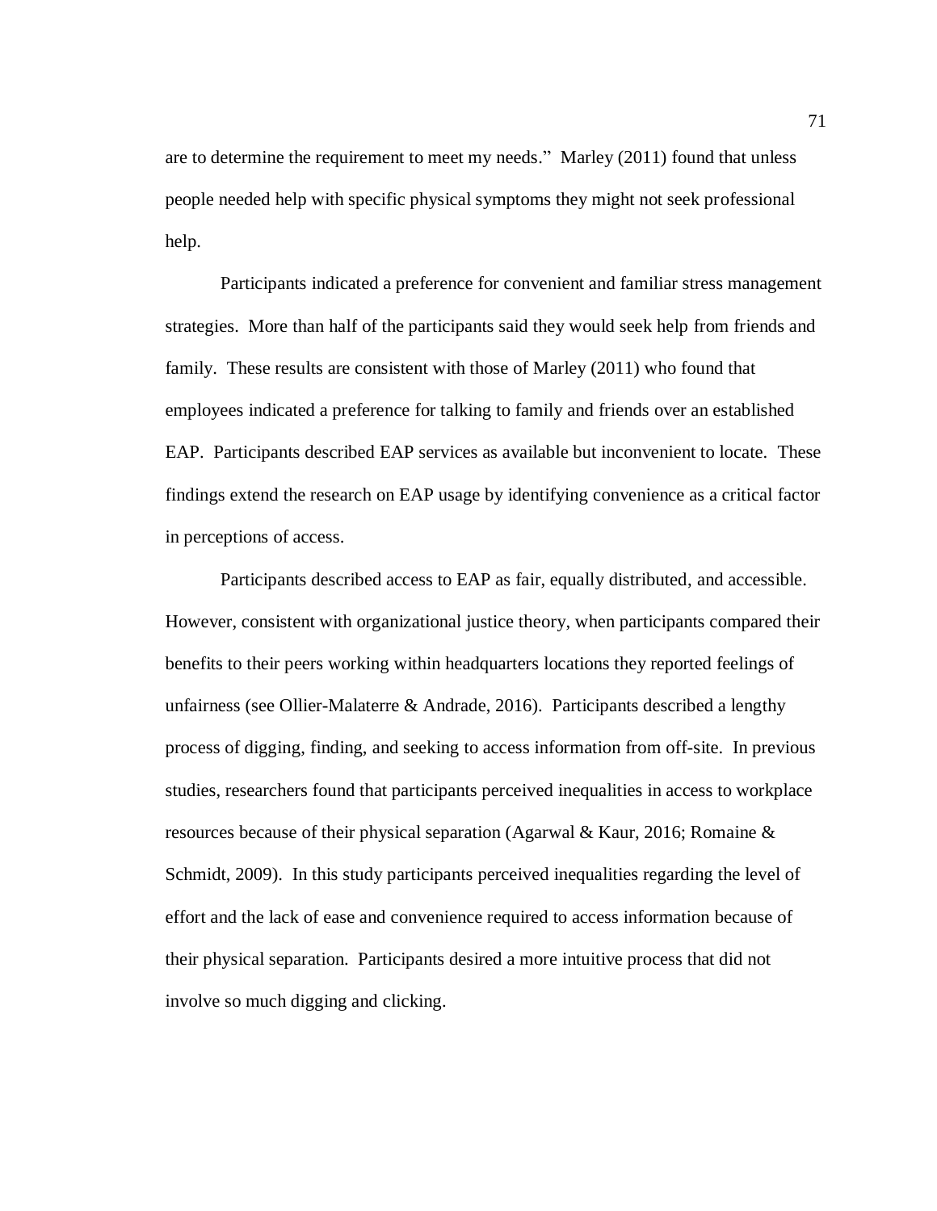are to determine the requirement to meet my needs." Marley (2011) found that unless people needed help with specific physical symptoms they might not seek professional help.

Participants indicated a preference for convenient and familiar stress management strategies. More than half of the participants said they would seek help from friends and family. These results are consistent with those of Marley (2011) who found that employees indicated a preference for talking to family and friends over an established EAP. Participants described EAP services as available but inconvenient to locate. These findings extend the research on EAP usage by identifying convenience as a critical factor in perceptions of access.

Participants described access to EAP as fair, equally distributed, and accessible. However, consistent with organizational justice theory, when participants compared their benefits to their peers working within headquarters locations they reported feelings of unfairness (see Ollier-Malaterre & Andrade, 2016). Participants described a lengthy process of digging, finding, and seeking to access information from off-site. In previous studies, researchers found that participants perceived inequalities in access to workplace resources because of their physical separation (Agarwal & Kaur, 2016; Romaine & Schmidt, 2009). In this study participants perceived inequalities regarding the level of effort and the lack of ease and convenience required to access information because of their physical separation. Participants desired a more intuitive process that did not involve so much digging and clicking.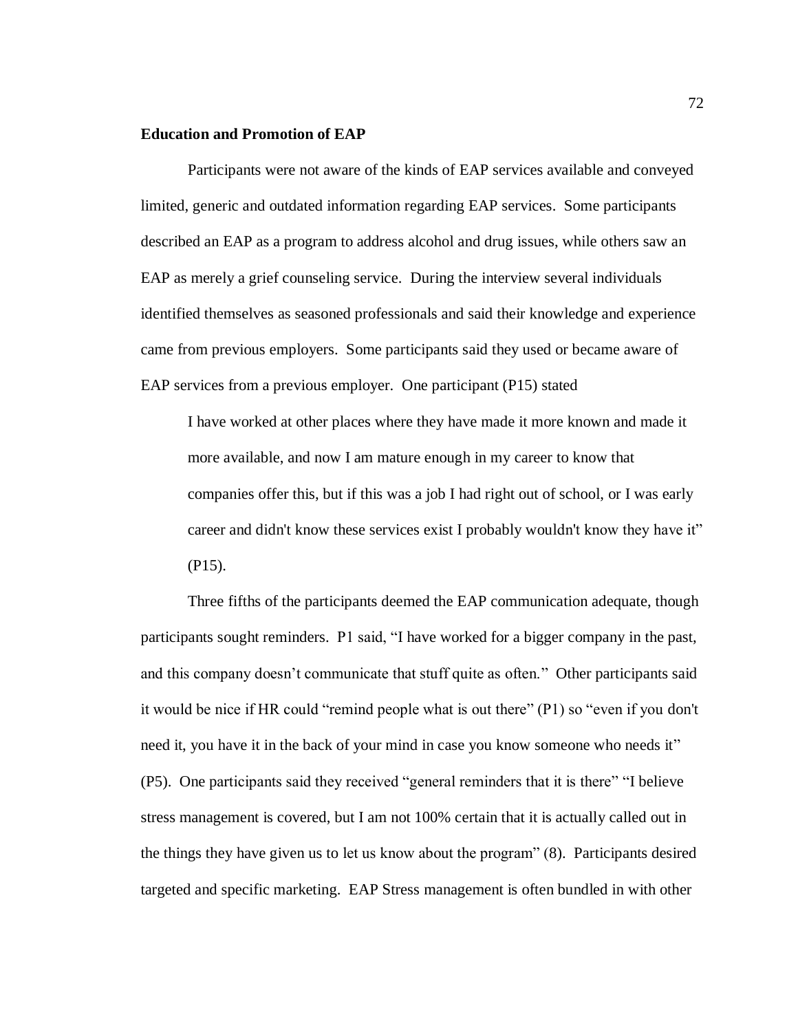**Education and Promotion of EAP**

Participants were not aware of the kinds of EAP services available and conveyed limited, generic and outdated information regarding EAP services. Some participants described an EAP as a program to address alcohol and drug issues, while others saw an EAP as merely a grief counseling service. During the interview several individuals identified themselves as seasoned professionals and said their knowledge and experience came from previous employers. Some participants said they used or became aware of EAP services from a previous employer. One participant (P15) stated

> I have worked at other places where they have made it more known and made it more available, and now I am mature enough in my career to know that companies offer this, but if this was a job I had right out of school, or I was early career and didn't know these services exist I probably wouldn't know they have it" (P15).

Three fifths of the participants deemed the EAP communication adequate, though participants sought reminders. P1 said, "I have worked for a bigger company in the past, and this company doesn't communicate that stuff quite as often." Other participants said it would be nice if HR could "remind people what is out there" (P1) so "even if you don't need it, you have it in the back of your mind in case you know someone who needs it" (P5). One participants said they received "general reminders that it is there" "I believe stress management is covered, but I am not 100% certain that it is actually called out in the things they have given us to let us know about the program" (8). Participants desired targeted and specific marketing. EAP Stress management is often bundled in with other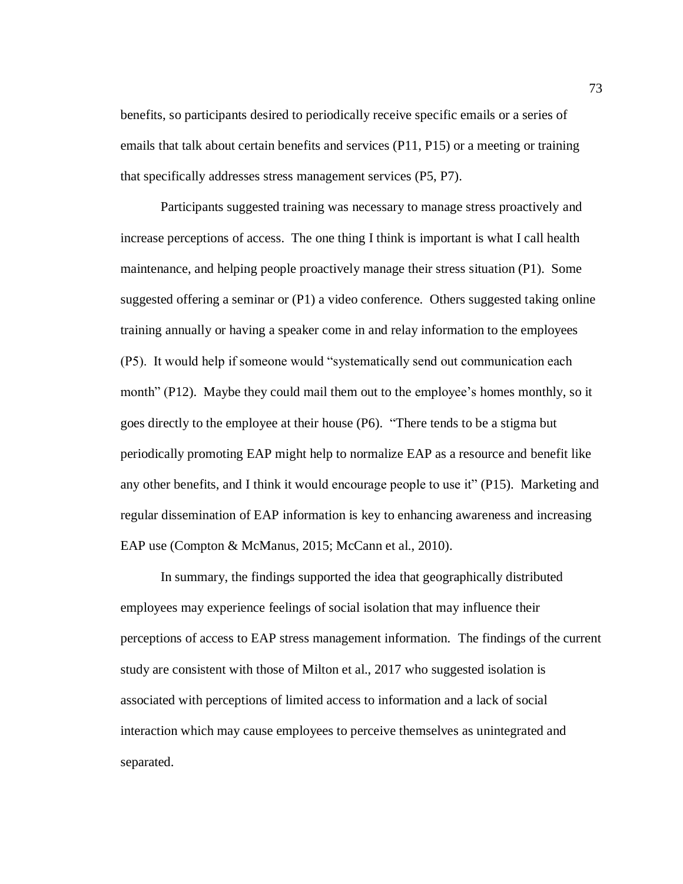benefits, so participants desired to periodically receive specific emails or a series of emails that talk about certain benefits and services (P11, P15) or a meeting or training that specifically addresses stress management services (P5, P7).

Participants suggested training was necessary to manage stress proactively and increase perceptions of access. The one thing I think is important is what I call health maintenance, and helping people proactively manage their stress situation (P1). Some suggested offering a seminar or (P1) a video conference. Others suggested taking online training annually or having a speaker come in and relay information to the employees (P5). It would help if someone would "systematically send out communication each month" (P12). Maybe they could mail them out to the employee's homes monthly, so it goes directly to the employee at their house (P6). "There tends to be a stigma but periodically promoting EAP might help to normalize EAP as a resource and benefit like any other benefits, and I think it would encourage people to use it" (P15). Marketing and regular dissemination of EAP information is key to enhancing awareness and increasing EAP use (Compton & McManus, 2015; McCann et al., 2010).

In summary, the findings supported the idea that geographically distributed employees may experience feelings of social isolation that may influence their perceptions of access to EAP stress management information. The findings of the current study are consistent with those of Milton et al., 2017 who suggested isolation is associated with perceptions of limited access to information and a lack of social interaction which may cause employees to perceive themselves as unintegrated and separated.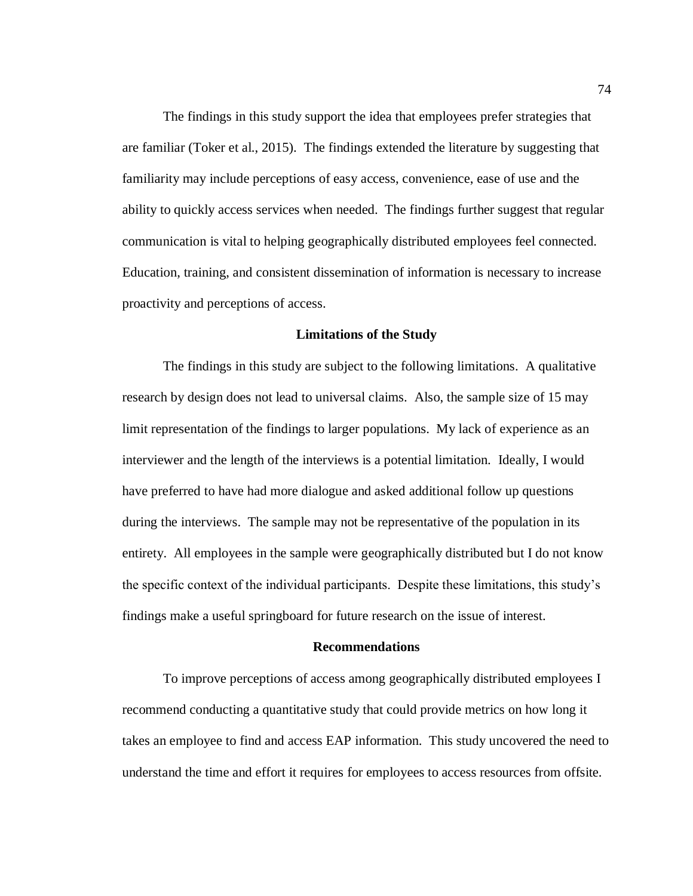The findings in this study support the idea that employees prefer strategies that are familiar (Toker et al., 2015). The findings extended the literature by suggesting that familiarity may include perceptions of easy access, convenience, ease of use and the ability to quickly access services when needed. The findings further suggest that regular communication is vital to helping geographically distributed employees feel connected. Education, training, and consistent dissemination of information is necessary to increase proactivity and perceptions of access.

## Limitations of the Study

The findings in this study are subject to the following limitations. A qualitative research by design does not lead to universal claims. Also, the sample size of 15 may limit representation of the findings to larger populations. My lack of experience as an interviewer and the length of the interviews is a potential limitation. Ideally, I would have preferred to have had more dialogue and asked additional follow up questions during the interviews. The sample may not be representative of the population in its entirety. All employees in the sample were geographically distributed but I do not know the specific context of the individual participants. Despite these limitations, this study's findings make a useful springboard for future research on the issue of interest.

## Recommendations

To improve perceptions of access among geographically distributed employees I recommend conducting a quantitative study that could provide metrics on how long it takes an employee to find and access EAP information. This study uncovered the need to understand the time and effort it requires for employees to access resources from offsite.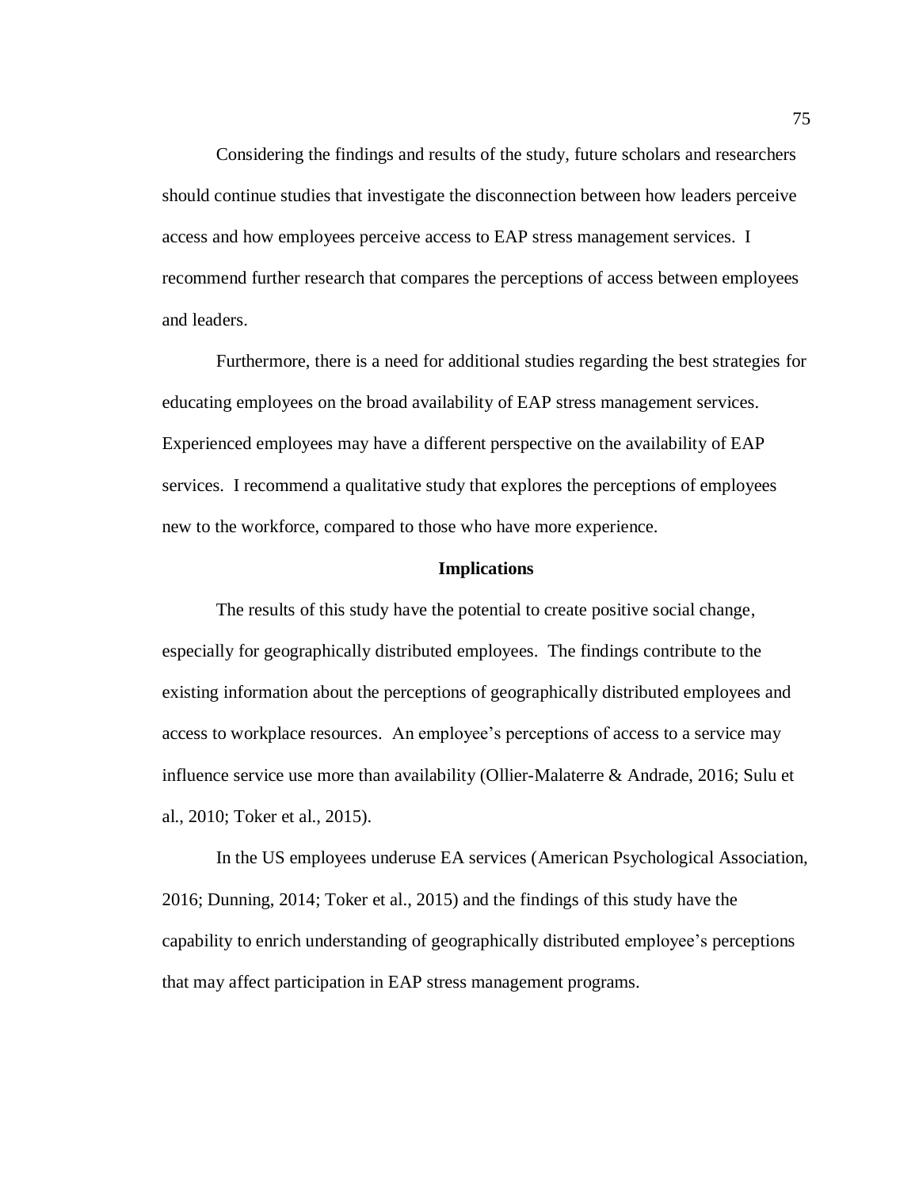Considering the findings and results of the study, future scholars and researchers should continue studies that investigate the disconnection between how leaders perceive access and how employees perceive access to EAP stress management services. I recommend further research that compares the perceptions of access between employees and leaders.

Furthermore, there is a need for additional studies regarding the best strategies for educating employees on the broad availability of EAP stress management services. Experienced employees may have a different perspective on the availability of EAP services. I recommend a qualitative study that explores the perceptions of employees new to the workforce, compared to those who have more experience.

## Implications

The results of this study have the potential to create positive social change, especially for geographically distributed employees. The findings contribute to the existing information about the perceptions of geographically distributed employees and access to workplace resources. An employee's perceptions of access to a service may influence service use more than availability (Ollier-Malaterre & Andrade, 2016; Sulu et al., 2010; Toker et al., 2015).

In the US employees underuse EA services (American Psychological Association, 2016; Dunning, 2014; Toker et al., 2015) and the findings of this study have the capability to enrich understanding of geographically distributed employee's perceptions that may affect participation in EAP stress management programs.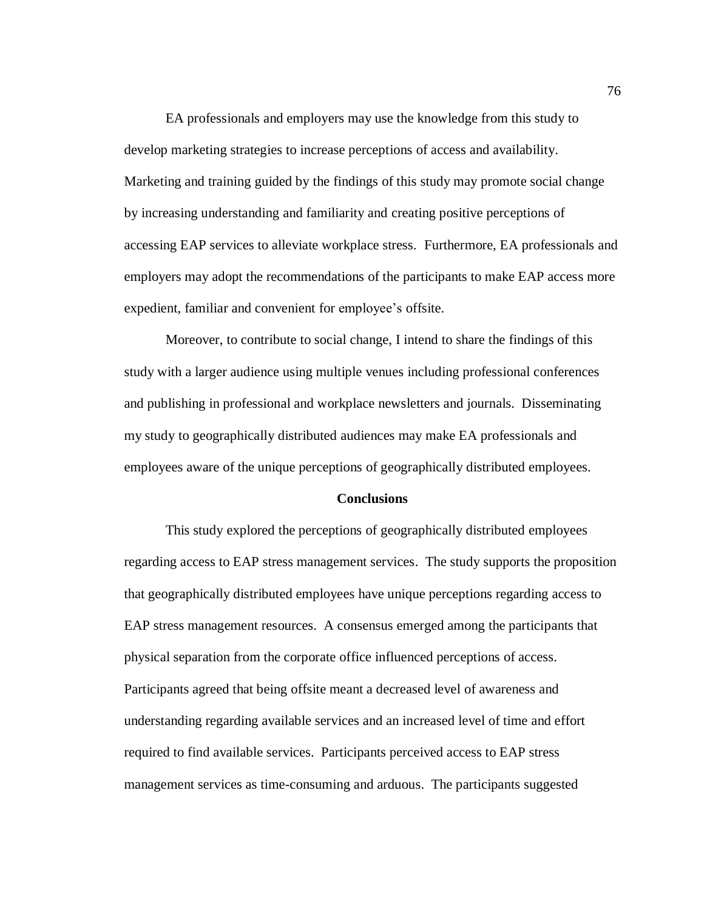EA professionals and employers may use the knowledge from this study to develop marketing strategies to increase perceptions of access and availability. Marketing and training guided by the findings of this study may promote social change by increasing understanding and familiarity and creating positive perceptions of accessing EAP services to alleviate workplace stress. Furthermore, EA professionals and employers may adopt the recommendations of the participants to make EAP access more expedient, familiar and convenient for employee's offsite.

Moreover, to contribute to social change, I intend to share the findings of this study with a larger audience using multiple venues including professional conferences and publishing in professional and workplace newsletters and journals. Disseminating my study to geographically distributed audiences may make EA professionals and employees aware of the unique perceptions of geographically distributed employees.

## Conclusions

This study explored the perceptions of geographically distributed employees regarding access to EAP stress management services. The study supports the proposition that geographically distributed employees have unique perceptions regarding access to EAP stress management resources. A consensus emerged among the participants that physical separation from the corporate office influenced perceptions of access. Participants agreed that being offsite meant a decreased level of awareness and understanding regarding available services and an increased level of time and effort required to find available services. Participants perceived access to EAP stress management services as time-consuming and arduous. The participants suggested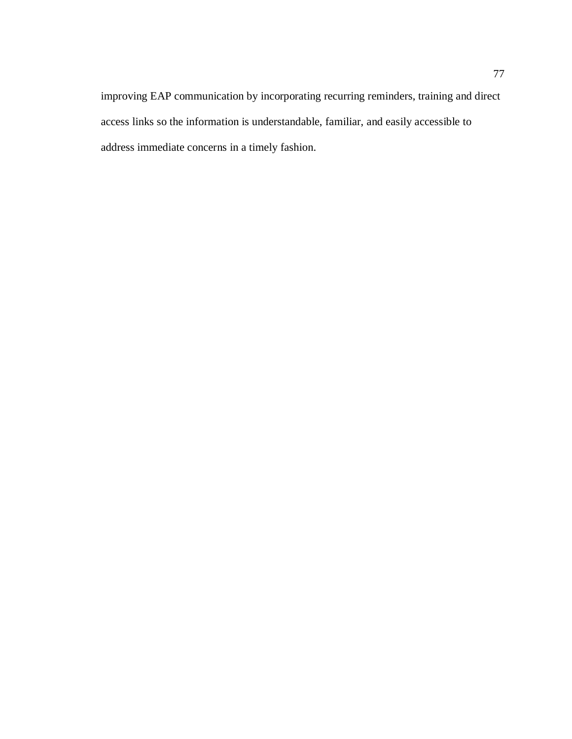improving EAP communication by incorporating recurring reminders, training and direct access links so the information is understandable, familiar, and easily accessible to address immediate concerns in a timely fashion.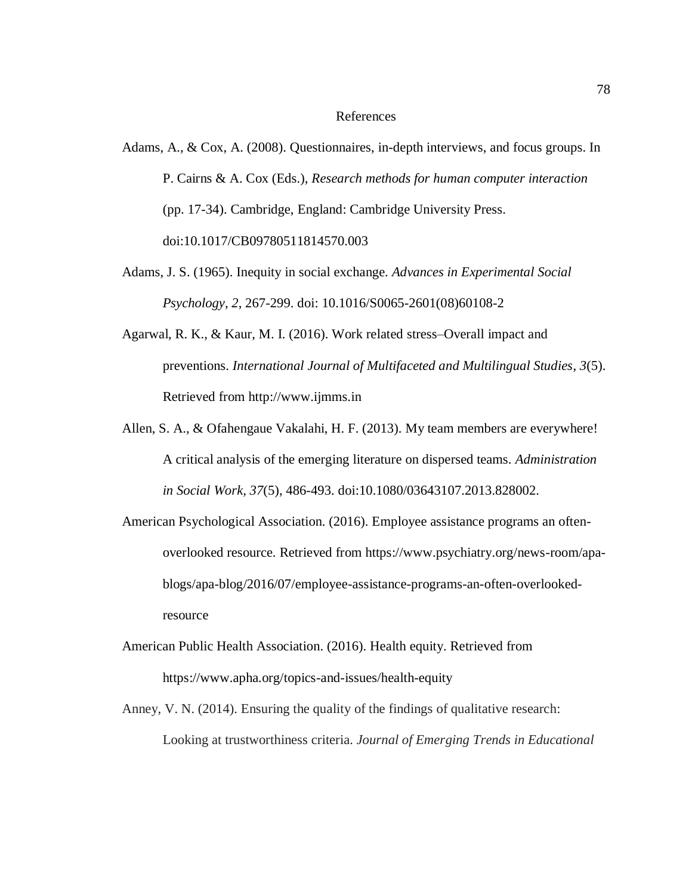# References

Adams, A., & Cox, A. (2008). Questionnaires, in-depth interviews, and focus groups. In P. Cairns & A. Cox (Eds.), *Research methods for human computer interaction* (pp. 17-34). Cambridge, England: Cambridge University Press. doi:10.1017/CB09780511814570.003

Adams, J. S. (1965). Inequity in social exchange. *Advances in Experimental Social Psychology*, *2*, 267-299. doi: 10.1016/S0065-2601(08)60108-2

Agarwal, R. K., & Kaur, M. I. (2016). Work related stress–Overall impact and preventions. *International Journal of Multifaceted and Multilingual Studies*, *3*(5). Retrieved from http://www.ijmms.in

Allen, S. A., & Ofahengaue Vakalahi, H. F. (2013). My team members are everywhere! A critical analysis of the emerging literature on dispersed teams. *Administration in Social Work*, *37*(5), 486-493. doi:10.1080/03643107.2013.828002.

American Psychological Association. (2016). Employee assistance programs an often-overlooked resource. Retrieved from https://www.psychiatry.org/news-room/apa-blogs/apa-blog/2016/07/employee-assistance-programs-an-often-overlooked-resource

American Public Health Association. (2016). Health equity. Retrieved from https://www.apha.org/topics-and-issues/health-equity

Anney, V. N. (2014). Ensuring the quality of the findings of qualitative research: Looking at trustworthiness criteria. *Journal of Emerging Trends in Educational*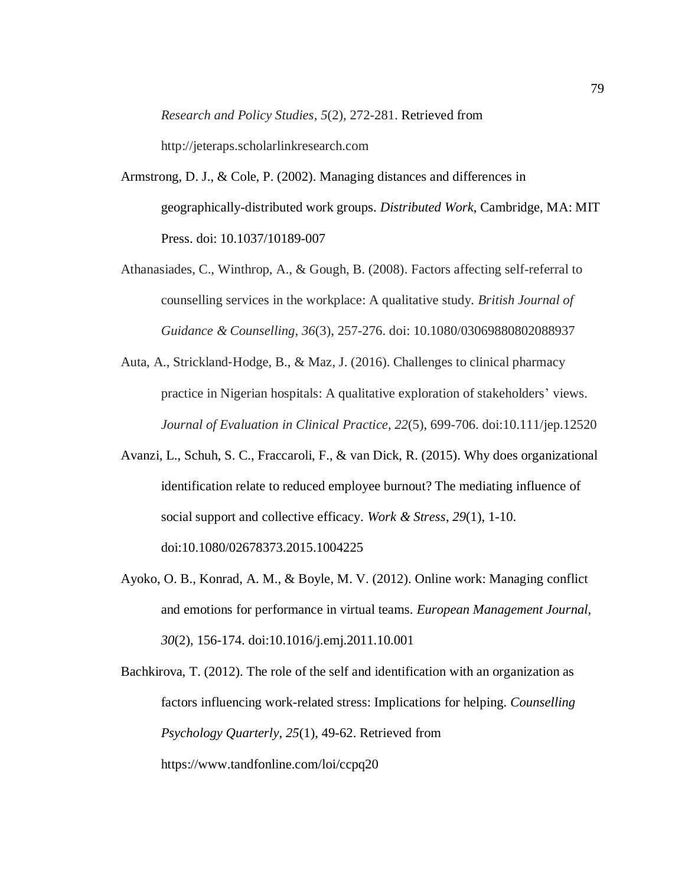*Research and Policy Studies, 5*(2), 272-281. Retrieved from http://jeteraps.scholarlinkresearch.com

Armstrong, D. J., & Cole, P. (2002). Managing distances and differences in geographically-distributed work groups. *Distributed Work*, Cambridge, MA: MIT Press. doi: 10.1037/10189-007

Athanasiades, C., Winthrop, A., & Gough, B. (2008). Factors affecting self-referral to counselling services in the workplace: A qualitative study. *British Journal of Guidance & Counselling*, *36*(3), 257-276. doi: 10.1080/03069880802088937

Auta, A., Strickland-Hodge, B., & Maz, J. (2016). Challenges to clinical pharmacy practice in Nigerian hospitals: A qualitative exploration of stakeholders' views. *Journal of Evaluation in Clinical Practice*, *22*(5), 699-706. doi:10.111/jep.12520

Avanzi, L., Schuh, S. C., Fraccaroli, F., & van Dick, R. (2015). Why does organizational identification relate to reduced employee burnout? The mediating influence of social support and collective efficacy. *Work & Stress*, *29*(1), 1-10. doi:10.1080/02678373.2015.1004225

Ayoko, O. B., Konrad, A. M., & Boyle, M. V. (2012). Online work: Managing conflict and emotions for performance in virtual teams. *European Management Journal*, *30*(2), 156-174. doi:10.1016/j.emj.2011.10.001

Bachkirova, T. (2012). The role of the self and identification with an organization as factors influencing work-related stress: Implications for helping. *Counselling Psychology Quarterly*, *25*(1), 49-62. Retrieved from https://www.tandfonline.com/loi/ccpq20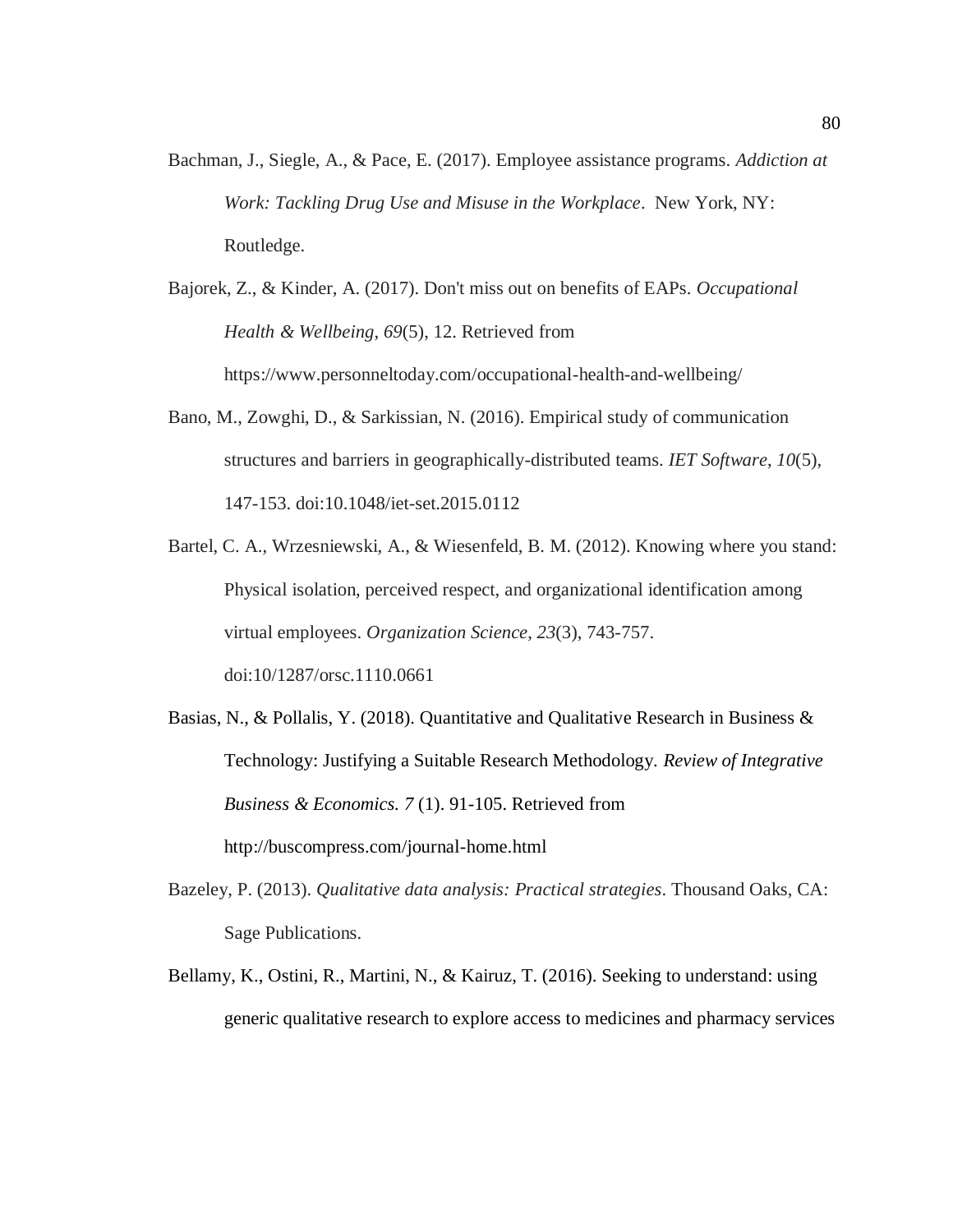Bachman, J., Siegle, A., & Pace, E. (2017). Employee assistance programs. *Addiction at Work: Tackling Drug Use and Misuse in the Workplace*. New York, NY: Routledge.

Bajorek, Z., & Kinder, A. (2017). Don't miss out on benefits of EAPs. *Occupational Health & Wellbeing*, *69*(5), 12. Retrieved from https://www.personneltoday.com/occupational-health-and-wellbeing/

Bano, M., Zowghi, D., & Sarkissian, N. (2016). Empirical study of communication structures and barriers in geographically-distributed teams. *IET Software*, *10*(5), 147-153. doi:10.1048/iet-set.2015.0112

Bartel, C. A., Wrzesniewski, A., & Wiesenfeld, B. M. (2012). Knowing where you stand: Physical isolation, perceived respect, and organizational identification among virtual employees. *Organization Science*, *23*(3), 743-757. doi:10/1287/orsc.1110.0661

Basias, N., & Pollalis, Y. (2018). Quantitative and Qualitative Research in Business & Technology: Justifying a Suitable Research Methodology. *Review of Integrative Business & Economics. 7* (1). 91-105. Retrieved from http://buscompress.com/journal-home.html

Bazeley, P. (2013). *Qualitative data analysis: Practical strategies*. Thousand Oaks, CA: Sage Publications.

Bellamy, K., Ostini, R., Martini, N., & Kairuz, T. (2016). Seeking to understand: using generic qualitative research to explore access to medicines and pharmacy services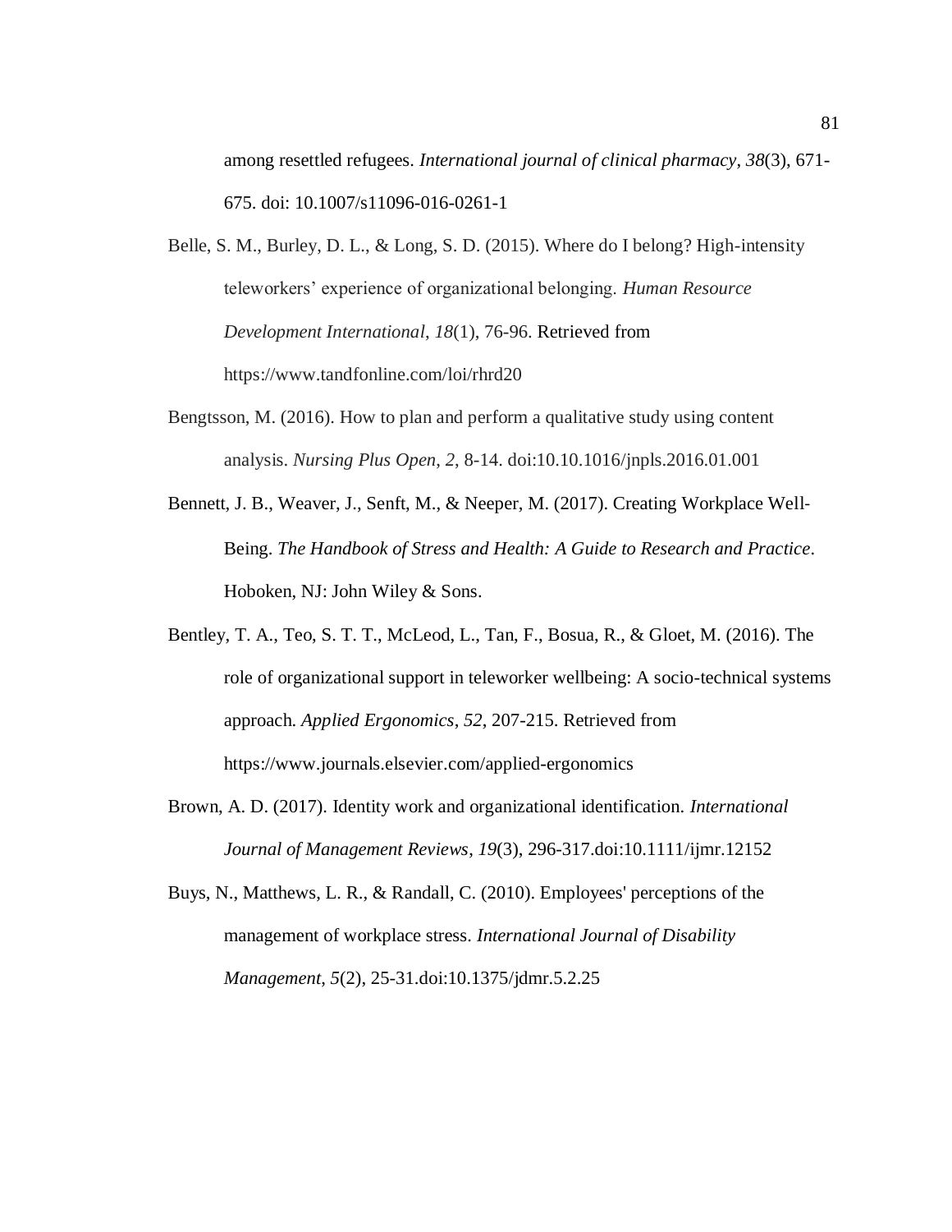among resettled refugees. *International journal of clinical pharmacy*, *38*(3), 671-675. doi: 10.1007/s11096-016-0261-1

Belle, S. M., Burley, D. L., & Long, S. D. (2015). Where do I belong? High-intensity teleworkers' experience of organizational belonging. *Human Resource Development International*, *18*(1), 76-96. Retrieved from https://www.tandfonline.com/loi/rhrd20

Bengtsson, M. (2016). How to plan and perform a qualitative study using content analysis. *Nursing Plus Open*, *2*, 8-14. doi:10.10.1016/jnpls.2016.01.001

Bennett, J. B., Weaver, J., Senft, M., & Neeper, M. (2017). Creating Workplace Well-Being. *The Handbook of Stress and Health: A Guide to Research and Practice*. Hoboken, NJ: John Wiley & Sons.

Bentley, T. A., Teo, S. T. T., McLeod, L., Tan, F., Bosua, R., & Gloet, M. (2016). The role of organizational support in teleworker wellbeing: A socio-technical systems approach. *Applied Ergonomics*, *52*, 207-215. Retrieved from https://www.journals.elsevier.com/applied-ergonomics

Brown, A. D. (2017). Identity work and organizational identification. *International Journal of Management Reviews*, *19*(3), 296-317.doi:10.1111/ijmr.12152

Buys, N., Matthews, L. R., & Randall, C. (2010). Employees' perceptions of the management of workplace stress. *International Journal of Disability Management*, *5*(2), 25-31.doi:10.1375/jdmr.5.2.25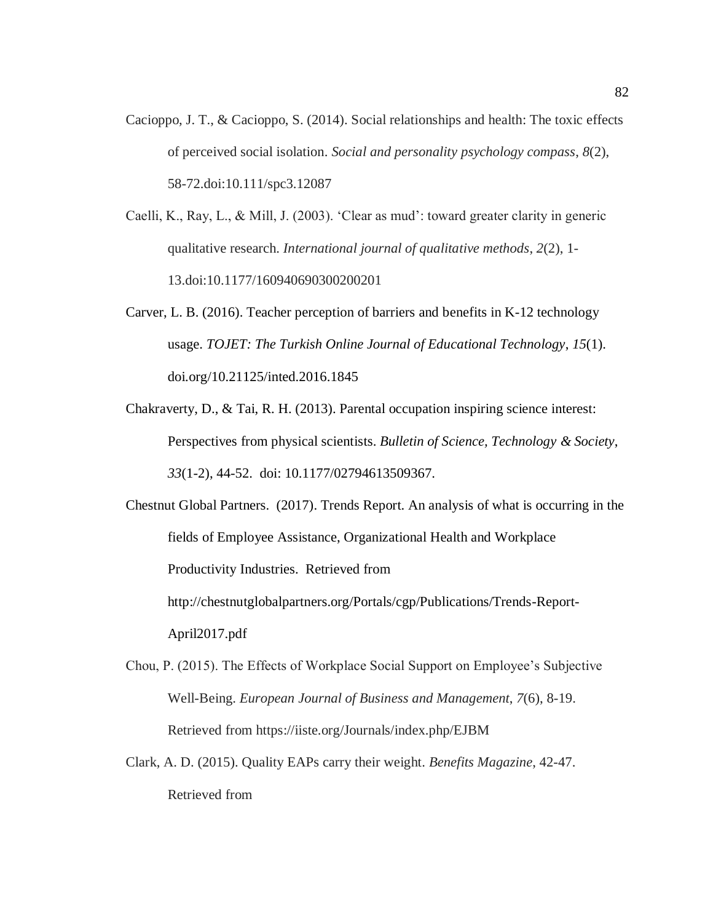Cacioppo, J. T., & Cacioppo, S. (2014). Social relationships and health: The toxic effects of perceived social isolation. *Social and personality psychology compass*, *8*(2), 58-72.doi:10.111/spc3.12087

Caelli, K., Ray, L., & Mill, J. (2003). 'Clear as mud': toward greater clarity in generic qualitative research. *International journal of qualitative methods*, *2*(2), 1-13.doi:10.1177/160940690300200201

Carver, L. B. (2016). Teacher perception of barriers and benefits in K-12 technology usage. *TOJET: The Turkish Online Journal of Educational Technology*, *15*(1). doi.org/10.21125/inted.2016.1845

Chakraverty, D., & Tai, R. H. (2013). Parental occupation inspiring science interest: Perspectives from physical scientists. *Bulletin of Science, Technology & Society*, *33*(1-2), 44-52. doi: 10.1177/02794613509367.

Chestnut Global Partners. (2017). Trends Report. An analysis of what is occurring in the fields of Employee Assistance, Organizational Health and Workplace Productivity Industries. Retrieved from http://chestnutglobalpartners.org/Portals/cgp/Publications/Trends-Report-April2017.pdf

Chou, P. (2015). The Effects of Workplace Social Support on Employee's Subjective Well-Being. *European Journal of Business and Management*, *7*(6), 8-19. Retrieved from https://iiste.org/Journals/index.php/EJBM

Clark, A. D. (2015). Quality EAPs carry their weight. *Benefits Magazine*, 42-47. Retrieved from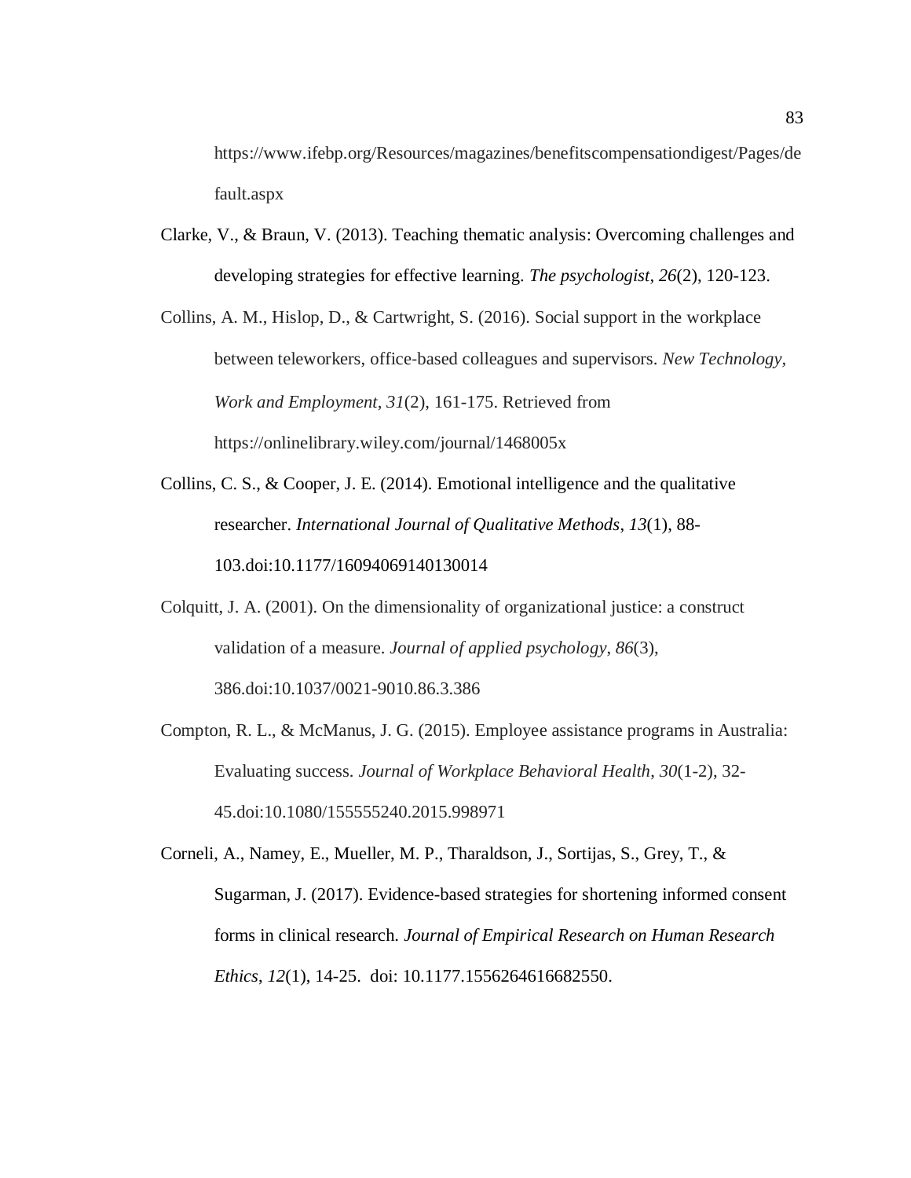https://www.ifebp.org/Resources/magazines/benefitscompensationdigest/Pages/default.aspx

Clarke, V., & Braun, V. (2013). Teaching thematic analysis: Overcoming challenges and developing strategies for effective learning. *The psychologist*, *26*(2), 120-123.

Collins, A. M., Hislop, D., & Cartwright, S. (2016). Social support in the workplace between teleworkers, office-based colleagues and supervisors. *New Technology, Work and Employment*, *31*(2), 161-175. Retrieved from https://onlinelibrary.wiley.com/journal/1468005x

Collins, C. S., & Cooper, J. E. (2014). Emotional intelligence and the qualitative researcher. *International Journal of Qualitative Methods*, *13*(1), 88-103.doi:10.1177/16094069140130014

Colquitt, J. A. (2001). On the dimensionality of organizational justice: a construct validation of a measure. *Journal of applied psychology*, *86*(3), 386.doi:10.1037/0021-9010.86.3.386

Compton, R. L., & McManus, J. G. (2015). Employee assistance programs in Australia: Evaluating success. *Journal of Workplace Behavioral Health*, *30*(1-2), 32-45.doi:10.1080/155555240.2015.998971

Corneli, A., Namey, E., Mueller, M. P., Tharaldson, J., Sortijas, S., Grey, T., & Sugarman, J. (2017). Evidence-based strategies for shortening informed consent forms in clinical research. *Journal of Empirical Research on Human Research Ethics*, *12*(1), 14-25. doi: 10.1177.1556264616682550.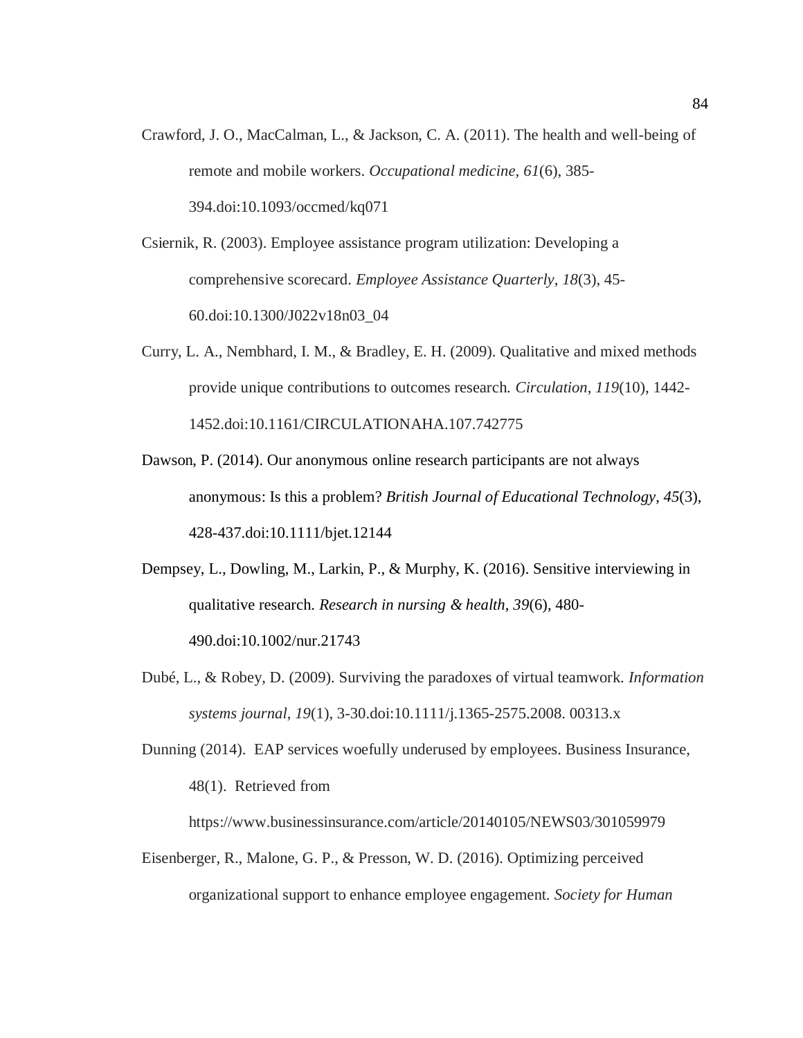Crawford, J. O., MacCalman, L., & Jackson, C. A. (2011). The health and well-being of remote and mobile workers. *Occupational medicine*, *61*(6), 385-394.doi:10.1093/occmed/kq071

Csiernik, R. (2003). Employee assistance program utilization: Developing a comprehensive scorecard. *Employee Assistance Quarterly*, *18*(3), 45-60.doi:10.1300/J022v18n03_04

Curry, L. A., Nembhard, I. M., & Bradley, E. H. (2009). Qualitative and mixed methods provide unique contributions to outcomes research. *Circulation*, *119*(10), 1442-1452.doi:10.1161/CIRCULATIONAHA.107.742775

Dawson, P. (2014). Our anonymous online research participants are not always anonymous: Is this a problem? *British Journal of Educational Technology*, *45*(3), 428-437.doi:10.1111/bjet.12144

Dempsey, L., Dowling, M., Larkin, P., & Murphy, K. (2016). Sensitive interviewing in qualitative research. *Research in nursing & health*, *39*(6), 480-490.doi:10.1002/nur.21743

Dubé, L., & Robey, D. (2009). Surviving the paradoxes of virtual teamwork. *Information systems journal*, *19*(1), 3-30.doi:10.1111/j.1365-2575.2008. 00313.x

Dunning (2014). EAP services woefully underused by employees. Business Insurance, 48(1). Retrieved from https://www.businessinsurance.com/article/20140105/NEWS03/301059979

Eisenberger, R., Malone, G. P., & Presson, W. D. (2016). Optimizing perceived organizational support to enhance employee engagement. *Society for Human*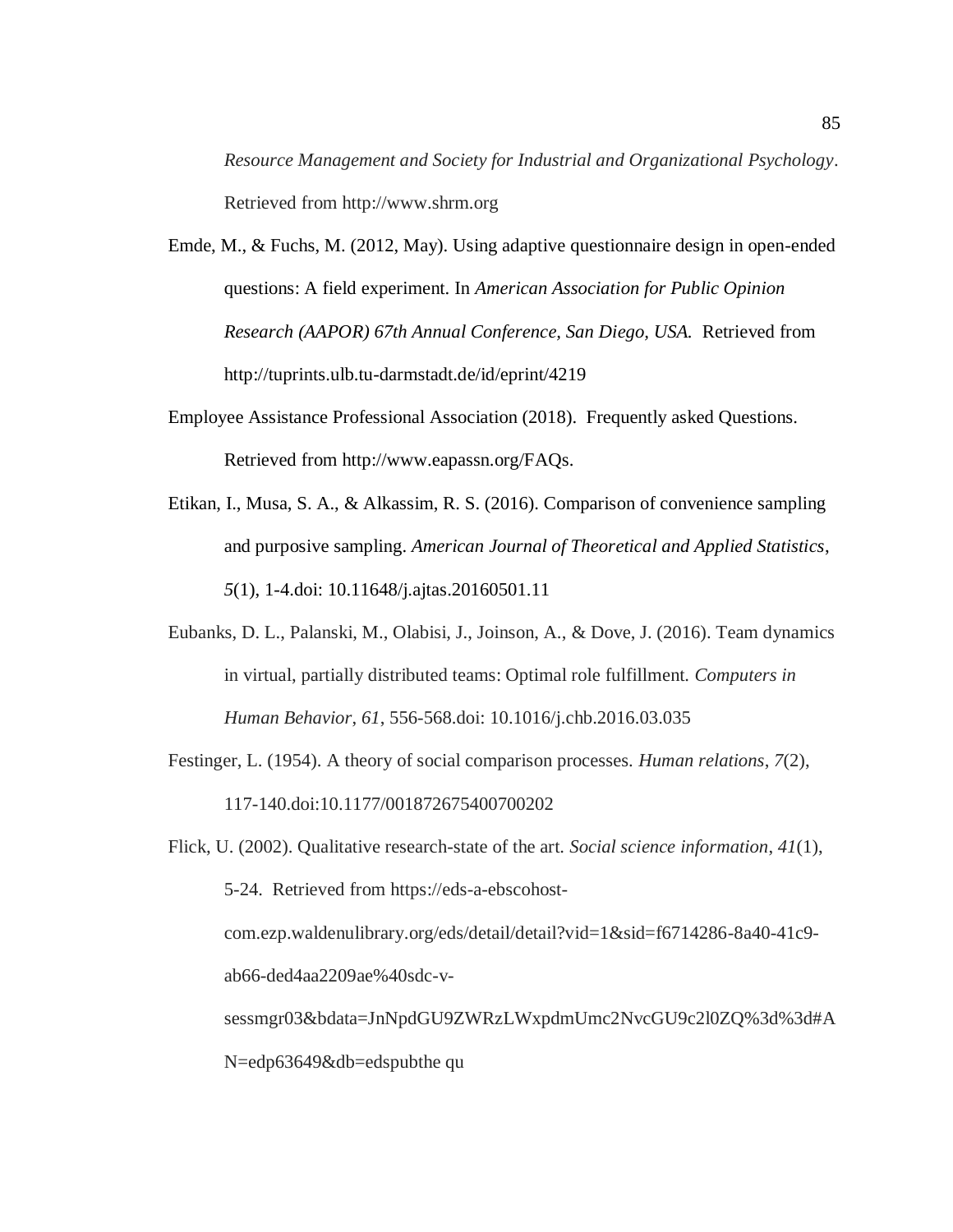*Resource Management and Society for Industrial and Organizational Psychology*. Retrieved from http://www.shrm.org

Emde, M., & Fuchs, M. (2012, May). Using adaptive questionnaire design in open-ended questions: A field experiment. In *American Association for Public Opinion Research (AAPOR) 67th Annual Conference, San Diego, USA.* Retrieved from http://tuprints.ulb.tu-darmstadt.de/id/eprint/4219

Employee Assistance Professional Association (2018). Frequently asked Questions. Retrieved from http://www.eapassn.org/FAQs.

Etikan, I., Musa, S. A., & Alkassim, R. S. (2016). Comparison of convenience sampling and purposive sampling. *American Journal of Theoretical and Applied Statistics*, *5*(1), 1-4.doi: 10.11648/j.ajtas.20160501.11

Eubanks, D. L., Palanski, M., Olabisi, J., Joinson, A., & Dove, J. (2016). Team dynamics in virtual, partially distributed teams: Optimal role fulfillment. *Computers in Human Behavior*, *61*, 556-568.doi: 10.1016/j.chb.2016.03.035

Festinger, L. (1954). A theory of social comparison processes. *Human relations*, *7*(2), 117-140.doi:10.1177/001872675400700202

Flick, U. (2002). Qualitative research-state of the art. *Social science information*, *41*(1), 5-24. Retrieved from https://eds-a-ebscohost-com.ezp.waldenulibrary.org/eds/detail/detail?vid=1&sid=f6714286-8a40-41c9-ab66-ded4aa2209ae%40sdc-v-sessmgr03&bdata=JnNpdGU9ZWRzLWxpdmUmc2NvcGU9c2l0ZQ%3d%3d#AN=edp63649&db=edspubthe qu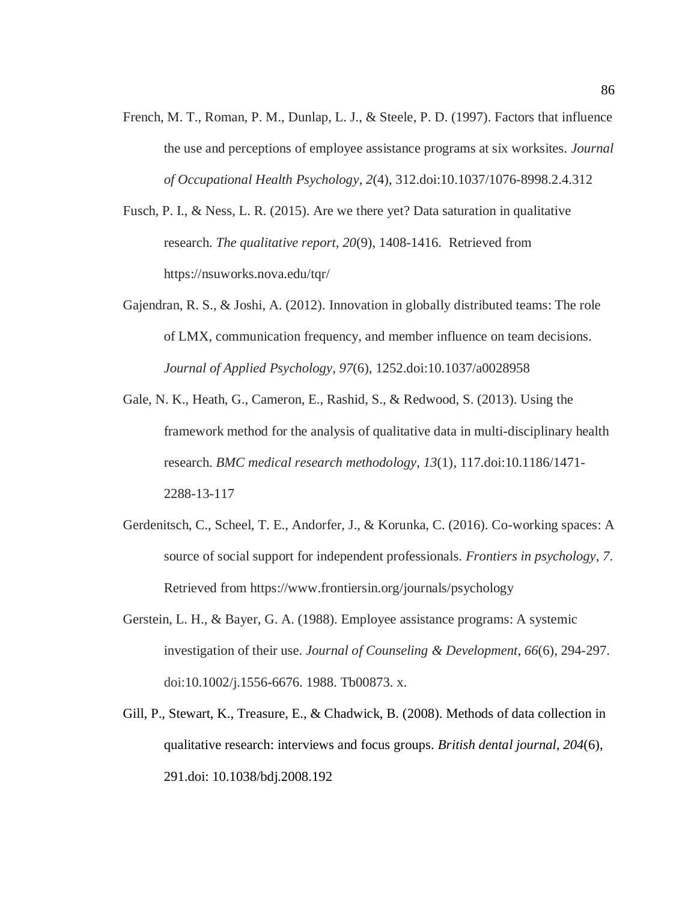French, M. T., Roman, P. M., Dunlap, L. J., & Steele, P. D. (1997). Factors that influence the use and perceptions of employee assistance programs at six worksites. *Journal of Occupational Health Psychology*, *2*(4), 312.doi:10.1037/1076-8998.2.4.312

Fusch, P. I., & Ness, L. R. (2015). Are we there yet? Data saturation in qualitative research. *The qualitative report*, *20*(9), 1408-1416. Retrieved from https://nsuworks.nova.edu/tqr/

Gajendran, R. S., & Joshi, A. (2012). Innovation in globally distributed teams: The role of LMX, communication frequency, and member influence on team decisions. *Journal of Applied Psychology*, *97*(6), 1252.doi:10.1037/a0028958

Gale, N. K., Heath, G., Cameron, E., Rashid, S., & Redwood, S. (2013). Using the framework method for the analysis of qualitative data in multi-disciplinary health research. *BMC medical research methodology*, *13*(1), 117.doi:10.1186/1471-2288-13-117

Gerdenitsch, C., Scheel, T. E., Andorfer, J., & Korunka, C. (2016). Co-working spaces: A source of social support for independent professionals. *Frontiers in psychology*, *7*. Retrieved from https://www.frontiersin.org/journals/psychology

Gerstein, L. H., & Bayer, G. A. (1988). Employee assistance programs: A systemic investigation of their use. *Journal of Counseling & Development*, *66*(6), 294-297. doi:10.1002/j.1556-6676. 1988. Tb00873. x.

Gill, P., Stewart, K., Treasure, E., & Chadwick, B. (2008). Methods of data collection in qualitative research: interviews and focus groups. *British dental journal*, *204*(6), 291.doi: 10.1038/bdj.2008.192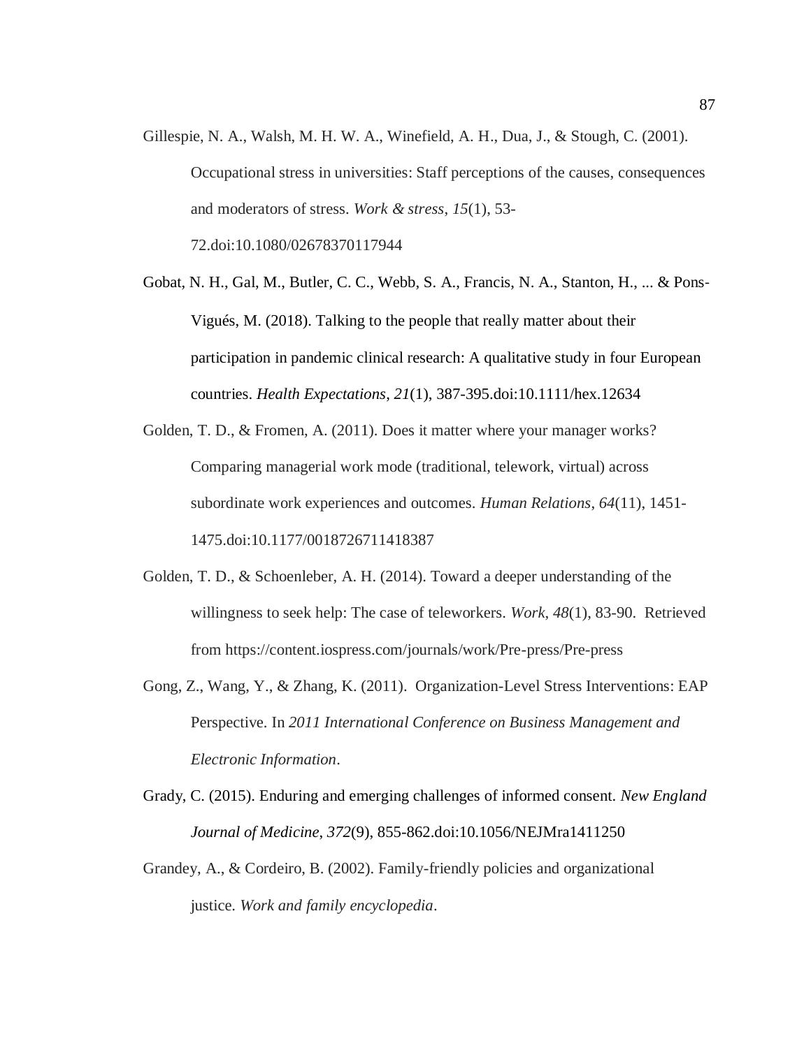Gillespie, N. A., Walsh, M. H. W. A., Winefield, A. H., Dua, J., & Stough, C. (2001). Occupational stress in universities: Staff perceptions of the causes, consequences and moderators of stress. *Work & stress*, *15*(1), 53-72.doi:10.1080/02678370117944

Gobat, N. H., Gal, M., Butler, C. C., Webb, S. A., Francis, N. A., Stanton, H., ... & Pons-Vigués, M. (2018). Talking to the people that really matter about their participation in pandemic clinical research: A qualitative study in four European countries. *Health Expectations*, *21*(1), 387-395.doi:10.1111/hex.12634

Golden, T. D., & Fromen, A. (2011). Does it matter where your manager works? Comparing managerial work mode (traditional, telework, virtual) across subordinate work experiences and outcomes. *Human Relations*, *64*(11), 1451-1475.doi:10.1177/0018726711418387

Golden, T. D., & Schoenleber, A. H. (2014). Toward a deeper understanding of the willingness to seek help: The case of teleworkers. *Work*, *48*(1), 83-90. Retrieved from https://content.iospress.com/journals/work/Pre-press/Pre-press

Gong, Z., Wang, Y., & Zhang, K. (2011). Organization-Level Stress Interventions: EAP Perspective. In *2011 International Conference on Business Management and Electronic Information*.

Grady, C. (2015). Enduring and emerging challenges of informed consent. *New England Journal of Medicine*, *372*(9), 855-862.doi:10.1056/NEJMra1411250

Grandey, A., & Cordeiro, B. (2002). Family-friendly policies and organizational justice. *Work and family encyclopedia*.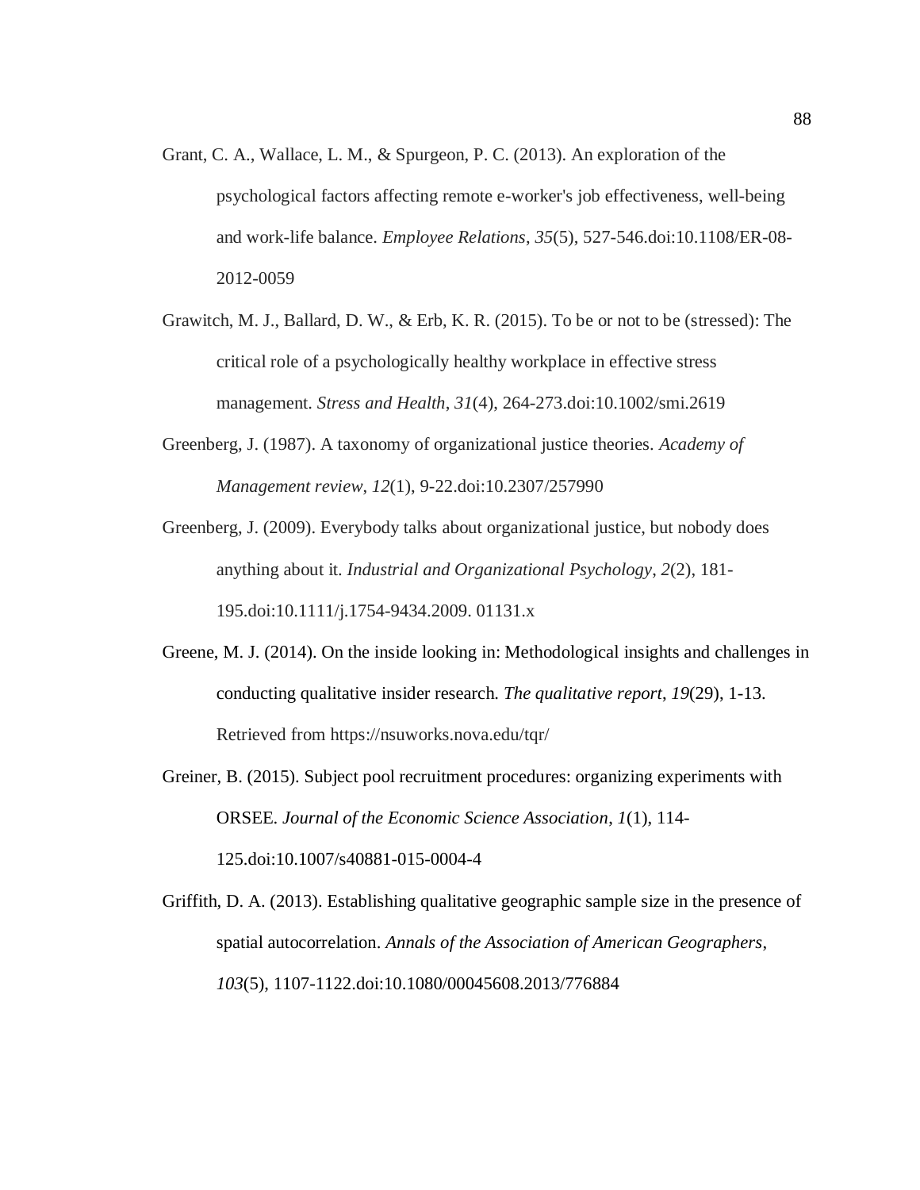Grant, C. A., Wallace, L. M., & Spurgeon, P. C. (2013). An exploration of the psychological factors affecting remote e-worker's job effectiveness, well-being and work-life balance. *Employee Relations*, *35*(5), 527-546.doi:10.1108/ER-08-2012-0059

Grawitch, M. J., Ballard, D. W., & Erb, K. R. (2015). To be or not to be (stressed): The critical role of a psychologically healthy workplace in effective stress management. *Stress and Health*, *31*(4), 264-273.doi:10.1002/smi.2619

Greenberg, J. (1987). A taxonomy of organizational justice theories. *Academy of Management review*, *12*(1), 9-22.doi:10.2307/257990

Greenberg, J. (2009). Everybody talks about organizational justice, but nobody does anything about it. *Industrial and Organizational Psychology*, *2*(2), 181-195.doi:10.1111/j.1754-9434.2009. 01131.x

Greene, M. J. (2014). On the inside looking in: Methodological insights and challenges in conducting qualitative insider research. *The qualitative report*, *19*(29), 1-13. Retrieved from https://nsuworks.nova.edu/tqr/

Greiner, B. (2015). Subject pool recruitment procedures: organizing experiments with ORSEE. *Journal of the Economic Science Association*, *1*(1), 114-125.doi:10.1007/s40881-015-0004-4

Griffith, D. A. (2013). Establishing qualitative geographic sample size in the presence of spatial autocorrelation. *Annals of the Association of American Geographers*, *103*(5), 1107-1122.doi:10.1080/00045608.2013/776884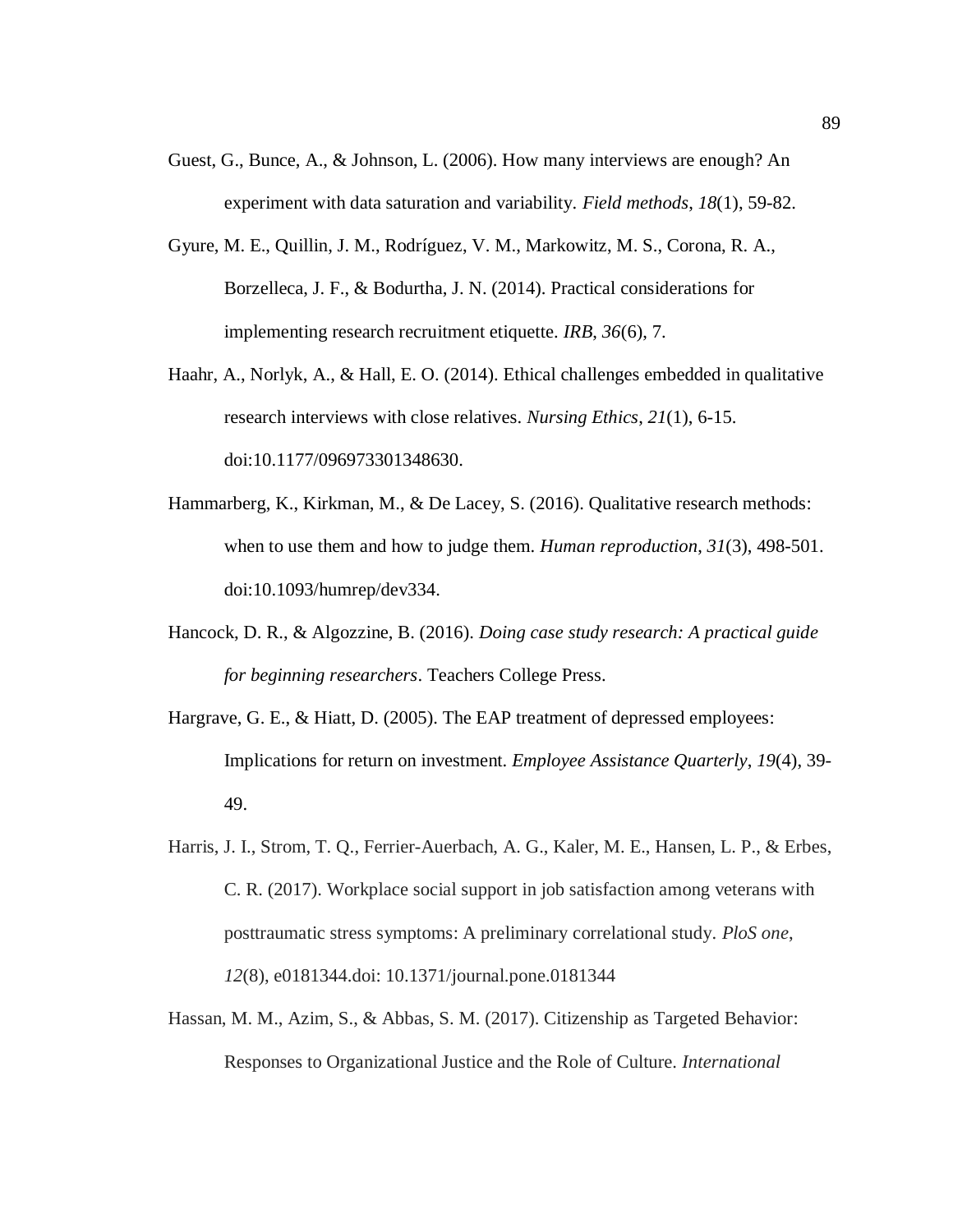Guest, G., Bunce, A., & Johnson, L. (2006). How many interviews are enough? An experiment with data saturation and variability. *Field methods*, *18*(1), 59-82.

Gyure, M. E., Quillin, J. M., Rodríguez, V. M., Markowitz, M. S., Corona, R. A., Borzelleca, J. F., & Bodurtha, J. N. (2014). Practical considerations for implementing research recruitment etiquette. *IRB*, *36*(6), 7.

Haahr, A., Norlyk, A., & Hall, E. O. (2014). Ethical challenges embedded in qualitative research interviews with close relatives. *Nursing Ethics*, *21*(1), 6-15. doi:10.1177/096973301348630.

Hammarberg, K., Kirkman, M., & De Lacey, S. (2016). Qualitative research methods: when to use them and how to judge them. *Human reproduction*, *31*(3), 498-501. doi:10.1093/humrep/dev334.

Hancock, D. R., & Algozzine, B. (2016). *Doing case study research: A practical guide for beginning researchers*. Teachers College Press.

Hargrave, G. E., & Hiatt, D. (2005). The EAP treatment of depressed employees: Implications for return on investment. *Employee Assistance Quarterly*, *19*(4), 39-49.

Harris, J. I., Strom, T. Q., Ferrier-Auerbach, A. G., Kaler, M. E., Hansen, L. P., & Erbes, C. R. (2017). Workplace social support in job satisfaction among veterans with posttraumatic stress symptoms: A preliminary correlational study. *PloS one*, *12*(8), e0181344.doi: 10.1371/journal.pone.0181344

Hassan, M. M., Azim, S., & Abbas, S. M. (2017). Citizenship as Targeted Behavior: Responses to Organizational Justice and the Role of Culture. *International*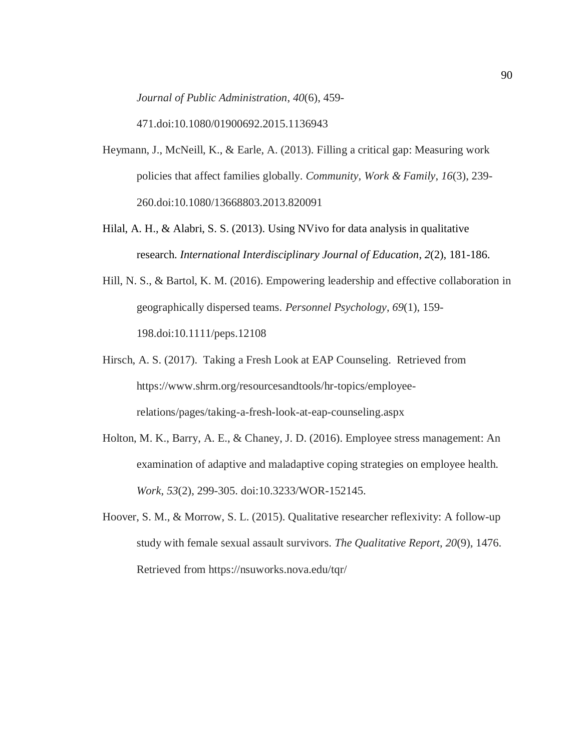*Journal of Public Administration*, *40*(6), 459-471.doi:10.1080/01900692.2015.1136943

Heymann, J., McNeill, K., & Earle, A. (2013). Filling a critical gap: Measuring work policies that affect families globally. *Community, Work & Family*, *16*(3), 239-260.doi:10.1080/13668803.2013.820091

Hilal, A. H., & Alabri, S. S. (2013). Using NVivo for data analysis in qualitative research. *International Interdisciplinary Journal of Education*, *2*(2), 181-186.

Hill, N. S., & Bartol, K. M. (2016). Empowering leadership and effective collaboration in geographically dispersed teams. *Personnel Psychology*, *69*(1), 159-198.doi:10.1111/peps.12108

Hirsch, A. S. (2017). Taking a Fresh Look at EAP Counseling. Retrieved from https://www.shrm.org/resourcesandtools/hr-topics/employee-relations/pages/taking-a-fresh-look-at-eap-counseling.aspx

Holton, M. K., Barry, A. E., & Chaney, J. D. (2016). Employee stress management: An examination of adaptive and maladaptive coping strategies on employee health. *Work*, *53*(2), 299-305. doi:10.3233/WOR-152145.

Hoover, S. M., & Morrow, S. L. (2015). Qualitative researcher reflexivity: A follow-up study with female sexual assault survivors. *The Qualitative Report*, *20*(9), 1476. Retrieved from https://nsuworks.nova.edu/tqr/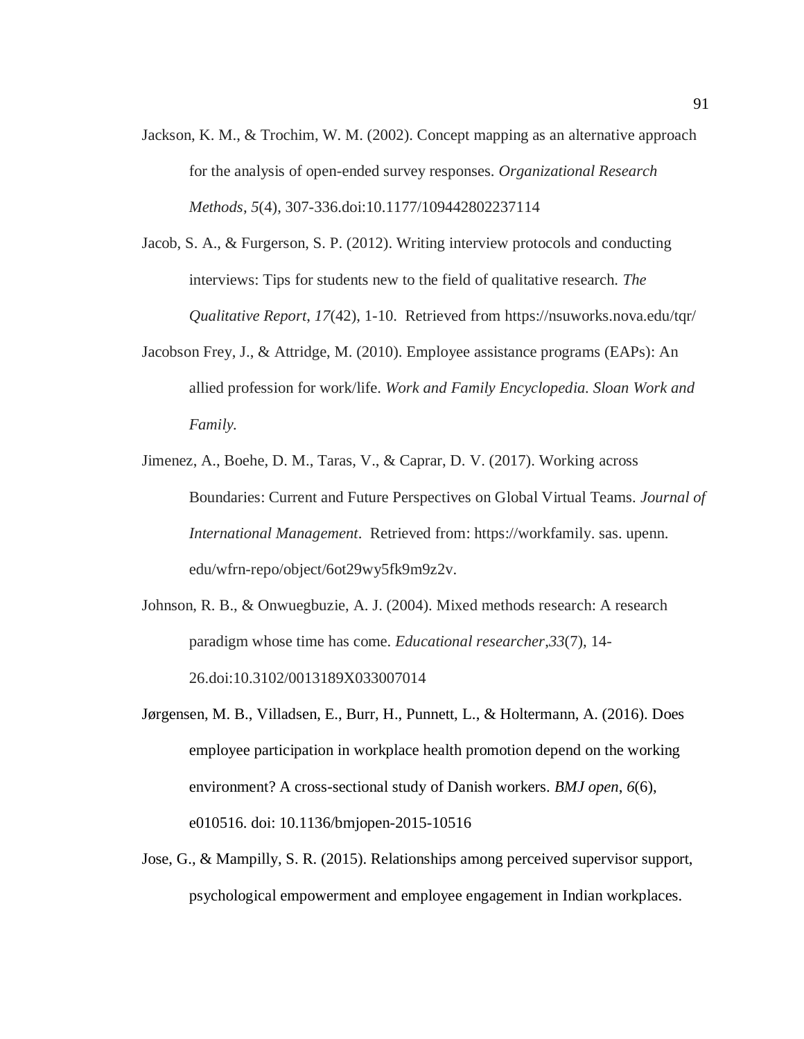Jackson, K. M., & Trochim, W. M. (2002). Concept mapping as an alternative approach for the analysis of open-ended survey responses. *Organizational Research Methods*, *5*(4), 307-336.doi:10.1177/109442802237114

Jacob, S. A., & Furgerson, S. P. (2012). Writing interview protocols and conducting interviews: Tips for students new to the field of qualitative research. *The Qualitative Report*, *17*(42), 1-10. Retrieved from https://nsuworks.nova.edu/tqr/

Jacobson Frey, J., & Attridge, M. (2010). Employee assistance programs (EAPs): An allied profession for work/life. *Work and Family Encyclopedia. Sloan Work and Family.*

Jimenez, A., Boehe, D. M., Taras, V., & Caprar, D. V. (2017). Working across Boundaries: Current and Future Perspectives on Global Virtual Teams. *Journal of International Management*. Retrieved from: https://workfamily. sas. upenn. edu/wfrn-repo/object/6ot29wy5fk9m9z2v.

Johnson, R. B., & Onwuegbuzie, A. J. (2004). Mixed methods research: A research paradigm whose time has come. *Educational researcher*,*33*(7), 14-26.doi:10.3102/0013189X033007014

Jørgensen, M. B., Villadsen, E., Burr, H., Punnett, L., & Holtermann, A. (2016). Does employee participation in workplace health promotion depend on the working environment? A cross-sectional study of Danish workers. *BMJ open*, *6*(6), e010516. doi: 10.1136/bmjopen-2015-10516

Jose, G., & Mampilly, S. R. (2015). Relationships among perceived supervisor support, psychological empowerment and employee engagement in Indian workplaces.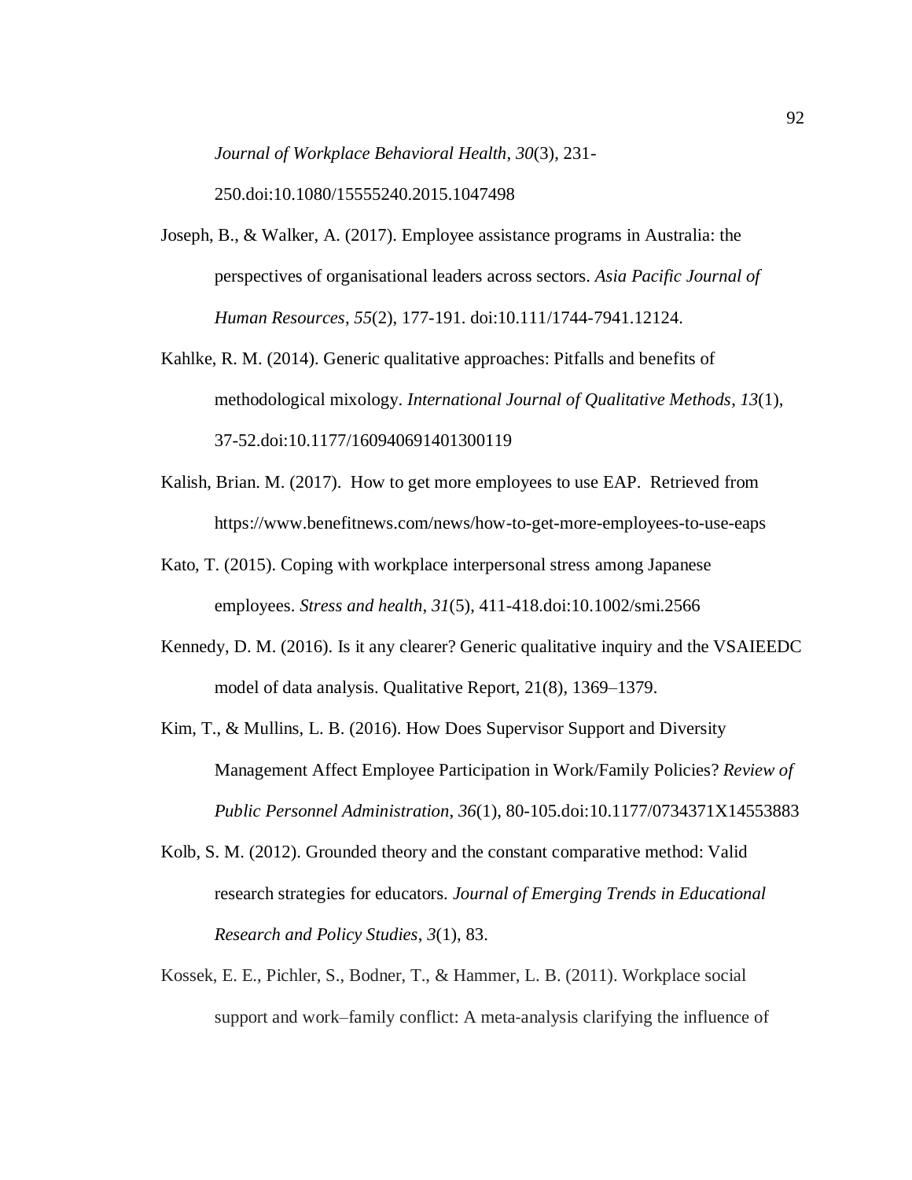*Journal of Workplace Behavioral Health*, *30*(3), 231-250.doi:10.1080/15555240.2015.1047498

Joseph, B., & Walker, A. (2017). Employee assistance programs in Australia: the perspectives of organisational leaders across sectors. *Asia Pacific Journal of Human Resources*, *55*(2), 177-191. doi:10.111/1744-7941.12124.

Kahlke, R. M. (2014). Generic qualitative approaches: Pitfalls and benefits of methodological mixology. *International Journal of Qualitative Methods*, *13*(1), 37-52.doi:10.1177/160940691401300119

Kalish, Brian. M. (2017). How to get more employees to use EAP. Retrieved from https://www.benefitnews.com/news/how-to-get-more-employees-to-use-eaps

Kato, T. (2015). Coping with workplace interpersonal stress among Japanese employees. *Stress and health*, *31*(5), 411-418.doi:10.1002/smi.2566

Kennedy, D. M. (2016). Is it any clearer? Generic qualitative inquiry and the VSAIEEDC model of data analysis. Qualitative Report, 21(8), 1369–1379.

Kim, T., & Mullins, L. B. (2016). How Does Supervisor Support and Diversity Management Affect Employee Participation in Work/Family Policies? *Review of Public Personnel Administration*, *36*(1), 80-105.doi:10.1177/0734371X14553883

Kolb, S. M. (2012). Grounded theory and the constant comparative method: Valid research strategies for educators. *Journal of Emerging Trends in Educational Research and Policy Studies*, *3*(1), 83.

Kossek, E. E., Pichler, S., Bodner, T., & Hammer, L. B. (2011). Workplace social support and work–family conflict: A meta-analysis clarifying the influence of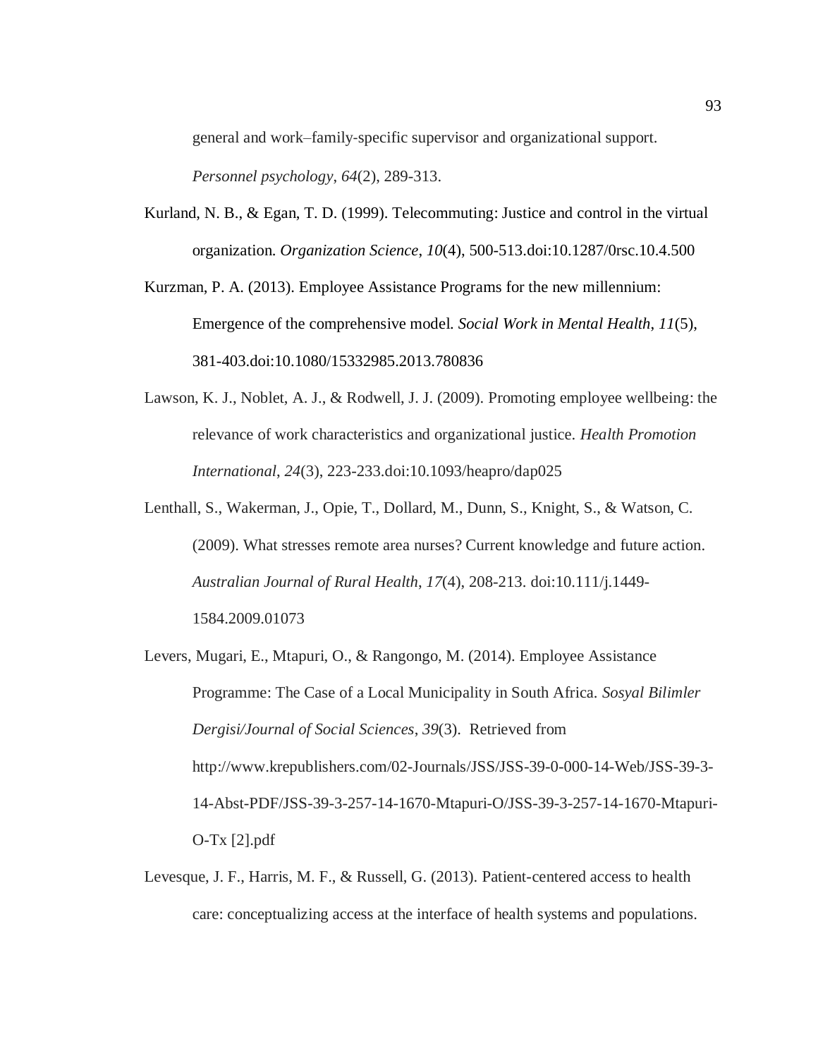general and work–family-specific supervisor and organizational support. *Personnel psychology*, *64*(2), 289-313.

Kurland, N. B., & Egan, T. D. (1999). Telecommuting: Justice and control in the virtual organization. *Organization Science*, *10*(4), 500-513.doi:10.1287/0rsc.10.4.500

Kurzman, P. A. (2013). Employee Assistance Programs for the new millennium: Emergence of the comprehensive model. *Social Work in Mental Health*, *11*(5), 381-403.doi:10.1080/15332985.2013.780836

Lawson, K. J., Noblet, A. J., & Rodwell, J. J. (2009). Promoting employee wellbeing: the relevance of work characteristics and organizational justice. *Health Promotion International*, *24*(3), 223-233.doi:10.1093/heapro/dap025

Lenthall, S., Wakerman, J., Opie, T., Dollard, M., Dunn, S., Knight, S., & Watson, C. (2009). What stresses remote area nurses? Current knowledge and future action. *Australian Journal of Rural Health*, *17*(4), 208-213. doi:10.111/j.1449-1584.2009.01073

Levers, Mugari, E., Mtapuri, O., & Rangongo, M. (2014). Employee Assistance Programme: The Case of a Local Municipality in South Africa. *Sosyal Bilimler Dergisi/Journal of Social Sciences*, *39*(3). Retrieved from http://www.krepublishers.com/02-Journals/JSS/JSS-39-0-000-14-Web/JSS-39-3-14-Abst-PDF/JSS-39-3-257-14-1670-Mtapuri-O/JSS-39-3-257-14-1670-Mtapuri-O-Tx [2].pdf

Levesque, J. F., Harris, M. F., & Russell, G. (2013). Patient-centered access to health care: conceptualizing access at the interface of health systems and populations.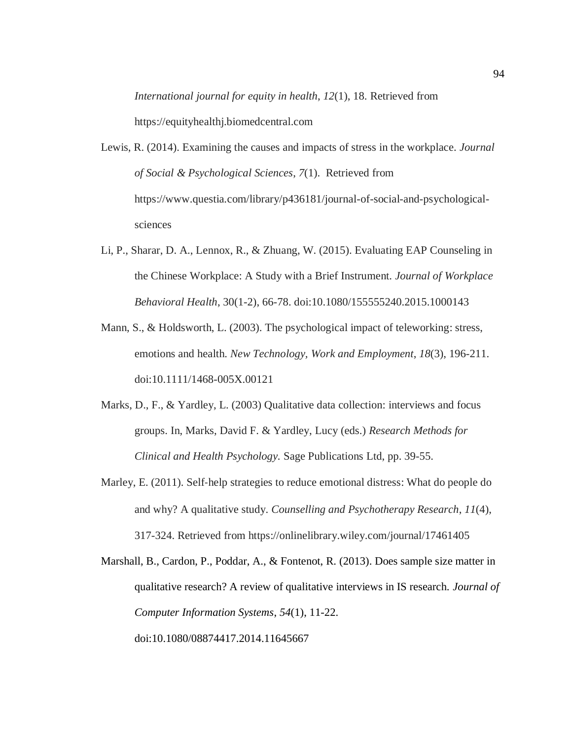*International journal for equity in health*, *12*(1), 18. Retrieved from https://equityhealthj.biomedcentral.com

Lewis, R. (2014). Examining the causes and impacts of stress in the workplace. *Journal of Social & Psychological Sciences*, *7*(1). Retrieved from https://www.questia.com/library/p436181/journal-of-social-and-psychological-sciences

Li, P., Sharar, D. A., Lennox, R., & Zhuang, W. (2015). Evaluating EAP Counseling in the Chinese Workplace: A Study with a Brief Instrument. *Journal of Workplace Behavioral Health*, 30(1-2), 66-78. doi:10.1080/155555240.2015.1000143

Mann, S., & Holdsworth, L. (2003). The psychological impact of teleworking: stress, emotions and health. *New Technology, Work and Employment*, *18*(3), 196-211. doi:10.1111/1468-005X.00121

Marks, D., F., & Yardley, L. (2003) Qualitative data collection: interviews and focus groups. In, Marks, David F. & Yardley, Lucy (eds.) *Research Methods for Clinical and Health Psychology.* Sage Publications Ltd, pp. 39-55.

Marley, E. (2011). Self-help strategies to reduce emotional distress: What do people do and why? A qualitative study. *Counselling and Psychotherapy Research*, *11*(4), 317-324. Retrieved from https://onlinelibrary.wiley.com/journal/17461405

Marshall, B., Cardon, P., Poddar, A., & Fontenot, R. (2013). Does sample size matter in qualitative research? A review of qualitative interviews in IS research. *Journal of Computer Information Systems*, *54*(1), 11-22. doi:10.1080/08874417.2014.11645667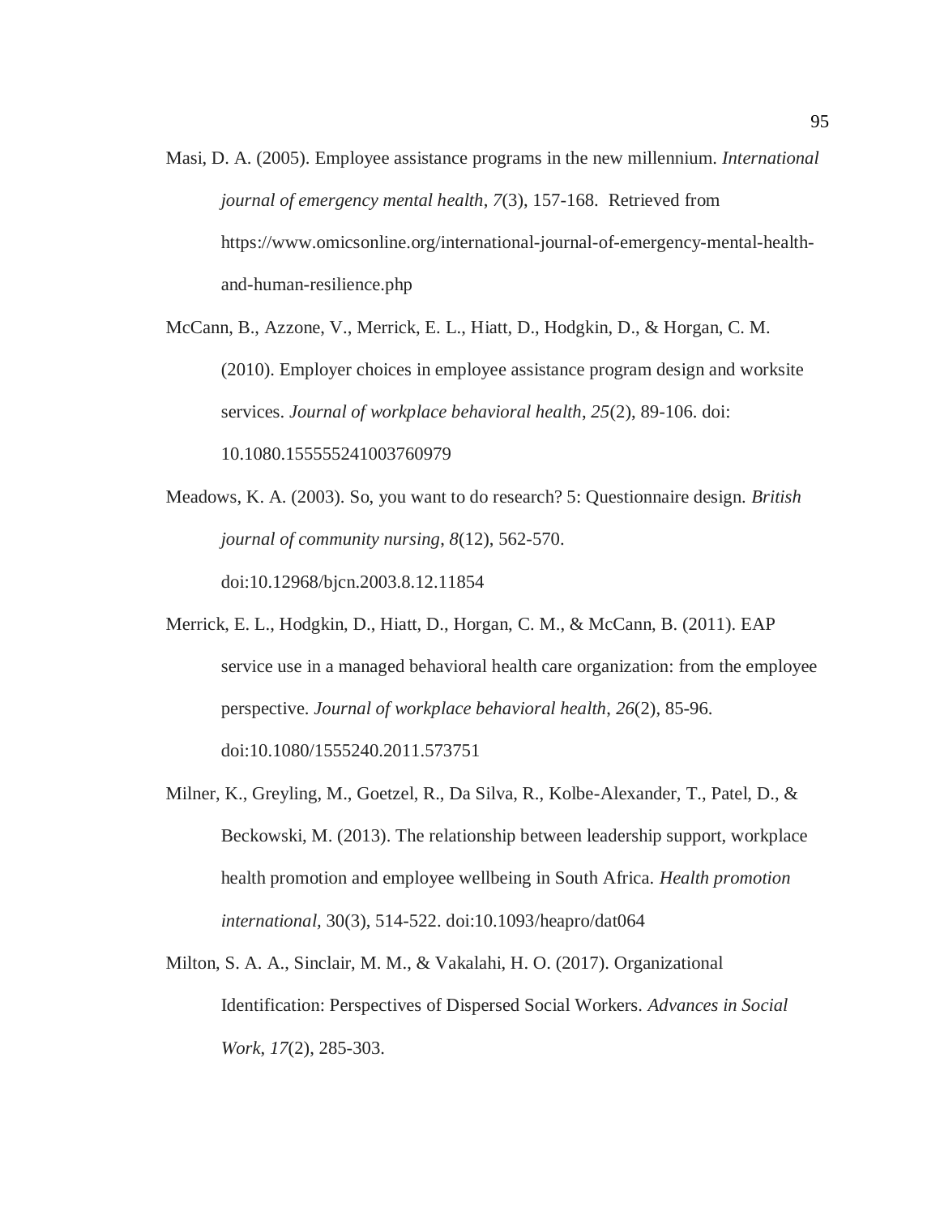Masi, D. A. (2005). Employee assistance programs in the new millennium. *International journal of emergency mental health*, *7*(3), 157-168. Retrieved from https://www.omicsonline.org/international-journal-of-emergency-mental-health-and-human-resilience.php

McCann, B., Azzone, V., Merrick, E. L., Hiatt, D., Hodgkin, D., & Horgan, C. M. (2010). Employer choices in employee assistance program design and worksite services. *Journal of workplace behavioral health*, *25*(2), 89-106. doi: 10.1080.155555241003760979

Meadows, K. A. (2003). So, you want to do research? 5: Questionnaire design. *British journal of community nursing*, *8*(12), 562-570. doi:10.12968/bjcn.2003.8.12.11854

Merrick, E. L., Hodgkin, D., Hiatt, D., Horgan, C. M., & McCann, B. (2011). EAP service use in a managed behavioral health care organization: from the employee perspective. *Journal of workplace behavioral health, 26*(2), 85-96. doi:10.1080/1555240.2011.573751

Milner, K., Greyling, M., Goetzel, R., Da Silva, R., Kolbe-Alexander, T., Patel, D., & Beckowski, M. (2013). The relationship between leadership support, workplace health promotion and employee wellbeing in South Africa. *Health promotion international,* 30(3), 514-522. doi:10.1093/heapro/dat064

Milton, S. A. A., Sinclair, M. M., & Vakalahi, H. O. (2017). Organizational Identification: Perspectives of Dispersed Social Workers. *Advances in Social Work*, *17*(2), 285-303.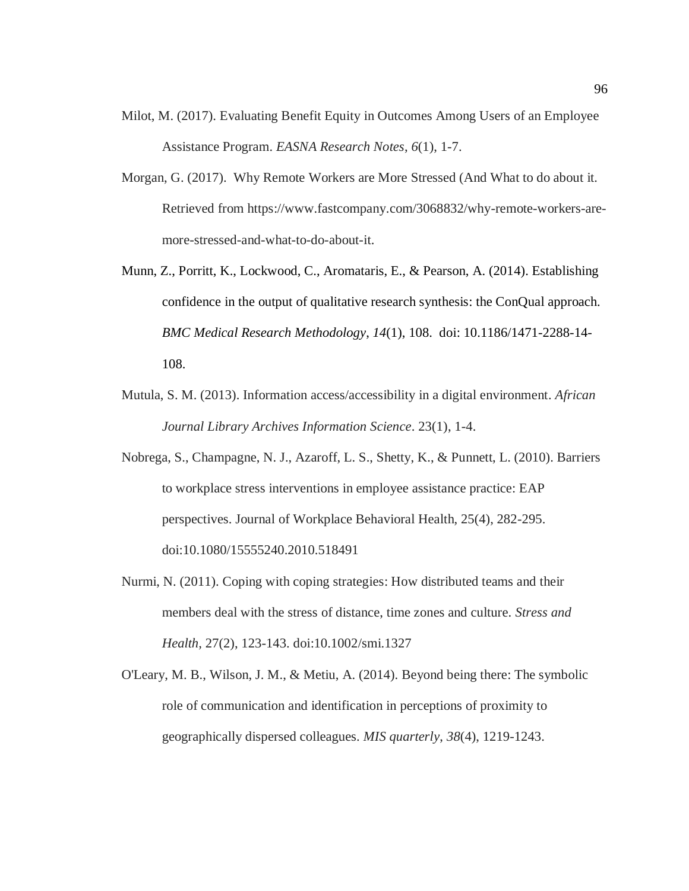Milot, M. (2017). Evaluating Benefit Equity in Outcomes Among Users of an Employee Assistance Program. *EASNA Research Notes*, *6*(1), 1-7.

Morgan, G. (2017). Why Remote Workers are More Stressed (And What to do about it. Retrieved from https://www.fastcompany.com/3068832/why-remote-workers-are-more-stressed-and-what-to-do-about-it.

Munn, Z., Porritt, K., Lockwood, C., Aromataris, E., & Pearson, A. (2014). Establishing confidence in the output of qualitative research synthesis: the ConQual approach. *BMC Medical Research Methodology*, *14*(1), 108. doi: 10.1186/1471-2288-14-108.

Mutula, S. M. (2013). Information access/accessibility in a digital environment. *African Journal Library Archives Information Science*. 23(1), 1-4.

Nobrega, S., Champagne, N. J., Azaroff, L. S., Shetty, K., & Punnett, L. (2010). Barriers to workplace stress interventions in employee assistance practice: EAP perspectives. Journal of Workplace Behavioral Health, 25(4), 282-295. doi:10.1080/15555240.2010.518491

Nurmi, N. (2011). Coping with coping strategies: How distributed teams and their members deal with the stress of distance, time zones and culture. *Stress and Health,* 27(2), 123-143. doi:10.1002/smi.1327

O'Leary, M. B., Wilson, J. M., & Metiu, A. (2014). Beyond being there: The symbolic role of communication and identification in perceptions of proximity to geographically dispersed colleagues. *MIS quarterly*, *38*(4), 1219-1243.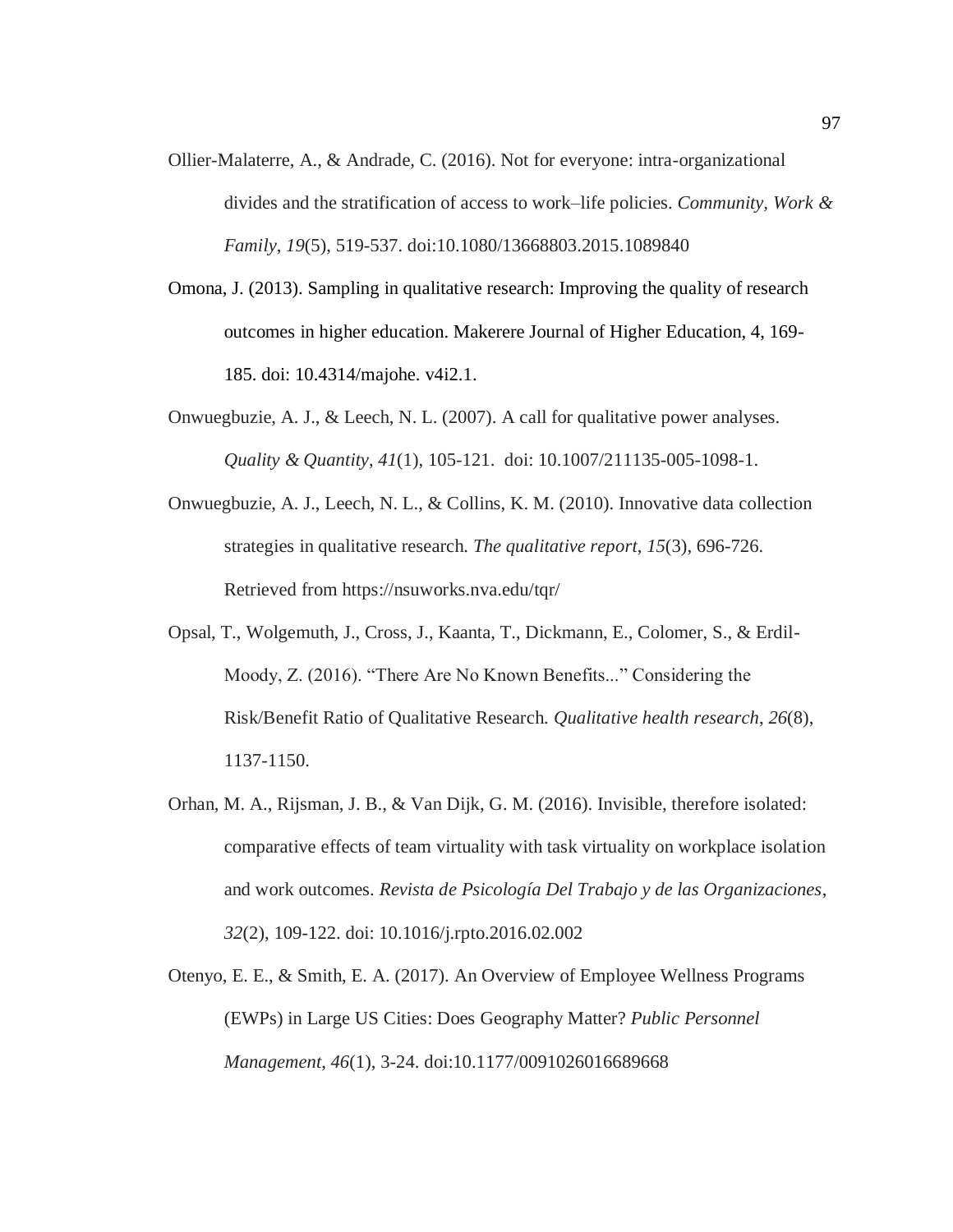Ollier-Malaterre, A., & Andrade, C. (2016). Not for everyone: intra-organizational divides and the stratification of access to work–life policies. *Community, Work & Family*, *19*(5), 519-537. doi:10.1080/13668803.2015.1089840

Omona, J. (2013). Sampling in qualitative research: Improving the quality of research outcomes in higher education. Makerere Journal of Higher Education, 4, 169-185. doi: 10.4314/majohe. v4i2.1.

Onwuegbuzie, A. J., & Leech, N. L. (2007). A call for qualitative power analyses. *Quality & Quantity*, *41*(1), 105-121. doi: 10.1007/211135-005-1098-1.

Onwuegbuzie, A. J., Leech, N. L., & Collins, K. M. (2010). Innovative data collection strategies in qualitative research. *The qualitative report*, *15*(3), 696-726. Retrieved from https://nsuworks.nva.edu/tqr/

Opsal, T., Wolgemuth, J., Cross, J., Kaanta, T., Dickmann, E., Colomer, S., & Erdil-Moody, Z. (2016). "There Are No Known Benefits..." Considering the Risk/Benefit Ratio of Qualitative Research. *Qualitative health research*, *26*(8), 1137-1150.

Orhan, M. A., Rijsman, J. B., & Van Dijk, G. M. (2016). Invisible, therefore isolated: comparative effects of team virtuality with task virtuality on workplace isolation and work outcomes. *Revista de Psicología Del Trabajo y de las Organizaciones*, *32*(2), 109-122. doi: 10.1016/j.rpto.2016.02.002

Otenyo, E. E., & Smith, E. A. (2017). An Overview of Employee Wellness Programs (EWPs) in Large US Cities: Does Geography Matter? *Public Personnel Management*, *46*(1), 3-24. doi:10.1177/0091026016689668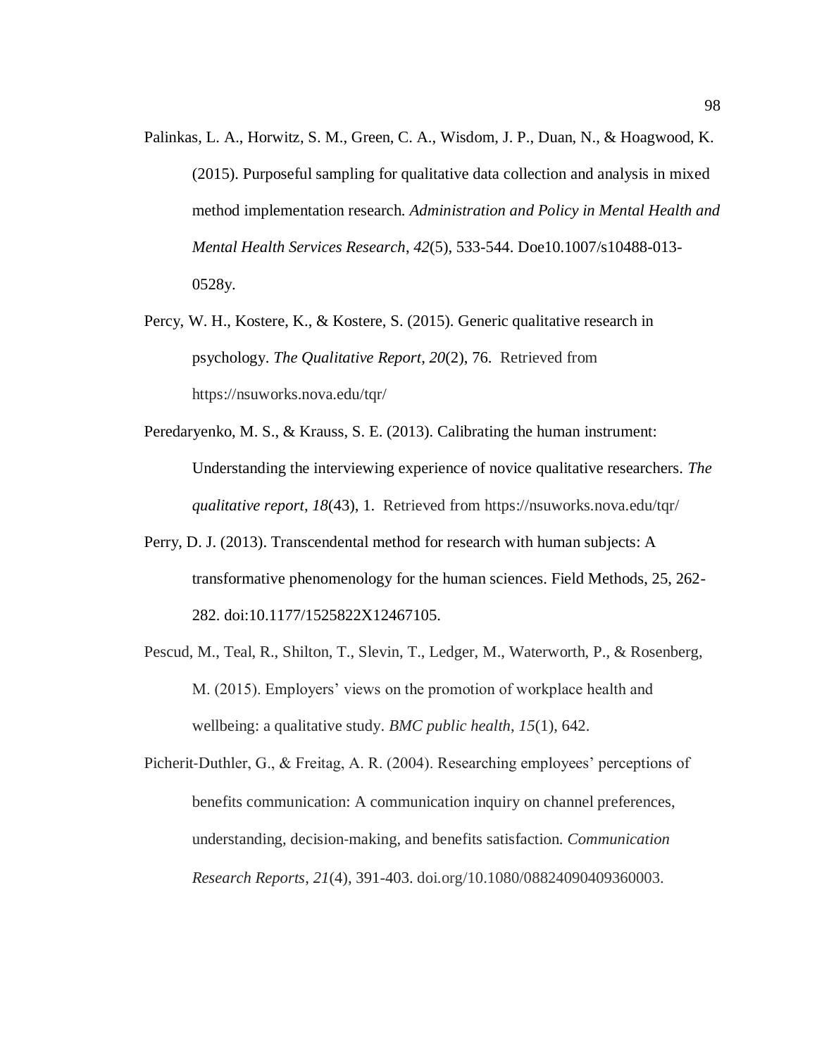Palinkas, L. A., Horwitz, S. M., Green, C. A., Wisdom, J. P., Duan, N., & Hoagwood, K. (2015). Purposeful sampling for qualitative data collection and analysis in mixed method implementation research. *Administration and Policy in Mental Health and Mental Health Services Research*, *42*(5), 533-544. Doe10.1007/s10488-013-0528y.

Percy, W. H., Kostere, K., & Kostere, S. (2015). Generic qualitative research in psychology. *The Qualitative Report*, *20*(2), 76. Retrieved from https://nsuworks.nova.edu/tqr/

Peredaryenko, M. S., & Krauss, S. E. (2013). Calibrating the human instrument: Understanding the interviewing experience of novice qualitative researchers. *The qualitative report*, *18*(43), 1. Retrieved from https://nsuworks.nova.edu/tqr/

Perry, D. J. (2013). Transcendental method for research with human subjects: A transformative phenomenology for the human sciences. Field Methods, 25, 262-282. doi:10.1177/1525822X12467105.

Pescud, M., Teal, R., Shilton, T., Slevin, T., Ledger, M., Waterworth, P., & Rosenberg, M. (2015). Employers' views on the promotion of workplace health and wellbeing: a qualitative study. *BMC public health*, *15*(1), 642.

Picherit-Duthler, G., & Freitag, A. R. (2004). Researching employees' perceptions of benefits communication: A communication inquiry on channel preferences, understanding, decision-making, and benefits satisfaction. *Communication Research Reports*, *21*(4), 391-403. doi.org/10.1080/08824090409360003.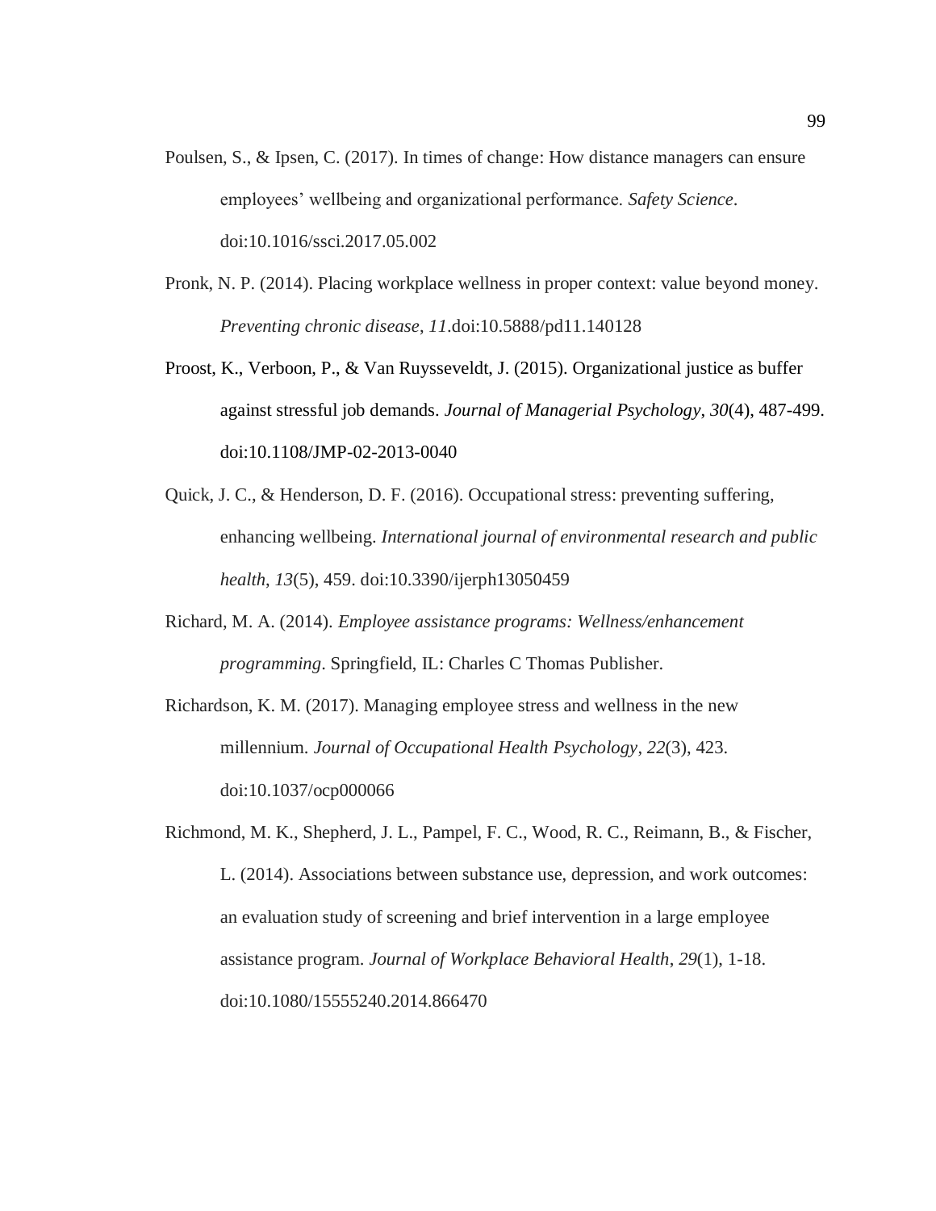Poulsen, S., & Ipsen, C. (2017). In times of change: How distance managers can ensure employees' wellbeing and organizational performance. *Safety Science*. doi:10.1016/ssci.2017.05.002

Pronk, N. P. (2014). Placing workplace wellness in proper context: value beyond money. *Preventing chronic disease*, *11*.doi:10.5888/pd11.140128

Proost, K., Verboon, P., & Van Ruysseveldt, J. (2015). Organizational justice as buffer against stressful job demands. *Journal of Managerial Psychology*, *30*(4), 487-499. doi:10.1108/JMP-02-2013-0040

Quick, J. C., & Henderson, D. F. (2016). Occupational stress: preventing suffering, enhancing wellbeing. *International journal of environmental research and public health*, *13*(5), 459. doi:10.3390/ijerph13050459

Richard, M. A. (2014). *Employee assistance programs: Wellness/enhancement programming*. Springfield, IL: Charles C Thomas Publisher.

Richardson, K. M. (2017). Managing employee stress and wellness in the new millennium. *Journal of Occupational Health Psychology*, *22*(3), 423. doi:10.1037/ocp000066

Richmond, M. K., Shepherd, J. L., Pampel, F. C., Wood, R. C., Reimann, B., & Fischer, L. (2014). Associations between substance use, depression, and work outcomes: an evaluation study of screening and brief intervention in a large employee assistance program. *Journal of Workplace Behavioral Health*, *29*(1), 1-18. doi:10.1080/15555240.2014.866470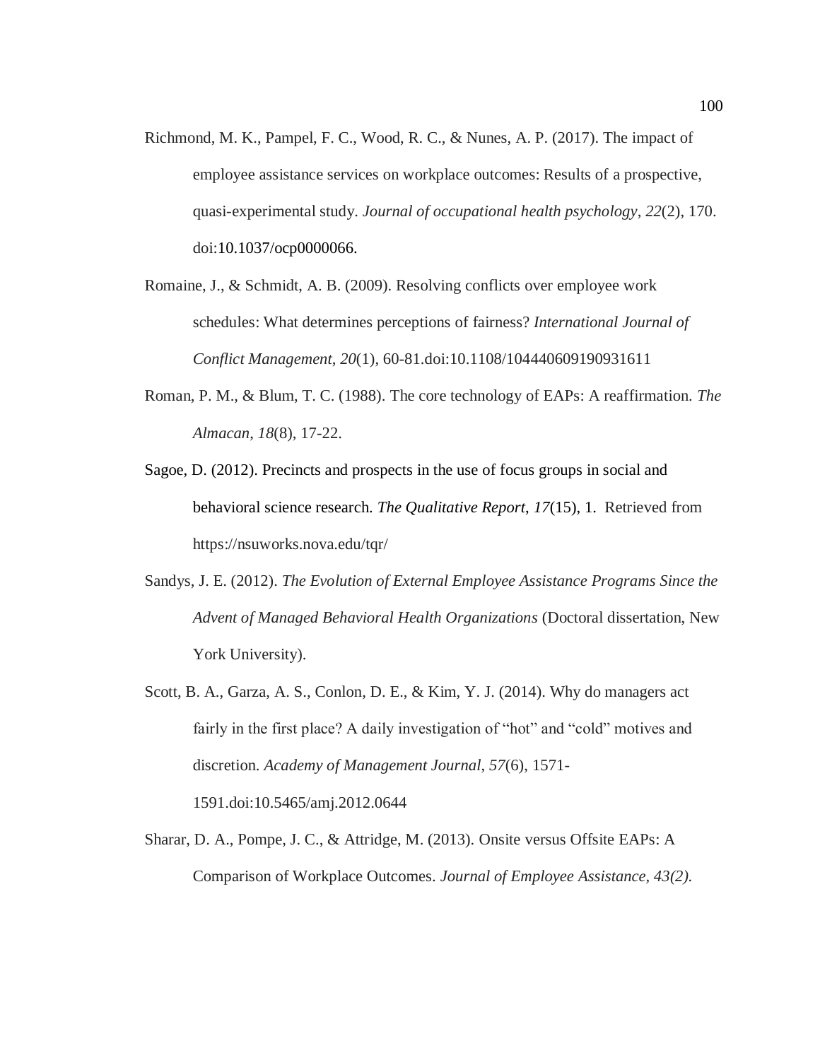Richmond, M. K., Pampel, F. C., Wood, R. C., & Nunes, A. P. (2017). The impact of employee assistance services on workplace outcomes: Results of a prospective, quasi-experimental study. *Journal of occupational health psychology*, *22*(2), 170. doi:10.1037/ocp0000066.

Romaine, J., & Schmidt, A. B. (2009). Resolving conflicts over employee work schedules: What determines perceptions of fairness? *International Journal of Conflict Management*, *20*(1), 60-81.doi:10.1108/104440609190931611

Roman, P. M., & Blum, T. C. (1988). The core technology of EAPs: A reaffirmation. *The Almacan*, *18*(8), 17-22.

Sagoe, D. (2012). Precincts and prospects in the use of focus groups in social and behavioral science research. *The Qualitative Report*, *17*(15), 1. Retrieved from https://nsuworks.nova.edu/tqr/

Sandys, J. E. (2012). *The Evolution of External Employee Assistance Programs Since the Advent of Managed Behavioral Health Organizations* (Doctoral dissertation, New York University).

Scott, B. A., Garza, A. S., Conlon, D. E., & Kim, Y. J. (2014). Why do managers act fairly in the first place? A daily investigation of "hot" and "cold" motives and discretion. *Academy of Management Journal*, *57*(6), 1571-1591.doi:10.5465/amj.2012.0644

Sharar, D. A., Pompe, J. C., & Attridge, M. (2013). Onsite versus Offsite EAPs: A Comparison of Workplace Outcomes. *Journal of Employee Assistance, 43(2).*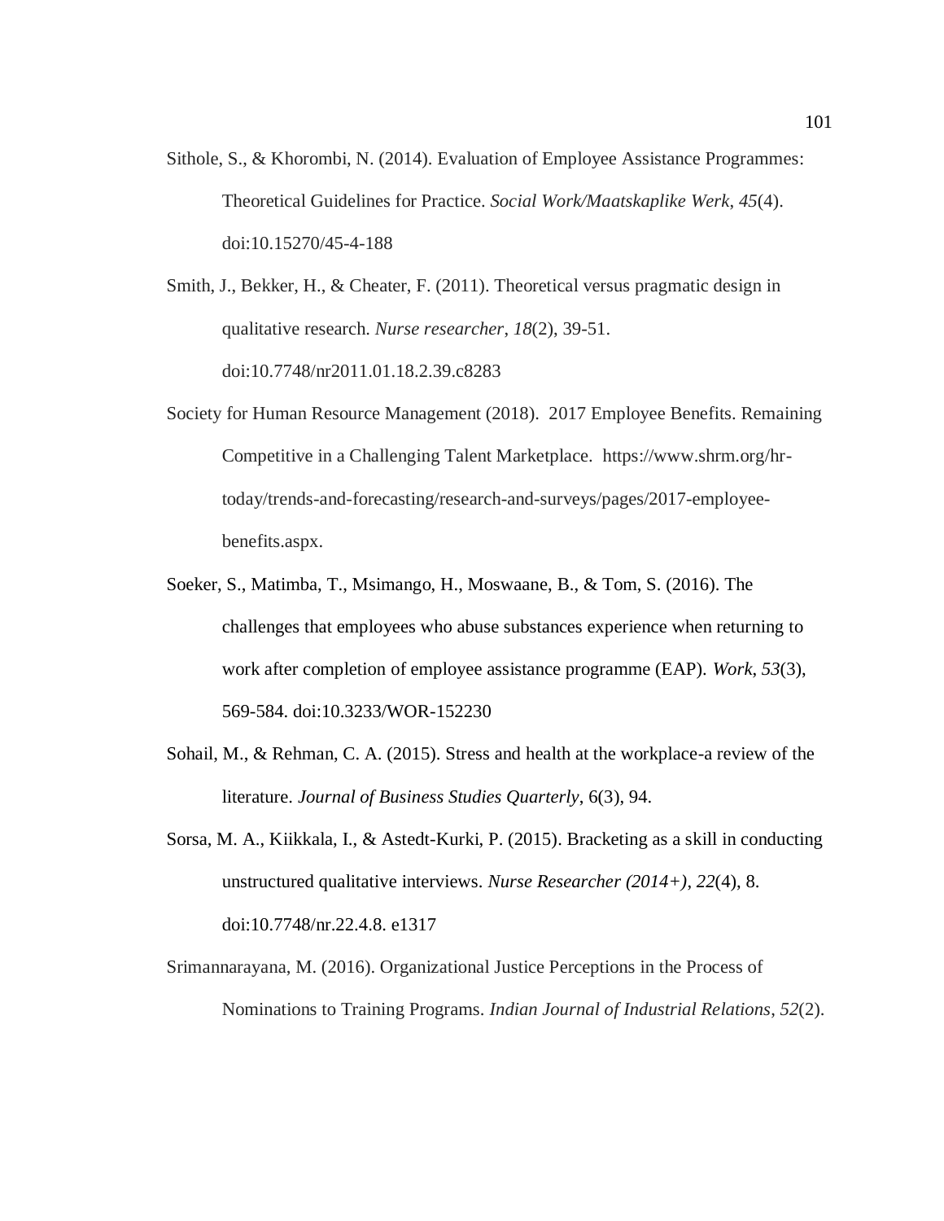Sithole, S., & Khorombi, N. (2014). Evaluation of Employee Assistance Programmes: Theoretical Guidelines for Practice. *Social Work/Maatskaplike Werk*, *45*(4). doi:10.15270/45-4-188

Smith, J., Bekker, H., & Cheater, F. (2011). Theoretical versus pragmatic design in qualitative research. *Nurse researcher*, *18*(2), 39-51. doi:10.7748/nr2011.01.18.2.39.c8283

Society for Human Resource Management (2018). 2017 Employee Benefits. Remaining Competitive in a Challenging Talent Marketplace. https://www.shrm.org/hr-today/trends-and-forecasting/research-and-surveys/pages/2017-employee-benefits.aspx.

Soeker, S., Matimba, T., Msimango, H., Moswaane, B., & Tom, S. (2016). The challenges that employees who abuse substances experience when returning to work after completion of employee assistance programme (EAP). *Work*, *53*(3), 569-584. doi:10.3233/WOR-152230

Sohail, M., & Rehman, C. A. (2015). Stress and health at the workplace-a review of the literature. *Journal of Business Studies Quarterly*, 6(3), 94.

Sorsa, M. A., Kiikkala, I., & Astedt-Kurki, P. (2015). Bracketing as a skill in conducting unstructured qualitative interviews. *Nurse Researcher (2014+)*, *22*(4), 8. doi:10.7748/nr.22.4.8. e1317

Srimannarayana, M. (2016). Organizational Justice Perceptions in the Process of Nominations to Training Programs. *Indian Journal of Industrial Relations*, *52*(2).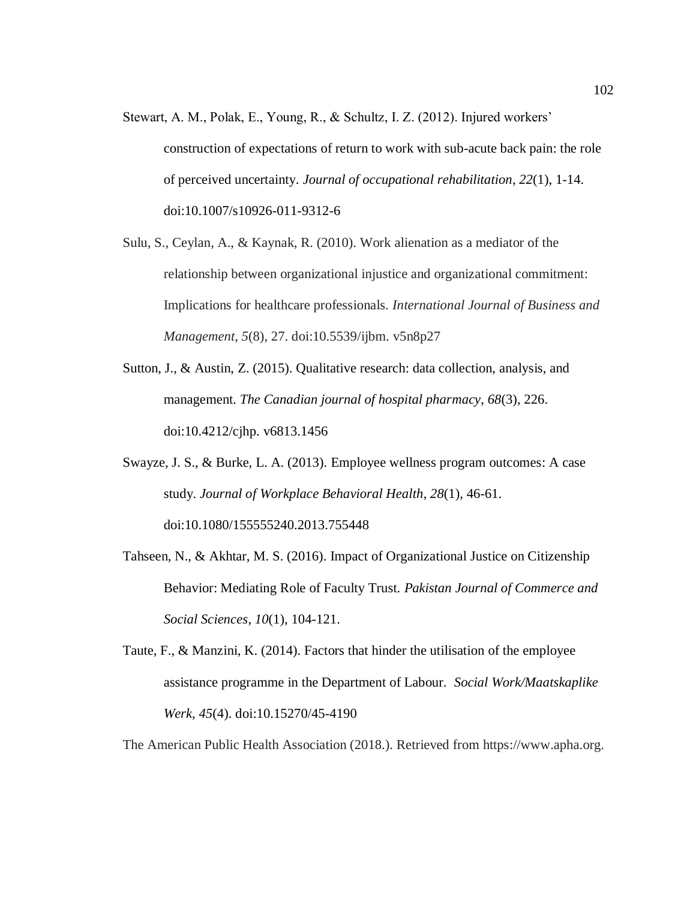Stewart, A. M., Polak, E., Young, R., & Schultz, I. Z. (2012). Injured workers' construction of expectations of return to work with sub-acute back pain: the role of perceived uncertainty. *Journal of occupational rehabilitation*, *22*(1), 1-14. doi:10.1007/s10926-011-9312-6

Sulu, S., Ceylan, A., & Kaynak, R. (2010). Work alienation as a mediator of the relationship between organizational injustice and organizational commitment: Implications for healthcare professionals. *International Journal of Business and Management*, *5*(8), 27. doi:10.5539/ijbm. v5n8p27

Sutton, J., & Austin, Z. (2015). Qualitative research: data collection, analysis, and management. *The Canadian journal of hospital pharmacy*, *68*(3), 226. doi:10.4212/cjhp. v6813.1456

Swayze, J. S., & Burke, L. A. (2013). Employee wellness program outcomes: A case study. *Journal of Workplace Behavioral Health*, *28*(1), 46-61. doi:10.1080/155555240.2013.755448

Tahseen, N., & Akhtar, M. S. (2016). Impact of Organizational Justice on Citizenship Behavior: Mediating Role of Faculty Trust. *Pakistan Journal of Commerce and Social Sciences*, *10*(1), 104-121.

Taute, F., & Manzini, K. (2014). Factors that hinder the utilisation of the employee assistance programme in the Department of Labour. *Social Work/Maatskaplike Werk*, *45*(4). doi:10.15270/45-4190

The American Public Health Association (2018.). Retrieved from https://www.apha.org.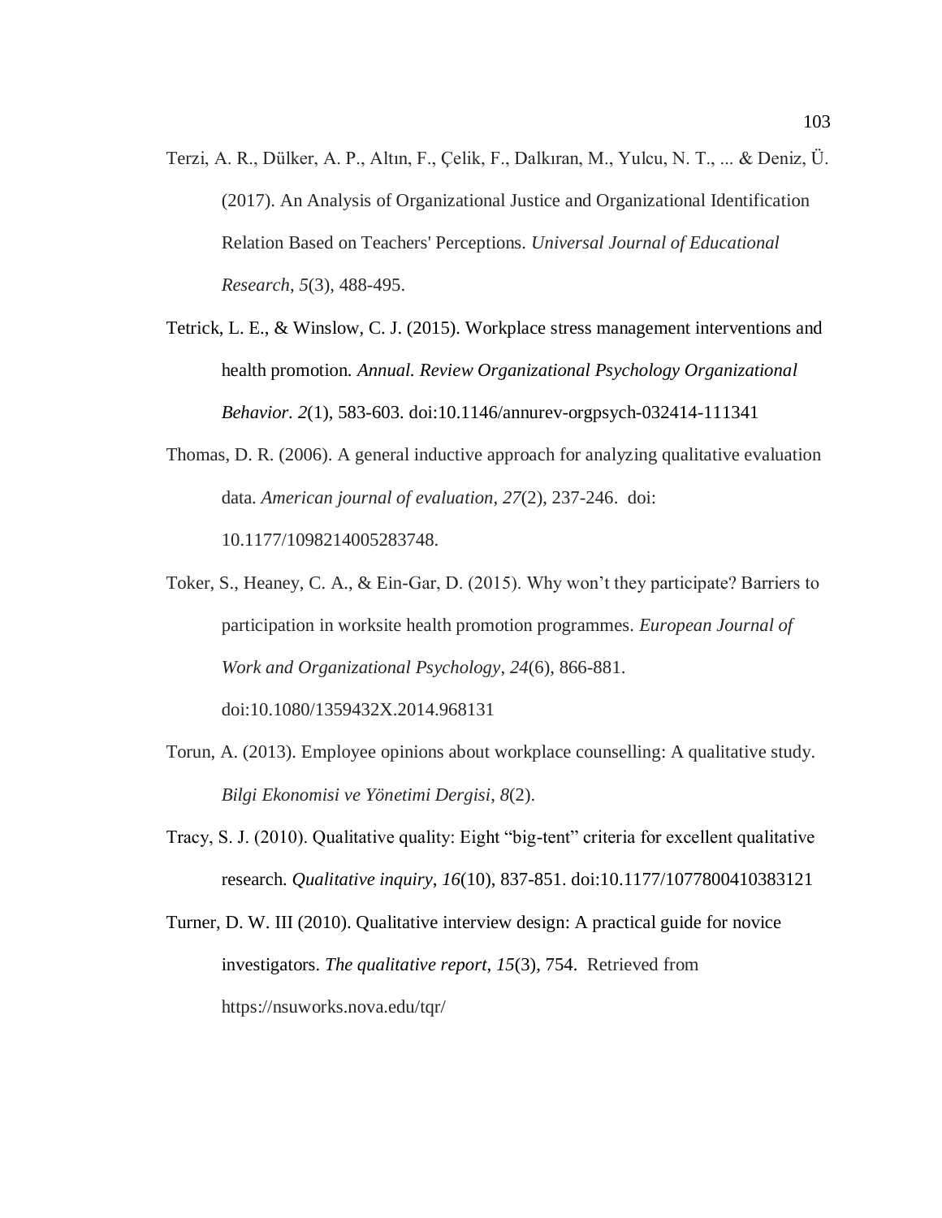Terzi, A. R., Dülker, A. P., Altın, F., Çelik, F., Dalkıran, M., Yulcu, N. T., ... & Deniz, Ü. (2017). An Analysis of Organizational Justice and Organizational Identification Relation Based on Teachers' Perceptions. *Universal Journal of Educational Research*, *5*(3), 488-495.

Tetrick, L. E., & Winslow, C. J. (2015). Workplace stress management interventions and health promotion. *Annual. Review Organizational Psychology Organizational Behavior. 2*(1), 583-603. doi:10.1146/annurev-orgpsych-032414-111341

Thomas, D. R. (2006). A general inductive approach for analyzing qualitative evaluation data. *American journal of evaluation*, *27*(2), 237-246. doi: 10.1177/1098214005283748.

Toker, S., Heaney, C. A., & Ein-Gar, D. (2015). Why won't they participate? Barriers to participation in worksite health promotion programmes. *European Journal of Work and Organizational Psychology*, *24*(6), 866-881. doi:10.1080/1359432X.2014.968131

Torun, A. (2013). Employee opinions about workplace counselling: A qualitative study. *Bilgi Ekonomisi ve Yönetimi Dergisi*, *8*(2).

Tracy, S. J. (2010). Qualitative quality: Eight "big-tent" criteria for excellent qualitative research. *Qualitative inquiry*, *16*(10), 837-851. doi:10.1177/1077800410383121

Turner, D. W. III (2010). Qualitative interview design: A practical guide for novice investigators. *The qualitative report*, *15*(3), 754. Retrieved from https://nsuworks.nova.edu/tqr/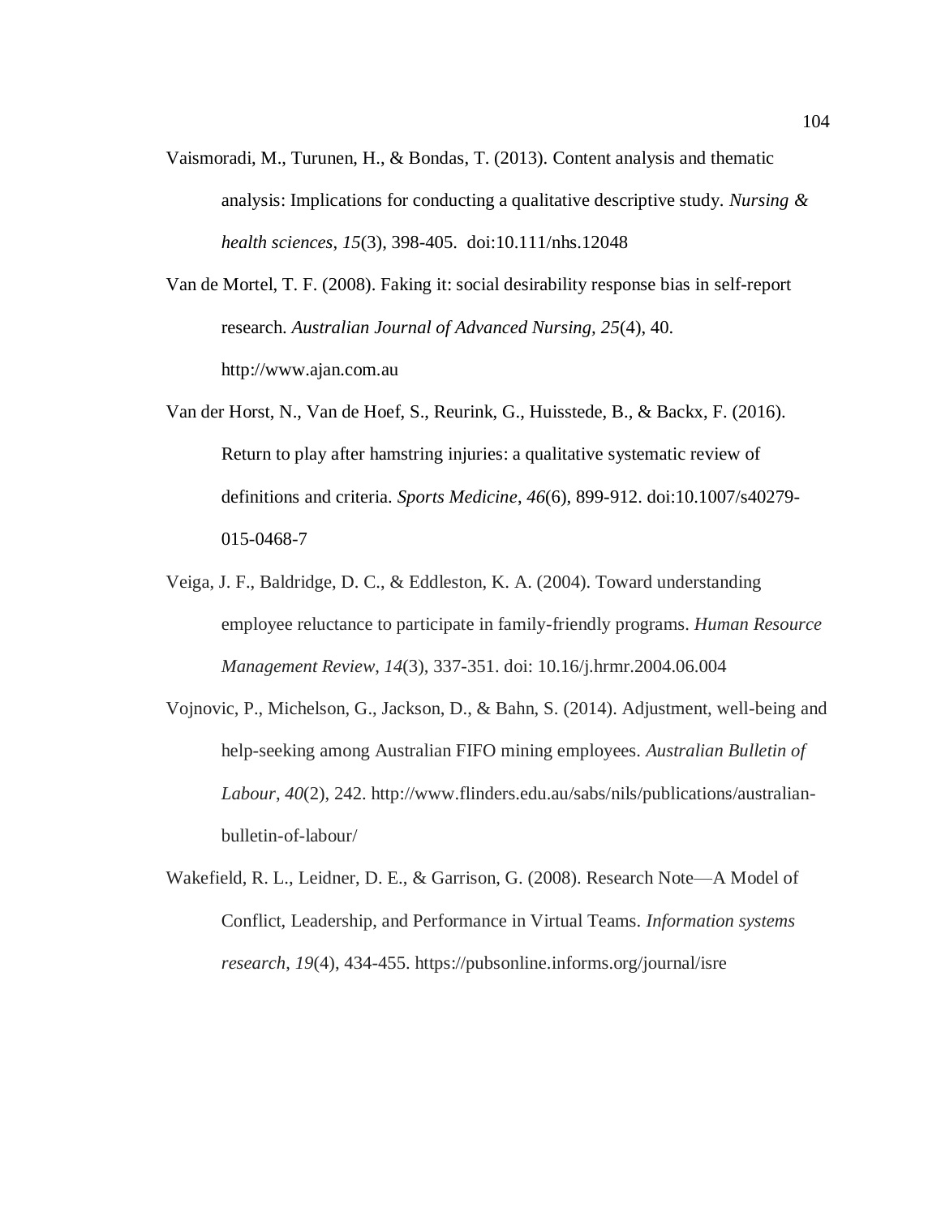Vaismoradi, M., Turunen, H., & Bondas, T. (2013). Content analysis and thematic analysis: Implications for conducting a qualitative descriptive study. *Nursing & health sciences*, *15*(3), 398-405. doi:10.111/nhs.12048

Van de Mortel, T. F. (2008). Faking it: social desirability response bias in self-report research. *Australian Journal of Advanced Nursing, 25*(4), 40. http://www.ajan.com.au

Van der Horst, N., Van de Hoef, S., Reurink, G., Huisstede, B., & Backx, F. (2016). Return to play after hamstring injuries: a qualitative systematic review of definitions and criteria. *Sports Medicine*, *46*(6), 899-912. doi:10.1007/s40279-015-0468-7

Veiga, J. F., Baldridge, D. C., & Eddleston, K. A. (2004). Toward understanding employee reluctance to participate in family-friendly programs. *Human Resource Management Review*, *14*(3), 337-351. doi: 10.16/j.hrmr.2004.06.004

Vojnovic, P., Michelson, G., Jackson, D., & Bahn, S. (2014). Adjustment, well-being and help-seeking among Australian FIFO mining employees. *Australian Bulletin of Labour*, *40*(2), 242. http://www.flinders.edu.au/sabs/nils/publications/australian-bulletin-of-labour/

Wakefield, R. L., Leidner, D. E., & Garrison, G. (2008). Research Note—A Model of Conflict, Leadership, and Performance in Virtual Teams. *Information systems research*, *19*(4), 434-455. https://pubsonline.informs.org/journal/isre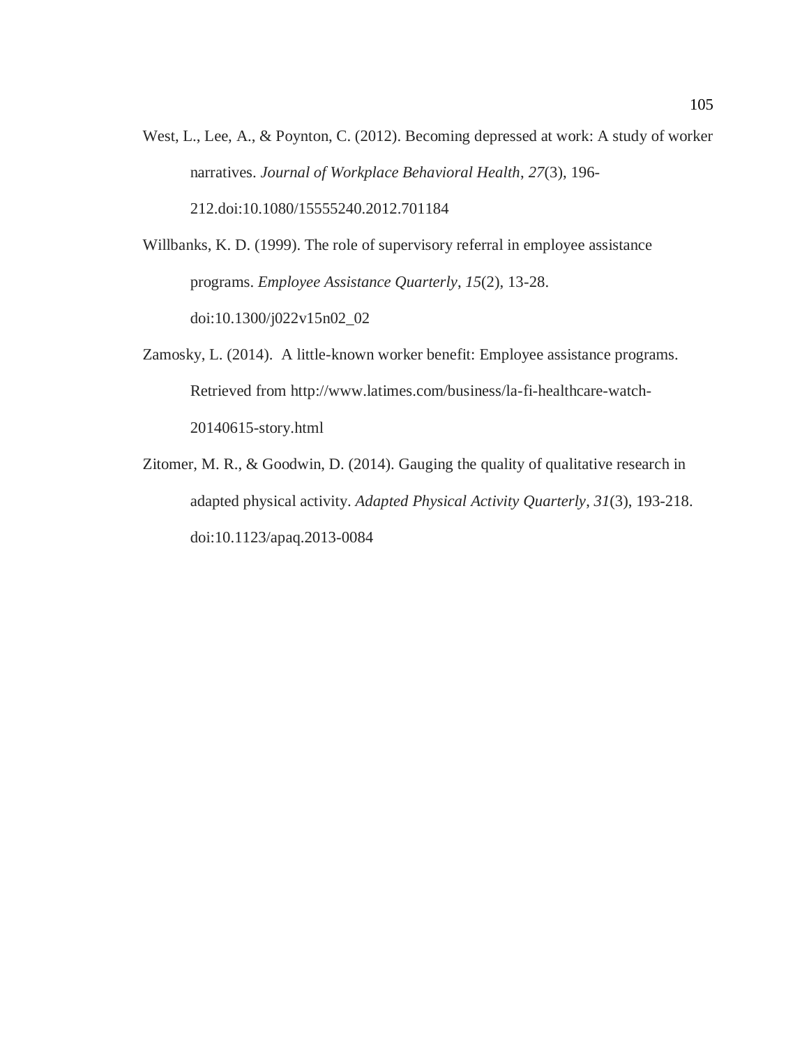West, L., Lee, A., & Poynton, C. (2012). Becoming depressed at work: A study of worker narratives. *Journal of Workplace Behavioral Health*, *27*(3), 196-212.doi:10.1080/15555240.2012.701184

Willbanks, K. D. (1999). The role of supervisory referral in employee assistance programs. *Employee Assistance Quarterly*, *15*(2), 13-28. doi:10.1300/j022v15n02_02

Zamosky, L. (2014). A little-known worker benefit: Employee assistance programs. Retrieved from http://www.latimes.com/business/la-fi-healthcare-watch-20140615-story.html

Zitomer, M. R., & Goodwin, D. (2014). Gauging the quality of qualitative research in adapted physical activity. *Adapted Physical Activity Quarterly*, *31*(3), 193-218. doi:10.1123/apaq.2013-0084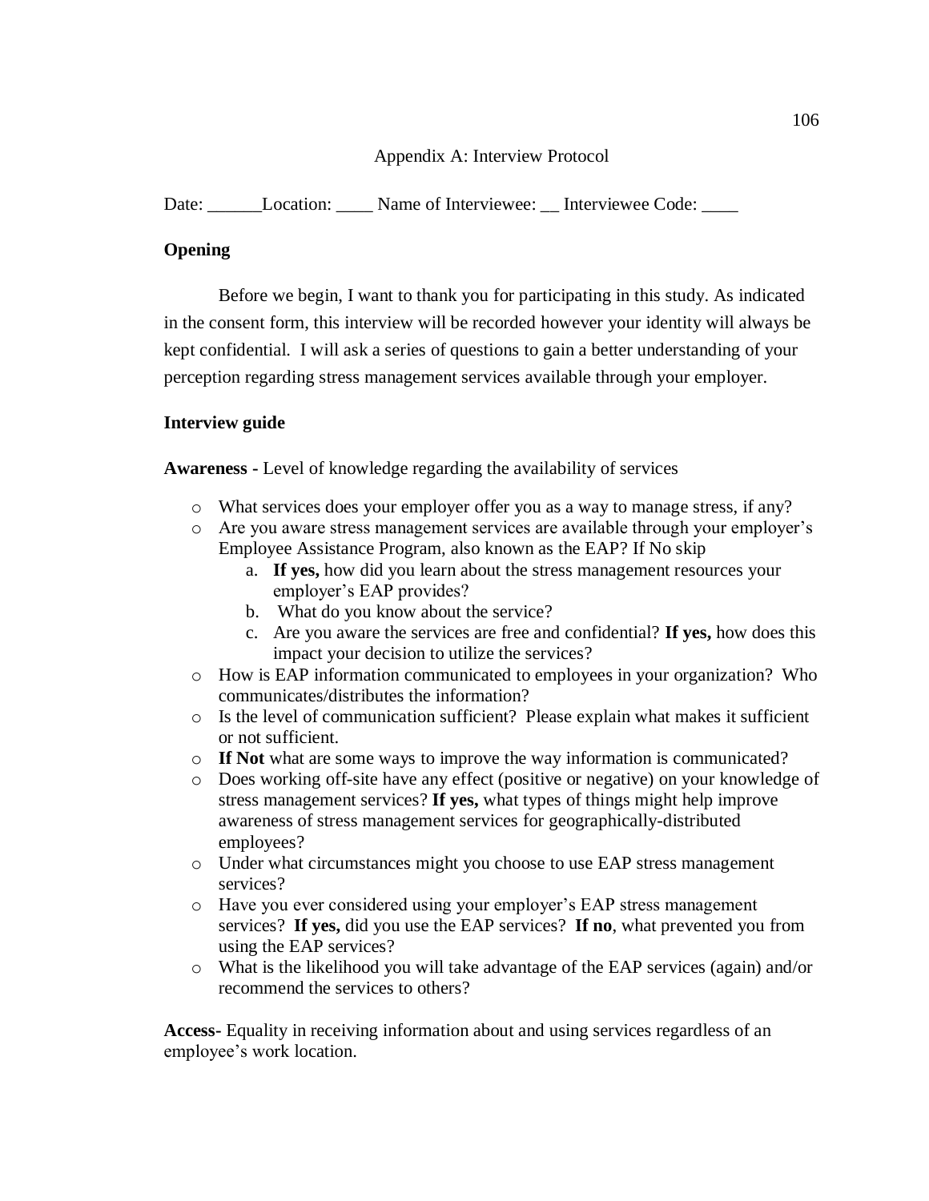Appendix A: Interview Protocol

Date: ______Location: ____ Name of Interviewee: __ Interviewee Code: ____

**Opening**

Before we begin, I want to thank you for participating in this study. As indicated in the consent form, this interview will be recorded however your identity will always be kept confidential. I will ask a series of questions to gain a better understanding of your perception regarding stress management services available through your employer.

**Interview guide**

**Awareness -** Level of knowledge regarding the availability of services

- What services does your employer offer you as a way to manage stress, if any?
- Are you aware stress management services are available through your employer's Employee Assistance Program, also known as the EAP? If No skip
    a. **If yes,** how did you learn about the stress management resources your employer's EAP provides?
    b. What do you know about the service?
    c. Are you aware the services are free and confidential? **If yes,** how does this impact your decision to utilize the services?
- How is EAP information communicated to employees in your organization? Who communicates/distributes the information?
- Is the level of communication sufficient? Please explain what makes it sufficient or not sufficient.
- **If Not** what are some ways to improve the way information is communicated?
- Does working off-site have any effect (positive or negative) on your knowledge of stress management services? **If yes,** what types of things might help improve awareness of stress management services for geographically-distributed employees?
- Under what circumstances might you choose to use EAP stress management services?
- Have you ever considered using your employer's EAP stress management services? **If yes,** did you use the EAP services? **If no**, what prevented you from using the EAP services?
- What is the likelihood you will take advantage of the EAP services (again) and/or recommend the services to others?

**Access-** Equality in receiving information about and using services regardless of an employee's work location.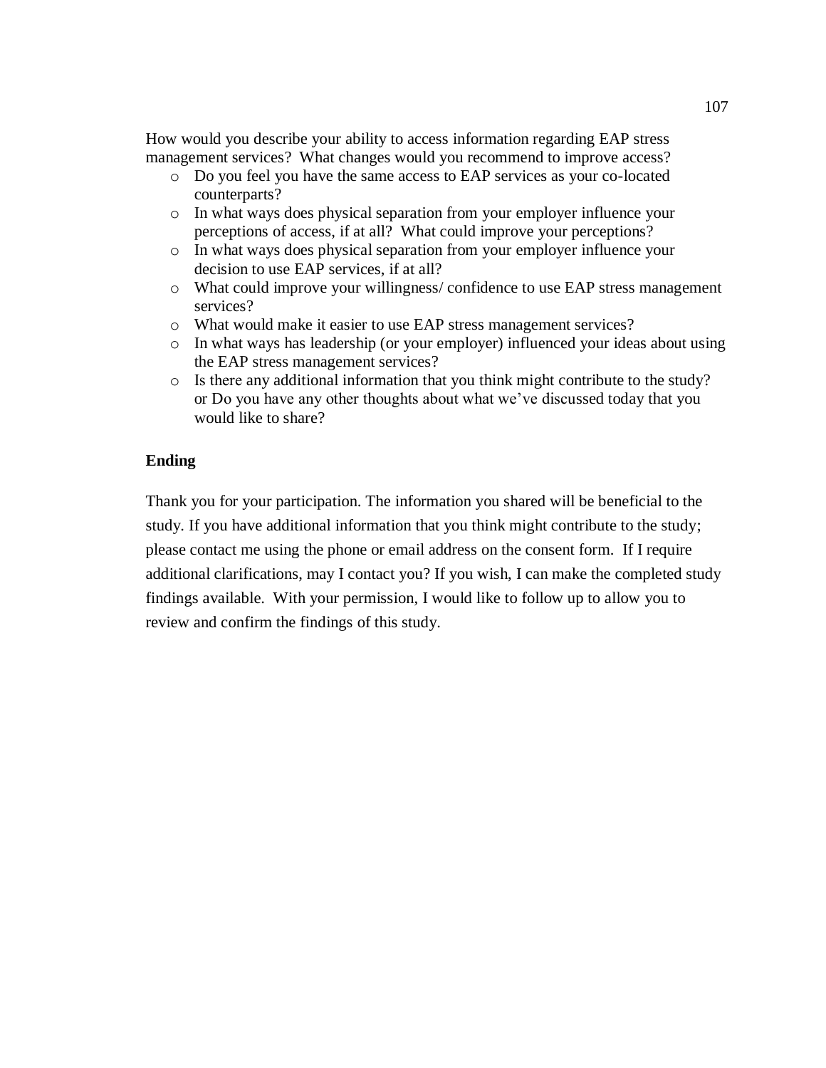How would you describe your ability to access information regarding EAP stress management services? What changes would you recommend to improve access?

- Do you feel you have the same access to EAP services as your co-located counterparts?
- In what ways does physical separation from your employer influence your perceptions of access, if at all? What could improve your perceptions?
- In what ways does physical separation from your employer influence your decision to use EAP services, if at all?
- What could improve your willingness/ confidence to use EAP stress management services?
- What would make it easier to use EAP stress management services?
- In what ways has leadership (or your employer) influenced your ideas about using the EAP stress management services?
- Is there any additional information that you think might contribute to the study? or Do you have any other thoughts about what we've discussed today that you would like to share?

**Ending**

Thank you for your participation. The information you shared will be beneficial to the study. If you have additional information that you think might contribute to the study; please contact me using the phone or email address on the consent form. If I require additional clarifications, may I contact you? If you wish, I can make the completed study findings available. With your permission, I would like to follow up to allow you to review and confirm the findings of this study.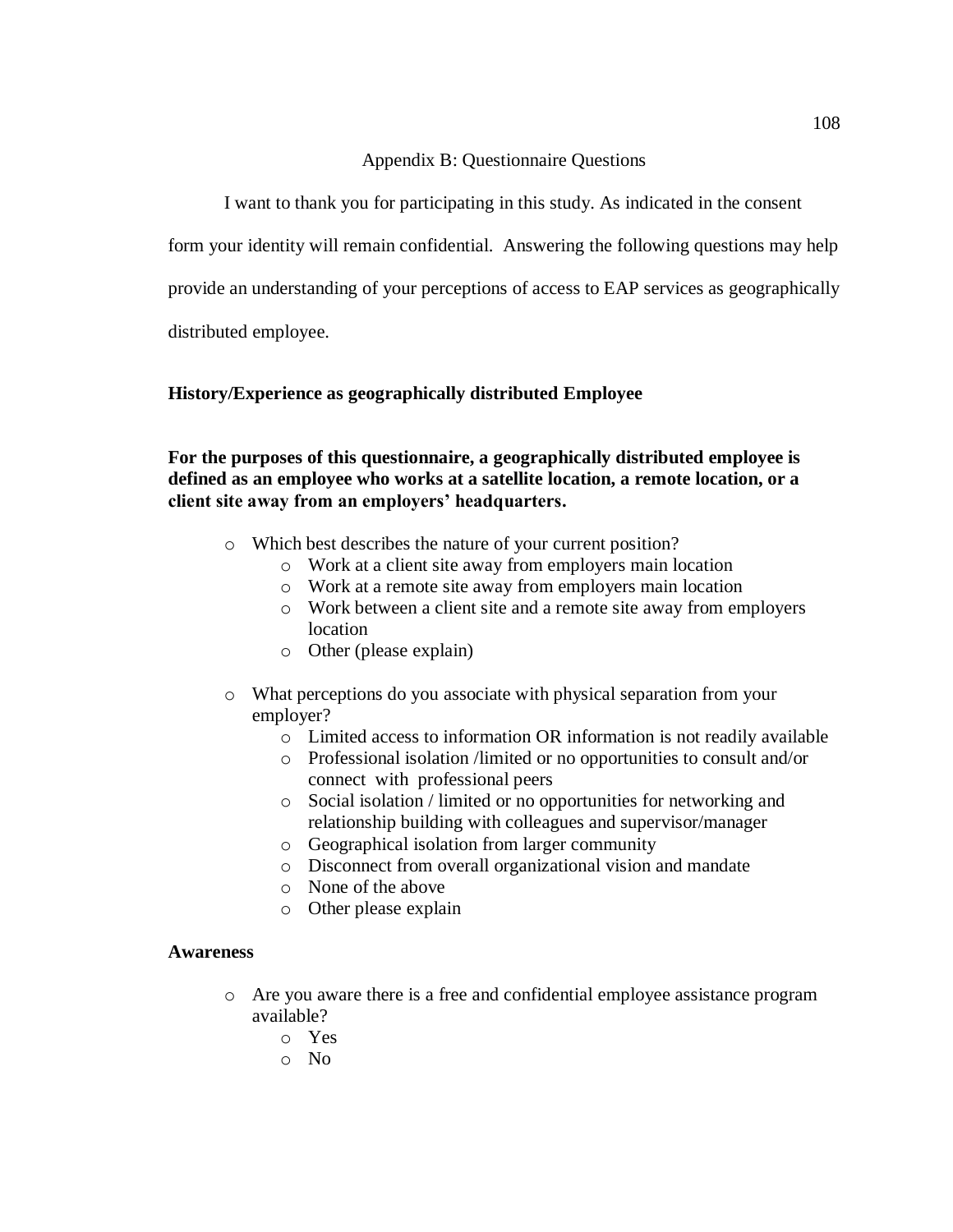# Appendix B: Questionnaire Questions

I want to thank you for participating in this study. As indicated in the consent form your identity will remain confidential. Answering the following questions may help provide an understanding of your perceptions of access to EAP services as geographically distributed employee.

**History/Experience as geographically distributed Employee**

**For the purposes of this questionnaire, a geographically distributed employee is defined as an employee who works at a satellite location, a remote location, or a client site away from an employers' headquarters.**

- Which best describes the nature of your current position?
  - Work at a client site away from employers main location
  - Work at a remote site away from employers main location
  - Work between a client site and a remote site away from employers location
  - Other (please explain)

- What perceptions do you associate with physical separation from your employer?
  - Limited access to information OR information is not readily available
  - Professional isolation /limited or no opportunities to consult and/or connect with professional peers
  - Social isolation / limited or no opportunities for networking and relationship building with colleagues and supervisor/manager
  - Geographical isolation from larger community
  - Disconnect from overall organizational vision and mandate
  - None of the above
  - Other please explain

**Awareness**

- Are you aware there is a free and confidential employee assistance program available?
  - Yes
  - No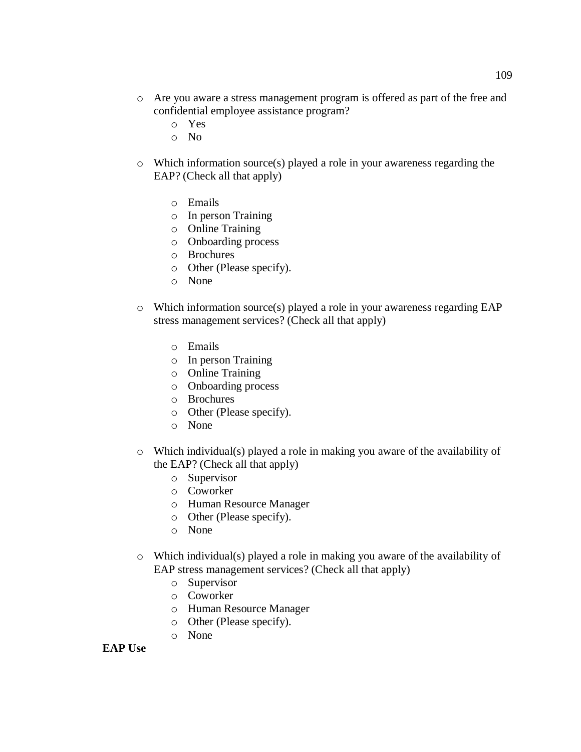- Are you aware a stress management program is offered as part of the free and confidential employee assistance program?
    - Yes
    - No

- Which information source(s) played a role in your awareness regarding the EAP? (Check all that apply)

    - Emails
    - In person Training
    - Online Training
    - Onboarding process
    - Brochures
    - Other (Please specify).
    - None

- Which information source(s) played a role in your awareness regarding EAP stress management services? (Check all that apply)

    - Emails
    - In person Training
    - Online Training
    - Onboarding process
    - Brochures
    - Other (Please specify).
    - None

- Which individual(s) played a role in making you aware of the availability of the EAP? (Check all that apply)
    - Supervisor
    - Coworker
    - Human Resource Manager
    - Other (Please specify).
    - None

- Which individual(s) played a role in making you aware of the availability of EAP stress management services? (Check all that apply)
    - Supervisor
    - Coworker
    - Human Resource Manager
    - Other (Please specify).
    - None

**EAP Use**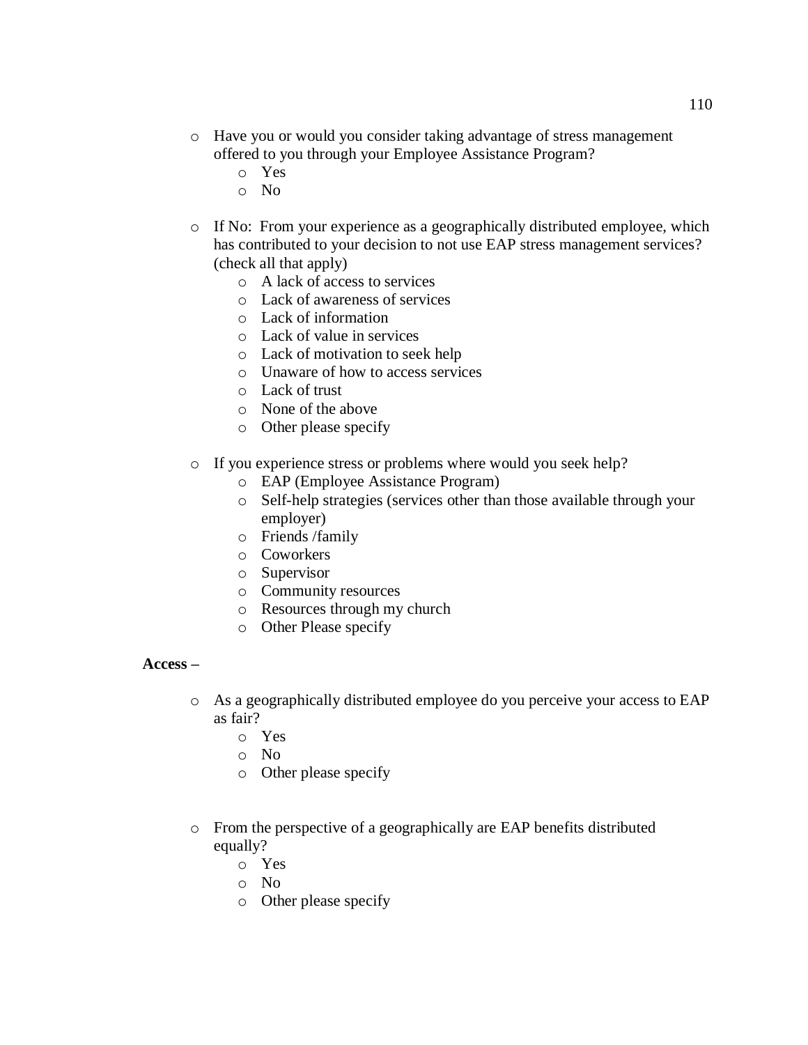- Have you or would you consider taking advantage of stress management offered to you through your Employee Assistance Program?
  - Yes
  - No

- If No: From your experience as a geographically distributed employee, which has contributed to your decision to not use EAP stress management services? (check all that apply)
  - A lack of access to services
  - Lack of awareness of services
  - Lack of information
  - Lack of value in services
  - Lack of motivation to seek help
  - Unaware of how to access services
  - Lack of trust
  - None of the above
  - Other please specify

- If you experience stress or problems where would you seek help?
  - EAP (Employee Assistance Program)
  - Self-help strategies (services other than those available through your employer)
  - Friends /family
  - Coworkers
  - Supervisor
  - Community resources
  - Resources through my church
  - Other Please specify

**Access –**

- As a geographically distributed employee do you perceive your access to EAP as fair?
  - Yes
  - No
  - Other please specify

- From the perspective of a geographically are EAP benefits distributed equally?
  - Yes
  - No
  - Other please specify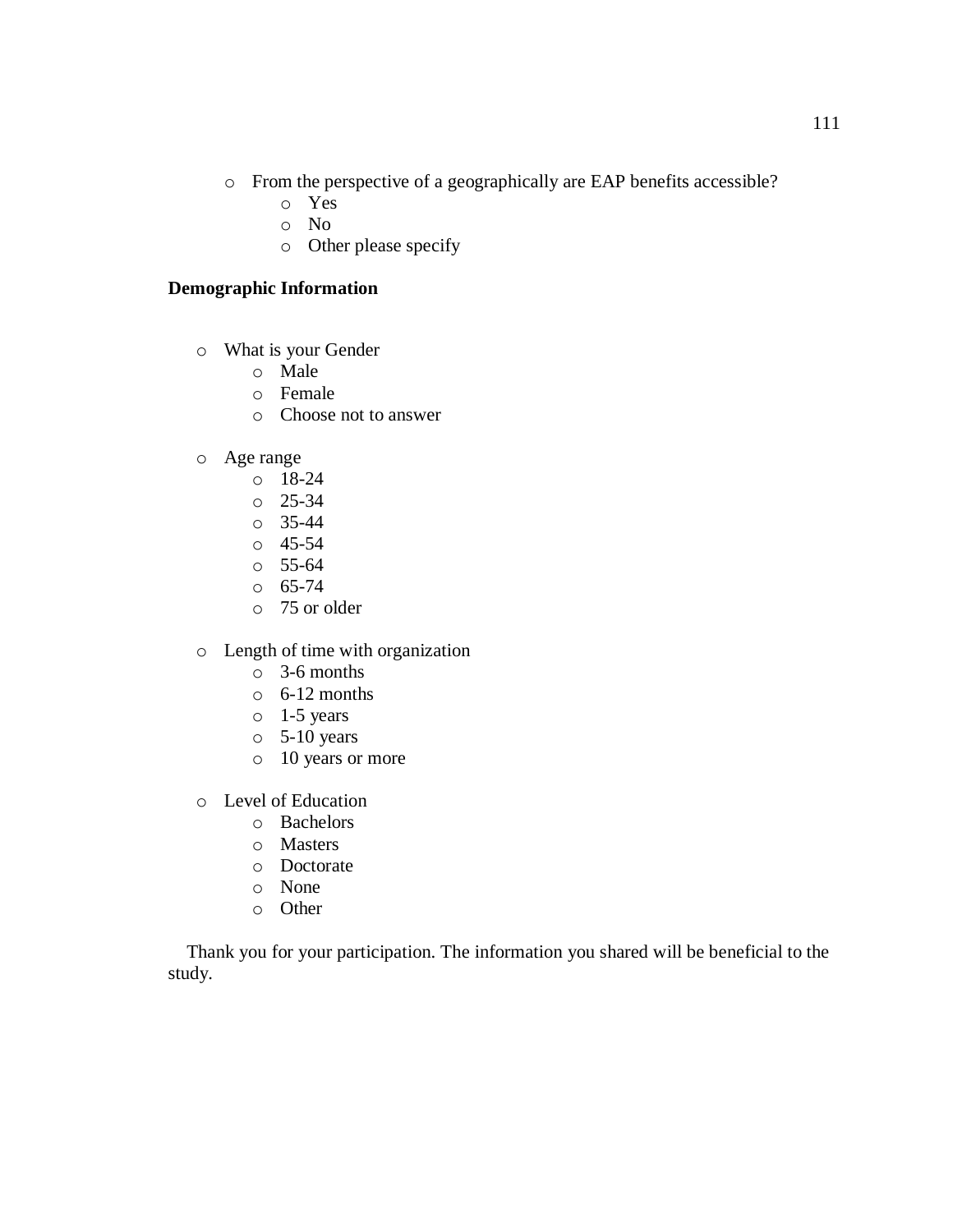- From the perspective of a geographically are EAP benefits accessible?
    - Yes
    - No
    - Other please specify

**Demographic Information**

- What is your Gender
    - Male
    - Female
    - Choose not to answer

- Age range
    - 18-24
    - 25-34
    - 35-44
    - 45-54
    - 55-64
    - 65-74
    - 75 or older

- Length of time with organization
    - 3-6 months
    - 6-12 months
    - 1-5 years
    - 5-10 years
    - 10 years or more

- Level of Education
    - Bachelors
    - Masters
    - Doctorate
    - None
    - Other

Thank you for your participation. The information you shared will be beneficial to the study.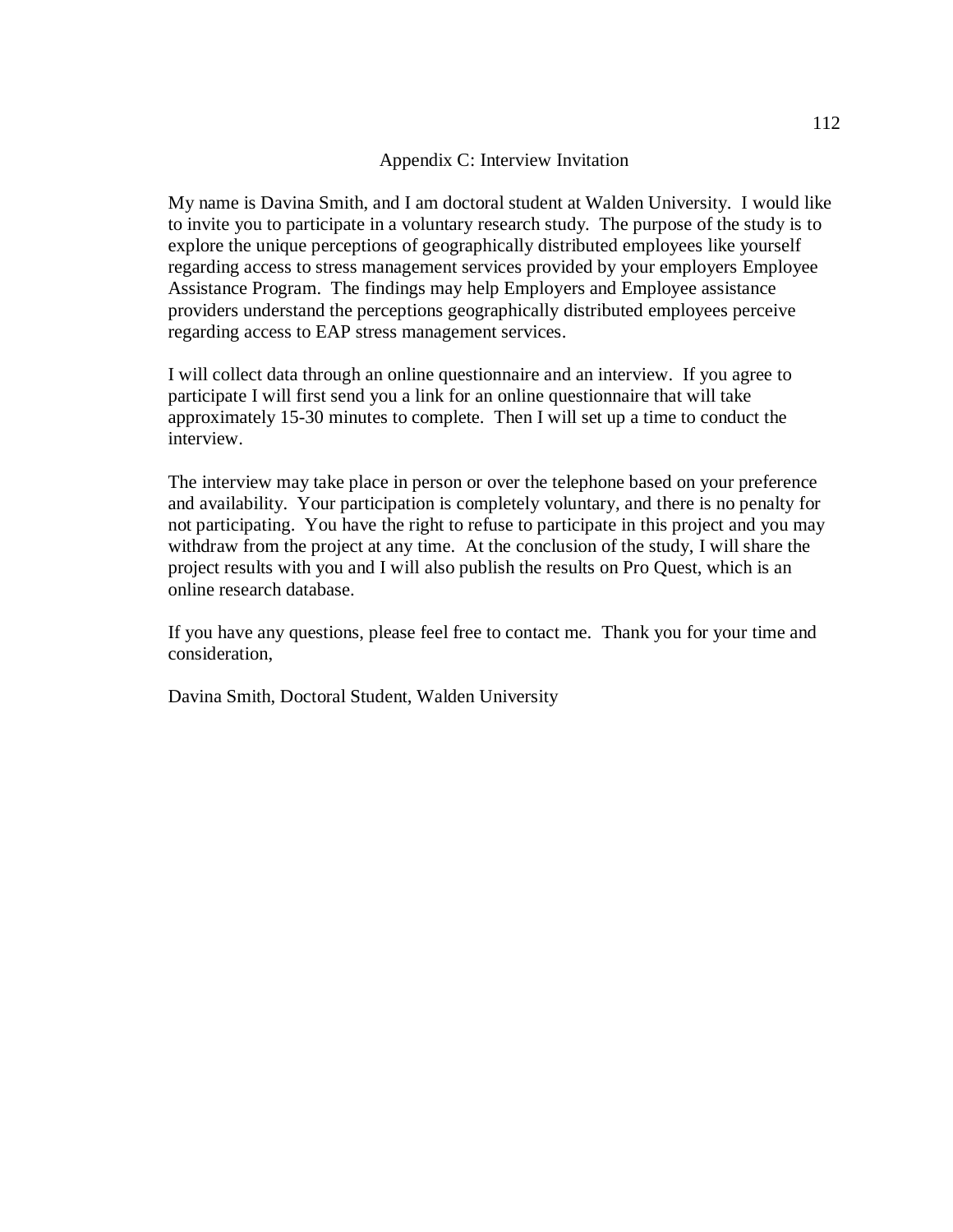## Appendix C: Interview Invitation

My name is Davina Smith, and I am doctoral student at Walden University. I would like to invite you to participate in a voluntary research study. The purpose of the study is to explore the unique perceptions of geographically distributed employees like yourself regarding access to stress management services provided by your employers Employee Assistance Program. The findings may help Employers and Employee assistance providers understand the perceptions geographically distributed employees perceive regarding access to EAP stress management services.

I will collect data through an online questionnaire and an interview. If you agree to participate I will first send you a link for an online questionnaire that will take approximately 15-30 minutes to complete. Then I will set up a time to conduct the interview.

The interview may take place in person or over the telephone based on your preference and availability. Your participation is completely voluntary, and there is no penalty for not participating. You have the right to refuse to participate in this project and you may withdraw from the project at any time. At the conclusion of the study, I will share the project results with you and I will also publish the results on Pro Quest, which is an online research database.

If you have any questions, please feel free to contact me. Thank you for your time and consideration,

Davina Smith, Doctoral Student, Walden University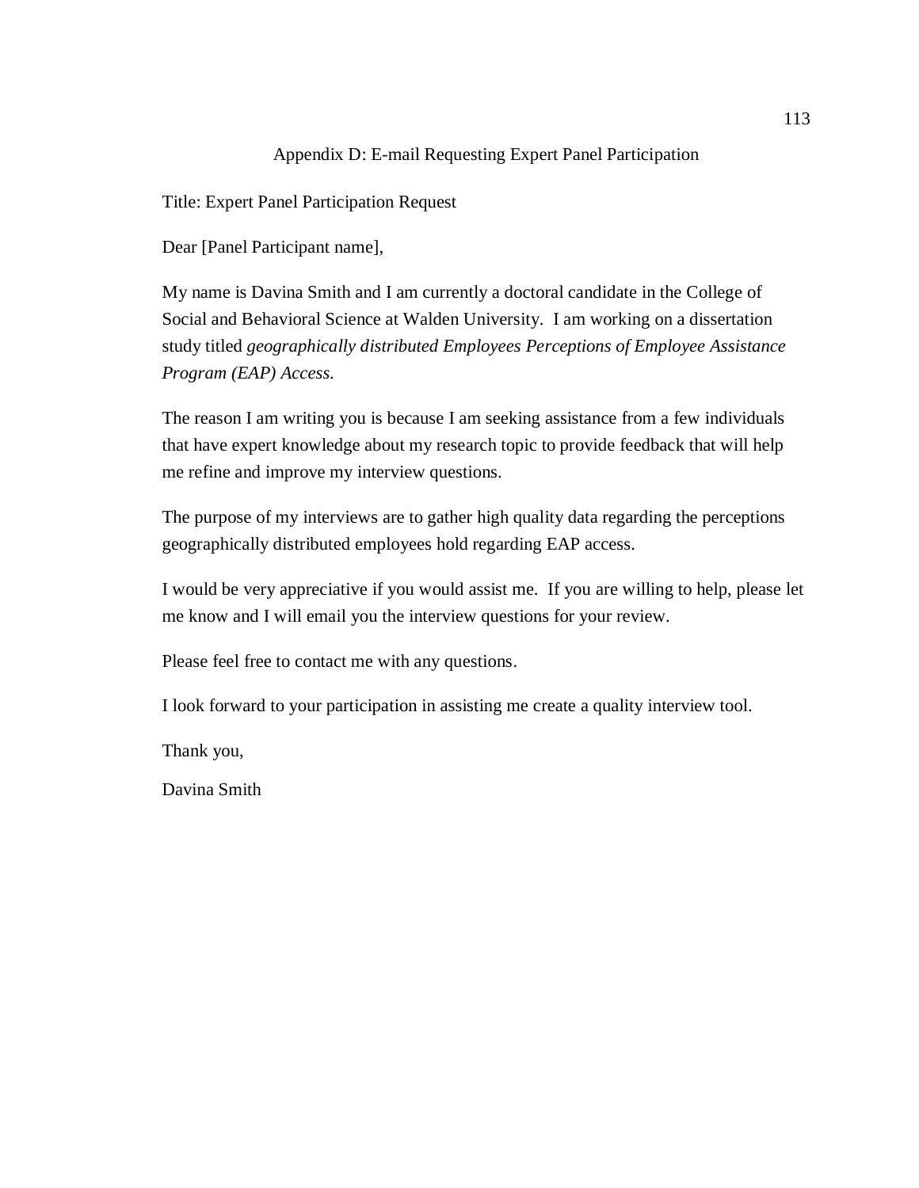## Appendix D: E-mail Requesting Expert Panel Participation

Title: Expert Panel Participation Request

Dear [Panel Participant name],

My name is Davina Smith and I am currently a doctoral candidate in the College of Social and Behavioral Science at Walden University. I am working on a dissertation study titled *geographically distributed Employees Perceptions of Employee Assistance Program (EAP) Access.*

The reason I am writing you is because I am seeking assistance from a few individuals that have expert knowledge about my research topic to provide feedback that will help me refine and improve my interview questions.

The purpose of my interviews are to gather high quality data regarding the perceptions geographically distributed employees hold regarding EAP access.

I would be very appreciative if you would assist me. If you are willing to help, please let me know and I will email you the interview questions for your review.

Please feel free to contact me with any questions.

I look forward to your participation in assisting me create a quality interview tool.

Thank you,

Davina Smith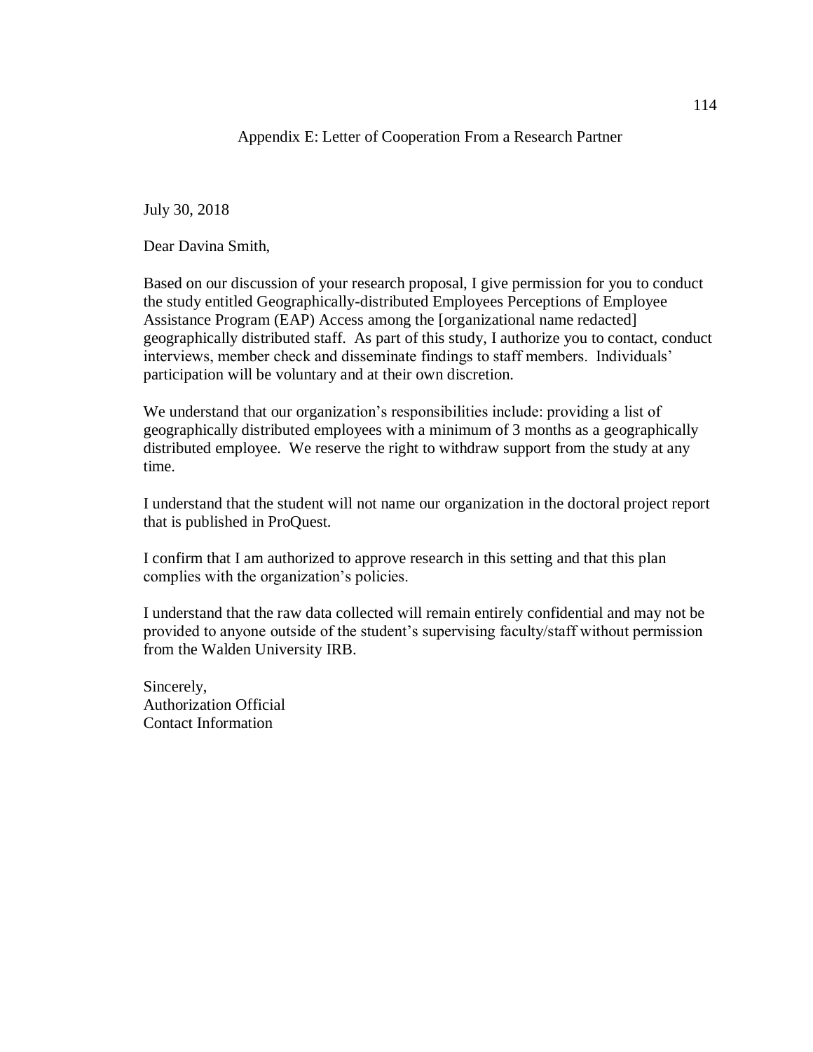## Appendix E: Letter of Cooperation From a Research Partner

July 30, 2018

Dear Davina Smith,

Based on our discussion of your research proposal, I give permission for you to conduct the study entitled Geographically-distributed Employees Perceptions of Employee Assistance Program (EAP) Access among the [organizational name redacted] geographically distributed staff. As part of this study, I authorize you to contact, conduct interviews, member check and disseminate findings to staff members. Individuals' participation will be voluntary and at their own discretion.

We understand that our organization's responsibilities include: providing a list of geographically distributed employees with a minimum of 3 months as a geographically distributed employee. We reserve the right to withdraw support from the study at any time.

I understand that the student will not name our organization in the doctoral project report that is published in ProQuest.

I confirm that I am authorized to approve research in this setting and that this plan complies with the organization's policies.

I understand that the raw data collected will remain entirely confidential and may not be provided to anyone outside of the student's supervising faculty/staff without permission from the Walden University IRB.

Sincerely,
Authorization Official
Contact Information